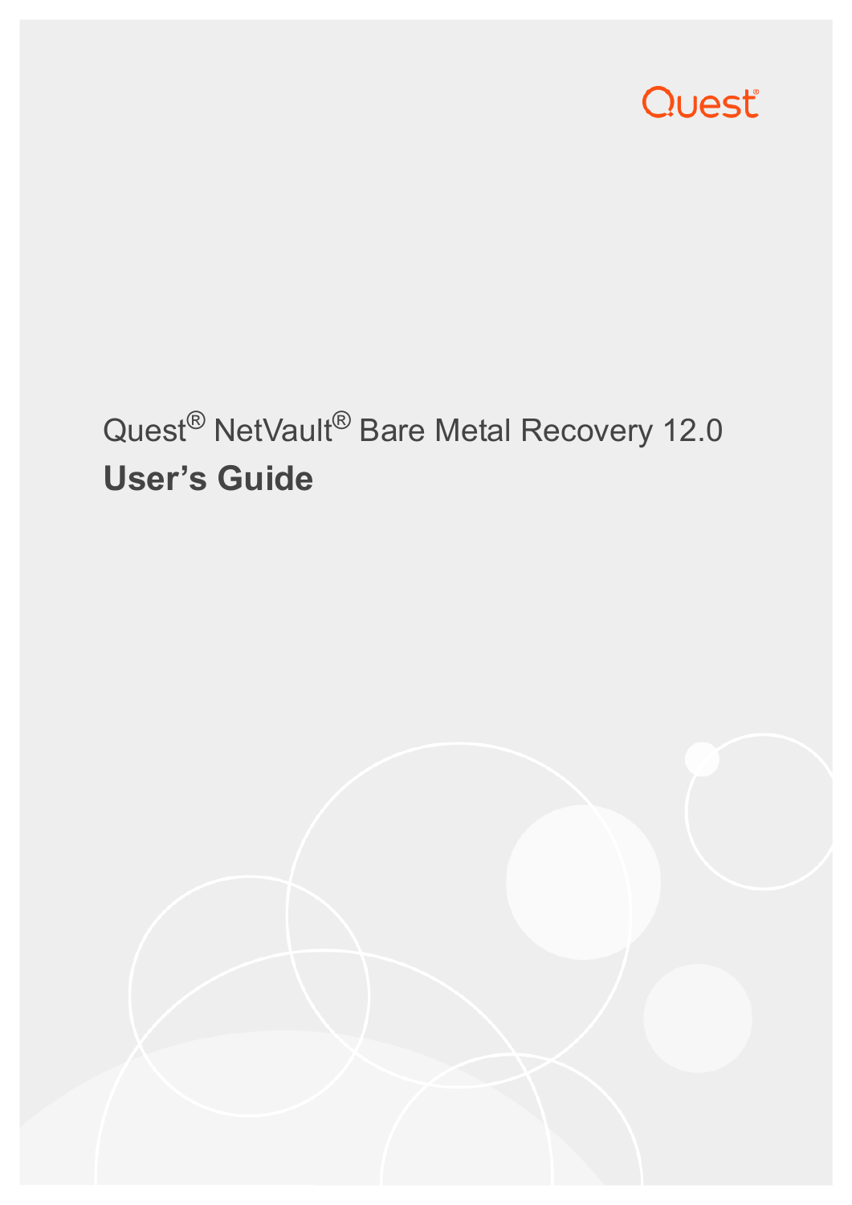Quest

Quest® NetVault® Bare Metal Recovery 12.0

# User's Guide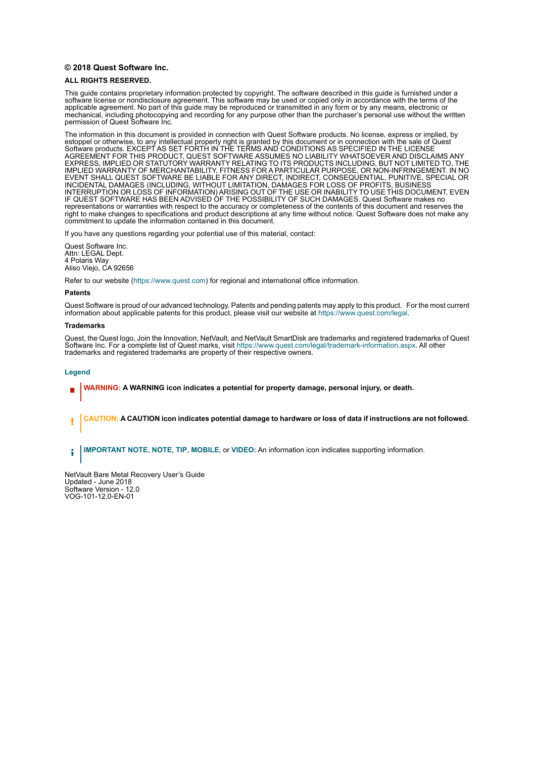**© 2018 Quest Software Inc.**

**ALL RIGHTS RESERVED.**

This guide contains proprietary information protected by copyright. The software described in this guide is furnished under a software license or nondisclosure agreement. This software may be used or copied only in accordance with the terms of the applicable agreement. No part of this guide may be reproduced or transmitted in any form or by any means, electronic or mechanical, including photocopying and recording for any purpose other than the purchaser's personal use without the written permission of Quest Software Inc.

The information in this document is provided in connection with Quest Software products. No license, express or implied, by estoppel or otherwise, to any intellectual property right is granted by this document or in connection with the sale of Quest Software products. EXCEPT AS SET FORTH IN THE TERMS AND CONDITIONS AS SPECIFIED IN THE LICENSE AGREEMENT FOR THIS PRODUCT, QUEST SOFTWARE ASSUMES NO LIABILITY WHATSOEVER AND DISCLAIMS ANY EXPRESS, IMPLIED OR STATUTORY WARRANTY RELATING TO ITS PRODUCTS INCLUDING, BUT NOT LIMITED TO, THE IMPLIED WARRANTY OF MERCHANTABILITY, FITNESS FOR A PARTICULAR PURPOSE, OR NON-INFRINGEMENT. IN NO EVENT SHALL QUEST SOFTWARE BE LIABLE FOR ANY DIRECT, INDIRECT, CONSEQUENTIAL, PUNITIVE, SPECIAL OR INCIDENTAL DAMAGES (INCLUDING, WITHOUT LIMITATION, DAMAGES FOR LOSS OF PROFITS, BUSINESS INTERRUPTION OR LOSS OF INFORMATION) ARISING OUT OF THE USE OR INABILITY TO USE THIS DOCUMENT, EVEN IF QUEST SOFTWARE HAS BEEN ADVISED OF THE POSSIBILITY OF SUCH DAMAGES. Quest Software makes no representations or warranties with respect to the accuracy or completeness of the contents of this document and reserves the right to make changes to specifications and product descriptions at any time without notice. Quest Software does not make any commitment to update the information contained in this document.

If you have any questions regarding your potential use of this material, contact:

Quest Software Inc.
Attn: LEGAL Dept.
4 Polaris Way
Aliso Viejo, CA 92656

Refer to our website (https://www.quest.com) for regional and international office information.

**Patents**

Quest Software is proud of our advanced technology. Patents and pending patents may apply to this product. For the most current information about applicable patents for this product, please visit our website at https://www.quest.com/legal.

**Trademarks**

Quest, the Quest logo, Join the Innovation, NetVault, and NetVault SmartDisk are trademarks and registered trademarks of Quest Software Inc. For a complete list of Quest marks, visit https://www.quest.com/legal/trademark-information.aspx. All other trademarks and registered trademarks are property of their respective owners.

**Legend**

**WARNING: A WARNING icon indicates a potential for property damage, personal injury, or death.**

**CAUTION: A CAUTION icon indicates potential damage to hardware or loss of data if instructions are not followed.**

**IMPORTANT NOTE**, **NOTE**, **TIP**, **MOBILE**, or **VIDEO:** An information icon indicates supporting information.

NetVault Bare Metal Recovery User's Guide
Updated - June 2018
Software Version - 12.0
VOG-101-12.0-EN-01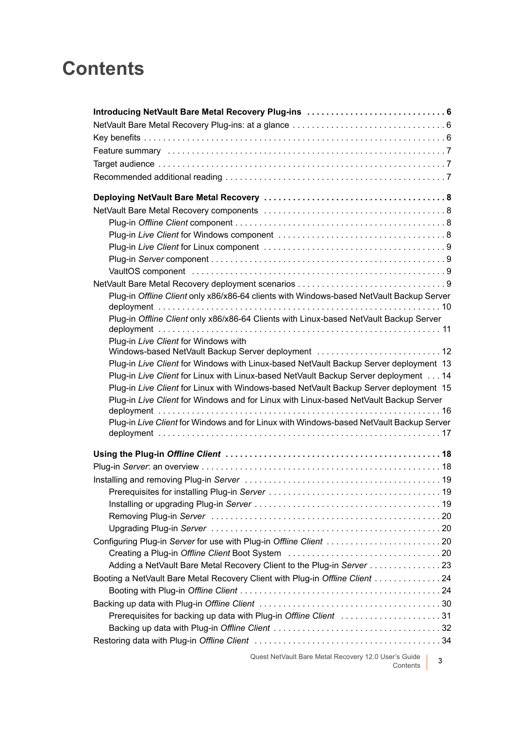# Contents

**Introducing NetVault Bare Metal Recovery Plug-ins . . . . . . . . . . . . . . . . . . . . . . . . . . . . . 6**

NetVault Bare Metal Recovery Plug-ins: at a glance . . . . . . . . . . . . . . . . . . . . . . . . . . . . . . . 6

Key benefits . . . . . . . . . . . . . . . . . . . . . . . . . . . . . . . . . . . . . . . . . . . . . . . . . . . . . . . . . . . . . 6

Feature summary . . . . . . . . . . . . . . . . . . . . . . . . . . . . . . . . . . . . . . . . . . . . . . . . . . . . . . . . . 7

Target audience . . . . . . . . . . . . . . . . . . . . . . . . . . . . . . . . . . . . . . . . . . . . . . . . . . . . . . . . . . 7

Recommended additional reading . . . . . . . . . . . . . . . . . . . . . . . . . . . . . . . . . . . . . . . . . . . . . 7

**Deploying NetVault Bare Metal Recovery . . . . . . . . . . . . . . . . . . . . . . . . . . . . . . . . . . . . . 8**

NetVault Bare Metal Recovery components . . . . . . . . . . . . . . . . . . . . . . . . . . . . . . . . . . . . . 8

- Plug-in *Offline Client* component . . . . . . . . . . . . . . . . . . . . . . . . . . . . . . . . . . . . . . . . . . . 8
- Plug-in *Live Client* for Windows component . . . . . . . . . . . . . . . . . . . . . . . . . . . . . . . . . . . 8
- Plug-in *Live Client* for Linux component . . . . . . . . . . . . . . . . . . . . . . . . . . . . . . . . . . . . . 9
- Plug-in *Server* component . . . . . . . . . . . . . . . . . . . . . . . . . . . . . . . . . . . . . . . . . . . . . . . . 9
- VaultOS component . . . . . . . . . . . . . . . . . . . . . . . . . . . . . . . . . . . . . . . . . . . . . . . . . . . . 9

NetVault Bare Metal Recovery deployment scenarios . . . . . . . . . . . . . . . . . . . . . . . . . . . . . . 9

- Plug-in *Offline Client* only x86/x86-64 clients with Windows-based NetVault Backup Server deployment . . . . . . . . . . . . . . . . . . . . . . . . . . . . . . . . . . . . . . . . . . . . . . . . . . . . . . . . . . 10
- Plug-in *Offline Client* only x86/x86-64 Clients with Linux-based NetVault Backup Server deployment . . . . . . . . . . . . . . . . . . . . . . . . . . . . . . . . . . . . . . . . . . . . . . . . . . . . . . . . . . 11
- Plug-in *Live Client* for Windows with Windows-based NetVault Backup Server deployment . . . . . . . . . . . . . . . . . . . . . . . . . . 12
- Plug-in *Live Client* for Windows with Linux-based NetVault Backup Server deployment 13
- Plug-in *Live Client* for Linux with Linux-based NetVault Backup Server deployment . . . 14
- Plug-in *Live Client* for Linux with Windows-based NetVault Backup Server deployment 15
- Plug-in *Live Client* for Windows and for Linux with Linux-based NetVault Backup Server deployment . . . . . . . . . . . . . . . . . . . . . . . . . . . . . . . . . . . . . . . . . . . . . . . . . . . . . . . . . . 16
- Plug-in *Live Client* for Windows and for Linux with Windows-based NetVault Backup Server deployment . . . . . . . . . . . . . . . . . . . . . . . . . . . . . . . . . . . . . . . . . . . . . . . . . . . . . . . . . . 17

**Using the Plug-in *Offline Client* . . . . . . . . . . . . . . . . . . . . . . . . . . . . . . . . . . . . . . . . . . . . 18**

Plug-in *Server*: an overview . . . . . . . . . . . . . . . . . . . . . . . . . . . . . . . . . . . . . . . . . . . . . . . . . 18

Installing and removing Plug-in *Server* . . . . . . . . . . . . . . . . . . . . . . . . . . . . . . . . . . . . . . . . . 19

- Prerequisites for installing Plug-in *Server* . . . . . . . . . . . . . . . . . . . . . . . . . . . . . . . . . . . . 19
- Installing or upgrading Plug-in *Server* . . . . . . . . . . . . . . . . . . . . . . . . . . . . . . . . . . . . . . . 19
- Removing Plug-in *Server* . . . . . . . . . . . . . . . . . . . . . . . . . . . . . . . . . . . . . . . . . . . . . . . . 20
- Upgrading Plug-in *Server* . . . . . . . . . . . . . . . . . . . . . . . . . . . . . . . . . . . . . . . . . . . . . . . . 20

Configuring Plug-in *Server* for use with Plug-in *Offline Client* . . . . . . . . . . . . . . . . . . . . . . . . 20

- Creating a Plug-in *Offline Client* Boot System . . . . . . . . . . . . . . . . . . . . . . . . . . . . . . . . 20
- Adding a NetVault Bare Metal Recovery Client to the Plug-in *Server* . . . . . . . . . . . . . . . 23

Booting a NetVault Bare Metal Recovery Client with Plug-in *Offline Client* . . . . . . . . . . . . . . 24

- Booting with Plug-in *Offline Client* . . . . . . . . . . . . . . . . . . . . . . . . . . . . . . . . . . . . . . . . . 24

Backing up data with Plug-in *Offline Client* . . . . . . . . . . . . . . . . . . . . . . . . . . . . . . . . . . . . . . 30

- Prerequisites for backing up data with Plug-in *Offline Client* . . . . . . . . . . . . . . . . . . . . . 31
- Backing up data with Plug-in *Offline Client* . . . . . . . . . . . . . . . . . . . . . . . . . . . . . . . . . . . 32

Restoring data with Plug-in *Offline Client* . . . . . . . . . . . . . . . . . . . . . . . . . . . . . . . . . . . . . . . 34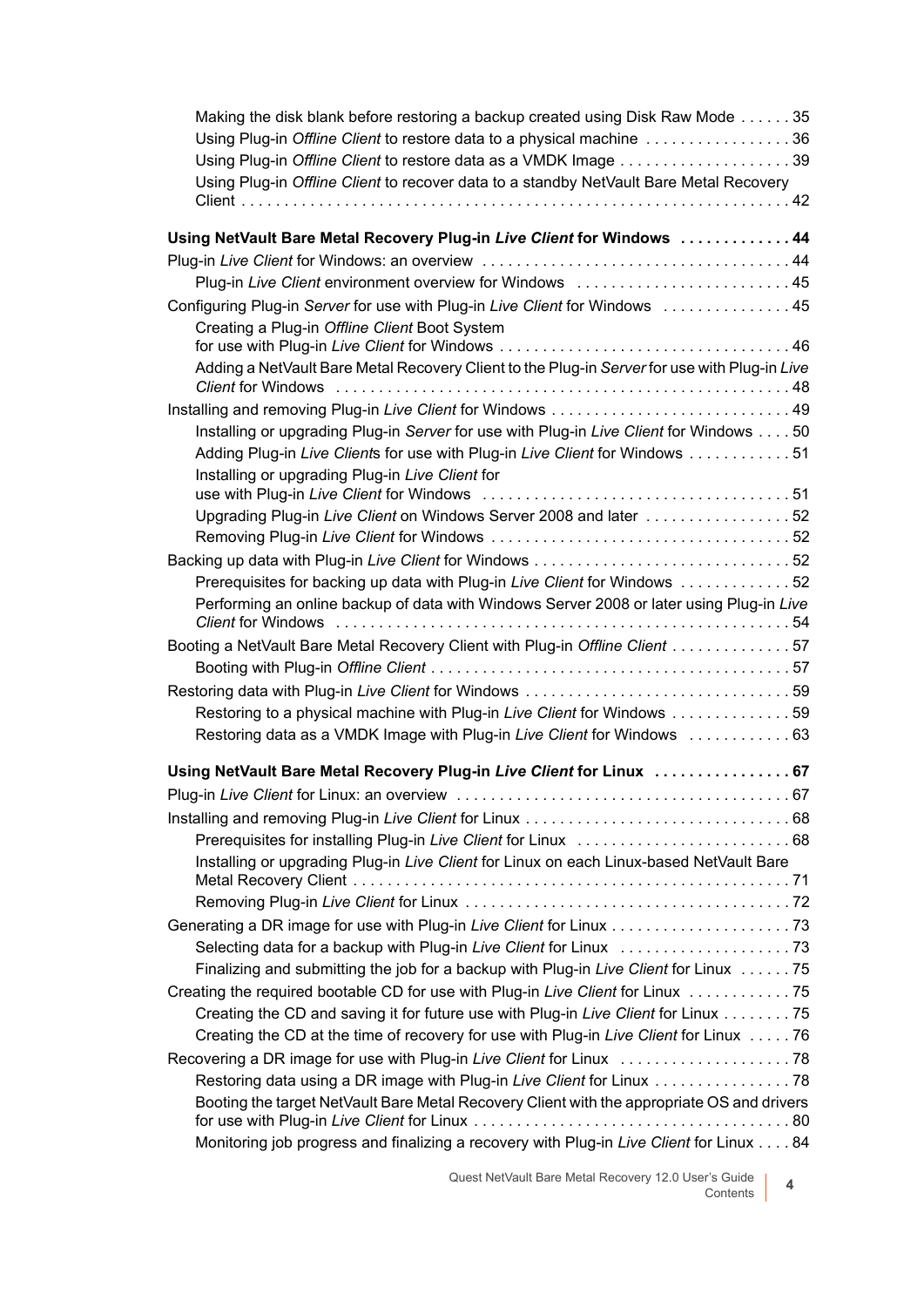Making the disk blank before restoring a backup created using Disk Raw Mode . . . . . . 35
Using Plug-in *Offline Client* to restore data to a physical machine . . . . . . . . . . . . . . . . . 36
Using Plug-in *Offline Client* to restore data as a VMDK Image . . . . . . . . . . . . . . . . . . . . 39
Using Plug-in *Offline Client* to recover data to a standby NetVault Bare Metal Recovery Client . . . . . . . . . . . . . . . . . . . . . . . . . . . . . . . . . . . . . . . . . . . . . . . . . . . . . . . . . . . . . . . . 42

**Using NetVault Bare Metal Recovery Plug-in *Live Client* for Windows . . . . . . . . . . . . . 44**

Plug-in *Live Client* for Windows: an overview . . . . . . . . . . . . . . . . . . . . . . . . . . . . . . . . . . . . 44
Plug-in *Live Client* environment overview for Windows . . . . . . . . . . . . . . . . . . . . . . . . . 45

Configuring Plug-in *Server* for use with Plug-in *Live Client* for Windows . . . . . . . . . . . . . . . 45
Creating a Plug-in *Offline Client* Boot System for use with Plug-in *Live Client* for Windows . . . . . . . . . . . . . . . . . . . . . . . . . . . . . . . . . . 46
Adding a NetVault Bare Metal Recovery Client to the Plug-in *Server* for use with Plug-in *Live Client* for Windows . . . . . . . . . . . . . . . . . . . . . . . . . . . . . . . . . . . . . . . . . . . . . . . . . . . . . 48

Installing and removing Plug-in *Live Client* for Windows . . . . . . . . . . . . . . . . . . . . . . . . . . . . 49
Installing or upgrading Plug-in *Server* for use with Plug-in *Live Client* for Windows . . . . 50
Adding Plug-in *Live Client*s for use with Plug-in *Live Client* for Windows . . . . . . . . . . . . 51
Installing or upgrading Plug-in *Live Client* for use with Plug-in *Live Client* for Windows . . . . . . . . . . . . . . . . . . . . . . . . . . . . . . . . . . . . 51
Upgrading Plug-in *Live Client* on Windows Server 2008 and later . . . . . . . . . . . . . . . . . 52
Removing Plug-in *Live Client* for Windows . . . . . . . . . . . . . . . . . . . . . . . . . . . . . . . . . . . 52

Backing up data with Plug-in *Live Client* for Windows . . . . . . . . . . . . . . . . . . . . . . . . . . . . . . 52
Prerequisites for backing up data with Plug-in *Live Client* for Windows . . . . . . . . . . . . . 52
Performing an online backup of data with Windows Server 2008 or later using Plug-in *Live Client* for Windows . . . . . . . . . . . . . . . . . . . . . . . . . . . . . . . . . . . . . . . . . . . . . . . . . . . . . 54

Booting a NetVault Bare Metal Recovery Client with Plug-in *Offline Client* . . . . . . . . . . . . . . 57
Booting with Plug-in *Offline Client* . . . . . . . . . . . . . . . . . . . . . . . . . . . . . . . . . . . . . . . . . . 57

Restoring data with Plug-in *Live Client* for Windows . . . . . . . . . . . . . . . . . . . . . . . . . . . . . . . 59
Restoring to a physical machine with Plug-in *Live Client* for Windows . . . . . . . . . . . . . . 59
Restoring data as a VMDK Image with Plug-in *Live Client* for Windows . . . . . . . . . . . . 63

**Using NetVault Bare Metal Recovery Plug-in *Live Client* for Linux . . . . . . . . . . . . . . . . 67**

Plug-in *Live Client* for Linux: an overview . . . . . . . . . . . . . . . . . . . . . . . . . . . . . . . . . . . . . . . 67

Installing and removing Plug-in *Live Client* for Linux . . . . . . . . . . . . . . . . . . . . . . . . . . . . . . . 68
Prerequisites for installing Plug-in *Live Client* for Linux . . . . . . . . . . . . . . . . . . . . . . . . . 68
Installing or upgrading Plug-in *Live Client* for Linux on each Linux-based NetVault Bare Metal Recovery Client . . . . . . . . . . . . . . . . . . . . . . . . . . . . . . . . . . . . . . . . . . . . . . . . . . . . 71
Removing Plug-in *Live Client* for Linux . . . . . . . . . . . . . . . . . . . . . . . . . . . . . . . . . . . . . . 72

Generating a DR image for use with Plug-in *Live Client* for Linux . . . . . . . . . . . . . . . . . . . . . 73
Selecting data for a backup with Plug-in *Live Client* for Linux . . . . . . . . . . . . . . . . . . . . 73
Finalizing and submitting the job for a backup with Plug-in *Live Client* for Linux . . . . . . 75

Creating the required bootable CD for use with Plug-in *Live Client* for Linux . . . . . . . . . . . . 75
Creating the CD and saving it for future use with Plug-in *Live Client* for Linux . . . . . . . . 75
Creating the CD at the time of recovery for use with Plug-in *Live Client* for Linux . . . . . 76

Recovering a DR image for use with Plug-in *Live Client* for Linux . . . . . . . . . . . . . . . . . . . . 78
Restoring data using a DR image with Plug-in *Live Client* for Linux . . . . . . . . . . . . . . . . 78
Booting the target NetVault Bare Metal Recovery Client with the appropriate OS and drivers for use with Plug-in *Live Client* for Linux . . . . . . . . . . . . . . . . . . . . . . . . . . . . . . . . . . . . . 80
Monitoring job progress and finalizing a recovery with Plug-in *Live Client* for Linux . . . . 84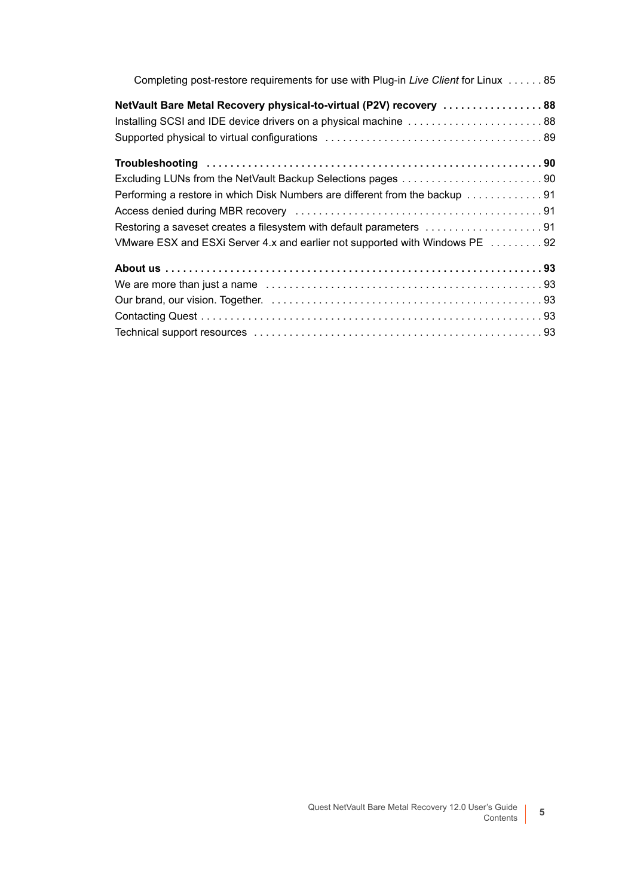Completing post-restore requirements for use with Plug-in *Live Client* for Linux . . . . . . 85

**NetVault Bare Metal Recovery physical-to-virtual (P2V) recovery . . . . . . . . . . . . . . . . . 88**

Installing SCSI and IDE device drivers on a physical machine . . . . . . . . . . . . . . . . . . . . . . . 88

Supported physical to virtual configurations . . . . . . . . . . . . . . . . . . . . . . . . . . . . . . . . . . . . . 89

**Troubleshooting . . . . . . . . . . . . . . . . . . . . . . . . . . . . . . . . . . . . . . . . . . . . . . . . . . . . . . . . 90**

Excluding LUNs from the NetVault Backup Selections pages . . . . . . . . . . . . . . . . . . . . . . . . 90

Performing a restore in which Disk Numbers are different from the backup . . . . . . . . . . . . . 91

Access denied during MBR recovery . . . . . . . . . . . . . . . . . . . . . . . . . . . . . . . . . . . . . . . . . . 91

Restoring a saveset creates a filesystem with default parameters . . . . . . . . . . . . . . . . . . . . 91

VMware ESX and ESXi Server 4.x and earlier not supported with Windows PE . . . . . . . . . 92

**About us . . . . . . . . . . . . . . . . . . . . . . . . . . . . . . . . . . . . . . . . . . . . . . . . . . . . . . . . . . . . . . . 93**

We are more than just a name . . . . . . . . . . . . . . . . . . . . . . . . . . . . . . . . . . . . . . . . . . . . . . . 93

Our brand, our vision. Together. . . . . . . . . . . . . . . . . . . . . . . . . . . . . . . . . . . . . . . . . . . . . . . 93

Contacting Quest . . . . . . . . . . . . . . . . . . . . . . . . . . . . . . . . . . . . . . . . . . . . . . . . . . . . . . . . . . 93

Technical support resources . . . . . . . . . . . . . . . . . . . . . . . . . . . . . . . . . . . . . . . . . . . . . . . . . 93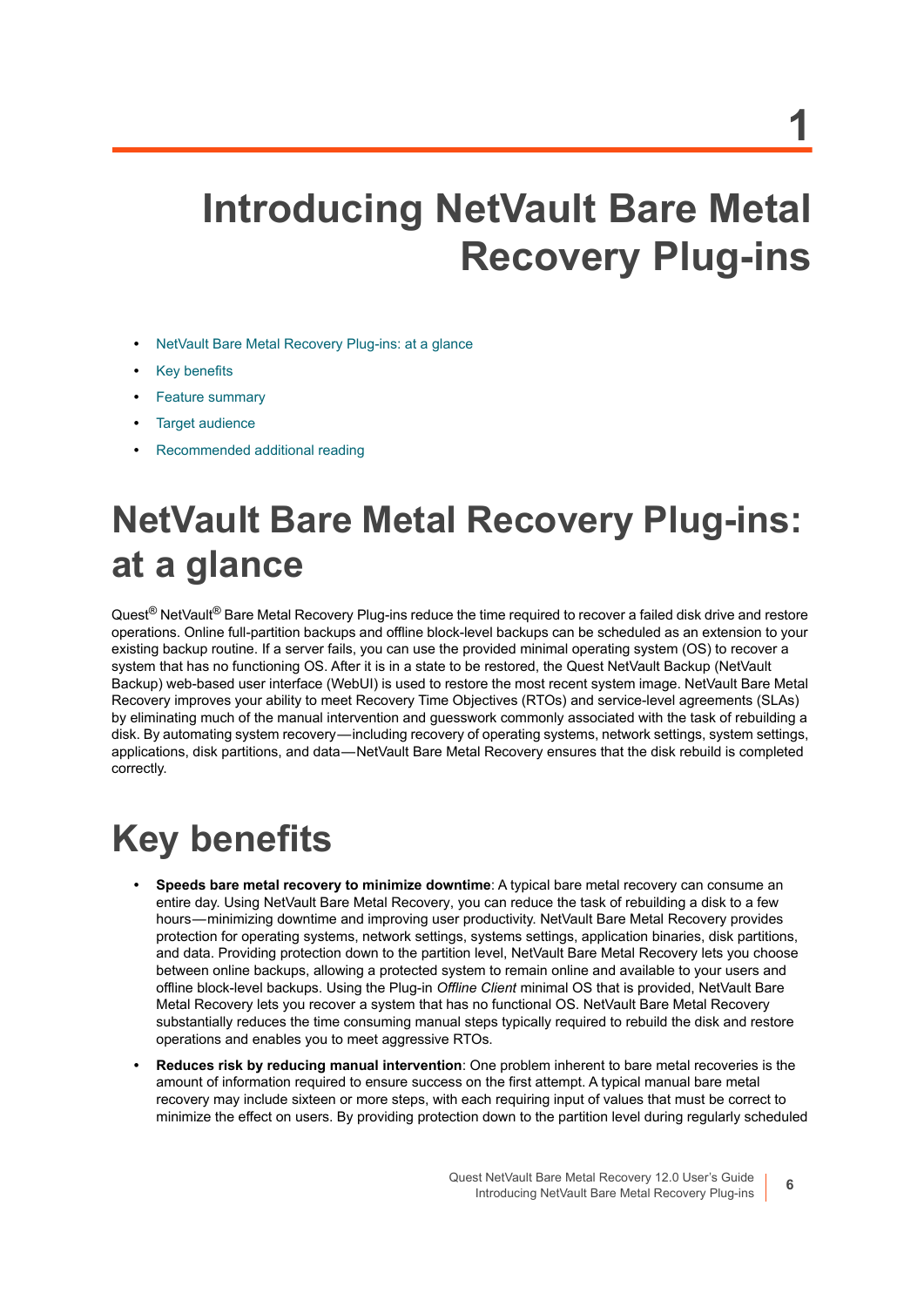# 1

# Introducing NetVault Bare Metal Recovery Plug-ins

- NetVault Bare Metal Recovery Plug-ins: at a glance
- Key benefits
- Feature summary
- Target audience
- Recommended additional reading

## NetVault Bare Metal Recovery Plug-ins: at a glance

Quest® NetVault® Bare Metal Recovery Plug-ins reduce the time required to recover a failed disk drive and restore operations. Online full-partition backups and offline block-level backups can be scheduled as an extension to your existing backup routine. If a server fails, you can use the provided minimal operating system (OS) to recover a system that has no functioning OS. After it is in a state to be restored, the Quest NetVault Backup (NetVault Backup) web-based user interface (WebUI) is used to restore the most recent system image. NetVault Bare Metal Recovery improves your ability to meet Recovery Time Objectives (RTOs) and service-level agreements (SLAs) by eliminating much of the manual intervention and guesswork commonly associated with the task of rebuilding a disk. By automating system recovery—including recovery of operating systems, network settings, system settings, applications, disk partitions, and data—NetVault Bare Metal Recovery ensures that the disk rebuild is completed correctly.

## Key benefits

- **Speeds bare metal recovery to minimize downtime**: A typical bare metal recovery can consume an entire day. Using NetVault Bare Metal Recovery, you can reduce the task of rebuilding a disk to a few hours—minimizing downtime and improving user productivity. NetVault Bare Metal Recovery provides protection for operating systems, network settings, systems settings, application binaries, disk partitions, and data. Providing protection down to the partition level, NetVault Bare Metal Recovery lets you choose between online backups, allowing a protected system to remain online and available to your users and offline block-level backups. Using the Plug-in *Offline Client* minimal OS that is provided, NetVault Bare Metal Recovery lets you recover a system that has no functional OS. NetVault Bare Metal Recovery substantially reduces the time consuming manual steps typically required to rebuild the disk and restore operations and enables you to meet aggressive RTOs.
- **Reduces risk by reducing manual intervention**: One problem inherent to bare metal recoveries is the amount of information required to ensure success on the first attempt. A typical manual bare metal recovery may include sixteen or more steps, with each requiring input of values that must be correct to minimize the effect on users. By providing protection down to the partition level during regularly scheduled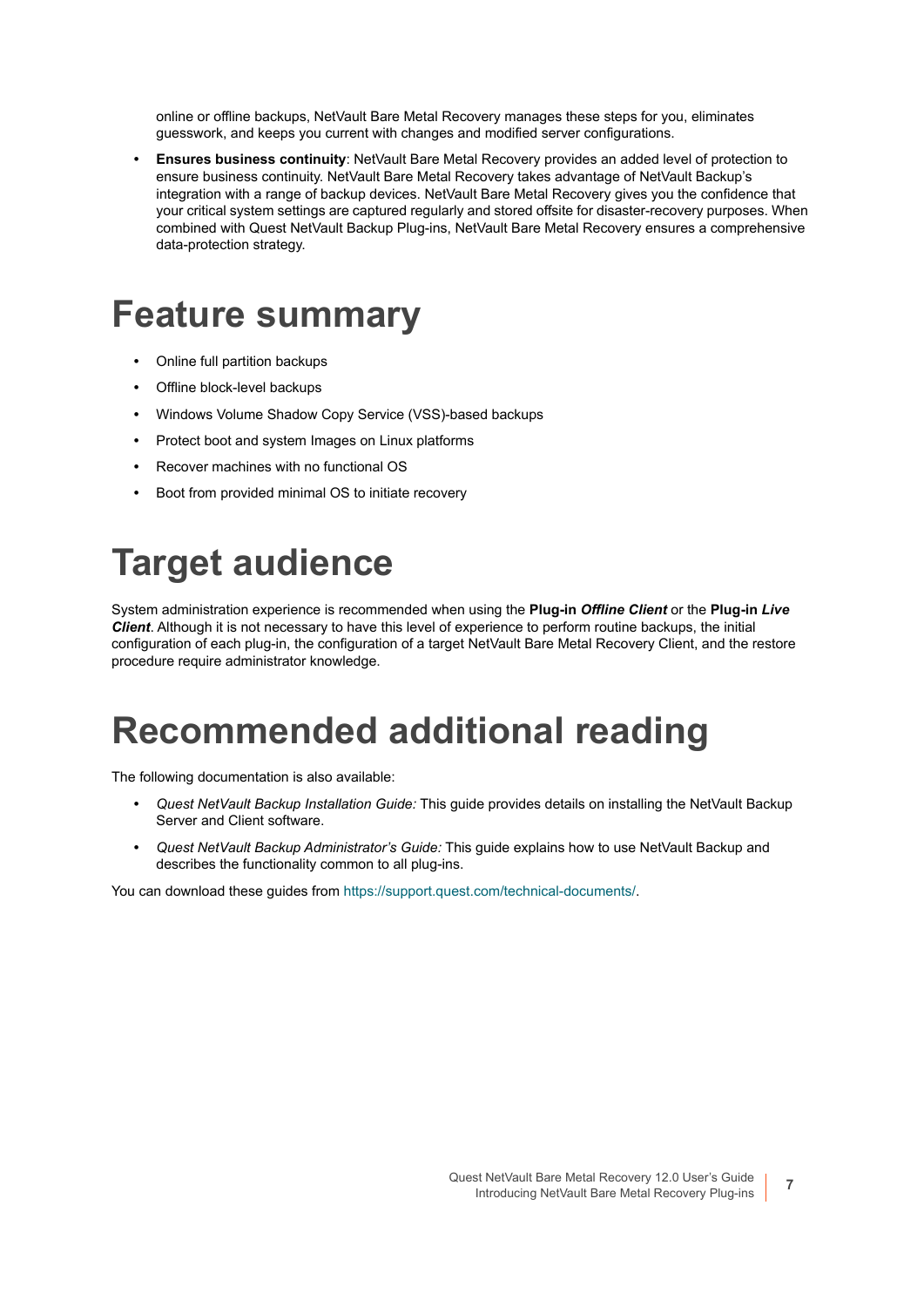online or offline backups, NetVault Bare Metal Recovery manages these steps for you, eliminates guesswork, and keeps you current with changes and modified server configurations.

- **Ensures business continuity**: NetVault Bare Metal Recovery provides an added level of protection to ensure business continuity. NetVault Bare Metal Recovery takes advantage of NetVault Backup's integration with a range of backup devices. NetVault Bare Metal Recovery gives you the confidence that your critical system settings are captured regularly and stored offsite for disaster-recovery purposes. When combined with Quest NetVault Backup Plug-ins, NetVault Bare Metal Recovery ensures a comprehensive data-protection strategy.

# Feature summary

- Online full partition backups
- Offline block-level backups
- Windows Volume Shadow Copy Service (VSS)-based backups
- Protect boot and system Images on Linux platforms
- Recover machines with no functional OS
- Boot from provided minimal OS to initiate recovery

# Target audience

System administration experience is recommended when using the **Plug-in *Offline Client*** or the **Plug-in *Live Client***. Although it is not necessary to have this level of experience to perform routine backups, the initial configuration of each plug-in, the configuration of a target NetVault Bare Metal Recovery Client, and the restore procedure require administrator knowledge.

# Recommended additional reading

The following documentation is also available:

- *Quest NetVault Backup Installation Guide:* This guide provides details on installing the NetVault Backup Server and Client software.
- *Quest NetVault Backup Administrator's Guide:* This guide explains how to use NetVault Backup and describes the functionality common to all plug-ins.

You can download these guides from https://support.quest.com/technical-documents/.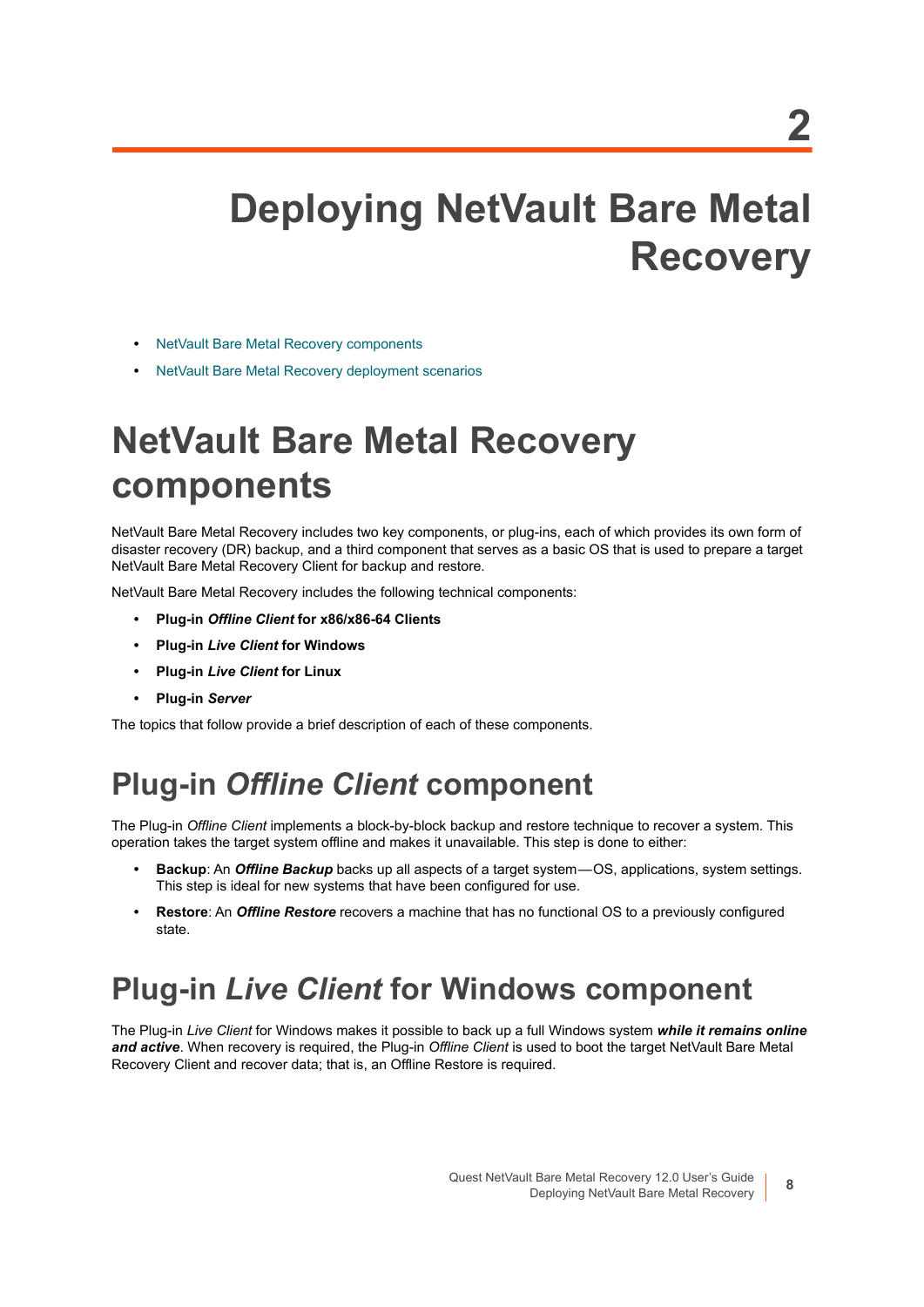# 2

# Deploying NetVault Bare Metal Recovery

- NetVault Bare Metal Recovery components
- NetVault Bare Metal Recovery deployment scenarios

## NetVault Bare Metal Recovery components

NetVault Bare Metal Recovery includes two key components, or plug-ins, each of which provides its own form of disaster recovery (DR) backup, and a third component that serves as a basic OS that is used to prepare a target NetVault Bare Metal Recovery Client for backup and restore.

NetVault Bare Metal Recovery includes the following technical components:

- **Plug-in *Offline Client* for x86/x86-64 Clients**
- **Plug-in *Live Client* for Windows**
- **Plug-in *Live Client* for Linux**
- **Plug-in *Server***

The topics that follow provide a brief description of each of these components.

### Plug-in *Offline Client* component

The Plug-in *Offline Client* implements a block-by-block backup and restore technique to recover a system. This operation takes the target system offline and makes it unavailable. This step is done to either:

- **Backup**: An ***Offline Backup*** backs up all aspects of a target system—OS, applications, system settings. This step is ideal for new systems that have been configured for use.
- **Restore**: An ***Offline Restore*** recovers a machine that has no functional OS to a previously configured state.

### Plug-in *Live Client* for Windows component

The Plug-in *Live Client* for Windows makes it possible to back up a full Windows system ***while it remains online and active***. When recovery is required, the Plug-in *Offline Client* is used to boot the target NetVault Bare Metal Recovery Client and recover data; that is, an Offline Restore is required.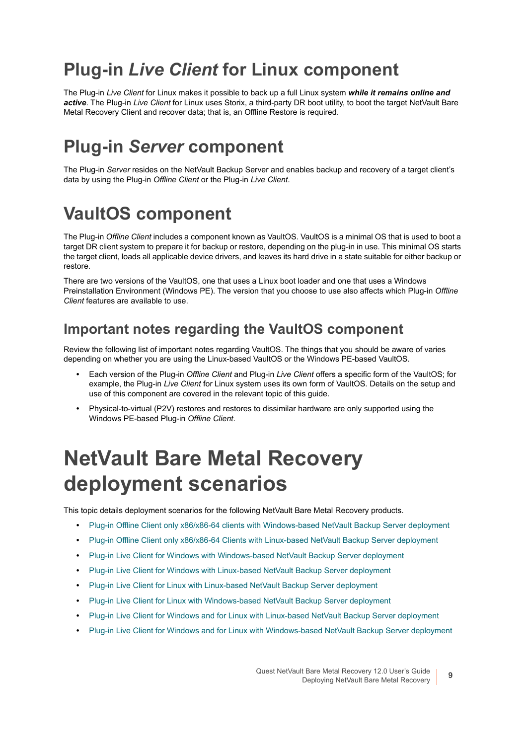# Plug-in *Live Client* for Linux component

The Plug-in *Live Client* for Linux makes it possible to back up a full Linux system ***while it remains online and active***. The Plug-in *Live Client* for Linux uses Storix, a third-party DR boot utility, to boot the target NetVault Bare Metal Recovery Client and recover data; that is, an Offline Restore is required.

# Plug-in *Server* component

The Plug-in *Server* resides on the NetVault Backup Server and enables backup and recovery of a target client's data by using the Plug-in *Offline Client* or the Plug-in *Live Client*.

# VaultOS component

The Plug-in *Offline Client* includes a component known as VaultOS. VaultOS is a minimal OS that is used to boot a target DR client system to prepare it for backup or restore, depending on the plug-in in use. This minimal OS starts the target client, loads all applicable device drivers, and leaves its hard drive in a state suitable for either backup or restore.

There are two versions of the VaultOS, one that uses a Linux boot loader and one that uses a Windows Preinstallation Environment (Windows PE). The version that you choose to use also affects which Plug-in *Offline Client* features are available to use.

## Important notes regarding the VaultOS component

Review the following list of important notes regarding VaultOS. The things that you should be aware of varies depending on whether you are using the Linux-based VaultOS or the Windows PE-based VaultOS.

- Each version of the Plug-in *Offline Client* and Plug-in *Live Client* offers a specific form of the VaultOS; for example, the Plug-in *Live Client* for Linux system uses its own form of VaultOS. Details on the setup and use of this component are covered in the relevant topic of this guide.
- Physical-to-virtual (P2V) restores and restores to dissimilar hardware are only supported using the Windows PE-based Plug-in *Offline Client*.

# NetVault Bare Metal Recovery deployment scenarios

This topic details deployment scenarios for the following NetVault Bare Metal Recovery products.

- Plug-in Offline Client only x86/x86-64 clients with Windows-based NetVault Backup Server deployment
- Plug-in Offline Client only x86/x86-64 Clients with Linux-based NetVault Backup Server deployment
- Plug-in Live Client for Windows with Windows-based NetVault Backup Server deployment
- Plug-in Live Client for Windows with Linux-based NetVault Backup Server deployment
- Plug-in Live Client for Linux with Linux-based NetVault Backup Server deployment
- Plug-in Live Client for Linux with Windows-based NetVault Backup Server deployment
- Plug-in Live Client for Windows and for Linux with Linux-based NetVault Backup Server deployment
- Plug-in Live Client for Windows and for Linux with Windows-based NetVault Backup Server deployment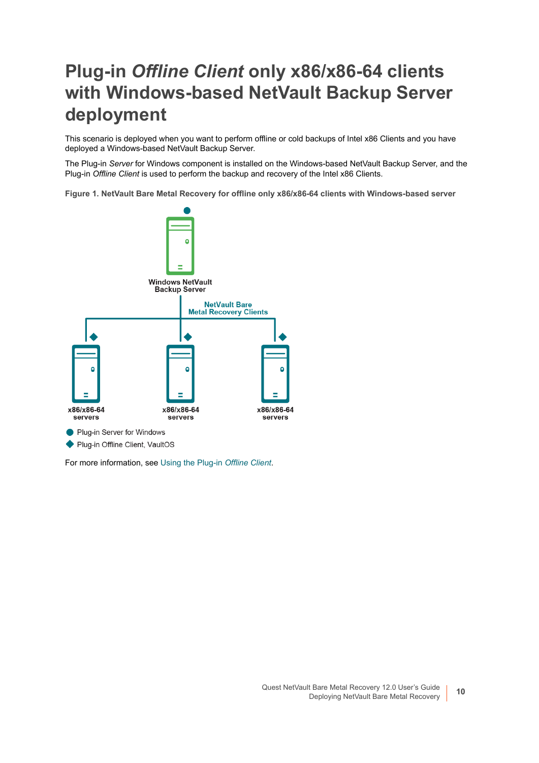# Plug-in *Offline Client* only x86/x86-64 clients with Windows-based NetVault Backup Server deployment

This scenario is deployed when you want to perform offline or cold backups of Intel x86 Clients and you have deployed a Windows-based NetVault Backup Server.

The Plug-in *Server* for Windows component is installed on the Windows-based NetVault Backup Server, and the Plug-in *Offline Client* is used to perform the backup and recovery of the Intel x86 Clients.

**Figure 1. NetVault Bare Metal Recovery for offline only x86/x86-64 clients with Windows-based server**

Windows NetVault Backup Server

NetVault Bare Metal Recovery Clients

x86/x86-64 servers

x86/x86-64 servers

x86/x86-64 servers

- ● Plug-in Server for Windows
- ◆ Plug-in Offline Client, VaultOS

For more information, see Using the Plug-in *Offline Client*.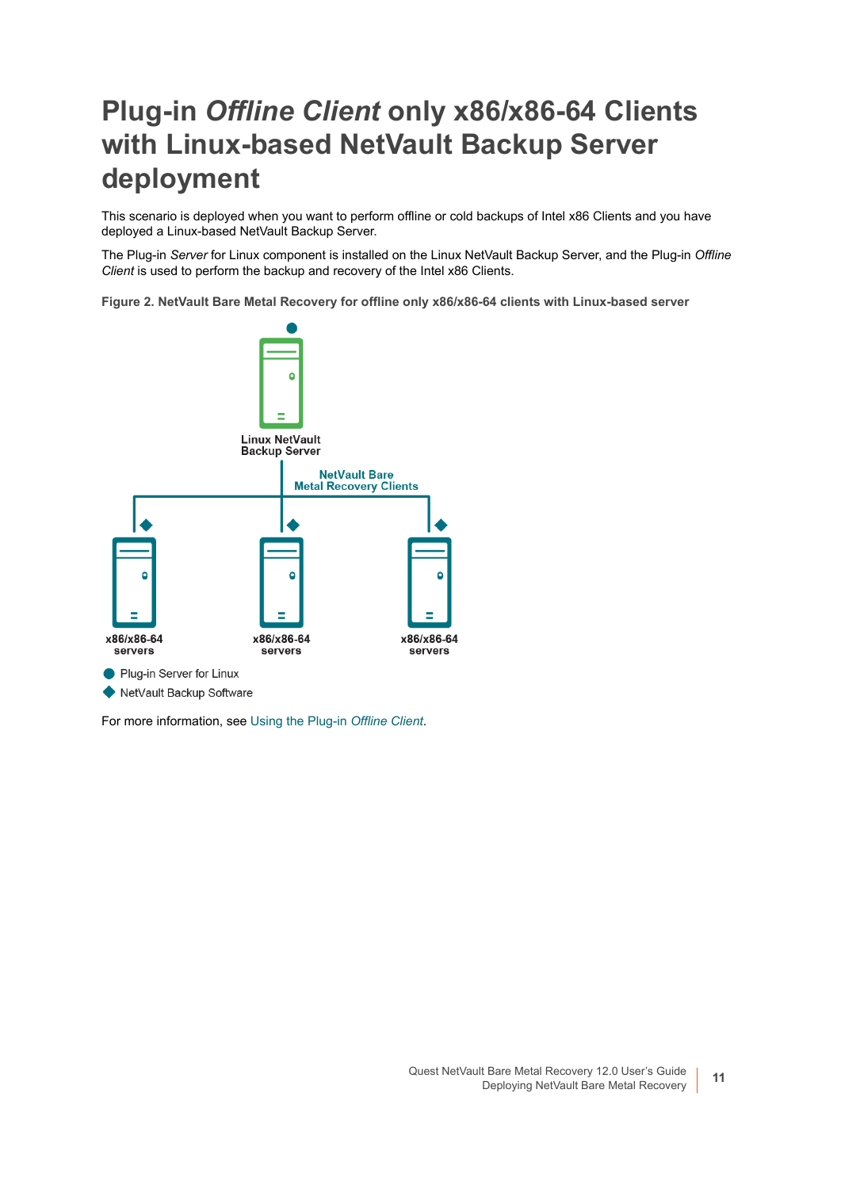# Plug-in *Offline Client* only x86/x86-64 Clients with Linux-based NetVault Backup Server deployment

This scenario is deployed when you want to perform offline or cold backups of Intel x86 Clients and you have deployed a Linux-based NetVault Backup Server.

The Plug-in *Server* for Linux component is installed on the Linux NetVault Backup Server, and the Plug-in *Offline Client* is used to perform the backup and recovery of the Intel x86 Clients.

**Figure 2. NetVault Bare Metal Recovery for offline only x86/x86-64 clients with Linux-based server**

Linux NetVault Backup Server

NetVault Bare Metal Recovery Clients

x86/x86-64 servers

x86/x86-64 servers

x86/x86-64 servers

- Plug-in Server for Linux
- NetVault Backup Software

For more information, see Using the Plug-in *Offline Client*.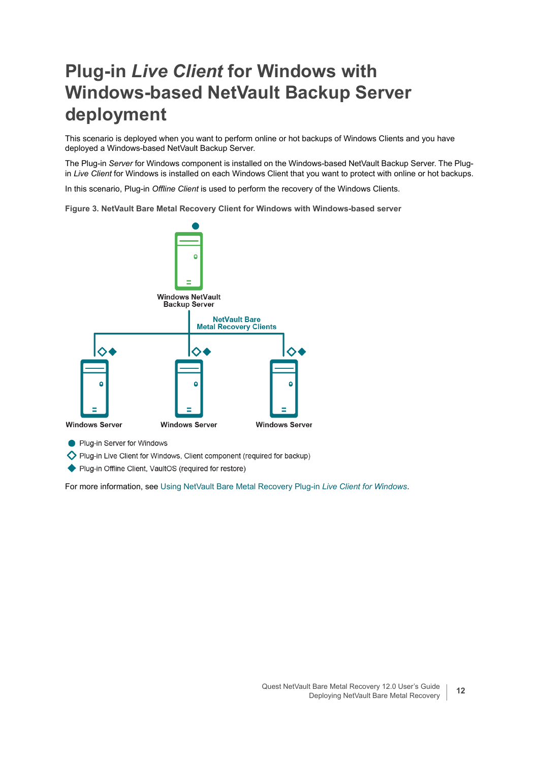# Plug-in *Live Client* for Windows with Windows-based NetVault Backup Server deployment

This scenario is deployed when you want to perform online or hot backups of Windows Clients and you have deployed a Windows-based NetVault Backup Server.

The Plug-in *Server* for Windows component is installed on the Windows-based NetVault Backup Server. The Plug-in *Live Client* for Windows is installed on each Windows Client that you want to protect with online or hot backups.

In this scenario, Plug-in *Offline Client* is used to perform the recovery of the Windows Clients.

**Figure 3. NetVault Bare Metal Recovery Client for Windows with Windows-based server**

Windows NetVault Backup Server

NetVault Bare Metal Recovery Clients

Windows Server

Windows Server

Windows Server

- Plug-in Server for Windows
- Plug-in Live Client for Windows, Client component (required for backup)
- Plug-in Offline Client, VaultOS (required for restore)

For more information, see Using NetVault Bare Metal Recovery Plug-in *Live Client for Windows*.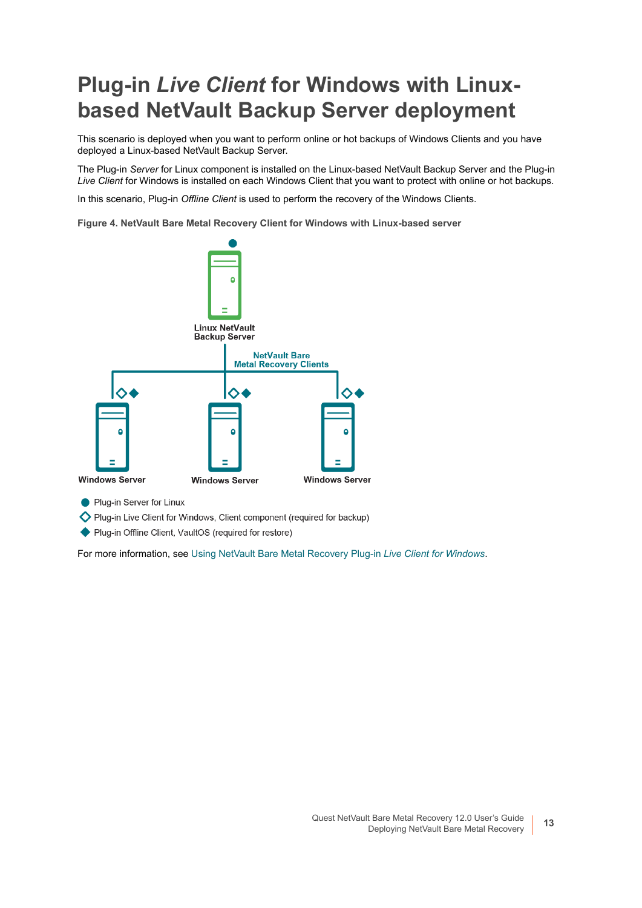# Plug-in *Live Client* for Windows with Linux-based NetVault Backup Server deployment

This scenario is deployed when you want to perform online or hot backups of Windows Clients and you have deployed a Linux-based NetVault Backup Server.

The Plug-in *Server* for Linux component is installed on the Linux-based NetVault Backup Server and the Plug-in *Live Client* for Windows is installed on each Windows Client that you want to protect with online or hot backups.

In this scenario, Plug-in *Offline Client* is used to perform the recovery of the Windows Clients.

**Figure 4. NetVault Bare Metal Recovery Client for Windows with Linux-based server**

Linux NetVault Backup Server

NetVault Bare Metal Recovery Clients

Windows Server

Windows Server

Windows Server

- ● Plug-in Server for Linux
- ◇ Plug-in Live Client for Windows, Client component (required for backup)
- ◆ Plug-in Offline Client, VaultOS (required for restore)

For more information, see Using NetVault Bare Metal Recovery Plug-in *Live Client for Windows*.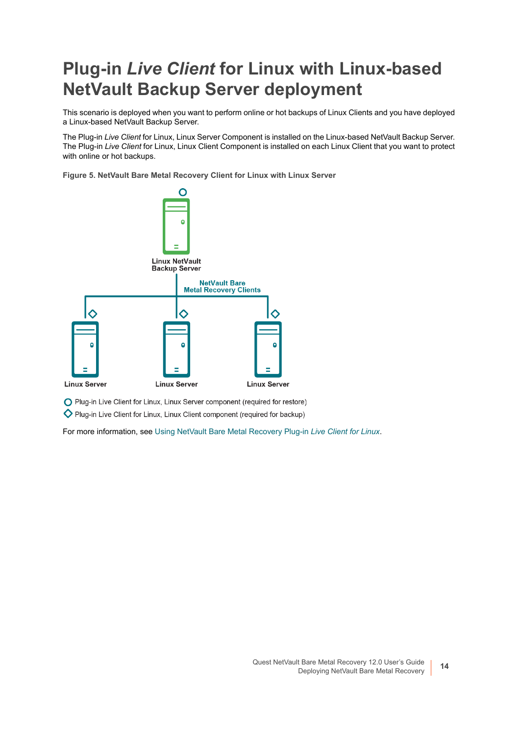# Plug-in *Live Client* for Linux with Linux-based NetVault Backup Server deployment

This scenario is deployed when you want to perform online or hot backups of Linux Clients and you have deployed a Linux-based NetVault Backup Server.

The Plug-in *Live Client* for Linux, Linux Server Component is installed on the Linux-based NetVault Backup Server. The Plug-in *Live Client* for Linux, Linux Client Component is installed on each Linux Client that you want to protect with online or hot backups.

**Figure 5. NetVault Bare Metal Recovery Client for Linux with Linux Server**

Linux NetVault Backup Server

NetVault Bare Metal Recovery Clients

Linux Server

Linux Server

Linux Server

○ Plug-in Live Client for Linux, Linux Server component (required for restore)

◇ Plug-in Live Client for Linux, Linux Client component (required for backup)

For more information, see Using NetVault Bare Metal Recovery Plug-in *Live Client for Linux*.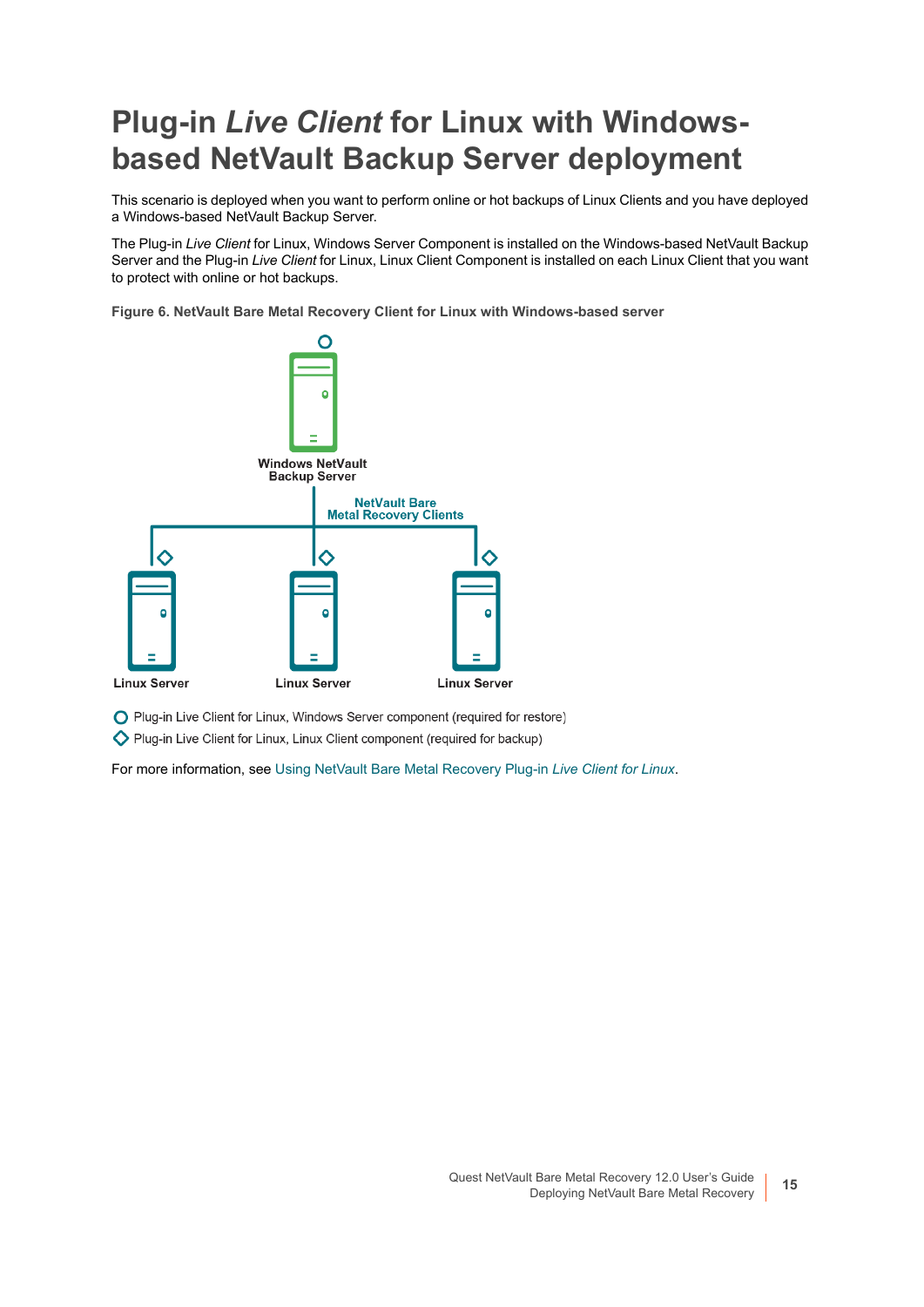# Plug-in *Live Client* for Linux with Windows-based NetVault Backup Server deployment

This scenario is deployed when you want to perform online or hot backups of Linux Clients and you have deployed a Windows-based NetVault Backup Server.

The Plug-in *Live Client* for Linux, Windows Server Component is installed on the Windows-based NetVault Backup Server and the Plug-in *Live Client* for Linux, Linux Client Component is installed on each Linux Client that you want to protect with online or hot backups.

**Figure 6. NetVault Bare Metal Recovery Client for Linux with Windows-based server**

Windows NetVault Backup Server

NetVault Bare Metal Recovery Clients

Linux Server    Linux Server    Linux Server

○ Plug-in Live Client for Linux, Windows Server component (required for restore)

◇ Plug-in Live Client for Linux, Linux Client component (required for backup)

For more information, see Using NetVault Bare Metal Recovery Plug-in *Live Client for Linux*.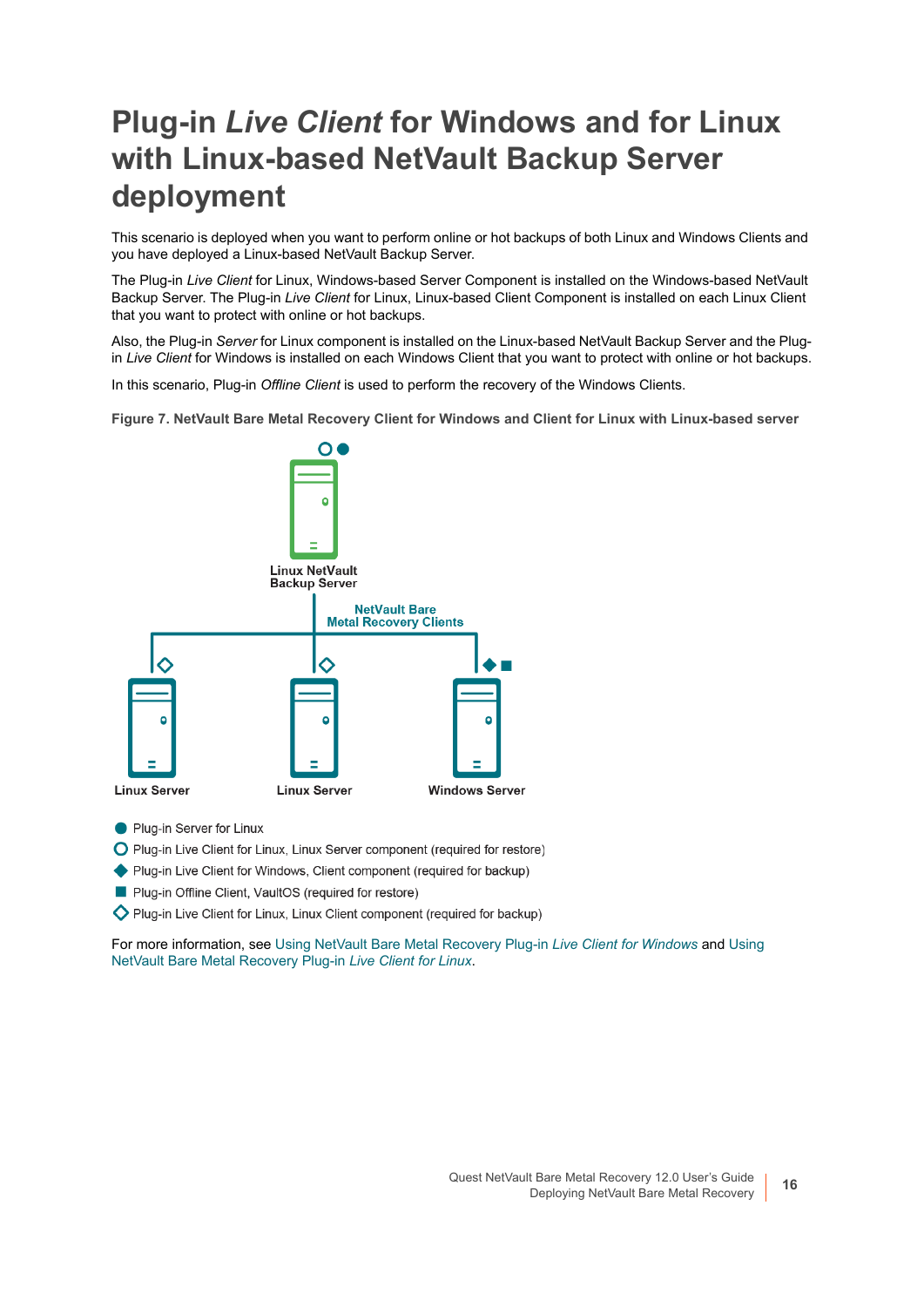# Plug-in *Live Client* for Windows and for Linux with Linux-based NetVault Backup Server deployment

This scenario is deployed when you want to perform online or hot backups of both Linux and Windows Clients and you have deployed a Linux-based NetVault Backup Server.

The Plug-in *Live Client* for Linux, Windows-based Server Component is installed on the Windows-based NetVault Backup Server. The Plug-in *Live Client* for Linux, Linux-based Client Component is installed on each Linux Client that you want to protect with online or hot backups.

Also, the Plug-in *Server* for Linux component is installed on the Linux-based NetVault Backup Server and the Plug-in *Live Client* for Windows is installed on each Windows Client that you want to protect with online or hot backups.

In this scenario, Plug-in *Offline Client* is used to perform the recovery of the Windows Clients.

**Figure 7. NetVault Bare Metal Recovery Client for Windows and Client for Linux with Linux-based server**

Linux NetVault Backup Server

NetVault Bare Metal Recovery Clients

Linux Server

Linux Server

Windows Server

- ● Plug-in Server for Linux
- ○ Plug-in Live Client for Linux, Linux Server component (required for restore)
- ◆ Plug-in Live Client for Windows, Client component (required for backup)
- ■ Plug-in Offline Client, VaultOS (required for restore)
- ◇ Plug-in Live Client for Linux, Linux Client component (required for backup)

For more information, see Using NetVault Bare Metal Recovery Plug-in *Live Client for Windows* and Using NetVault Bare Metal Recovery Plug-in *Live Client for Linux*.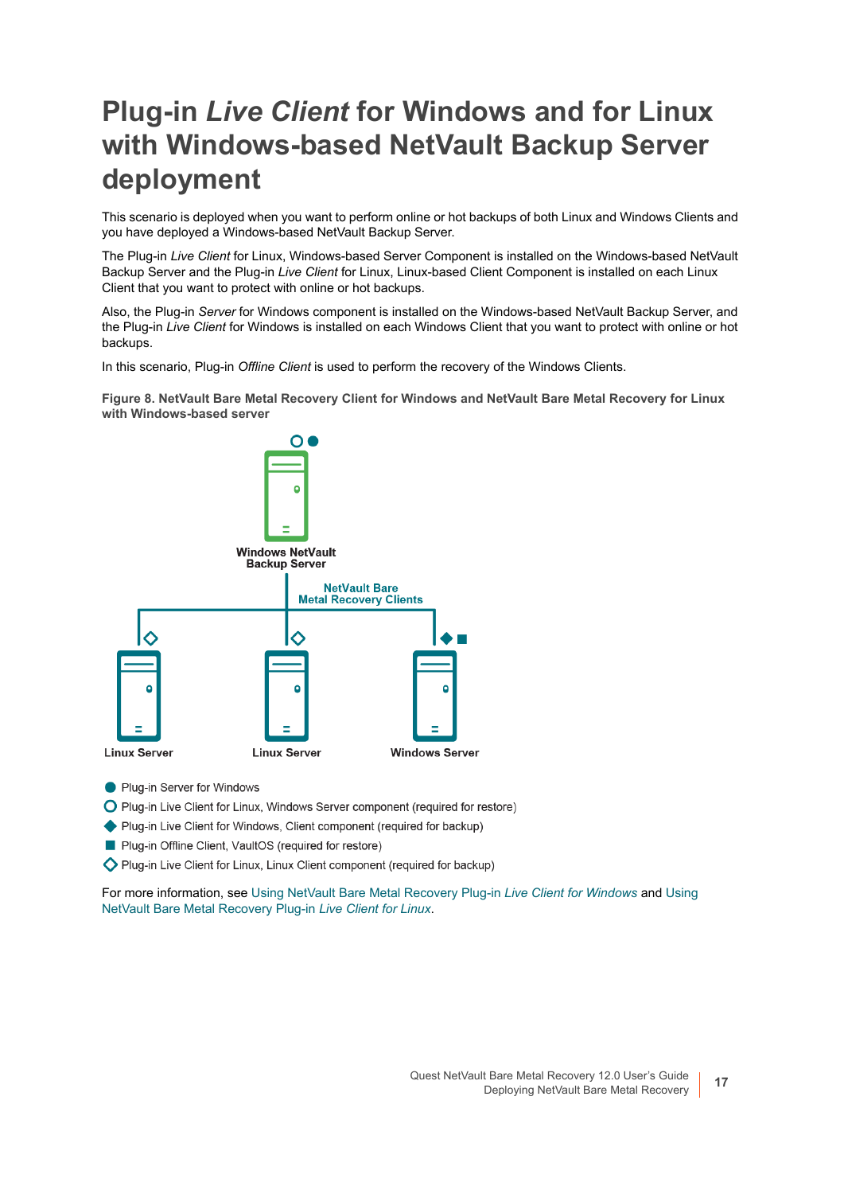# Plug-in *Live Client* for Windows and for Linux with Windows-based NetVault Backup Server deployment

This scenario is deployed when you want to perform online or hot backups of both Linux and Windows Clients and you have deployed a Windows-based NetVault Backup Server.

The Plug-in *Live Client* for Linux, Windows-based Server Component is installed on the Windows-based NetVault Backup Server and the Plug-in *Live Client* for Linux, Linux-based Client Component is installed on each Linux Client that you want to protect with online or hot backups.

Also, the Plug-in *Server* for Windows component is installed on the Windows-based NetVault Backup Server, and the Plug-in *Live Client* for Windows is installed on each Windows Client that you want to protect with online or hot backups.

In this scenario, Plug-in *Offline Client* is used to perform the recovery of the Windows Clients.

**Figure 8. NetVault Bare Metal Recovery Client for Windows and NetVault Bare Metal Recovery for Linux with Windows-based server**

Windows NetVault Backup Server

NetVault Bare Metal Recovery Clients

Linux Server | Linux Server | Windows Server

- ● Plug-in Server for Windows
- ○ Plug-in Live Client for Linux, Windows Server component (required for restore)
- ◆ Plug-in Live Client for Windows, Client component (required for backup)
- ■ Plug-in Offline Client, VaultOS (required for restore)
- ◇ Plug-in Live Client for Linux, Linux Client component (required for backup)

For more information, see Using NetVault Bare Metal Recovery Plug-in *Live Client for Windows* and Using NetVault Bare Metal Recovery Plug-in *Live Client for Linux*.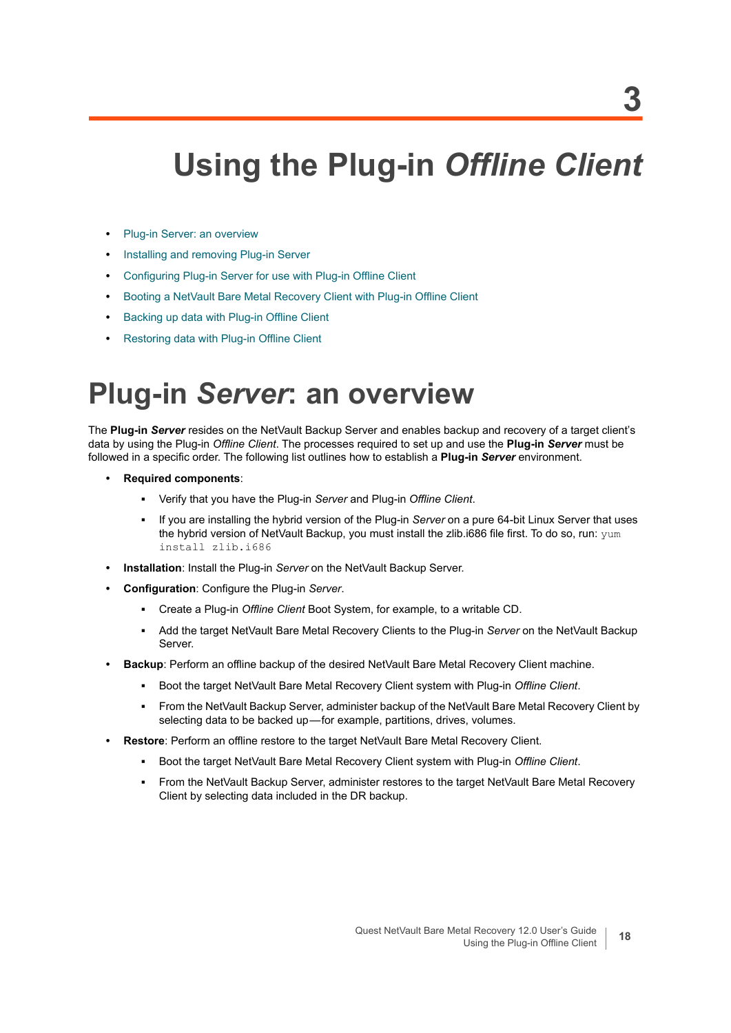# 3

# Using the Plug-in *Offline Client*

- Plug-in Server: an overview
- Installing and removing Plug-in Server
- Configuring Plug-in Server for use with Plug-in Offline Client
- Booting a NetVault Bare Metal Recovery Client with Plug-in Offline Client
- Backing up data with Plug-in Offline Client
- Restoring data with Plug-in Offline Client

## Plug-in *Server*: an overview

The **Plug-in *Server*** resides on the NetVault Backup Server and enables backup and recovery of a target client's data by using the Plug-in *Offline Client*. The processes required to set up and use the **Plug-in *Server*** must be followed in a specific order. The following list outlines how to establish a **Plug-in *Server*** environment.

- **Required components**:
  - Verify that you have the Plug-in *Server* and Plug-in *Offline Client*.
  - If you are installing the hybrid version of the Plug-in *Server* on a pure 64-bit Linux Server that uses the hybrid version of NetVault Backup, you must install the zlib.i686 file first. To do so, run: `yum install zlib.i686`
- **Installation**: Install the Plug-in *Server* on the NetVault Backup Server.
- **Configuration**: Configure the Plug-in *Server*.
  - Create a Plug-in *Offline Client* Boot System, for example, to a writable CD.
  - Add the target NetVault Bare Metal Recovery Clients to the Plug-in *Server* on the NetVault Backup Server.
- **Backup**: Perform an offline backup of the desired NetVault Bare Metal Recovery Client machine.
  - Boot the target NetVault Bare Metal Recovery Client system with Plug-in *Offline Client*.
  - From the NetVault Backup Server, administer backup of the NetVault Bare Metal Recovery Client by selecting data to be backed up—for example, partitions, drives, volumes.
- **Restore**: Perform an offline restore to the target NetVault Bare Metal Recovery Client.
  - Boot the target NetVault Bare Metal Recovery Client system with Plug-in *Offline Client*.
  - From the NetVault Backup Server, administer restores to the target NetVault Bare Metal Recovery Client by selecting data included in the DR backup.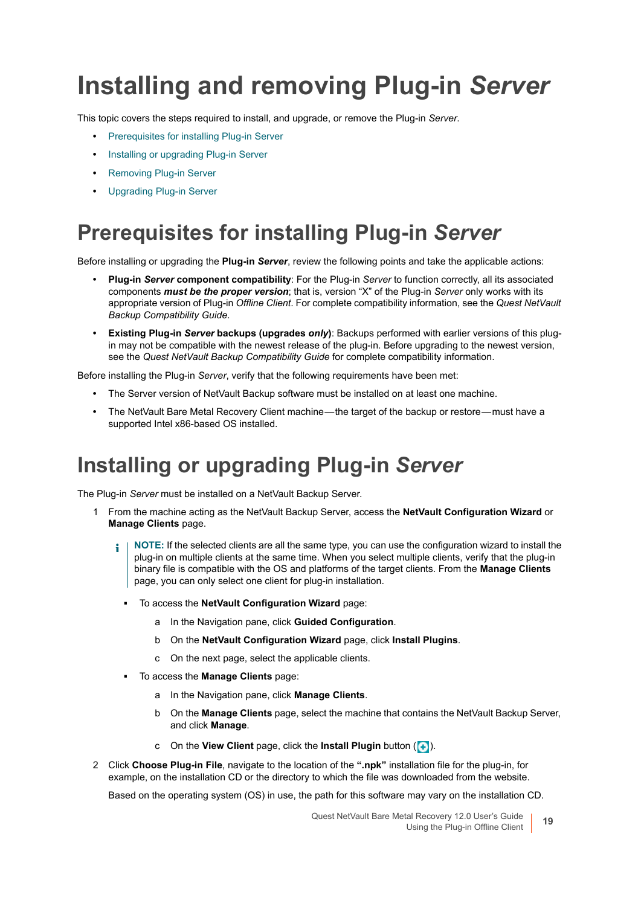# Installing and removing Plug-in *Server*

This topic covers the steps required to install, and upgrade, or remove the Plug-in *Server*.

- Prerequisites for installing Plug-in Server
- Installing or upgrading Plug-in Server
- Removing Plug-in Server
- Upgrading Plug-in Server

## Prerequisites for installing Plug-in *Server*

Before installing or upgrading the **Plug-in *Server***, review the following points and take the applicable actions:

- **Plug-in *Server* component compatibility**: For the Plug-in *Server* to function correctly, all its associated components ***must be the proper version***; that is, version "X" of the Plug-in *Server* only works with its appropriate version of Plug-in *Offline Client*. For complete compatibility information, see the *Quest NetVault Backup Compatibility Guide*.
- **Existing Plug-in *Server* backups (upgrades *only*)**: Backups performed with earlier versions of this plug-in may not be compatible with the newest release of the plug-in. Before upgrading to the newest version, see the *Quest NetVault Backup Compatibility Guide* for complete compatibility information.

Before installing the Plug-in *Server*, verify that the following requirements have been met:

- The Server version of NetVault Backup software must be installed on at least one machine.
- The NetVault Bare Metal Recovery Client machine—the target of the backup or restore—must have a supported Intel x86-based OS installed.

## Installing or upgrading Plug-in *Server*

The Plug-in *Server* must be installed on a NetVault Backup Server.

1. From the machine acting as the NetVault Backup Server, access the **NetVault Configuration Wizard** or **Manage Clients** page.

   > **NOTE:** If the selected clients are all the same type, you can use the configuration wizard to install the plug-in on multiple clients at the same time. When you select multiple clients, verify that the plug-in binary file is compatible with the OS and platforms of the target clients. From the **Manage Clients** page, you can only select one client for plug-in installation.

   - To access the **NetVault Configuration Wizard** page:
     a. In the Navigation pane, click **Guided Configuration**.
     b. On the **NetVault Configuration Wizard** page, click **Install Plugins**.
     c. On the next page, select the applicable clients.
   - To access the **Manage Clients** page:
     a. In the Navigation pane, click **Manage Clients**.
     b. On the **Manage Clients** page, select the machine that contains the NetVault Backup Server, and click **Manage**.
     c. On the **View Client** page, click the **Install Plugin** button ( ).
2. Click **Choose Plug-in File**, navigate to the location of the **".npk"** installation file for the plug-in, for example, on the installation CD or the directory to which the file was downloaded from the website.

   Based on the operating system (OS) in use, the path for this software may vary on the installation CD.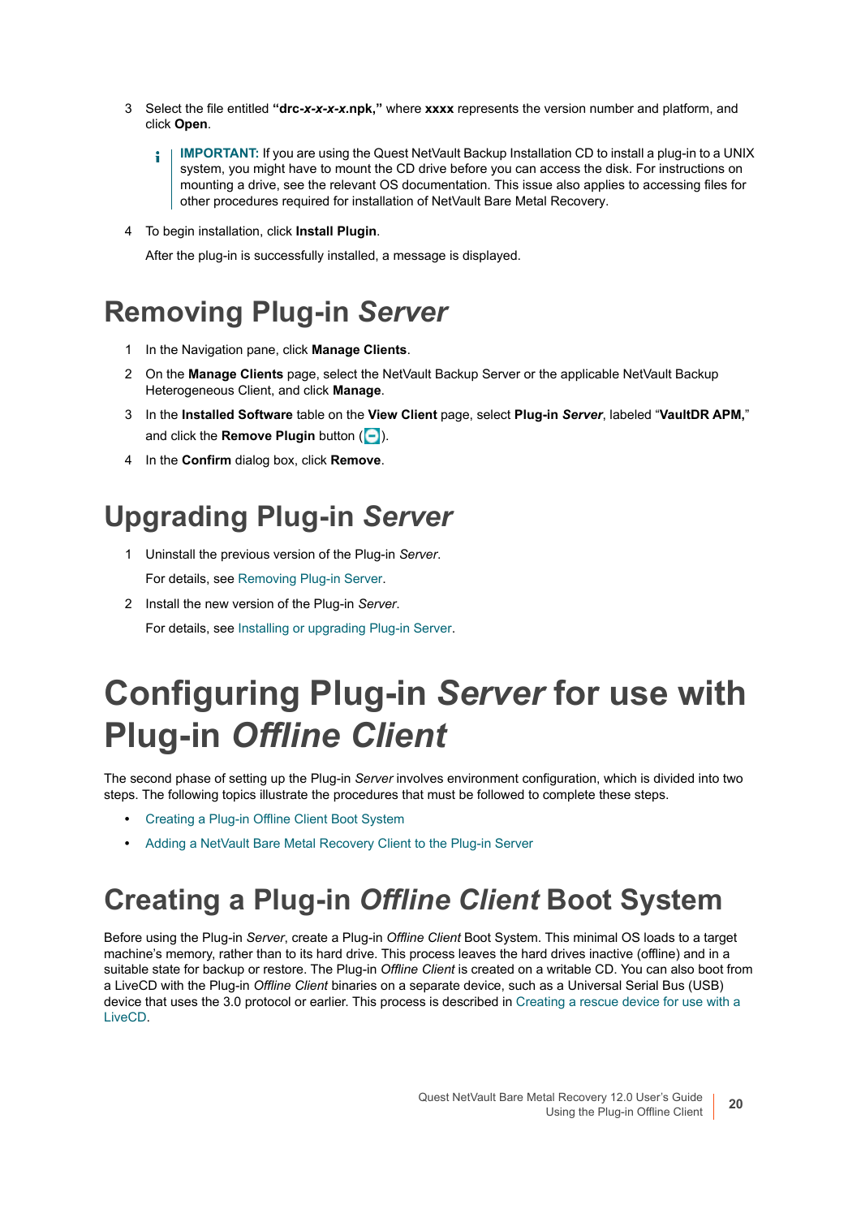3 Select the file entitled **“drc-*x-x-x-x*.npk,”** where **xxxx** represents the version number and platform, and click **Open**.

> **IMPORTANT:** If you are using the Quest NetVault Backup Installation CD to install a plug-in to a UNIX system, you might have to mount the CD drive before you can access the disk. For instructions on mounting a drive, see the relevant OS documentation. This issue also applies to accessing files for other procedures required for installation of NetVault Bare Metal Recovery.

4 To begin installation, click **Install Plugin**.

After the plug-in is successfully installed, a message is displayed.

## Removing Plug-in *Server*

1 In the Navigation pane, click **Manage Clients**.

2 On the **Manage Clients** page, select the NetVault Backup Server or the applicable NetVault Backup Heterogeneous Client, and click **Manage**.

3 In the **Installed Software** table on the **View Client** page, select **Plug-in *Server***, labeled “**VaultDR APM,**” and click the **Remove Plugin** button ( ).

4 In the **Confirm** dialog box, click **Remove**.

## Upgrading Plug-in *Server*

1 Uninstall the previous version of the Plug-in *Server*.

For details, see Removing Plug-in Server.

2 Install the new version of the Plug-in *Server*.

For details, see Installing or upgrading Plug-in Server.

# Configuring Plug-in *Server* for use with Plug-in *Offline Client*

The second phase of setting up the Plug-in *Server* involves environment configuration, which is divided into two steps. The following topics illustrate the procedures that must be followed to complete these steps.

- Creating a Plug-in Offline Client Boot System
- Adding a NetVault Bare Metal Recovery Client to the Plug-in Server

## Creating a Plug-in *Offline Client* Boot System

Before using the Plug-in *Server*, create a Plug-in *Offline Client* Boot System. This minimal OS loads to a target machine’s memory, rather than to its hard drive. This process leaves the hard drives inactive (offline) and in a suitable state for backup or restore. The Plug-in *Offline Client* is created on a writable CD. You can also boot from a LiveCD with the Plug-in *Offline Client* binaries on a separate device, such as a Universal Serial Bus (USB) device that uses the 3.0 protocol or earlier. This process is described in Creating a rescue device for use with a LiveCD.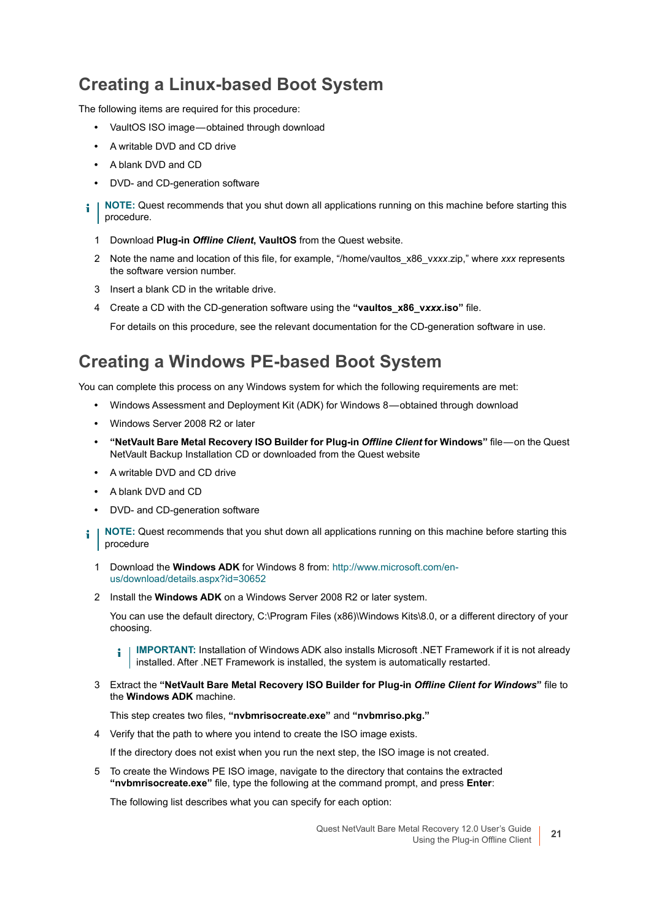## Creating a Linux-based Boot System

The following items are required for this procedure:

- VaultOS ISO image—obtained through download
- A writable DVD and CD drive
- A blank DVD and CD
- DVD- and CD-generation software

> **NOTE:** Quest recommends that you shut down all applications running on this machine before starting this procedure.

1. Download **Plug-in *Offline Client*, VaultOS** from the Quest website.
2. Note the name and location of this file, for example, "/home/vaultos_x86_v*xxx*.zip," where *xxx* represents the software version number.
3. Insert a blank CD in the writable drive.
4. Create a CD with the CD-generation software using the **"vaultos_x86_v*xxx*.iso"** file.

   For details on this procedure, see the relevant documentation for the CD-generation software in use.

## Creating a Windows PE-based Boot System

You can complete this process on any Windows system for which the following requirements are met:

- Windows Assessment and Deployment Kit (ADK) for Windows 8—obtained through download
- Windows Server 2008 R2 or later
- **"NetVault Bare Metal Recovery ISO Builder for Plug-in *Offline Client* for Windows"** file—on the Quest NetVault Backup Installation CD or downloaded from the Quest website
- A writable DVD and CD drive
- A blank DVD and CD
- DVD- and CD-generation software

> **NOTE:** Quest recommends that you shut down all applications running on this machine before starting this procedure

1. Download the **Windows ADK** for Windows 8 from: http://www.microsoft.com/en-us/download/details.aspx?id=30652
2. Install the **Windows ADK** on a Windows Server 2008 R2 or later system.

   You can use the default directory, C:\Program Files (x86)\Windows Kits\8.0, or a different directory of your choosing.

   > **IMPORTANT:** Installation of Windows ADK also installs Microsoft .NET Framework if it is not already installed. After .NET Framework is installed, the system is automatically restarted.

3. Extract the **"NetVault Bare Metal Recovery ISO Builder for Plug-in *Offline Client for Windows*"** file to the **Windows ADK** machine.

   This step creates two files, **"nvbmrisocreate.exe"** and **"nvbmriso.pkg."**

4. Verify that the path to where you intend to create the ISO image exists.

   If the directory does not exist when you run the next step, the ISO image is not created.

5. To create the Windows PE ISO image, navigate to the directory that contains the extracted **"nvbmrisocreate.exe"** file, type the following at the command prompt, and press **Enter**:

   The following list describes what you can specify for each option: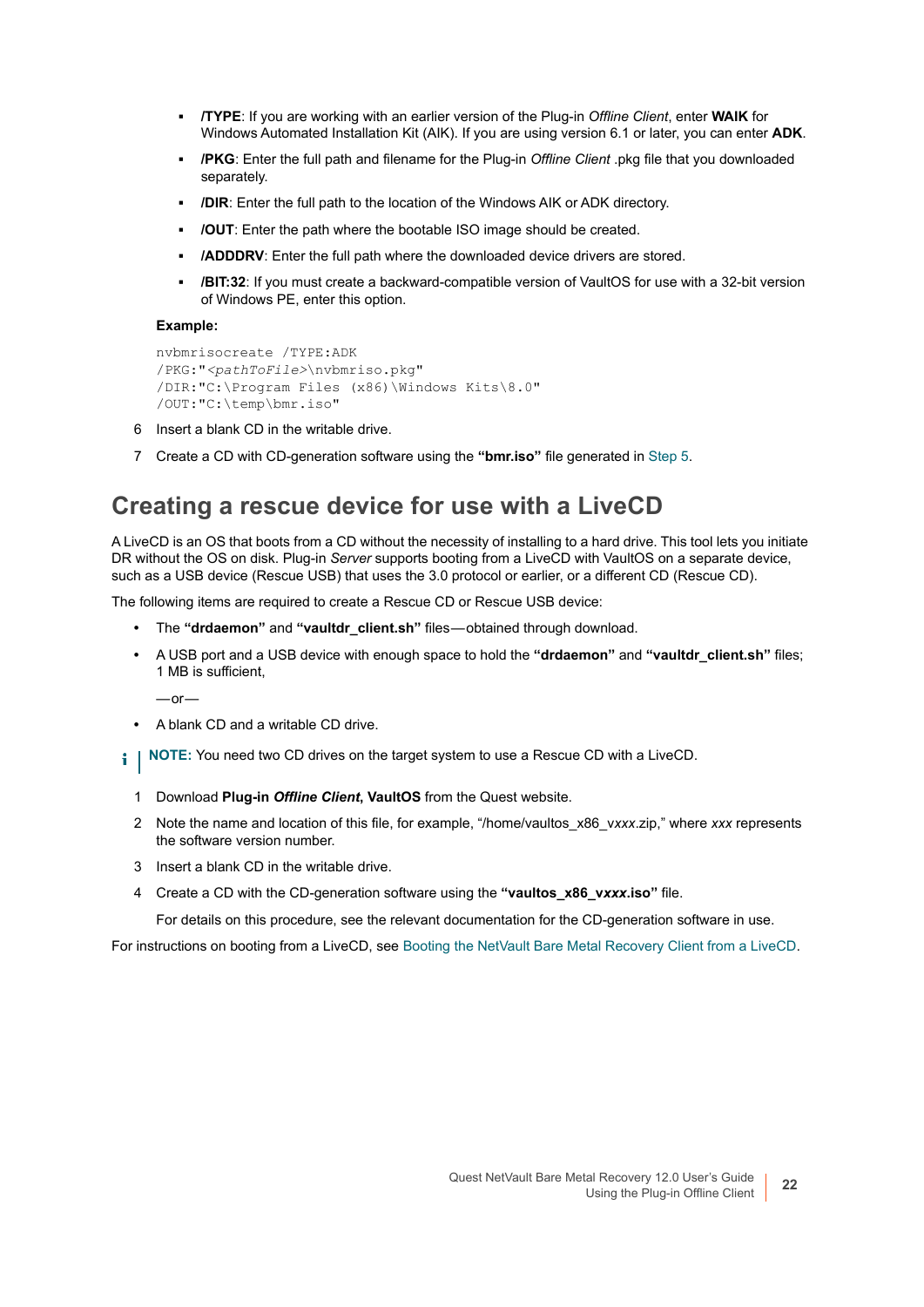- **/TYPE**: If you are working with an earlier version of the Plug-in *Offline Client*, enter **WAIK** for Windows Automated Installation Kit (AIK). If you are using version 6.1 or later, you can enter **ADK**.
- **/PKG**: Enter the full path and filename for the Plug-in *Offline Client* .pkg file that you downloaded separately.
- **/DIR**: Enter the full path to the location of the Windows AIK or ADK directory.
- **/OUT**: Enter the path where the bootable ISO image should be created.
- **/ADDDRV**: Enter the full path where the downloaded device drivers are stored.
- **/BIT:32**: If you must create a backward-compatible version of VaultOS for use with a 32-bit version of Windows PE, enter this option.

**Example:**

```
nvbmrisocreate /TYPE:ADK
/PKG:"<pathToFile>\nvbmriso.pkg"
/DIR:"C:\Program Files (x86)\Windows Kits\8.0"
/OUT:"C:\temp\bmr.iso"
```

6 Insert a blank CD in the writable drive.

7 Create a CD with CD-generation software using the **"bmr.iso"** file generated in Step 5.

## Creating a rescue device for use with a LiveCD

A LiveCD is an OS that boots from a CD without the necessity of installing to a hard drive. This tool lets you initiate DR without the OS on disk. Plug-in *Server* supports booting from a LiveCD with VaultOS on a separate device, such as a USB device (Rescue USB) that uses the 3.0 protocol or earlier, or a different CD (Rescue CD).

The following items are required to create a Rescue CD or Rescue USB device:

- The **"drdaemon"** and **"vaultdr_client.sh"** files—obtained through download.
- A USB port and a USB device with enough space to hold the **"drdaemon"** and **"vaultdr_client.sh"** files; 1 MB is sufficient,

  —or—

- A blank CD and a writable CD drive.

**NOTE:** You need two CD drives on the target system to use a Rescue CD with a LiveCD.

1 Download **Plug-in *Offline Client*, VaultOS** from the Quest website.

2 Note the name and location of this file, for example, "/home/vaultos_x86_v*xxx*.zip," where *xxx* represents the software version number.

3 Insert a blank CD in the writable drive.

4 Create a CD with the CD-generation software using the **"vaultos_x86_v*xxx*.iso"** file.

For details on this procedure, see the relevant documentation for the CD-generation software in use.

For instructions on booting from a LiveCD, see Booting the NetVault Bare Metal Recovery Client from a LiveCD.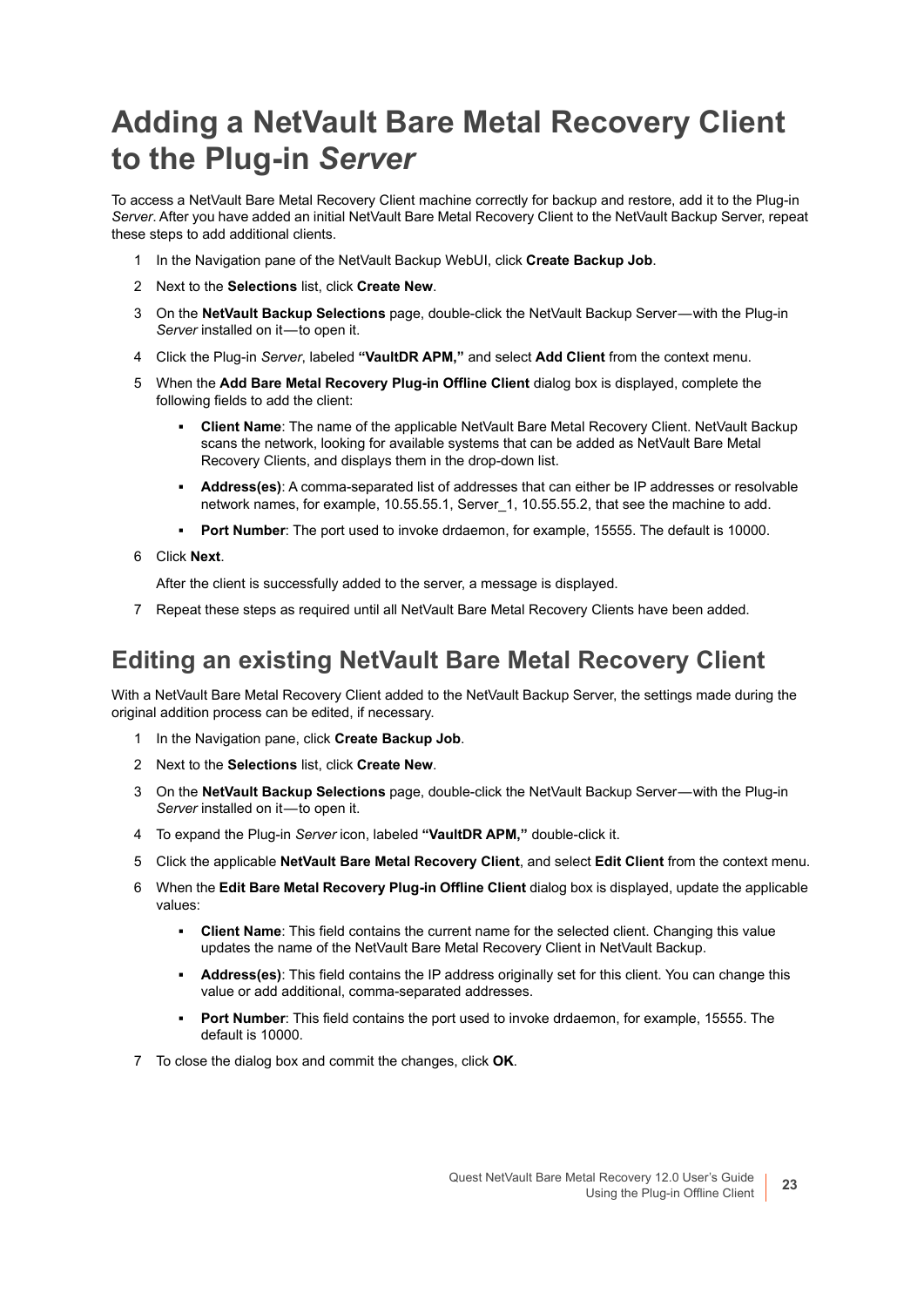# Adding a NetVault Bare Metal Recovery Client to the Plug-in *Server*

To access a NetVault Bare Metal Recovery Client machine correctly for backup and restore, add it to the Plug-in *Server*. After you have added an initial NetVault Bare Metal Recovery Client to the NetVault Backup Server, repeat these steps to add additional clients.

1. In the Navigation pane of the NetVault Backup WebUI, click **Create Backup Job**.
2. Next to the **Selections** list, click **Create New**.
3. On the **NetVault Backup Selections** page, double-click the NetVault Backup Server — with the Plug-in *Server* installed on it — to open it.
4. Click the Plug-in *Server*, labeled **"VaultDR APM,"** and select **Add Client** from the context menu.
5. When the **Add Bare Metal Recovery Plug-in Offline Client** dialog box is displayed, complete the following fields to add the client:
   - **Client Name**: The name of the applicable NetVault Bare Metal Recovery Client. NetVault Backup scans the network, looking for available systems that can be added as NetVault Bare Metal Recovery Clients, and displays them in the drop-down list.
   - **Address(es)**: A comma-separated list of addresses that can either be IP addresses or resolvable network names, for example, 10.55.55.1, Server_1, 10.55.55.2, that see the machine to add.
   - **Port Number**: The port used to invoke drdaemon, for example, 15555. The default is 10000.
6. Click **Next**.

   After the client is successfully added to the server, a message is displayed.
7. Repeat these steps as required until all NetVault Bare Metal Recovery Clients have been added.

## Editing an existing NetVault Bare Metal Recovery Client

With a NetVault Bare Metal Recovery Client added to the NetVault Backup Server, the settings made during the original addition process can be edited, if necessary.

1. In the Navigation pane, click **Create Backup Job**.
2. Next to the **Selections** list, click **Create New**.
3. On the **NetVault Backup Selections** page, double-click the NetVault Backup Server — with the Plug-in *Server* installed on it — to open it.
4. To expand the Plug-in *Server* icon, labeled **"VaultDR APM,"** double-click it.
5. Click the applicable **NetVault Bare Metal Recovery Client**, and select **Edit Client** from the context menu.
6. When the **Edit Bare Metal Recovery Plug-in Offline Client** dialog box is displayed, update the applicable values:
   - **Client Name**: This field contains the current name for the selected client. Changing this value updates the name of the NetVault Bare Metal Recovery Client in NetVault Backup.
   - **Address(es)**: This field contains the IP address originally set for this client. You can change this value or add additional, comma-separated addresses.
   - **Port Number**: This field contains the port used to invoke drdaemon, for example, 15555. The default is 10000.
7. To close the dialog box and commit the changes, click **OK**.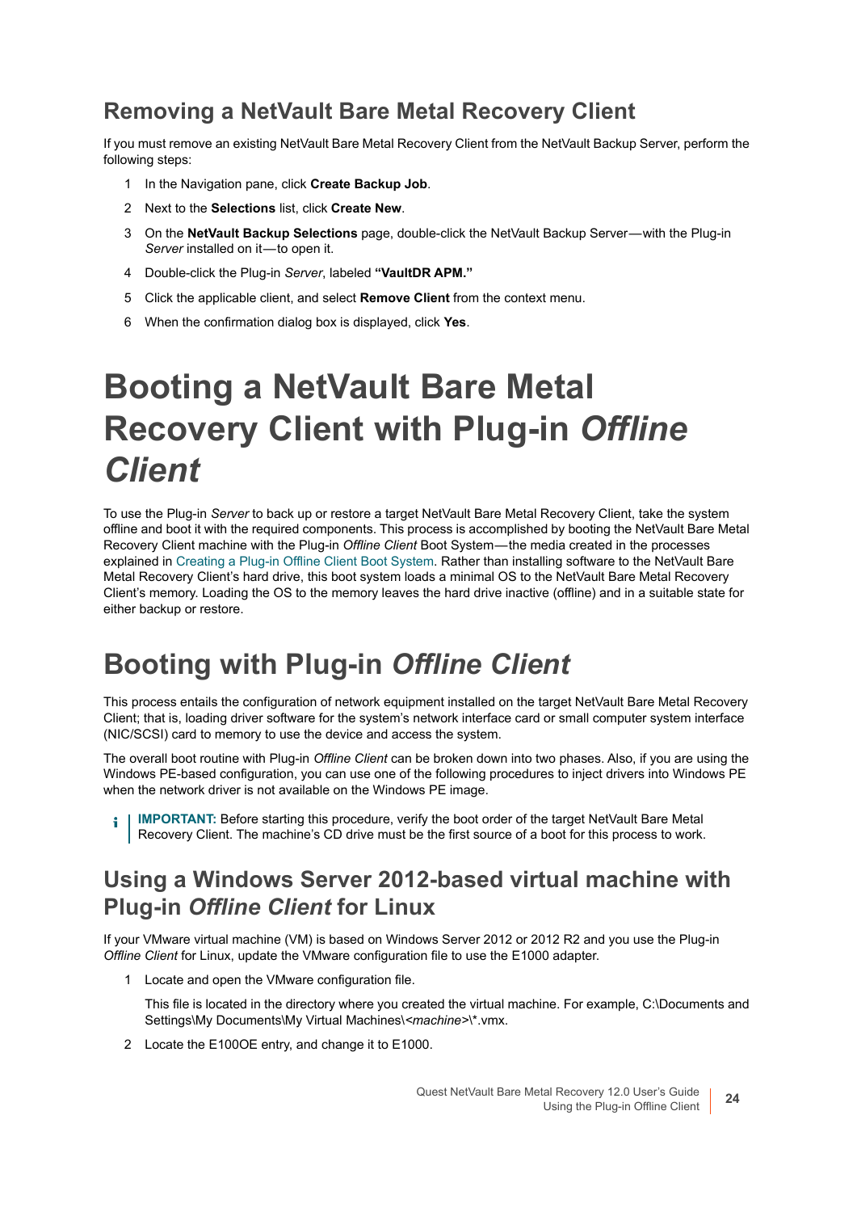## Removing a NetVault Bare Metal Recovery Client

If you must remove an existing NetVault Bare Metal Recovery Client from the NetVault Backup Server, perform the following steps:

1. In the Navigation pane, click **Create Backup Job**.
2. Next to the **Selections** list, click **Create New**.
3. On the **NetVault Backup Selections** page, double-click the NetVault Backup Server—with the Plug-in *Server* installed on it—to open it.
4. Double-click the Plug-in *Server*, labeled **"VaultDR APM."**
5. Click the applicable client, and select **Remove Client** from the context menu.
6. When the confirmation dialog box is displayed, click **Yes**.

# Booting a NetVault Bare Metal Recovery Client with Plug-in *Offline Client*

To use the Plug-in *Server* to back up or restore a target NetVault Bare Metal Recovery Client, take the system offline and boot it with the required components. This process is accomplished by booting the NetVault Bare Metal Recovery Client machine with the Plug-in *Offline Client* Boot System—the media created in the processes explained in Creating a Plug-in Offline Client Boot System. Rather than installing software to the NetVault Bare Metal Recovery Client's hard drive, this boot system loads a minimal OS to the NetVault Bare Metal Recovery Client's memory. Loading the OS to the memory leaves the hard drive inactive (offline) and in a suitable state for either backup or restore.

## Booting with Plug-in *Offline Client*

This process entails the configuration of network equipment installed on the target NetVault Bare Metal Recovery Client; that is, loading driver software for the system's network interface card or small computer system interface (NIC/SCSI) card to memory to use the device and access the system.

The overall boot routine with Plug-in *Offline Client* can be broken down into two phases. Also, if you are using the Windows PE-based configuration, you can use one of the following procedures to inject drivers into Windows PE when the network driver is not available on the Windows PE image.

> **IMPORTANT:** Before starting this procedure, verify the boot order of the target NetVault Bare Metal Recovery Client. The machine's CD drive must be the first source of a boot for this process to work.

### Using a Windows Server 2012-based virtual machine with Plug-in *Offline Client* for Linux

If your VMware virtual machine (VM) is based on Windows Server 2012 or 2012 R2 and you use the Plug-in *Offline Client* for Linux, update the VMware configuration file to use the E1000 adapter.

1. Locate and open the VMware configuration file.

   This file is located in the directory where you created the virtual machine. For example, C:\Documents and Settings\My Documents\My Virtual Machines\<*machine*>\*.vmx.

2. Locate the E100OE entry, and change it to E1000.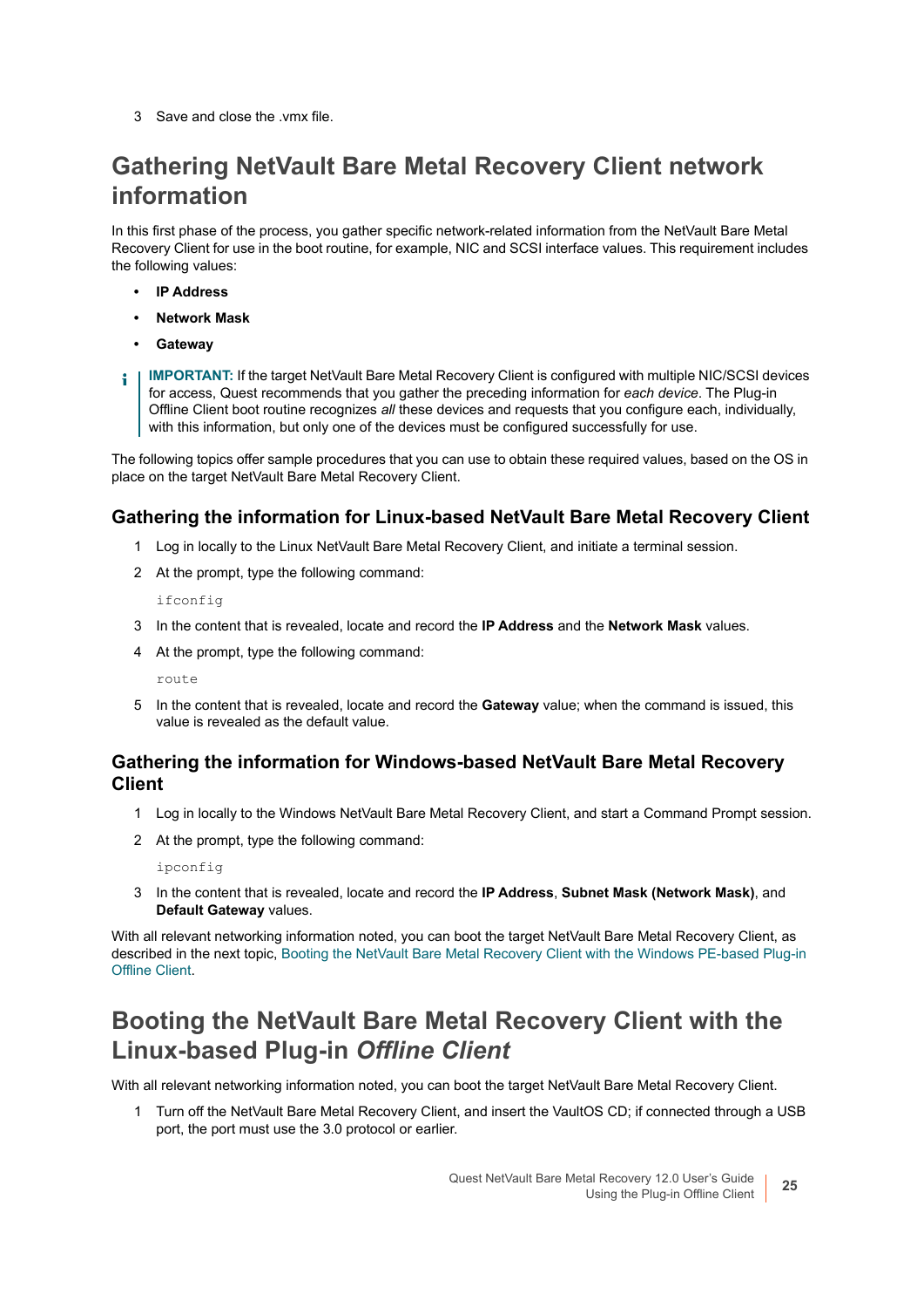3 Save and close the .vmx file.

## Gathering NetVault Bare Metal Recovery Client network information

In this first phase of the process, you gather specific network-related information from the NetVault Bare Metal Recovery Client for use in the boot routine, for example, NIC and SCSI interface values. This requirement includes the following values:

- **IP Address**
- **Network Mask**
- **Gateway**

> **IMPORTANT:** If the target NetVault Bare Metal Recovery Client is configured with multiple NIC/SCSI devices for access, Quest recommends that you gather the preceding information for *each device*. The Plug-in Offline Client boot routine recognizes *all* these devices and requests that you configure each, individually, with this information, but only one of the devices must be configured successfully for use.

The following topics offer sample procedures that you can use to obtain these required values, based on the OS in place on the target NetVault Bare Metal Recovery Client.

### Gathering the information for Linux-based NetVault Bare Metal Recovery Client

1 Log in locally to the Linux NetVault Bare Metal Recovery Client, and initiate a terminal session.

2 At the prompt, type the following command:

```
ifconfig
```

3 In the content that is revealed, locate and record the **IP Address** and the **Network Mask** values.

4 At the prompt, type the following command:

```
route
```

5 In the content that is revealed, locate and record the **Gateway** value; when the command is issued, this value is revealed as the default value.

### Gathering the information for Windows-based NetVault Bare Metal Recovery Client

1 Log in locally to the Windows NetVault Bare Metal Recovery Client, and start a Command Prompt session.

2 At the prompt, type the following command:

```
ipconfig
```

3 In the content that is revealed, locate and record the **IP Address**, **Subnet Mask (Network Mask)**, and **Default Gateway** values.

With all relevant networking information noted, you can boot the target NetVault Bare Metal Recovery Client, as described in the next topic, Booting the NetVault Bare Metal Recovery Client with the Windows PE-based Plug-in Offline Client.

## Booting the NetVault Bare Metal Recovery Client with the Linux-based Plug-in *Offline Client*

With all relevant networking information noted, you can boot the target NetVault Bare Metal Recovery Client.

1 Turn off the NetVault Bare Metal Recovery Client, and insert the VaultOS CD; if connected through a USB port, the port must use the 3.0 protocol or earlier.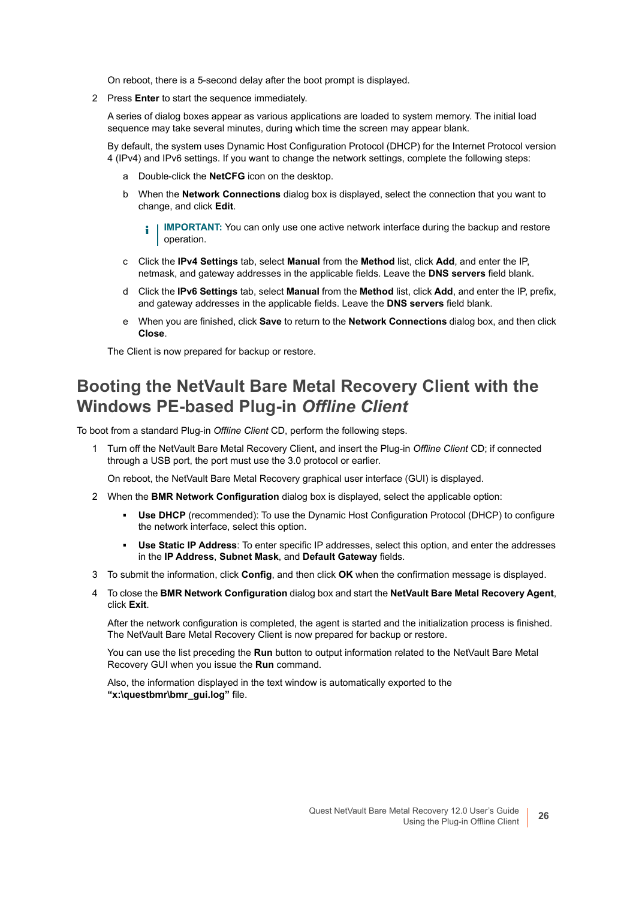On reboot, there is a 5-second delay after the boot prompt is displayed.

2 Press **Enter** to start the sequence immediately.

   A series of dialog boxes appear as various applications are loaded to system memory. The initial load sequence may take several minutes, during which time the screen may appear blank.

   By default, the system uses Dynamic Host Configuration Protocol (DHCP) for the Internet Protocol version 4 (IPv4) and IPv6 settings. If you want to change the network settings, complete the following steps:

   a Double-click the **NetCFG** icon on the desktop.

   b When the **Network Connections** dialog box is displayed, select the connection that you want to change, and click **Edit**.

   > **IMPORTANT:** You can only use one active network interface during the backup and restore operation.

   c Click the **IPv4 Settings** tab, select **Manual** from the **Method** list, click **Add**, and enter the IP, netmask, and gateway addresses in the applicable fields. Leave the **DNS servers** field blank.

   d Click the **IPv6 Settings** tab, select **Manual** from the **Method** list, click **Add**, and enter the IP, prefix, and gateway addresses in the applicable fields. Leave the **DNS servers** field blank.

   e When you are finished, click **Save** to return to the **Network Connections** dialog box, and then click **Close**.

   The Client is now prepared for backup or restore.

## Booting the NetVault Bare Metal Recovery Client with the Windows PE-based Plug-in *Offline Client*

To boot from a standard Plug-in *Offline Client* CD, perform the following steps.

1 Turn off the NetVault Bare Metal Recovery Client, and insert the Plug-in *Offline Client* CD; if connected through a USB port, the port must use the 3.0 protocol or earlier.

   On reboot, the NetVault Bare Metal Recovery graphical user interface (GUI) is displayed.

2 When the **BMR Network Configuration** dialog box is displayed, select the applicable option:

   - **Use DHCP** (recommended): To use the Dynamic Host Configuration Protocol (DHCP) to configure the network interface, select this option.
   - **Use Static IP Address**: To enter specific IP addresses, select this option, and enter the addresses in the **IP Address**, **Subnet Mask**, and **Default Gateway** fields.

3 To submit the information, click **Config**, and then click **OK** when the confirmation message is displayed.

4 To close the **BMR Network Configuration** dialog box and start the **NetVault Bare Metal Recovery Agent**, click **Exit**.

   After the network configuration is completed, the agent is started and the initialization process is finished. The NetVault Bare Metal Recovery Client is now prepared for backup or restore.

   You can use the list preceding the **Run** button to output information related to the NetVault Bare Metal Recovery GUI when you issue the **Run** command.

   Also, the information displayed in the text window is automatically exported to the **"x:\questbmr\bmr_gui.log"** file.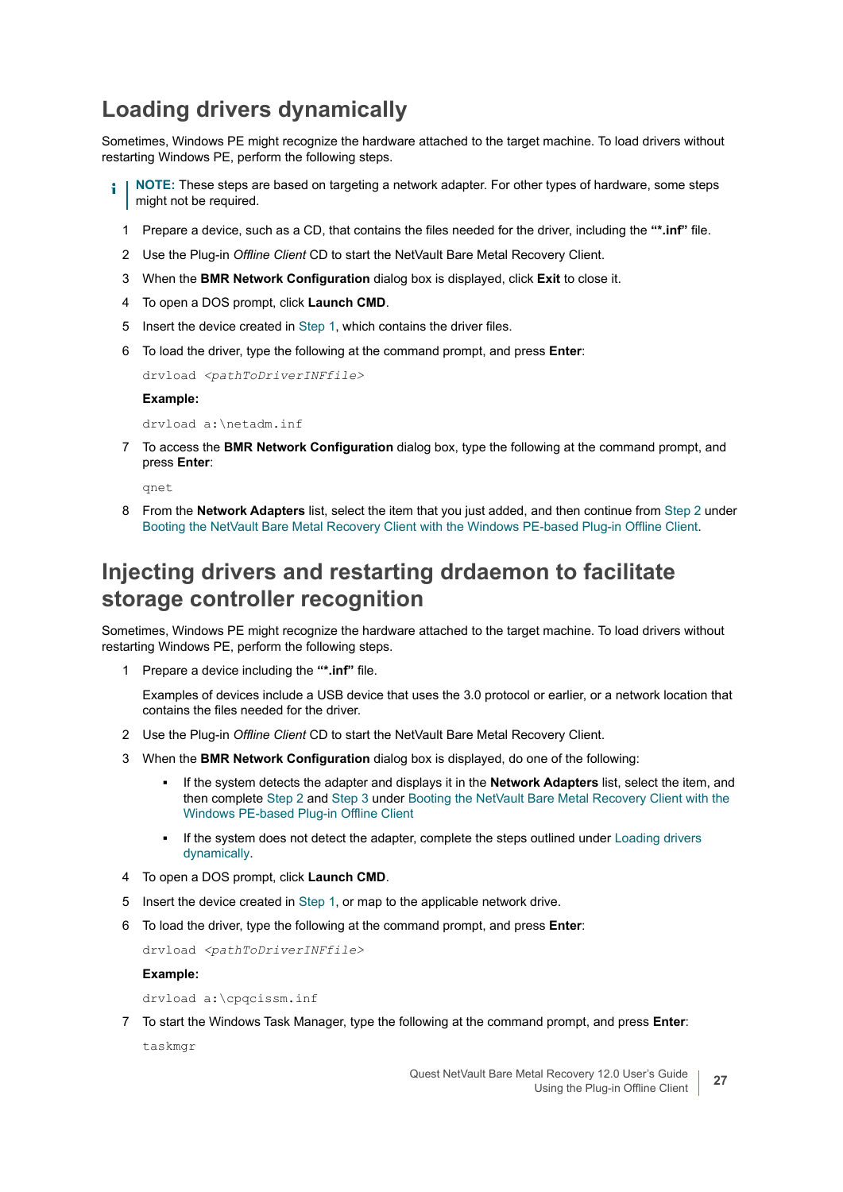## Loading drivers dynamically

Sometimes, Windows PE might recognize the hardware attached to the target machine. To load drivers without restarting Windows PE, perform the following steps.

> **NOTE:** These steps are based on targeting a network adapter. For other types of hardware, some steps might not be required.

1. Prepare a device, such as a CD, that contains the files needed for the driver, including the **"*.inf"** file.
2. Use the Plug-in *Offline Client* CD to start the NetVault Bare Metal Recovery Client.
3. When the **BMR Network Configuration** dialog box is displayed, click **Exit** to close it.
4. To open a DOS prompt, click **Launch CMD**.
5. Insert the device created in Step 1, which contains the driver files.
6. To load the driver, type the following at the command prompt, and press **Enter**:

   ```
   drvload <pathToDriverINFfile>
   ```

   **Example:**

   ```
   drvload a:\netadm.inf
   ```

7. To access the **BMR Network Configuration** dialog box, type the following at the command prompt, and press **Enter**:

   ```
   qnet
   ```

8. From the **Network Adapters** list, select the item that you just added, and then continue from Step 2 under Booting the NetVault Bare Metal Recovery Client with the Windows PE-based Plug-in Offline Client.

## Injecting drivers and restarting drdaemon to facilitate storage controller recognition

Sometimes, Windows PE might recognize the hardware attached to the target machine. To load drivers without restarting Windows PE, perform the following steps.

1. Prepare a device including the **"*.inf"** file.

   Examples of devices include a USB device that uses the 3.0 protocol or earlier, or a network location that contains the files needed for the driver.

2. Use the Plug-in *Offline Client* CD to start the NetVault Bare Metal Recovery Client.
3. When the **BMR Network Configuration** dialog box is displayed, do one of the following:
   - If the system detects the adapter and displays it in the **Network Adapters** list, select the item, and then complete Step 2 and Step 3 under Booting the NetVault Bare Metal Recovery Client with the Windows PE-based Plug-in Offline Client
   - If the system does not detect the adapter, complete the steps outlined under Loading drivers dynamically.
4. To open a DOS prompt, click **Launch CMD**.
5. Insert the device created in Step 1, or map to the applicable network drive.
6. To load the driver, type the following at the command prompt, and press **Enter**:

   ```
   drvload <pathToDriverINFfile>
   ```

   **Example:**

   ```
   drvload a:\cpqcissm.inf
   ```

7. To start the Windows Task Manager, type the following at the command prompt, and press **Enter**:

   ```
   taskmgr
   ```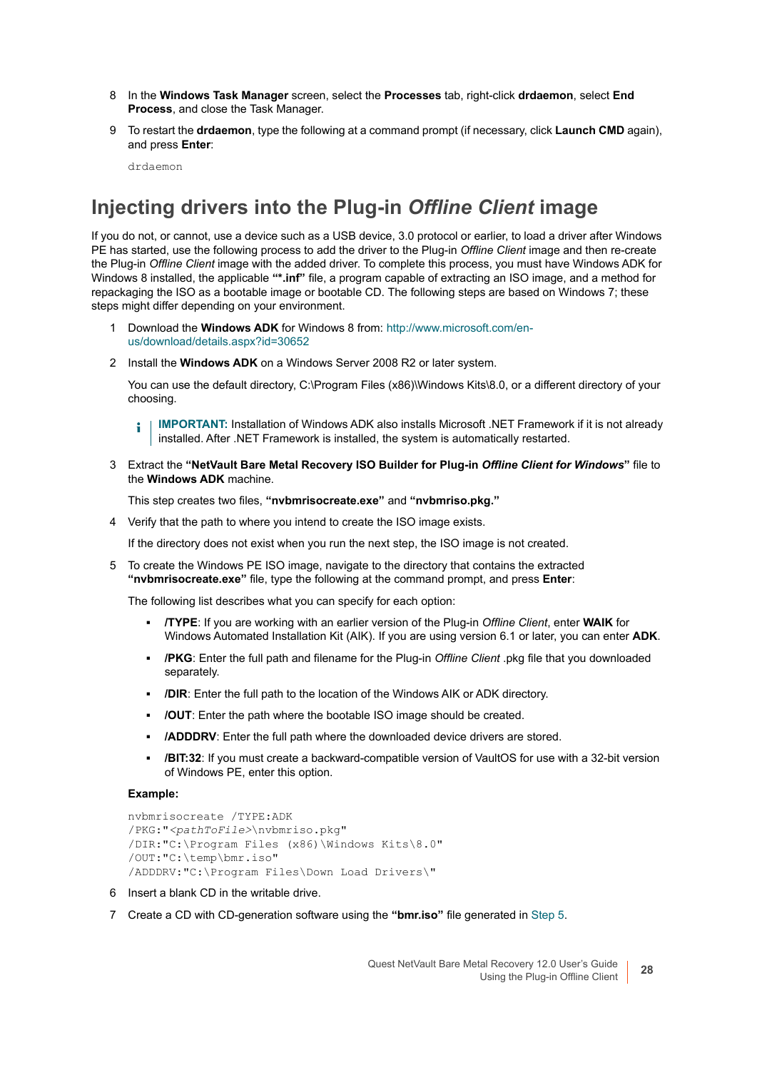8 In the **Windows Task Manager** screen, select the **Processes** tab, right-click **drdaemon**, select **End Process**, and close the Task Manager.

9 To restart the **drdaemon**, type the following at a command prompt (if necessary, click **Launch CMD** again), and press **Enter**:

```
drdaemon
```

## Injecting drivers into the Plug-in *Offline Client* image

If you do not, or cannot, use a device such as a USB device, 3.0 protocol or earlier, to load a driver after Windows PE has started, use the following process to add the driver to the Plug-in *Offline Client* image and then re-create the Plug-in *Offline Client* image with the added driver. To complete this process, you must have Windows ADK for Windows 8 installed, the applicable **"*.inf"** file, a program capable of extracting an ISO image, and a method for repackaging the ISO as a bootable image or bootable CD. The following steps are based on Windows 7; these steps might differ depending on your environment.

1 Download the **Windows ADK** for Windows 8 from: http://www.microsoft.com/en-us/download/details.aspx?id=30652

2 Install the **Windows ADK** on a Windows Server 2008 R2 or later system.

   You can use the default directory, C:\Program Files (x86)\Windows Kits\8.0, or a different directory of your choosing.

   **IMPORTANT:** Installation of Windows ADK also installs Microsoft .NET Framework if it is not already installed. After .NET Framework is installed, the system is automatically restarted.

3 Extract the **"NetVault Bare Metal Recovery ISO Builder for Plug-in *Offline Client for Windows*"** file to the **Windows ADK** machine.

   This step creates two files, **"nvbmrisocreate.exe"** and **"nvbmriso.pkg."**

4 Verify that the path to where you intend to create the ISO image exists.

   If the directory does not exist when you run the next step, the ISO image is not created.

5 To create the Windows PE ISO image, navigate to the directory that contains the extracted **"nvbmrisocreate.exe"** file, type the following at the command prompt, and press **Enter**:

   The following list describes what you can specify for each option:

   - **/TYPE**: If you are working with an earlier version of the Plug-in *Offline Client*, enter **WAIK** for Windows Automated Installation Kit (AIK). If you are using version 6.1 or later, you can enter **ADK**.
   - **/PKG**: Enter the full path and filename for the Plug-in *Offline Client* .pkg file that you downloaded separately.
   - **/DIR**: Enter the full path to the location of the Windows AIK or ADK directory.
   - **/OUT**: Enter the path where the bootable ISO image should be created.
   - **/ADDDRV**: Enter the full path where the downloaded device drivers are stored.
   - **/BIT:32**: If you must create a backward-compatible version of VaultOS for use with a 32-bit version of Windows PE, enter this option.

   **Example:**

```
nvbmrisocreate /TYPE:ADK
/PKG:"<pathToFile>\nvbmriso.pkg"
/DIR:"C:\Program Files (x86)\Windows Kits\8.0"
/OUT:"C:\temp\bmr.iso"
/ADDDRV:"C:\Program Files\Down Load Drivers\"
```

6 Insert a blank CD in the writable drive.

7 Create a CD with CD-generation software using the **"bmr.iso"** file generated in Step 5.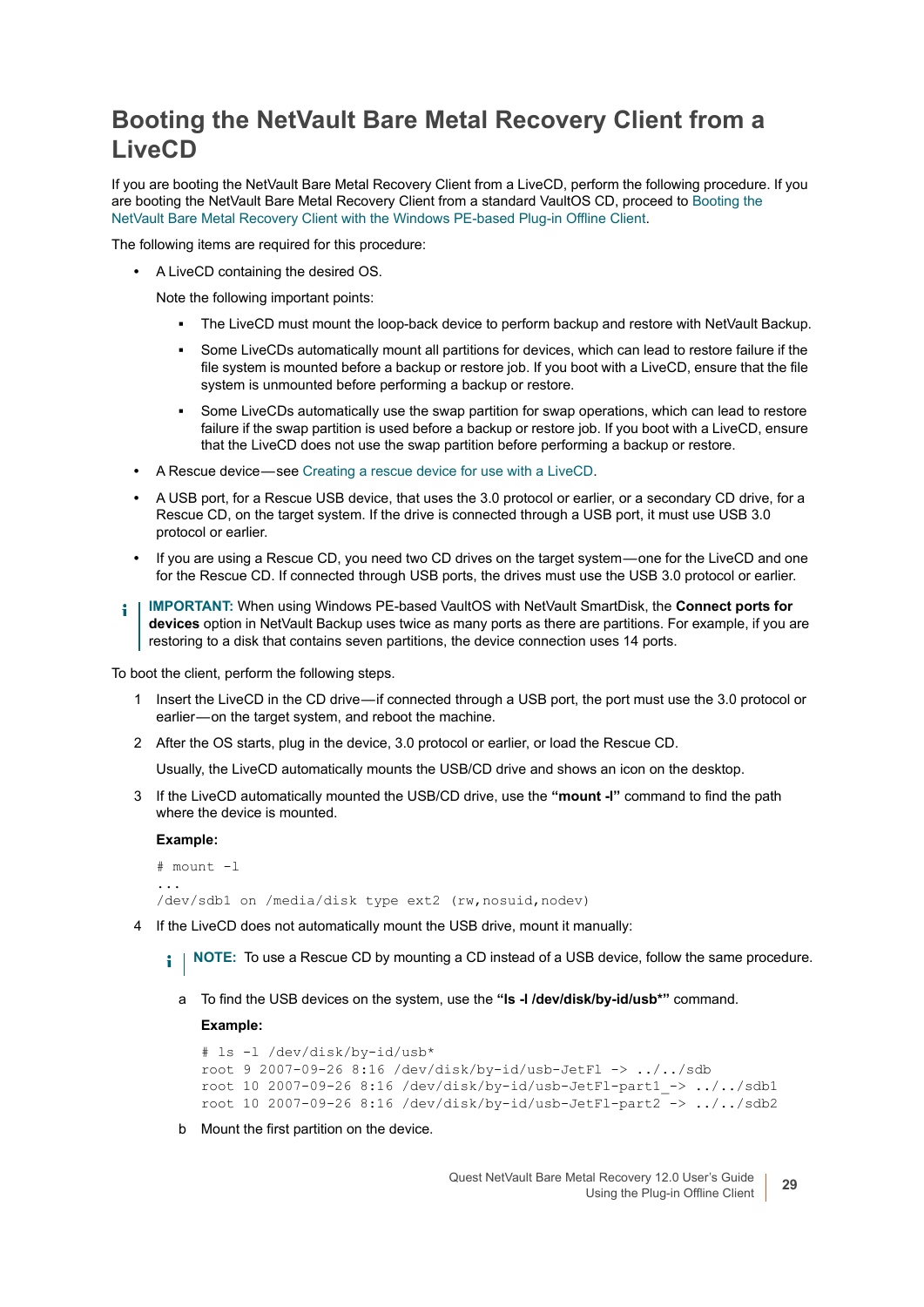## Booting the NetVault Bare Metal Recovery Client from a LiveCD

If you are booting the NetVault Bare Metal Recovery Client from a LiveCD, perform the following procedure. If you are booting the NetVault Bare Metal Recovery Client from a standard VaultOS CD, proceed to Booting the NetVault Bare Metal Recovery Client with the Windows PE-based Plug-in Offline Client.

The following items are required for this procedure:

- A LiveCD containing the desired OS.

  Note the following important points:

  - The LiveCD must mount the loop-back device to perform backup and restore with NetVault Backup.
  - Some LiveCDs automatically mount all partitions for devices, which can lead to restore failure if the file system is mounted before a backup or restore job. If you boot with a LiveCD, ensure that the file system is unmounted before performing a backup or restore.
  - Some LiveCDs automatically use the swap partition for swap operations, which can lead to restore failure if the swap partition is used before a backup or restore job. If you boot with a LiveCD, ensure that the LiveCD does not use the swap partition before performing a backup or restore.

- A Rescue device — see Creating a rescue device for use with a LiveCD.
- A USB port, for a Rescue USB device, that uses the 3.0 protocol or earlier, or a secondary CD drive, for a Rescue CD, on the target system. If the drive is connected through a USB port, it must use USB 3.0 protocol or earlier.
- If you are using a Rescue CD, you need two CD drives on the target system — one for the LiveCD and one for the Rescue CD. If connected through USB ports, the drives must use the USB 3.0 protocol or earlier.

**IMPORTANT:** When using Windows PE-based VaultOS with NetVault SmartDisk, the **Connect ports for devices** option in NetVault Backup uses twice as many ports as there are partitions. For example, if you are restoring to a disk that contains seven partitions, the device connection uses 14 ports.

To boot the client, perform the following steps.

1. Insert the LiveCD in the CD drive — if connected through a USB port, the port must use the 3.0 protocol or earlier — on the target system, and reboot the machine.
2. After the OS starts, plug in the device, 3.0 protocol or earlier, or load the Rescue CD.

   Usually, the LiveCD automatically mounts the USB/CD drive and shows an icon on the desktop.

3. If the LiveCD automatically mounted the USB/CD drive, use the **"mount -l"** command to find the path where the device is mounted.

   **Example:**

   ```
   # mount -l
   ...
   /dev/sdb1 on /media/disk type ext2 (rw,nosuid,nodev)
   ```

4. If the LiveCD does not automatically mount the USB drive, mount it manually:

   **NOTE:** To use a Rescue CD by mounting a CD instead of a USB device, follow the same procedure.

   a. To find the USB devices on the system, use the **"ls -l /dev/disk/by-id/usb\*"** command.

      **Example:**

      ```
      # ls -l /dev/disk/by-id/usb*
      root 9 2007-09-26 8:16 /dev/disk/by-id/usb-JetFl -> ../../sdb
      root 10 2007-09-26 8:16 /dev/disk/by-id/usb-JetFl-part1_-> ../../sdb1
      root 10 2007-09-26 8:16 /dev/disk/by-id/usb-JetFl-part2 -> ../../sdb2
      ```

   b. Mount the first partition on the device.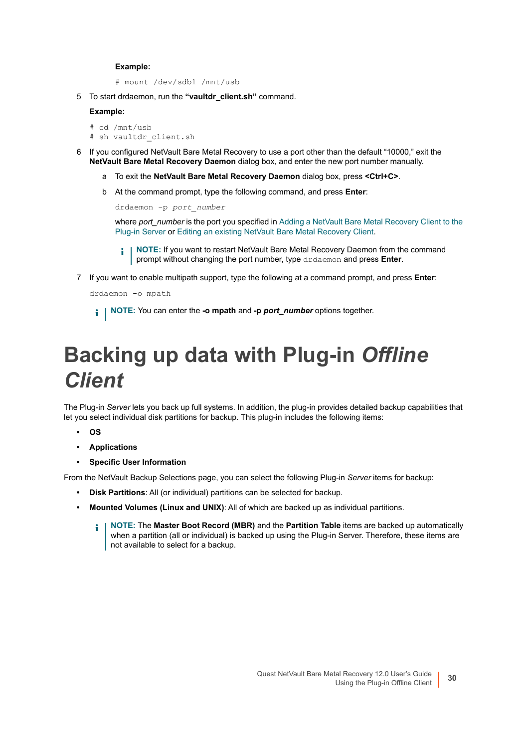**Example:**

```
# mount /dev/sdb1 /mnt/usb
```

5 To start drdaemon, run the **“vaultdr_client.sh”** command.

   **Example:**

```
# cd /mnt/usb
# sh vaultdr_client.sh
```

6 If you configured NetVault Bare Metal Recovery to use a port other than the default “10000,” exit the **NetVault Bare Metal Recovery Daemon** dialog box, and enter the new port number manually.

   a To exit the **NetVault Bare Metal Recovery Daemon** dialog box, press **<Ctrl+C>**.

   b At the command prompt, type the following command, and press **Enter**:

   ```
   drdaemon -p port_number
   ```

   where *port_number* is the port you specified in Adding a NetVault Bare Metal Recovery Client to the Plug-in Server or Editing an existing NetVault Bare Metal Recovery Client.

   > **NOTE:** If you want to restart NetVault Bare Metal Recovery Daemon from the command prompt without changing the port number, type `drdaemon` and press **Enter**.

7 If you want to enable multipath support, type the following at a command prompt, and press **Enter**:

```
drdaemon -o mpath
```

> **NOTE:** You can enter the **-o mpath** and **-p *port_number*** options together.

# Backing up data with Plug-in *Offline Client*

The Plug-in *Server* lets you back up full systems. In addition, the plug-in provides detailed backup capabilities that let you select individual disk partitions for backup. This plug-in includes the following items:

- **OS**
- **Applications**
- **Specific User Information**

From the NetVault Backup Selections page, you can select the following Plug-in *Server* items for backup:

- **Disk Partitions**: All (or individual) partitions can be selected for backup.
- **Mounted Volumes (Linux and UNIX)**: All of which are backed up as individual partitions.

> **NOTE:** The **Master Boot Record (MBR)** and the **Partition Table** items are backed up automatically when a partition (all or individual) is backed up using the Plug-in Server. Therefore, these items are not available to select for a backup.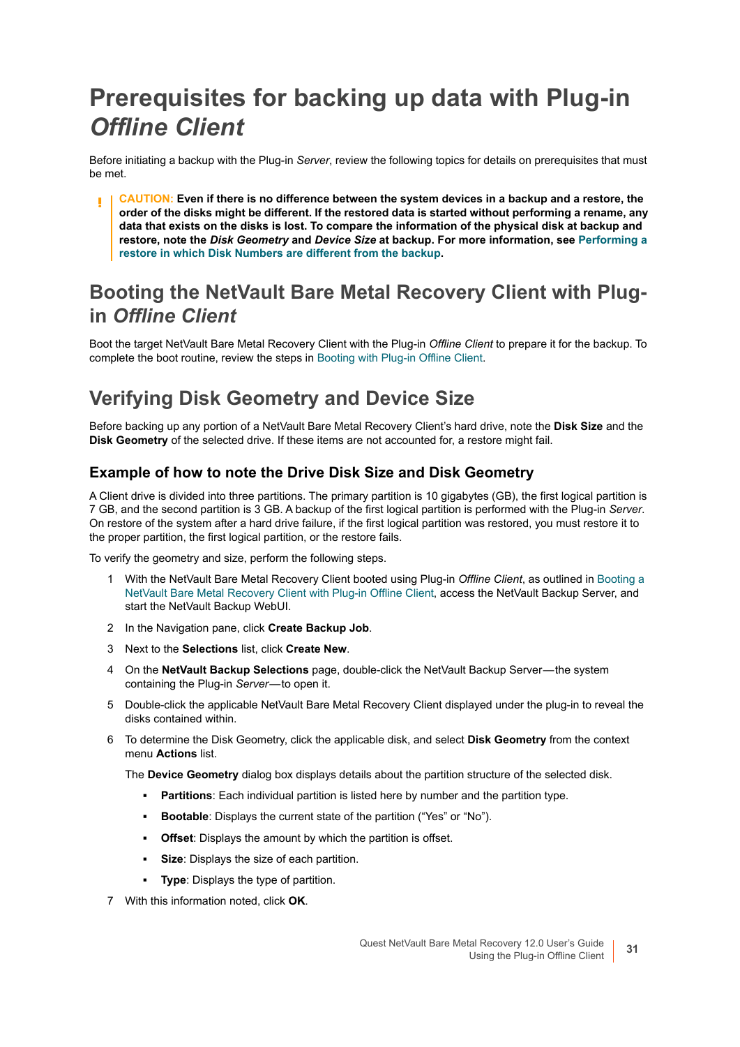# Prerequisites for backing up data with Plug-in *Offline Client*

Before initiating a backup with the Plug-in *Server*, review the following topics for details on prerequisites that must be met.

> **CAUTION: Even if there is no difference between the system devices in a backup and a restore, the order of the disks might be different. If the restored data is started without performing a rename, any data that exists on the disks is lost. To compare the information of the physical disk at backup and restore, note the *Disk Geometry* and *Device Size* at backup. For more information, see Performing a restore in which Disk Numbers are different from the backup.**

## Booting the NetVault Bare Metal Recovery Client with Plug-in *Offline Client*

Boot the target NetVault Bare Metal Recovery Client with the Plug-in *Offline Client* to prepare it for the backup. To complete the boot routine, review the steps in Booting with Plug-in Offline Client.

## Verifying Disk Geometry and Device Size

Before backing up any portion of a NetVault Bare Metal Recovery Client's hard drive, note the **Disk Size** and the **Disk Geometry** of the selected drive. If these items are not accounted for, a restore might fail.

### Example of how to note the Drive Disk Size and Disk Geometry

A Client drive is divided into three partitions. The primary partition is 10 gigabytes (GB), the first logical partition is 7 GB, and the second partition is 3 GB. A backup of the first logical partition is performed with the Plug-in *Server*. On restore of the system after a hard drive failure, if the first logical partition was restored, you must restore it to the proper partition, the first logical partition, or the restore fails.

To verify the geometry and size, perform the following steps.

1. With the NetVault Bare Metal Recovery Client booted using Plug-in *Offline Client*, as outlined in Booting a NetVault Bare Metal Recovery Client with Plug-in Offline Client, access the NetVault Backup Server, and start the NetVault Backup WebUI.
2. In the Navigation pane, click **Create Backup Job**.
3. Next to the **Selections** list, click **Create New**.
4. On the **NetVault Backup Selections** page, double-click the NetVault Backup Server—the system containing the Plug-in *Server*—to open it.
5. Double-click the applicable NetVault Bare Metal Recovery Client displayed under the plug-in to reveal the disks contained within.
6. To determine the Disk Geometry, click the applicable disk, and select **Disk Geometry** from the context menu **Actions** list.

   The **Device Geometry** dialog box displays details about the partition structure of the selected disk.

   - **Partitions**: Each individual partition is listed here by number and the partition type.
   - **Bootable**: Displays the current state of the partition ("Yes" or "No").
   - **Offset**: Displays the amount by which the partition is offset.
   - **Size**: Displays the size of each partition.
   - **Type**: Displays the type of partition.
7. With this information noted, click **OK**.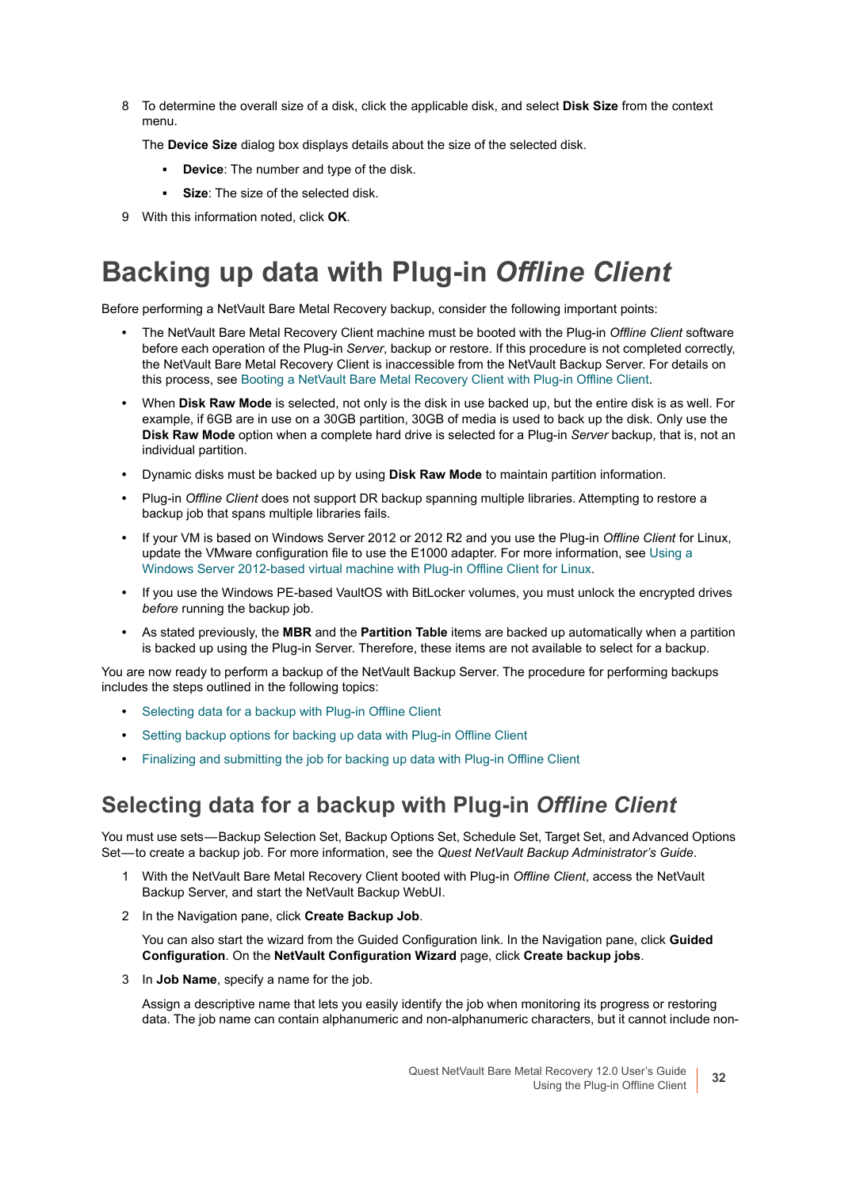8 To determine the overall size of a disk, click the applicable disk, and select **Disk Size** from the context menu.

   The **Device Size** dialog box displays details about the size of the selected disk.

   - **Device**: The number and type of the disk.
   - **Size**: The size of the selected disk.

9 With this information noted, click **OK**.

# Backing up data with Plug-in *Offline Client*

Before performing a NetVault Bare Metal Recovery backup, consider the following important points:

- The NetVault Bare Metal Recovery Client machine must be booted with the Plug-in *Offline Client* software before each operation of the Plug-in *Server*, backup or restore. If this procedure is not completed correctly, the NetVault Bare Metal Recovery Client is inaccessible from the NetVault Backup Server. For details on this process, see Booting a NetVault Bare Metal Recovery Client with Plug-in Offline Client.
- When **Disk Raw Mode** is selected, not only is the disk in use backed up, but the entire disk is as well. For example, if 6GB are in use on a 30GB partition, 30GB of media is used to back up the disk. Only use the **Disk Raw Mode** option when a complete hard drive is selected for a Plug-in *Server* backup, that is, not an individual partition.
- Dynamic disks must be backed up by using **Disk Raw Mode** to maintain partition information.
- Plug-in *Offline Client* does not support DR backup spanning multiple libraries. Attempting to restore a backup job that spans multiple libraries fails.
- If your VM is based on Windows Server 2012 or 2012 R2 and you use the Plug-in *Offline Client* for Linux, update the VMware configuration file to use the E1000 adapter. For more information, see Using a Windows Server 2012-based virtual machine with Plug-in Offline Client for Linux.
- If you use the Windows PE-based VaultOS with BitLocker volumes, you must unlock the encrypted drives *before* running the backup job.
- As stated previously, the **MBR** and the **Partition Table** items are backed up automatically when a partition is backed up using the Plug-in Server. Therefore, these items are not available to select for a backup.

You are now ready to perform a backup of the NetVault Backup Server. The procedure for performing backups includes the steps outlined in the following topics:

- Selecting data for a backup with Plug-in Offline Client
- Setting backup options for backing up data with Plug-in Offline Client
- Finalizing and submitting the job for backing up data with Plug-in Offline Client

## Selecting data for a backup with Plug-in *Offline Client*

You must use sets—Backup Selection Set, Backup Options Set, Schedule Set, Target Set, and Advanced Options Set—to create a backup job. For more information, see the *Quest NetVault Backup Administrator's Guide*.

1 With the NetVault Bare Metal Recovery Client booted with Plug-in *Offline Client*, access the NetVault Backup Server, and start the NetVault Backup WebUI.

2 In the Navigation pane, click **Create Backup Job**.

   You can also start the wizard from the Guided Configuration link. In the Navigation pane, click **Guided Configuration**. On the **NetVault Configuration Wizard** page, click **Create backup jobs**.

3 In **Job Name**, specify a name for the job.

   Assign a descriptive name that lets you easily identify the job when monitoring its progress or restoring data. The job name can contain alphanumeric and non-alphanumeric characters, but it cannot include non-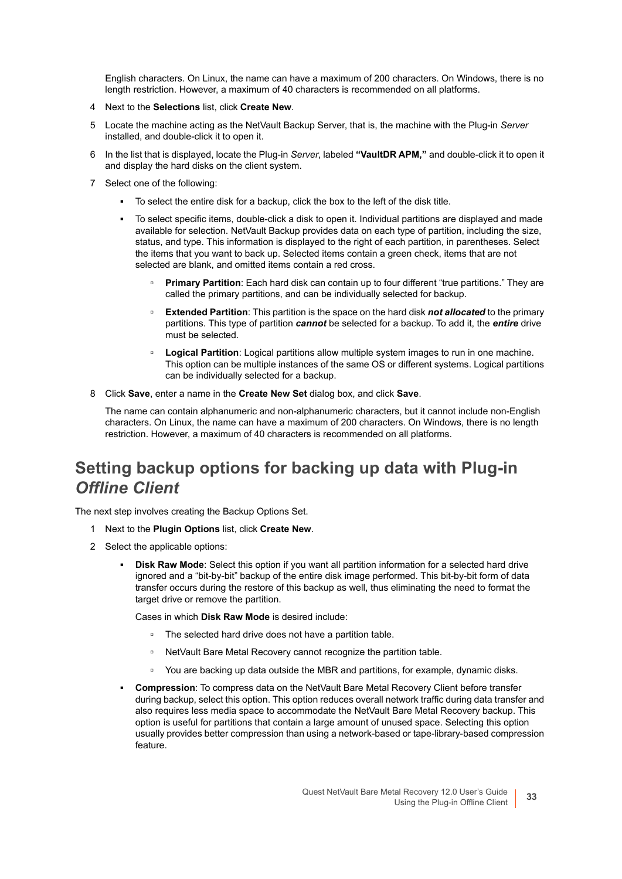English characters. On Linux, the name can have a maximum of 200 characters. On Windows, there is no length restriction. However, a maximum of 40 characters is recommended on all platforms.

4. Next to the **Selections** list, click **Create New**.
5. Locate the machine acting as the NetVault Backup Server, that is, the machine with the Plug-in *Server* installed, and double-click it to open it.
6. In the list that is displayed, locate the Plug-in *Server*, labeled **"VaultDR APM,"** and double-click it to open it and display the hard disks on the client system.
7. Select one of the following:
   - To select the entire disk for a backup, click the box to the left of the disk title.
   - To select specific items, double-click a disk to open it. Individual partitions are displayed and made available for selection. NetVault Backup provides data on each type of partition, including the size, status, and type. This information is displayed to the right of each partition, in parentheses. Select the items that you want to back up. Selected items contain a green check, items that are not selected are blank, and omitted items contain a red cross.
     - **Primary Partition**: Each hard disk can contain up to four different "true partitions." They are called the primary partitions, and can be individually selected for backup.
     - **Extended Partition**: This partition is the space on the hard disk ***not allocated*** to the primary partitions. This type of partition ***cannot*** be selected for a backup. To add it, the ***entire*** drive must be selected.
     - **Logical Partition**: Logical partitions allow multiple system images to run in one machine. This option can be multiple instances of the same OS or different systems. Logical partitions can be individually selected for a backup.
8. Click **Save**, enter a name in the **Create New Set** dialog box, and click **Save**.

   The name can contain alphanumeric and non-alphanumeric characters, but it cannot include non-English characters. On Linux, the name can have a maximum of 200 characters. On Windows, there is no length restriction. However, a maximum of 40 characters is recommended on all platforms.

## Setting backup options for backing up data with Plug-in *Offline Client*

The next step involves creating the Backup Options Set.

1. Next to the **Plugin Options** list, click **Create New**.
2. Select the applicable options:
   - **Disk Raw Mode**: Select this option if you want all partition information for a selected hard drive ignored and a "bit-by-bit" backup of the entire disk image performed. This bit-by-bit form of data transfer occurs during the restore of this backup as well, thus eliminating the need to format the target drive or remove the partition.

     Cases in which **Disk Raw Mode** is desired include:
     - The selected hard drive does not have a partition table.
     - NetVault Bare Metal Recovery cannot recognize the partition table.
     - You are backing up data outside the MBR and partitions, for example, dynamic disks.
   - **Compression**: To compress data on the NetVault Bare Metal Recovery Client before transfer during backup, select this option. This option reduces overall network traffic during data transfer and also requires less media space to accommodate the NetVault Bare Metal Recovery backup. This option is useful for partitions that contain a large amount of unused space. Selecting this option usually provides better compression than using a network-based or tape-library-based compression feature.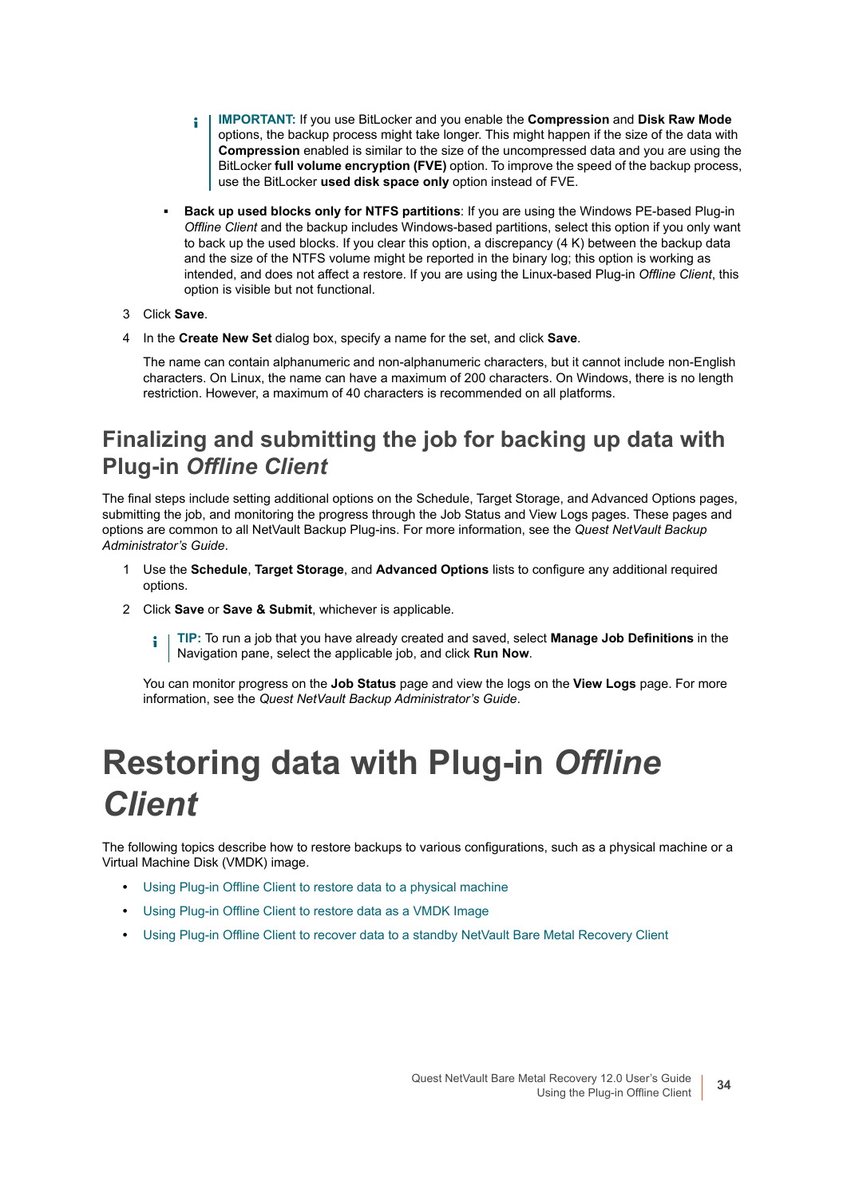> **IMPORTANT:** If you use BitLocker and you enable the **Compression** and **Disk Raw Mode** options, the backup process might take longer. This might happen if the size of the data with **Compression** enabled is similar to the size of the uncompressed data and you are using the BitLocker **full volume encryption (FVE)** option. To improve the speed of the backup process, use the BitLocker **used disk space only** option instead of FVE.

- **Back up used blocks only for NTFS partitions**: If you are using the Windows PE-based Plug-in *Offline Client* and the backup includes Windows-based partitions, select this option if you only want to back up the used blocks. If you clear this option, a discrepancy (4 K) between the backup data and the size of the NTFS volume might be reported in the binary log; this option is working as intended, and does not affect a restore. If you are using the Linux-based Plug-in *Offline Client*, this option is visible but not functional.

3. Click **Save**.
4. In the **Create New Set** dialog box, specify a name for the set, and click **Save**.

   The name can contain alphanumeric and non-alphanumeric characters, but it cannot include non-English characters. On Linux, the name can have a maximum of 200 characters. On Windows, there is no length restriction. However, a maximum of 40 characters is recommended on all platforms.

## Finalizing and submitting the job for backing up data with Plug-in *Offline Client*

The final steps include setting additional options on the Schedule, Target Storage, and Advanced Options pages, submitting the job, and monitoring the progress through the Job Status and View Logs pages. These pages and options are common to all NetVault Backup Plug-ins. For more information, see the *Quest NetVault Backup Administrator's Guide*.

1. Use the **Schedule**, **Target Storage**, and **Advanced Options** lists to configure any additional required options.
2. Click **Save** or **Save & Submit**, whichever is applicable.

   > **TIP:** To run a job that you have already created and saved, select **Manage Job Definitions** in the Navigation pane, select the applicable job, and click **Run Now**.

   You can monitor progress on the **Job Status** page and view the logs on the **View Logs** page. For more information, see the *Quest NetVault Backup Administrator's Guide*.

# Restoring data with Plug-in *Offline Client*

The following topics describe how to restore backups to various configurations, such as a physical machine or a Virtual Machine Disk (VMDK) image.

- Using Plug-in Offline Client to restore data to a physical machine
- Using Plug-in Offline Client to restore data as a VMDK Image
- Using Plug-in Offline Client to recover data to a standby NetVault Bare Metal Recovery Client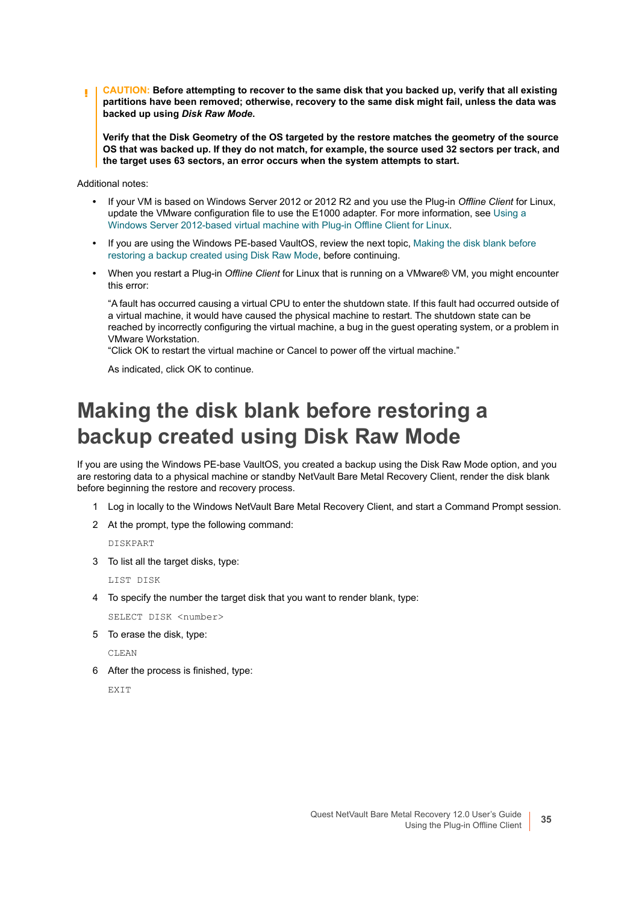**CAUTION: Before attempting to recover to the same disk that you backed up, verify that all existing partitions have been removed; otherwise, recovery to the same disk might fail, unless the data was backed up using *Disk Raw Mode*.**

**Verify that the Disk Geometry of the OS targeted by the restore matches the geometry of the source OS that was backed up. If they do not match, for example, the source used 32 sectors per track, and the target uses 63 sectors, an error occurs when the system attempts to start.**

Additional notes:

- If your VM is based on Windows Server 2012 or 2012 R2 and you use the Plug-in *Offline Client* for Linux, update the VMware configuration file to use the E1000 adapter. For more information, see Using a Windows Server 2012-based virtual machine with Plug-in Offline Client for Linux.
- If you are using the Windows PE-based VaultOS, review the next topic, Making the disk blank before restoring a backup created using Disk Raw Mode, before continuing.
- When you restart a Plug-in *Offline Client* for Linux that is running on a VMware® VM, you might encounter this error:

  "A fault has occurred causing a virtual CPU to enter the shutdown state. If this fault had occurred outside of a virtual machine, it would have caused the physical machine to restart. The shutdown state can be reached by incorrectly configuring the virtual machine, a bug in the guest operating system, or a problem in VMware Workstation.
  "Click OK to restart the virtual machine or Cancel to power off the virtual machine."

  As indicated, click OK to continue.

# Making the disk blank before restoring a backup created using Disk Raw Mode

If you are using the Windows PE-base VaultOS, you created a backup using the Disk Raw Mode option, and you are restoring data to a physical machine or standby NetVault Bare Metal Recovery Client, render the disk blank before beginning the restore and recovery process.

1. Log in locally to the Windows NetVault Bare Metal Recovery Client, and start a Command Prompt session.
2. At the prompt, type the following command:

   ```
   DISKPART
   ```

3. To list all the target disks, type:

   ```
   LIST DISK
   ```

4. To specify the number the target disk that you want to render blank, type:

   ```
   SELECT DISK <number>
   ```

5. To erase the disk, type:

   ```
   CLEAN
   ```

6. After the process is finished, type:

   ```
   EXIT
   ```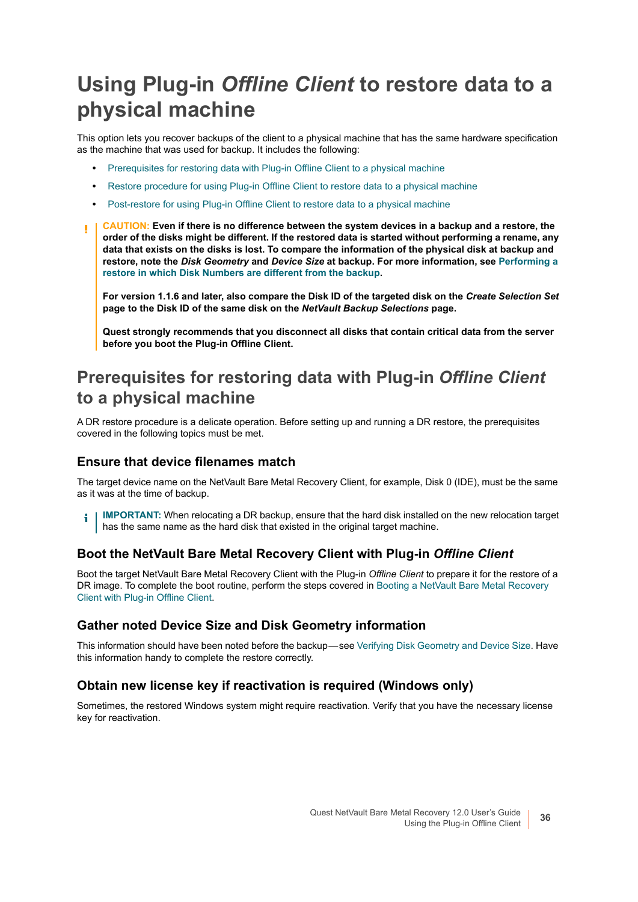# Using Plug-in *Offline Client* to restore data to a physical machine

This option lets you recover backups of the client to a physical machine that has the same hardware specification as the machine that was used for backup. It includes the following:

- Prerequisites for restoring data with Plug-in Offline Client to a physical machine
- Restore procedure for using Plug-in Offline Client to restore data to a physical machine
- Post-restore for using Plug-in Offline Client to restore data to a physical machine

> **CAUTION:** **Even if there is no difference between the system devices in a backup and a restore, the order of the disks might be different. If the restored data is started without performing a rename, any data that exists on the disks is lost. To compare the information of the physical disk at backup and restore, note the *Disk Geometry* and *Device Size* at backup. For more information, see Performing a restore in which Disk Numbers are different from the backup.**
>
> **For version 1.1.6 and later, also compare the Disk ID of the targeted disk on the *Create Selection Set* page to the Disk ID of the same disk on the *NetVault Backup Selections* page.**
>
> **Quest strongly recommends that you disconnect all disks that contain critical data from the server before you boot the Plug-in Offline Client.**

## Prerequisites for restoring data with Plug-in *Offline Client* to a physical machine

A DR restore procedure is a delicate operation. Before setting up and running a DR restore, the prerequisites covered in the following topics must be met.

### Ensure that device filenames match

The target device name on the NetVault Bare Metal Recovery Client, for example, Disk 0 (IDE), must be the same as it was at the time of backup.

> **IMPORTANT:** When relocating a DR backup, ensure that the hard disk installed on the new relocation target has the same name as the hard disk that existed in the original target machine.

### Boot the NetVault Bare Metal Recovery Client with Plug-in *Offline Client*

Boot the target NetVault Bare Metal Recovery Client with the Plug-in *Offline Client* to prepare it for the restore of a DR image. To complete the boot routine, perform the steps covered in Booting a NetVault Bare Metal Recovery Client with Plug-in Offline Client.

### Gather noted Device Size and Disk Geometry information

This information should have been noted before the backup—see Verifying Disk Geometry and Device Size. Have this information handy to complete the restore correctly.

### Obtain new license key if reactivation is required (Windows only)

Sometimes, the restored Windows system might require reactivation. Verify that you have the necessary license key for reactivation.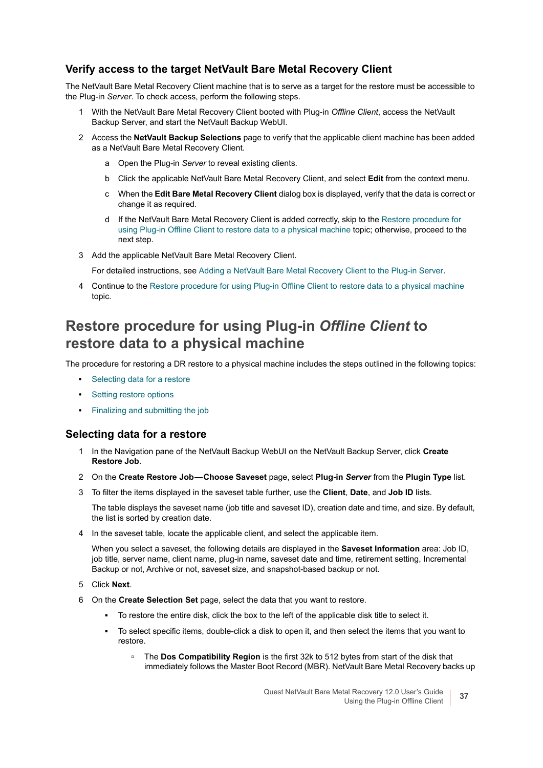### Verify access to the target NetVault Bare Metal Recovery Client

The NetVault Bare Metal Recovery Client machine that is to serve as a target for the restore must be accessible to the Plug-in *Server*. To check access, perform the following steps.

1. With the NetVault Bare Metal Recovery Client booted with Plug-in *Offline Client*, access the NetVault Backup Server, and start the NetVault Backup WebUI.
2. Access the **NetVault Backup Selections** page to verify that the applicable client machine has been added as a NetVault Bare Metal Recovery Client.
   a. Open the Plug-in *Server* to reveal existing clients.
   b. Click the applicable NetVault Bare Metal Recovery Client, and select **Edit** from the context menu.
   c. When the **Edit Bare Metal Recovery Client** dialog box is displayed, verify that the data is correct or change it as required.
   d. If the NetVault Bare Metal Recovery Client is added correctly, skip to the Restore procedure for using Plug-in Offline Client to restore data to a physical machine topic; otherwise, proceed to the next step.
3. Add the applicable NetVault Bare Metal Recovery Client.

   For detailed instructions, see Adding a NetVault Bare Metal Recovery Client to the Plug-in Server.
4. Continue to the Restore procedure for using Plug-in Offline Client to restore data to a physical machine topic.

## Restore procedure for using Plug-in *Offline Client* to restore data to a physical machine

The procedure for restoring a DR restore to a physical machine includes the steps outlined in the following topics:

- Selecting data for a restore
- Setting restore options
- Finalizing and submitting the job

### Selecting data for a restore

1. In the Navigation pane of the NetVault Backup WebUI on the NetVault Backup Server, click **Create Restore Job**.
2. On the **Create Restore Job—Choose Saveset** page, select **Plug-in *Server*** from the **Plugin Type** list.
3. To filter the items displayed in the saveset table further, use the **Client**, **Date**, and **Job ID** lists.

   The table displays the saveset name (job title and saveset ID), creation date and time, and size. By default, the list is sorted by creation date.
4. In the saveset table, locate the applicable client, and select the applicable item.

   When you select a saveset, the following details are displayed in the **Saveset Information** area: Job ID, job title, server name, client name, plug-in name, saveset date and time, retirement setting, Incremental Backup or not, Archive or not, saveset size, and snapshot-based backup or not.
5. Click **Next**.
6. On the **Create Selection Set** page, select the data that you want to restore.
   - To restore the entire disk, click the box to the left of the applicable disk title to select it.
   - To select specific items, double-click a disk to open it, and then select the items that you want to restore.
     - The **Dos Compatibility Region** is the first 32k to 512 bytes from start of the disk that immediately follows the Master Boot Record (MBR). NetVault Bare Metal Recovery backs up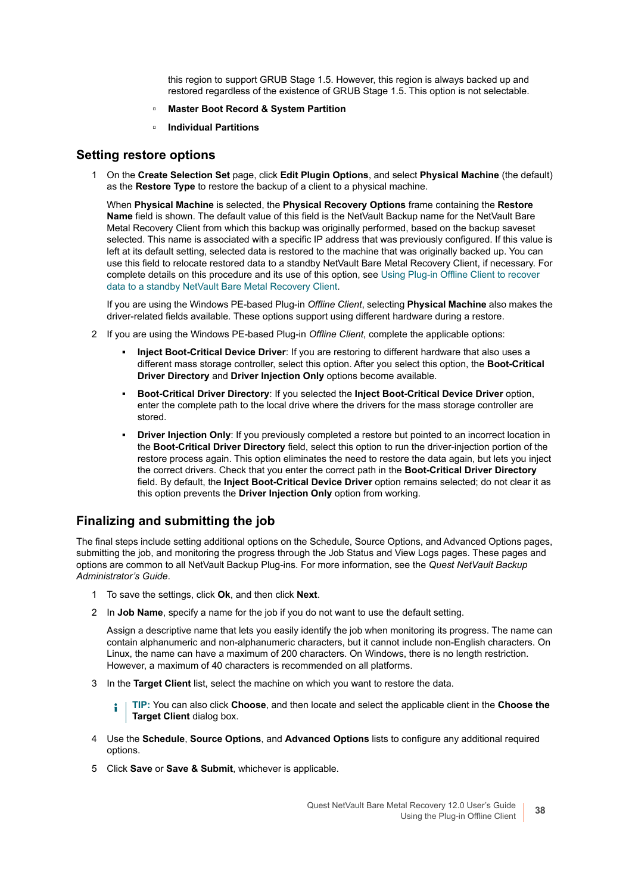this region to support GRUB Stage 1.5. However, this region is always backed up and restored regardless of the existence of GRUB Stage 1.5. This option is not selectable.

- **Master Boot Record & System Partition**
- **Individual Partitions**

## Setting restore options

1. On the **Create Selection Set** page, click **Edit Plugin Options**, and select **Physical Machine** (the default) as the **Restore Type** to restore the backup of a client to a physical machine.

   When **Physical Machine** is selected, the **Physical Recovery Options** frame containing the **Restore Name** field is shown. The default value of this field is the NetVault Backup name for the NetVault Bare Metal Recovery Client from which this backup was originally performed, based on the backup saveset selected. This name is associated with a specific IP address that was previously configured. If this value is left at its default setting, selected data is restored to the machine that was originally backed up. You can use this field to relocate restored data to a standby NetVault Bare Metal Recovery Client, if necessary. For complete details on this procedure and its use of this option, see Using Plug-in Offline Client to recover data to a standby NetVault Bare Metal Recovery Client.

   If you are using the Windows PE-based Plug-in *Offline Client*, selecting **Physical Machine** also makes the driver-related fields available. These options support using different hardware during a restore.

2. If you are using the Windows PE-based Plug-in *Offline Client*, complete the applicable options:

   - **Inject Boot-Critical Device Driver**: If you are restoring to different hardware that also uses a different mass storage controller, select this option. After you select this option, the **Boot-Critical Driver Directory** and **Driver Injection Only** options become available.
   - **Boot-Critical Driver Directory**: If you selected the **Inject Boot-Critical Device Driver** option, enter the complete path to the local drive where the drivers for the mass storage controller are stored.
   - **Driver Injection Only**: If you previously completed a restore but pointed to an incorrect location in the **Boot-Critical Driver Directory** field, select this option to run the driver-injection portion of the restore process again. This option eliminates the need to restore the data again, but lets you inject the correct drivers. Check that you enter the correct path in the **Boot-Critical Driver Directory** field. By default, the **Inject Boot-Critical Device Driver** option remains selected; do not clear it as this option prevents the **Driver Injection Only** option from working.

## Finalizing and submitting the job

The final steps include setting additional options on the Schedule, Source Options, and Advanced Options pages, submitting the job, and monitoring the progress through the Job Status and View Logs pages. These pages and options are common to all NetVault Backup Plug-ins. For more information, see the *Quest NetVault Backup Administrator's Guide*.

1. To save the settings, click **Ok**, and then click **Next**.

2. In **Job Name**, specify a name for the job if you do not want to use the default setting.

   Assign a descriptive name that lets you easily identify the job when monitoring its progress. The name can contain alphanumeric and non-alphanumeric characters, but it cannot include non-English characters. On Linux, the name can have a maximum of 200 characters. On Windows, there is no length restriction. However, a maximum of 40 characters is recommended on all platforms.

3. In the **Target Client** list, select the machine on which you want to restore the data.

   > **TIP:** You can also click **Choose**, and then locate and select the applicable client in the **Choose the Target Client** dialog box.

4. Use the **Schedule**, **Source Options**, and **Advanced Options** lists to configure any additional required options.

5. Click **Save** or **Save & Submit**, whichever is applicable.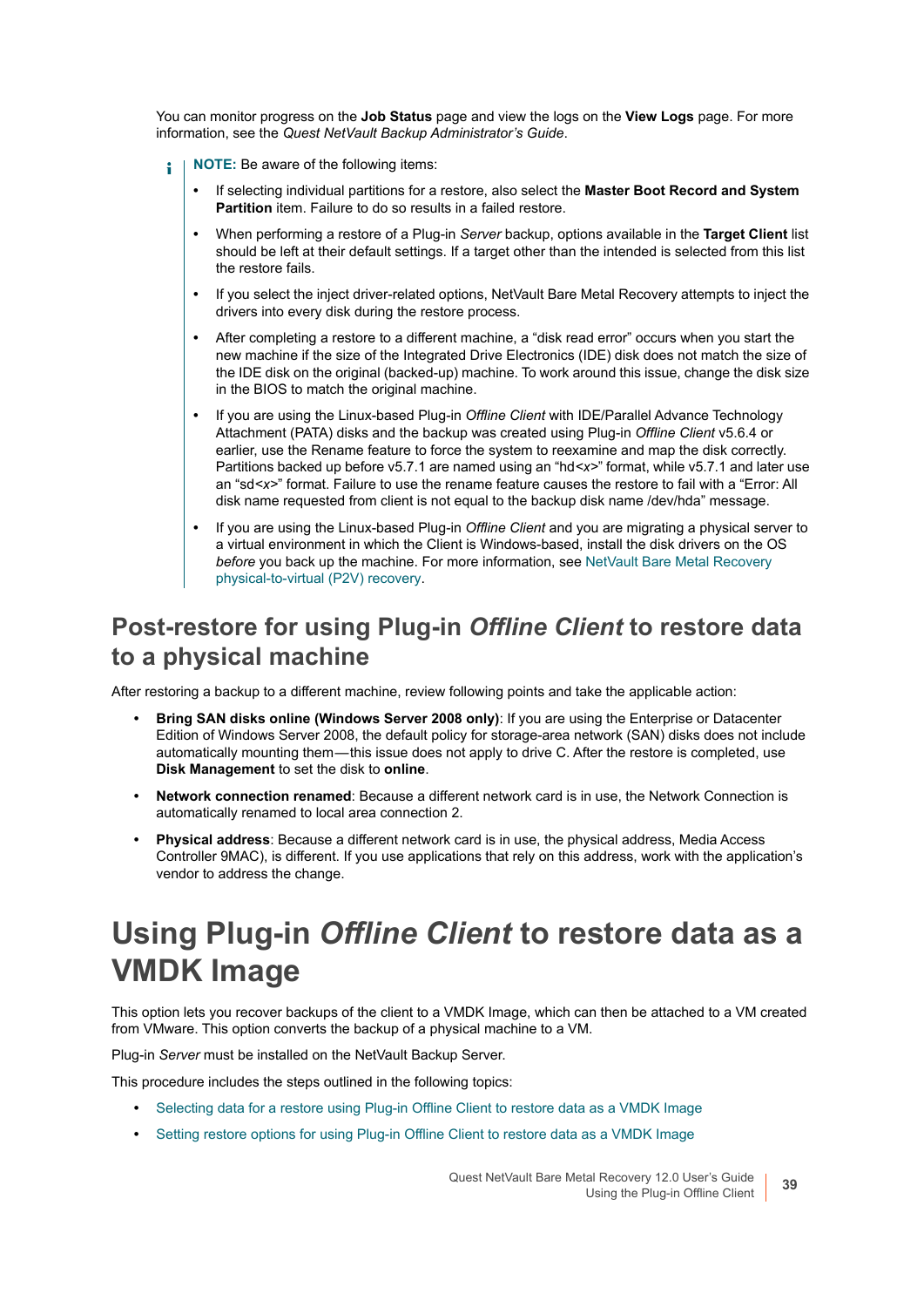You can monitor progress on the **Job Status** page and view the logs on the **View Logs** page. For more information, see the *Quest NetVault Backup Administrator's Guide*.

> **NOTE:** Be aware of the following items:
>
> - If selecting individual partitions for a restore, also select the **Master Boot Record and System Partition** item. Failure to do so results in a failed restore.
> - When performing a restore of a Plug-in *Server* backup, options available in the **Target Client** list should be left at their default settings. If a target other than the intended is selected from this list the restore fails.
> - If you select the inject driver-related options, NetVault Bare Metal Recovery attempts to inject the drivers into every disk during the restore process.
> - After completing a restore to a different machine, a "disk read error" occurs when you start the new machine if the size of the Integrated Drive Electronics (IDE) disk does not match the size of the IDE disk on the original (backed-up) machine. To work around this issue, change the disk size in the BIOS to match the original machine.
> - If you are using the Linux-based Plug-in *Offline Client* with IDE/Parallel Advance Technology Attachment (PATA) disks and the backup was created using Plug-in *Offline Client* v5.6.4 or earlier, use the Rename feature to force the system to reexamine and map the disk correctly. Partitions backed up before v5.7.1 are named using an "hd<*x*>" format, while v5.7.1 and later use an "sd<*x*>" format. Failure to use the rename feature causes the restore to fail with a "Error: All disk name requested from client is not equal to the backup disk name /dev/hda" message.
> - If you are using the Linux-based Plug-in *Offline Client* and you are migrating a physical server to a virtual environment in which the Client is Windows-based, install the disk drivers on the OS *before* you back up the machine. For more information, see NetVault Bare Metal Recovery physical-to-virtual (P2V) recovery.

## Post-restore for using Plug-in *Offline Client* to restore data to a physical machine

After restoring a backup to a different machine, review following points and take the applicable action:

- **Bring SAN disks online (Windows Server 2008 only)**: If you are using the Enterprise or Datacenter Edition of Windows Server 2008, the default policy for storage-area network (SAN) disks does not include automatically mounting them—this issue does not apply to drive C. After the restore is completed, use **Disk Management** to set the disk to **online**.
- **Network connection renamed**: Because a different network card is in use, the Network Connection is automatically renamed to local area connection 2.
- **Physical address**: Because a different network card is in use, the physical address, Media Access Controller 9MAC), is different. If you use applications that rely on this address, work with the application's vendor to address the change.

# Using Plug-in *Offline Client* to restore data as a VMDK Image

This option lets you recover backups of the client to a VMDK Image, which can then be attached to a VM created from VMware. This option converts the backup of a physical machine to a VM.

Plug-in *Server* must be installed on the NetVault Backup Server.

This procedure includes the steps outlined in the following topics:

- Selecting data for a restore using Plug-in Offline Client to restore data as a VMDK Image
- Setting restore options for using Plug-in Offline Client to restore data as a VMDK Image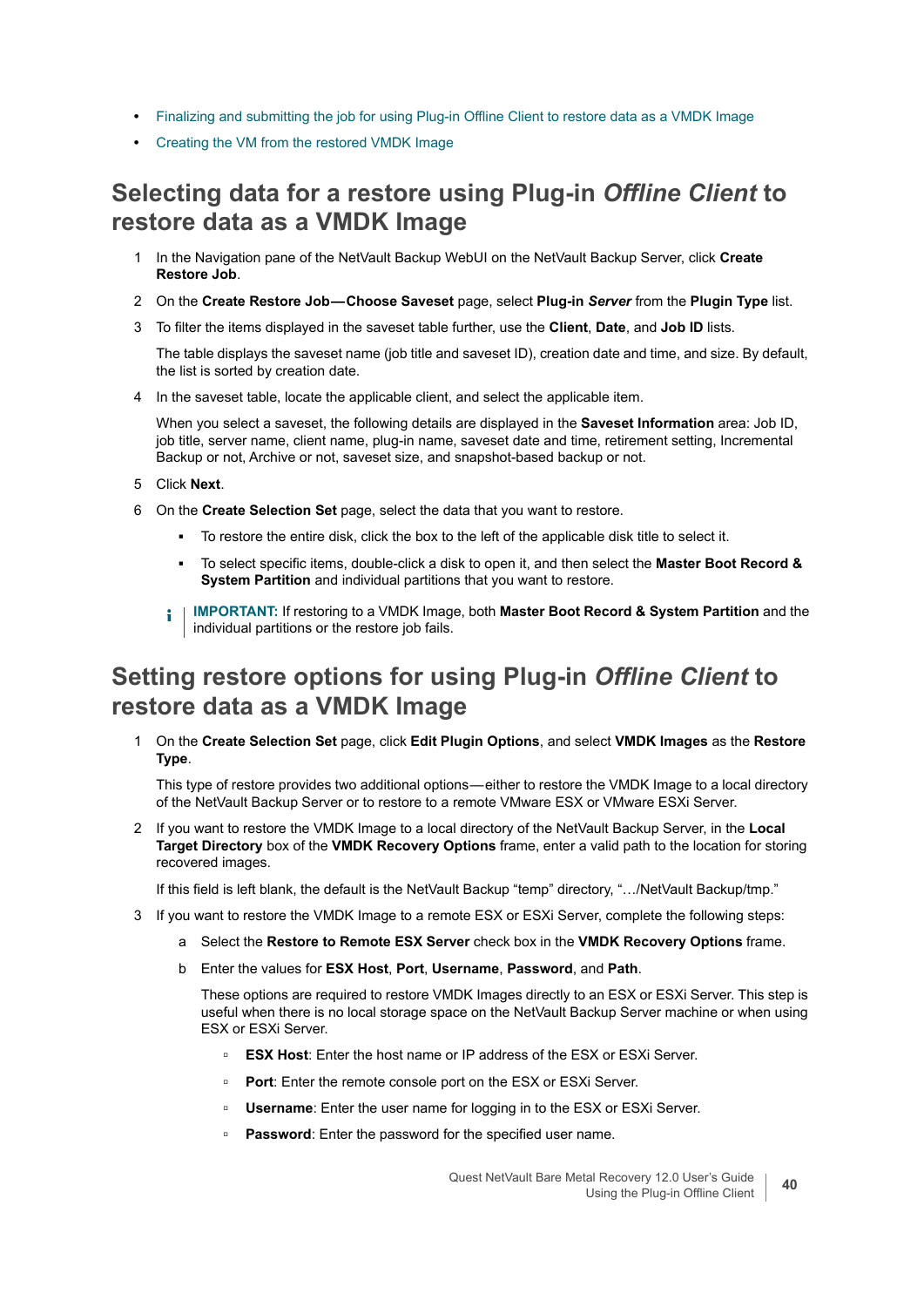- Finalizing and submitting the job for using Plug-in Offline Client to restore data as a VMDK Image
- Creating the VM from the restored VMDK Image

## Selecting data for a restore using Plug-in *Offline Client* to restore data as a VMDK Image

1. In the Navigation pane of the NetVault Backup WebUI on the NetVault Backup Server, click **Create Restore Job**.
2. On the **Create Restore Job—Choose Saveset** page, select **Plug-in *Server*** from the **Plugin Type** list.
3. To filter the items displayed in the saveset table further, use the **Client**, **Date**, and **Job ID** lists.

   The table displays the saveset name (job title and saveset ID), creation date and time, and size. By default, the list is sorted by creation date.
4. In the saveset table, locate the applicable client, and select the applicable item.

   When you select a saveset, the following details are displayed in the **Saveset Information** area: Job ID, job title, server name, client name, plug-in name, saveset date and time, retirement setting, Incremental Backup or not, Archive or not, saveset size, and snapshot-based backup or not.
5. Click **Next**.
6. On the **Create Selection Set** page, select the data that you want to restore.
   - To restore the entire disk, click the box to the left of the applicable disk title to select it.
   - To select specific items, double-click a disk to open it, and then select the **Master Boot Record & System Partition** and individual partitions that you want to restore.

> **IMPORTANT:** If restoring to a VMDK Image, both **Master Boot Record & System Partition** and the individual partitions or the restore job fails.

## Setting restore options for using Plug-in *Offline Client* to restore data as a VMDK Image

1. On the **Create Selection Set** page, click **Edit Plugin Options**, and select **VMDK Images** as the **Restore Type**.

   This type of restore provides two additional options—either to restore the VMDK Image to a local directory of the NetVault Backup Server or to restore to a remote VMware ESX or VMware ESXi Server.
2. If you want to restore the VMDK Image to a local directory of the NetVault Backup Server, in the **Local Target Directory** box of the **VMDK Recovery Options** frame, enter a valid path to the location for storing recovered images.

   If this field is left blank, the default is the NetVault Backup “temp” directory, “…/NetVault Backup/tmp.”
3. If you want to restore the VMDK Image to a remote ESX or ESXi Server, complete the following steps:
   a. Select the **Restore to Remote ESX Server** check box in the **VMDK Recovery Options** frame.
   b. Enter the values for **ESX Host**, **Port**, **Username**, **Password**, and **Path**.

      These options are required to restore VMDK Images directly to an ESX or ESXi Server. This step is useful when there is no local storage space on the NetVault Backup Server machine or when using ESX or ESXi Server.
      - **ESX Host**: Enter the host name or IP address of the ESX or ESXi Server.
      - **Port**: Enter the remote console port on the ESX or ESXi Server.
      - **Username**: Enter the user name for logging in to the ESX or ESXi Server.
      - **Password**: Enter the password for the specified user name.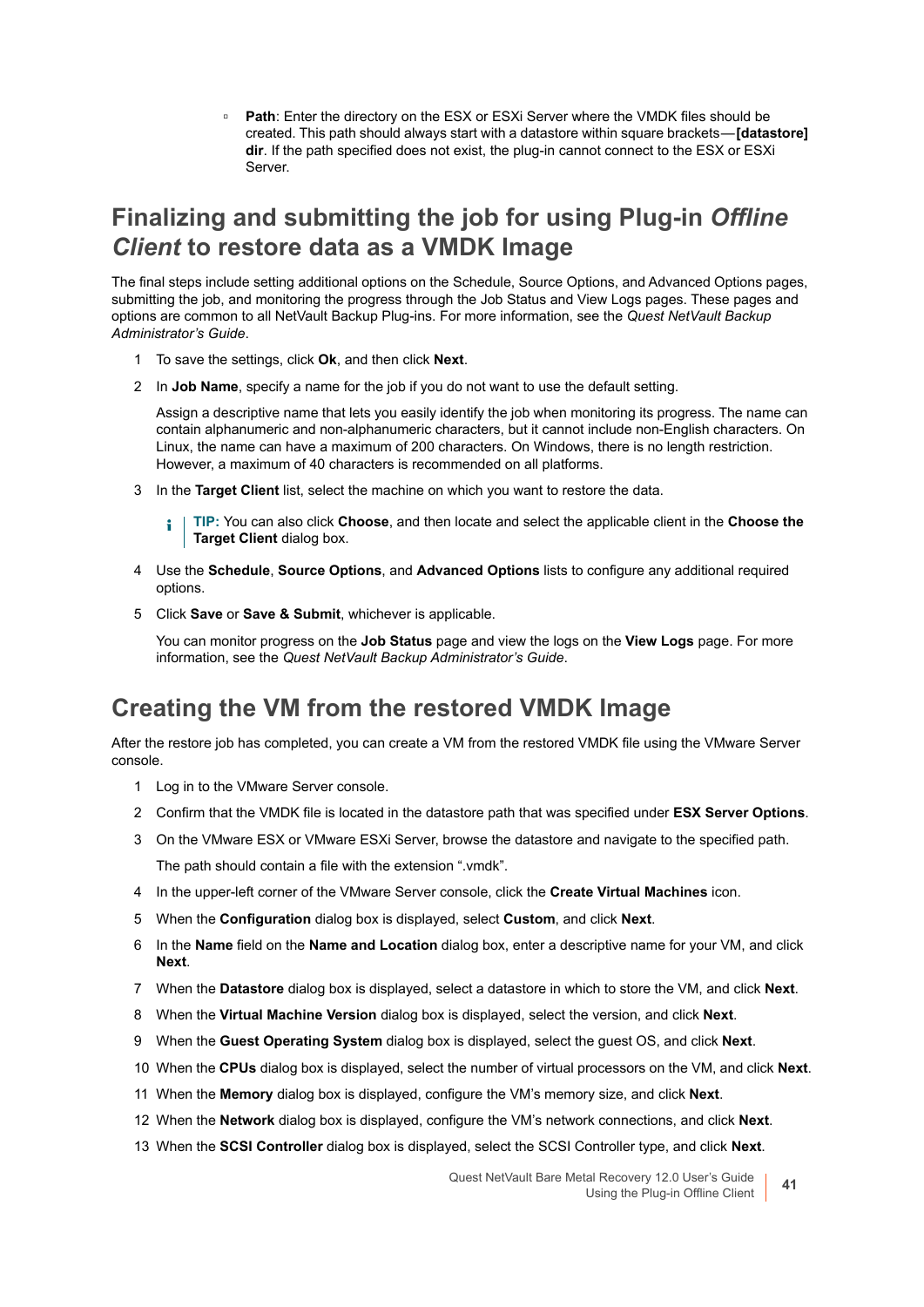- **Path**: Enter the directory on the ESX or ESXi Server where the VMDK files should be created. This path should always start with a datastore within square brackets—**[datastore] dir**. If the path specified does not exist, the plug-in cannot connect to the ESX or ESXi Server.

## Finalizing and submitting the job for using Plug-in *Offline Client* to restore data as a VMDK Image

The final steps include setting additional options on the Schedule, Source Options, and Advanced Options pages, submitting the job, and monitoring the progress through the Job Status and View Logs pages. These pages and options are common to all NetVault Backup Plug-ins. For more information, see the *Quest NetVault Backup Administrator's Guide*.

1. To save the settings, click **Ok**, and then click **Next**.
2. In **Job Name**, specify a name for the job if you do not want to use the default setting.

   Assign a descriptive name that lets you easily identify the job when monitoring its progress. The name can contain alphanumeric and non-alphanumeric characters, but it cannot include non-English characters. On Linux, the name can have a maximum of 200 characters. On Windows, there is no length restriction. However, a maximum of 40 characters is recommended on all platforms.
3. In the **Target Client** list, select the machine on which you want to restore the data.

   > **TIP:** You can also click **Choose**, and then locate and select the applicable client in the **Choose the Target Client** dialog box.
4. Use the **Schedule**, **Source Options**, and **Advanced Options** lists to configure any additional required options.
5. Click **Save** or **Save & Submit**, whichever is applicable.

   You can monitor progress on the **Job Status** page and view the logs on the **View Logs** page. For more information, see the *Quest NetVault Backup Administrator's Guide*.

## Creating the VM from the restored VMDK Image

After the restore job has completed, you can create a VM from the restored VMDK file using the VMware Server console.

1. Log in to the VMware Server console.
2. Confirm that the VMDK file is located in the datastore path that was specified under **ESX Server Options**.
3. On the VMware ESX or VMware ESXi Server, browse the datastore and navigate to the specified path.

   The path should contain a file with the extension ".vmdk".
4. In the upper-left corner of the VMware Server console, click the **Create Virtual Machines** icon.
5. When the **Configuration** dialog box is displayed, select **Custom**, and click **Next**.
6. In the **Name** field on the **Name and Location** dialog box, enter a descriptive name for your VM, and click **Next**.
7. When the **Datastore** dialog box is displayed, select a datastore in which to store the VM, and click **Next**.
8. When the **Virtual Machine Version** dialog box is displayed, select the version, and click **Next**.
9. When the **Guest Operating System** dialog box is displayed, select the guest OS, and click **Next**.
10. When the **CPUs** dialog box is displayed, select the number of virtual processors on the VM, and click **Next**.
11. When the **Memory** dialog box is displayed, configure the VM's memory size, and click **Next**.
12. When the **Network** dialog box is displayed, configure the VM's network connections, and click **Next**.
13. When the **SCSI Controller** dialog box is displayed, select the SCSI Controller type, and click **Next**.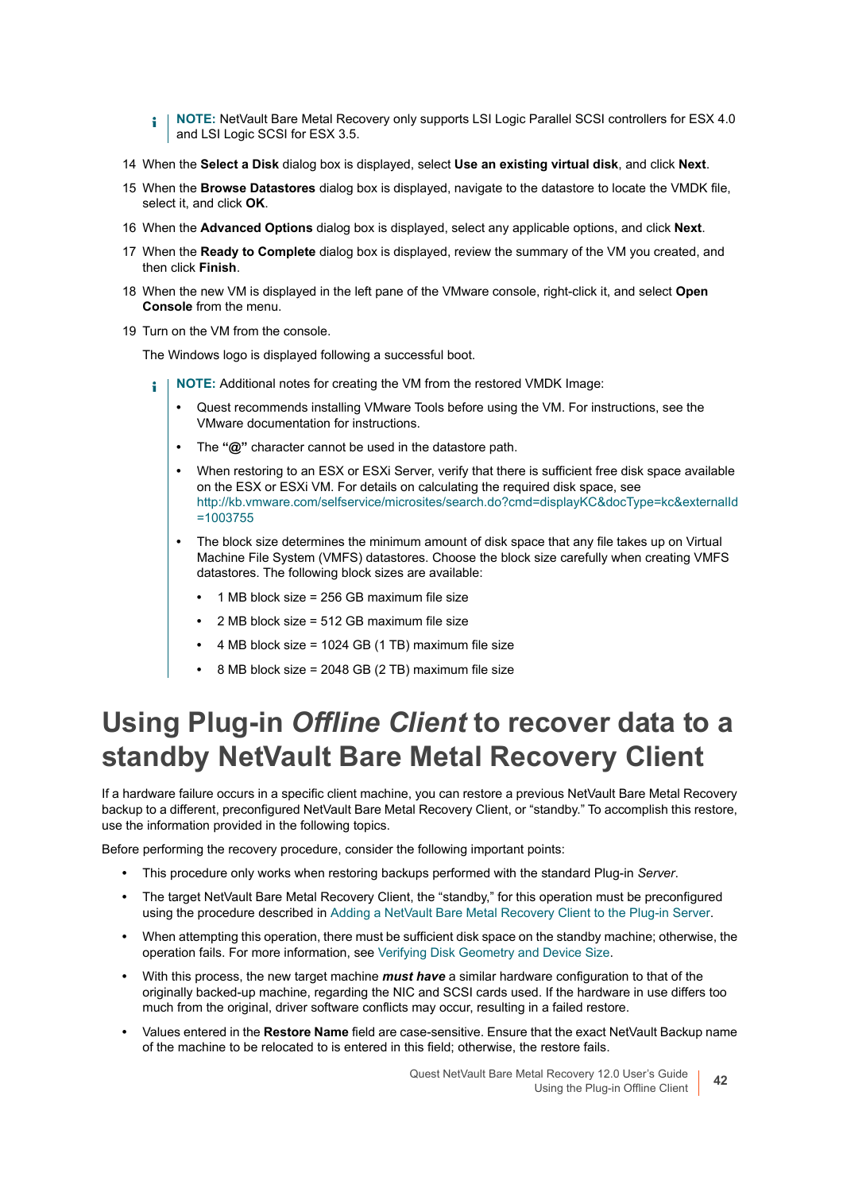> **NOTE:** NetVault Bare Metal Recovery only supports LSI Logic Parallel SCSI controllers for ESX 4.0 and LSI Logic SCSI for ESX 3.5.

14 When the **Select a Disk** dialog box is displayed, select **Use an existing virtual disk**, and click **Next**.

15 When the **Browse Datastores** dialog box is displayed, navigate to the datastore to locate the VMDK file, select it, and click **OK**.

16 When the **Advanced Options** dialog box is displayed, select any applicable options, and click **Next**.

17 When the **Ready to Complete** dialog box is displayed, review the summary of the VM you created, and then click **Finish**.

18 When the new VM is displayed in the left pane of the VMware console, right-click it, and select **Open Console** from the menu.

19 Turn on the VM from the console.

The Windows logo is displayed following a successful boot.

> **NOTE:** Additional notes for creating the VM from the restored VMDK Image:
>
> - Quest recommends installing VMware Tools before using the VM. For instructions, see the VMware documentation for instructions.
> - The **"@"** character cannot be used in the datastore path.
> - When restoring to an ESX or ESXi Server, verify that there is sufficient free disk space available on the ESX or ESXi VM. For details on calculating the required disk space, see http://kb.vmware.com/selfservice/microsites/search.do?cmd=displayKC&docType=kc&externalId=1003755
> - The block size determines the minimum amount of disk space that any file takes up on Virtual Machine File System (VMFS) datastores. Choose the block size carefully when creating VMFS datastores. The following block sizes are available:
>   - 1 MB block size = 256 GB maximum file size
>   - 2 MB block size = 512 GB maximum file size
>   - 4 MB block size = 1024 GB (1 TB) maximum file size
>   - 8 MB block size = 2048 GB (2 TB) maximum file size

# Using Plug-in *Offline Client* to recover data to a standby NetVault Bare Metal Recovery Client

If a hardware failure occurs in a specific client machine, you can restore a previous NetVault Bare Metal Recovery backup to a different, preconfigured NetVault Bare Metal Recovery Client, or "standby." To accomplish this restore, use the information provided in the following topics.

Before performing the recovery procedure, consider the following important points:

- This procedure only works when restoring backups performed with the standard Plug-in *Server*.
- The target NetVault Bare Metal Recovery Client, the "standby," for this operation must be preconfigured using the procedure described in Adding a NetVault Bare Metal Recovery Client to the Plug-in Server.
- When attempting this operation, there must be sufficient disk space on the standby machine; otherwise, the operation fails. For more information, see Verifying Disk Geometry and Device Size.
- With this process, the new target machine ***must have*** a similar hardware configuration to that of the originally backed-up machine, regarding the NIC and SCSI cards used. If the hardware in use differs too much from the original, driver software conflicts may occur, resulting in a failed restore.
- Values entered in the **Restore Name** field are case-sensitive. Ensure that the exact NetVault Backup name of the machine to be relocated to is entered in this field; otherwise, the restore fails.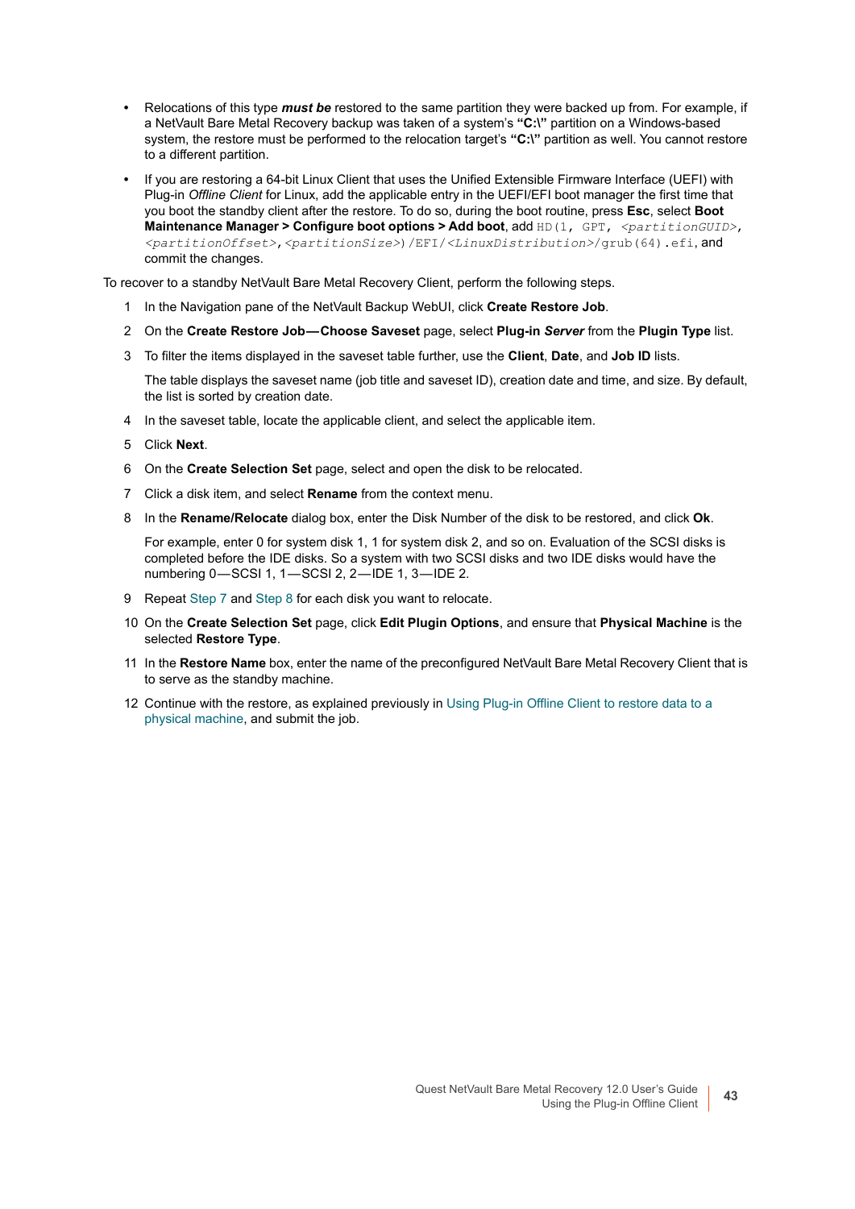- Relocations of this type ***must be*** restored to the same partition they were backed up from. For example, if a NetVault Bare Metal Recovery backup was taken of a system's **"C:\"** partition on a Windows-based system, the restore must be performed to the relocation target's **"C:\"** partition as well. You cannot restore to a different partition.
- If you are restoring a 64-bit Linux Client that uses the Unified Extensible Firmware Interface (UEFI) with Plug-in *Offline Client* for Linux, add the applicable entry in the UEFI/EFI boot manager the first time that you boot the standby client after the restore. To do so, during the boot routine, press **Esc**, select **Boot Maintenance Manager > Configure boot options > Add boot**, add `HD(1, GPT, <partitionGUID>, <partitionOffset>,<partitionSize>)/EFI/<LinuxDistribution>/grub(64).efi`, and commit the changes.

To recover to a standby NetVault Bare Metal Recovery Client, perform the following steps.

1. In the Navigation pane of the NetVault Backup WebUI, click **Create Restore Job**.
2. On the **Create Restore Job—Choose Saveset** page, select **Plug-in** ***Server*** from the **Plugin Type** list.
3. To filter the items displayed in the saveset table further, use the **Client**, **Date**, and **Job ID** lists.

   The table displays the saveset name (job title and saveset ID), creation date and time, and size. By default, the list is sorted by creation date.
4. In the saveset table, locate the applicable client, and select the applicable item.
5. Click **Next**.
6. On the **Create Selection Set** page, select and open the disk to be relocated.
7. Click a disk item, and select **Rename** from the context menu.
8. In the **Rename/Relocate** dialog box, enter the Disk Number of the disk to be restored, and click **Ok**.

   For example, enter 0 for system disk 1, 1 for system disk 2, and so on. Evaluation of the SCSI disks is completed before the IDE disks. So a system with two SCSI disks and two IDE disks would have the numbering 0—SCSI 1, 1—SCSI 2, 2—IDE 1, 3—IDE 2.
9. Repeat Step 7 and Step 8 for each disk you want to relocate.
10. On the **Create Selection Set** page, click **Edit Plugin Options**, and ensure that **Physical Machine** is the selected **Restore Type**.
11. In the **Restore Name** box, enter the name of the preconfigured NetVault Bare Metal Recovery Client that is to serve as the standby machine.
12. Continue with the restore, as explained previously in Using Plug-in Offline Client to restore data to a physical machine, and submit the job.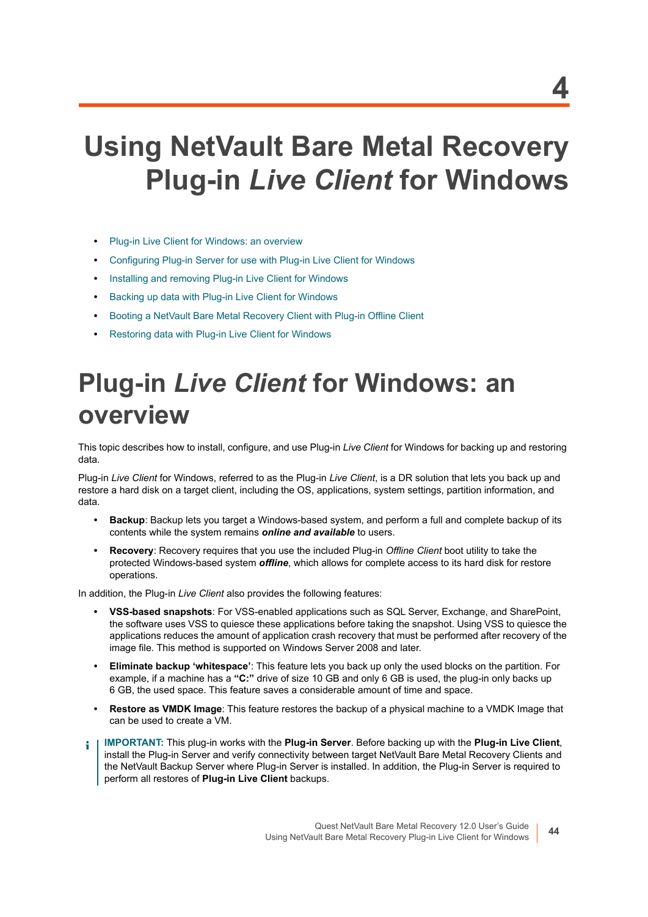# 4

# Using NetVault Bare Metal Recovery Plug-in *Live Client* for Windows

- Plug-in Live Client for Windows: an overview
- Configuring Plug-in Server for use with Plug-in Live Client for Windows
- Installing and removing Plug-in Live Client for Windows
- Backing up data with Plug-in Live Client for Windows
- Booting a NetVault Bare Metal Recovery Client with Plug-in Offline Client
- Restoring data with Plug-in Live Client for Windows

## Plug-in *Live Client* for Windows: an overview

This topic describes how to install, configure, and use Plug-in *Live Client* for Windows for backing up and restoring data.

Plug-in *Live Client* for Windows, referred to as the Plug-in *Live Client*, is a DR solution that lets you back up and restore a hard disk on a target client, including the OS, applications, system settings, partition information, and data.

- **Backup**: Backup lets you target a Windows-based system, and perform a full and complete backup of its contents while the system remains ***online and available*** to users.
- **Recovery**: Recovery requires that you use the included Plug-in *Offline Client* boot utility to take the protected Windows-based system ***offline***, which allows for complete access to its hard disk for restore operations.

In addition, the Plug-in *Live Client* also provides the following features:

- **VSS-based snapshots**: For VSS-enabled applications such as SQL Server, Exchange, and SharePoint, the software uses VSS to quiesce these applications before taking the snapshot. Using VSS to quiesce the applications reduces the amount of application crash recovery that must be performed after recovery of the image file. This method is supported on Windows Server 2008 and later.
- **Eliminate backup 'whitespace'**: This feature lets you back up only the used blocks on the partition. For example, if a machine has a **"C:"** drive of size 10 GB and only 6 GB is used, the plug-in only backs up 6 GB, the used space. This feature saves a considerable amount of time and space.
- **Restore as VMDK Image**: This feature restores the backup of a physical machine to a VMDK Image that can be used to create a VM.

**IMPORTANT:** This plug-in works with the **Plug-in Server**. Before backing up with the **Plug-in Live Client**, install the Plug-in Server and verify connectivity between target NetVault Bare Metal Recovery Clients and the NetVault Backup Server where Plug-in Server is installed. In addition, the Plug-in Server is required to perform all restores of **Plug-in Live Client** backups.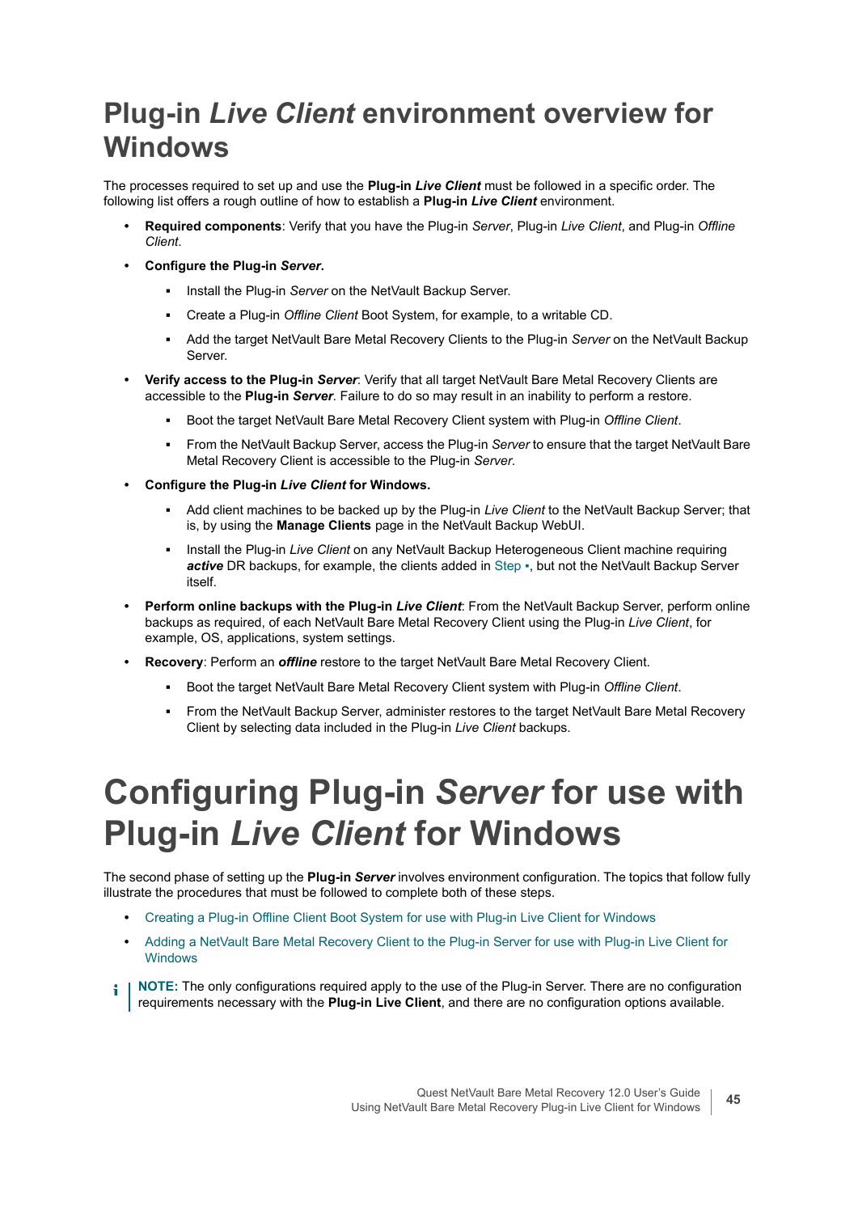# Plug-in *Live Client* environment overview for Windows

The processes required to set up and use the **Plug-in *Live Client*** must be followed in a specific order. The following list offers a rough outline of how to establish a **Plug-in *Live Client*** environment.

- **Required components**: Verify that you have the Plug-in *Server*, Plug-in *Live Client*, and Plug-in *Offline Client*.
- **Configure the Plug-in *Server*.**
  - Install the Plug-in *Server* on the NetVault Backup Server.
  - Create a Plug-in *Offline Client* Boot System, for example, to a writable CD.
  - Add the target NetVault Bare Metal Recovery Clients to the Plug-in *Server* on the NetVault Backup Server.
- **Verify access to the Plug-in *Server***: Verify that all target NetVault Bare Metal Recovery Clients are accessible to the **Plug-in *Server***. Failure to do so may result in an inability to perform a restore.
  - Boot the target NetVault Bare Metal Recovery Client system with Plug-in *Offline Client*.
  - From the NetVault Backup Server, access the Plug-in *Server* to ensure that the target NetVault Bare Metal Recovery Client is accessible to the Plug-in *Server*.
- **Configure the Plug-in *Live Client* for Windows.**
  - Add client machines to be backed up by the Plug-in *Live Client* to the NetVault Backup Server; that is, by using the **Manage Clients** page in the NetVault Backup WebUI.
  - Install the Plug-in *Live Client* on any NetVault Backup Heterogeneous Client machine requiring ***active*** DR backups, for example, the clients added in Step ▪, but not the NetVault Backup Server itself.
- **Perform online backups with the Plug-in *Live Client***: From the NetVault Backup Server, perform online backups as required, of each NetVault Bare Metal Recovery Client using the Plug-in *Live Client*, for example, OS, applications, system settings.
- **Recovery**: Perform an ***offline*** restore to the target NetVault Bare Metal Recovery Client.
  - Boot the target NetVault Bare Metal Recovery Client system with Plug-in *Offline Client*.
  - From the NetVault Backup Server, administer restores to the target NetVault Bare Metal Recovery Client by selecting data included in the Plug-in *Live Client* backups.

# Configuring Plug-in *Server* for use with Plug-in *Live Client* for Windows

The second phase of setting up the **Plug-in *Server*** involves environment configuration. The topics that follow fully illustrate the procedures that must be followed to complete both of these steps.

- Creating a Plug-in Offline Client Boot System for use with Plug-in Live Client for Windows
- Adding a NetVault Bare Metal Recovery Client to the Plug-in Server for use with Plug-in Live Client for Windows

**NOTE:** The only configurations required apply to the use of the Plug-in Server. There are no configuration requirements necessary with the **Plug-in Live Client**, and there are no configuration options available.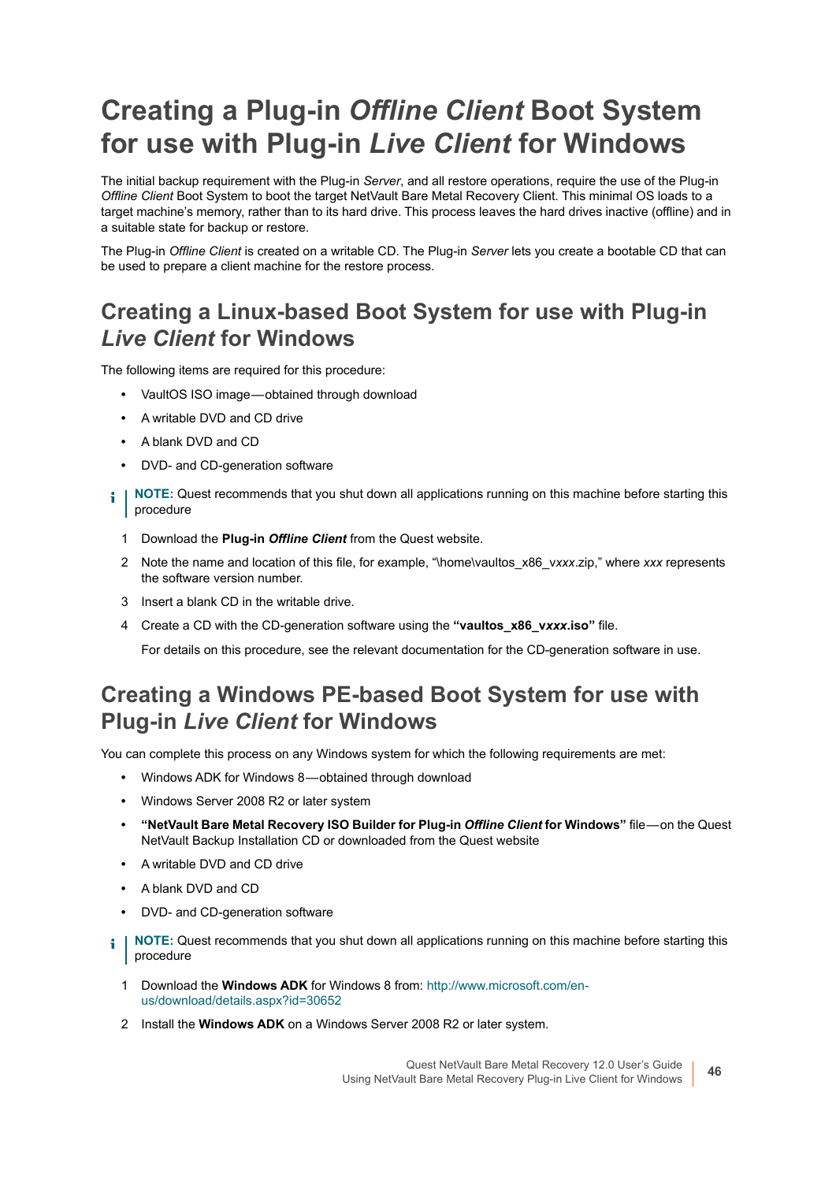# Creating a Plug-in *Offline Client* Boot System for use with Plug-in *Live Client* for Windows

The initial backup requirement with the Plug-in *Server*, and all restore operations, require the use of the Plug-in *Offline Client* Boot System to boot the target NetVault Bare Metal Recovery Client. This minimal OS loads to a target machine's memory, rather than to its hard drive. This process leaves the hard drives inactive (offline) and in a suitable state for backup or restore.

The Plug-in *Offline Client* is created on a writable CD. The Plug-in *Server* lets you create a bootable CD that can be used to prepare a client machine for the restore process.

## Creating a Linux-based Boot System for use with Plug-in *Live Client* for Windows

The following items are required for this procedure:

- VaultOS ISO image—obtained through download
- A writable DVD and CD drive
- A blank DVD and CD
- DVD- and CD-generation software

**NOTE:** Quest recommends that you shut down all applications running on this machine before starting this procedure

1. Download the **Plug-in *Offline Client*** from the Quest website.
2. Note the name and location of this file, for example, "\home\vaultos_x86_v*xxx*.zip," where *xxx* represents the software version number.
3. Insert a blank CD in the writable drive.
4. Create a CD with the CD-generation software using the **"vaultos_x86_v*xxx*.iso"** file.

   For details on this procedure, see the relevant documentation for the CD-generation software in use.

## Creating a Windows PE-based Boot System for use with Plug-in *Live Client* for Windows

You can complete this process on any Windows system for which the following requirements are met:

- Windows ADK for Windows 8—obtained through download
- Windows Server 2008 R2 or later system
- **"NetVault Bare Metal Recovery ISO Builder for Plug-in *Offline Client* for Windows"** file—on the Quest NetVault Backup Installation CD or downloaded from the Quest website
- A writable DVD and CD drive
- A blank DVD and CD
- DVD- and CD-generation software

**NOTE:** Quest recommends that you shut down all applications running on this machine before starting this procedure

1. Download the **Windows ADK** for Windows 8 from: http://www.microsoft.com/en-us/download/details.aspx?id=30652
2. Install the **Windows ADK** on a Windows Server 2008 R2 or later system.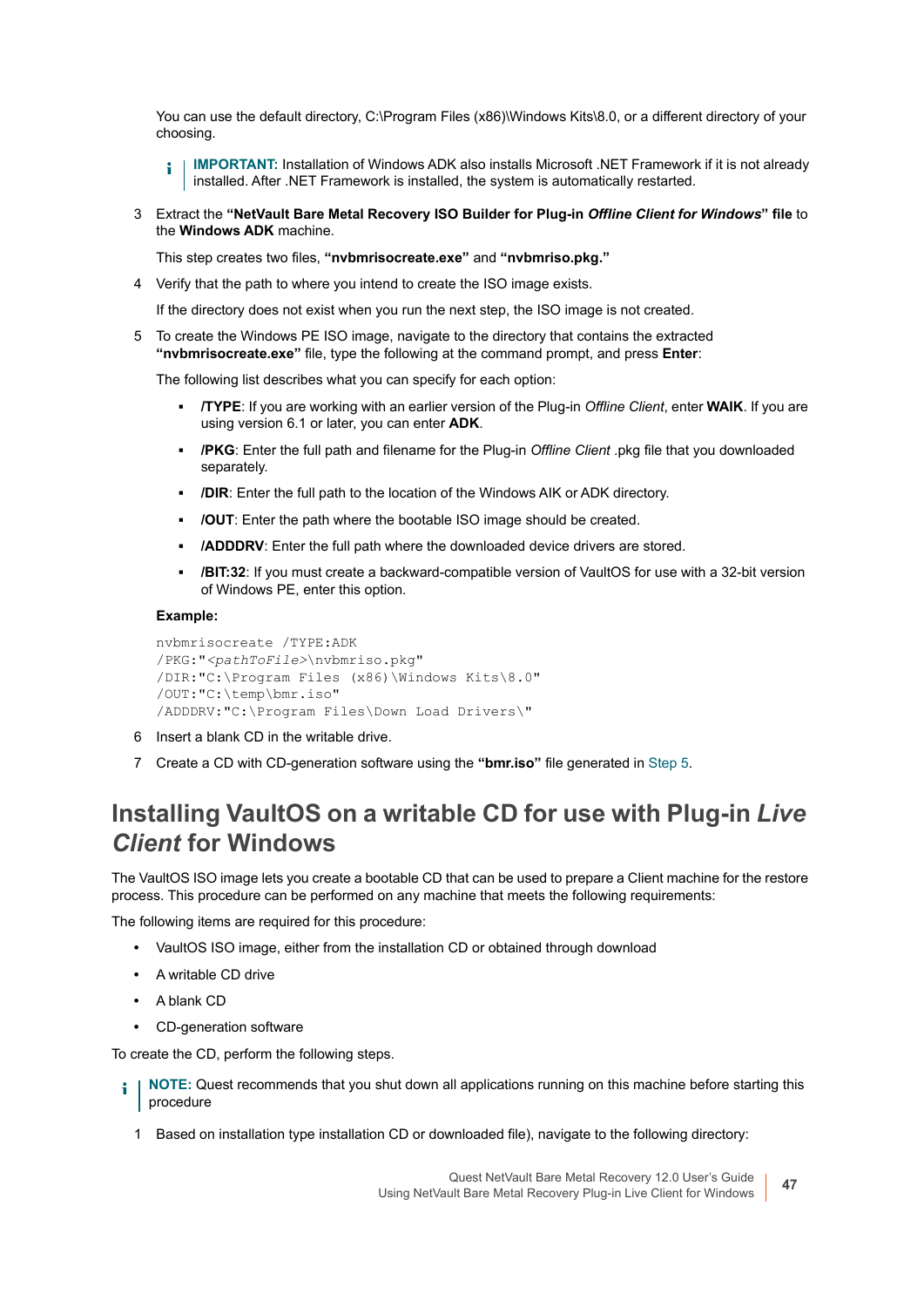You can use the default directory, C:\Program Files (x86)\Windows Kits\8.0, or a different directory of your choosing.

> **IMPORTANT:** Installation of Windows ADK also installs Microsoft .NET Framework if it is not already installed. After .NET Framework is installed, the system is automatically restarted.

3. Extract the **"NetVault Bare Metal Recovery ISO Builder for Plug-in *Offline Client for Windows*" file** to the **Windows ADK** machine.

   This step creates two files, **"nvbmrisocreate.exe"** and **"nvbmriso.pkg."**

4. Verify that the path to where you intend to create the ISO image exists.

   If the directory does not exist when you run the next step, the ISO image is not created.

5. To create the Windows PE ISO image, navigate to the directory that contains the extracted **"nvbmrisocreate.exe"** file, type the following at the command prompt, and press **Enter**:

   The following list describes what you can specify for each option:

   - **/TYPE**: If you are working with an earlier version of the Plug-in *Offline Client*, enter **WAIK**. If you are using version 6.1 or later, you can enter **ADK**.
   - **/PKG**: Enter the full path and filename for the Plug-in *Offline Client* .pkg file that you downloaded separately.
   - **/DIR**: Enter the full path to the location of the Windows AIK or ADK directory.
   - **/OUT**: Enter the path where the bootable ISO image should be created.
   - **/ADDDRV**: Enter the full path where the downloaded device drivers are stored.
   - **/BIT:32**: If you must create a backward-compatible version of VaultOS for use with a 32-bit version of Windows PE, enter this option.

   **Example:**

   ```
   nvbmrisocreate /TYPE:ADK
   /PKG:"<pathToFile>\nvbmriso.pkg"
   /DIR:"C:\Program Files (x86)\Windows Kits\8.0"
   /OUT:"C:\temp\bmr.iso"
   /ADDDRV:"C:\Program Files\Down Load Drivers\"
   ```

6. Insert a blank CD in the writable drive.

7. Create a CD with CD-generation software using the **"bmr.iso"** file generated in Step 5.

## Installing VaultOS on a writable CD for use with Plug-in *Live Client* for Windows

The VaultOS ISO image lets you create a bootable CD that can be used to prepare a Client machine for the restore process. This procedure can be performed on any machine that meets the following requirements:

The following items are required for this procedure:

- VaultOS ISO image, either from the installation CD or obtained through download
- A writable CD drive
- A blank CD
- CD-generation software

To create the CD, perform the following steps.

> **NOTE:** Quest recommends that you shut down all applications running on this machine before starting this procedure

1. Based on installation type installation CD or downloaded file), navigate to the following directory: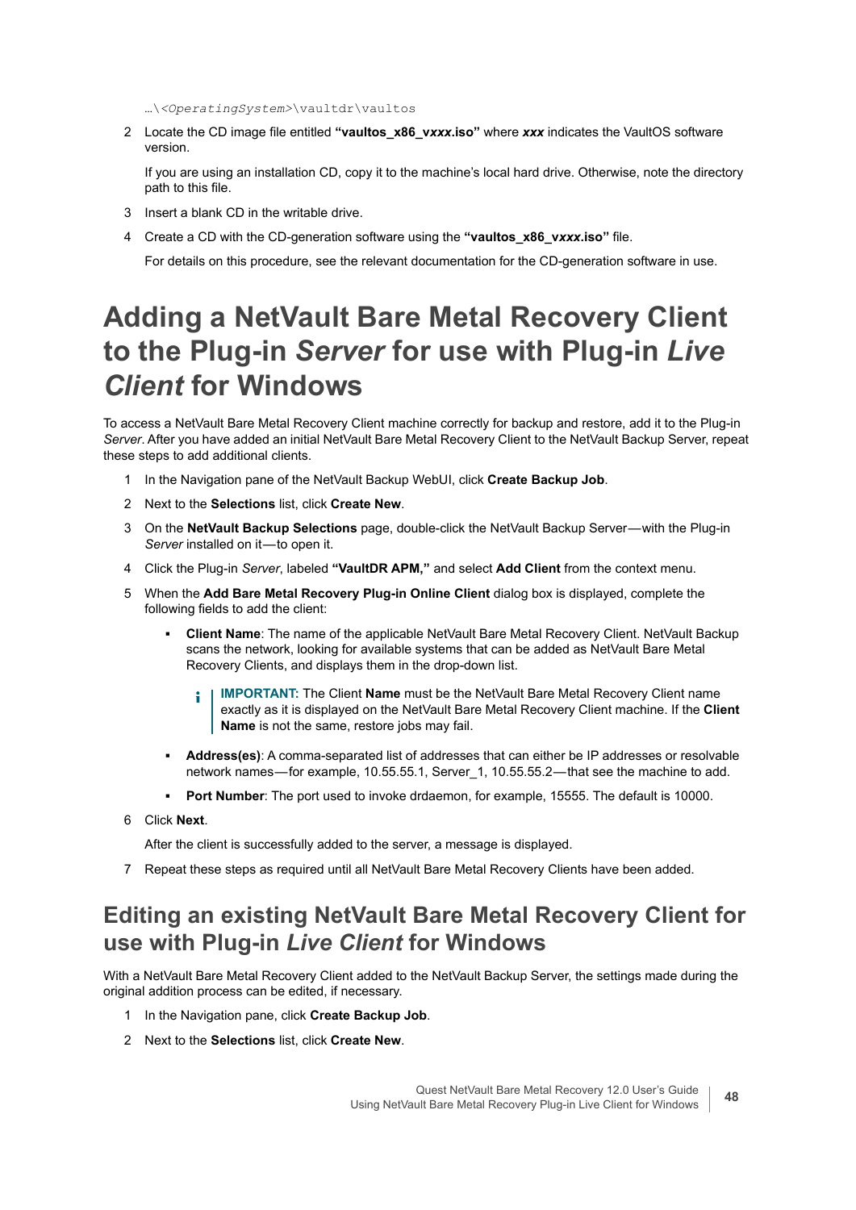…\<*OperatingSystem*>\vaultdr\vaultos

2. Locate the CD image file entitled **"vaultos_x86_v*xxx*.iso"** where ***xxx*** indicates the VaultOS software version.

   If you are using an installation CD, copy it to the machine's local hard drive. Otherwise, note the directory path to this file.

3. Insert a blank CD in the writable drive.

4. Create a CD with the CD-generation software using the **"vaultos_x86_v*xxx*.iso"** file.

   For details on this procedure, see the relevant documentation for the CD-generation software in use.

# Adding a NetVault Bare Metal Recovery Client to the Plug-in *Server* for use with Plug-in *Live Client* for Windows

To access a NetVault Bare Metal Recovery Client machine correctly for backup and restore, add it to the Plug-in *Server*. After you have added an initial NetVault Bare Metal Recovery Client to the NetVault Backup Server, repeat these steps to add additional clients.

1. In the Navigation pane of the NetVault Backup WebUI, click **Create Backup Job**.
2. Next to the **Selections** list, click **Create New**.
3. On the **NetVault Backup Selections** page, double-click the NetVault Backup Server—with the Plug-in *Server* installed on it—to open it.
4. Click the Plug-in *Server*, labeled **"VaultDR APM,"** and select **Add Client** from the context menu.
5. When the **Add Bare Metal Recovery Plug-in Online Client** dialog box is displayed, complete the following fields to add the client:
   - **Client Name**: The name of the applicable NetVault Bare Metal Recovery Client. NetVault Backup scans the network, looking for available systems that can be added as NetVault Bare Metal Recovery Clients, and displays them in the drop-down list.

     > **IMPORTANT:** The Client **Name** must be the NetVault Bare Metal Recovery Client name exactly as it is displayed on the NetVault Bare Metal Recovery Client machine. If the **Client Name** is not the same, restore jobs may fail.

   - **Address(es)**: A comma-separated list of addresses that can either be IP addresses or resolvable network names—for example, 10.55.55.1, Server_1, 10.55.55.2—that see the machine to add.
   - **Port Number**: The port used to invoke drdaemon, for example, 15555. The default is 10000.
6. Click **Next**.

   After the client is successfully added to the server, a message is displayed.

7. Repeat these steps as required until all NetVault Bare Metal Recovery Clients have been added.

## Editing an existing NetVault Bare Metal Recovery Client for use with Plug-in *Live Client* for Windows

With a NetVault Bare Metal Recovery Client added to the NetVault Backup Server, the settings made during the original addition process can be edited, if necessary.

1. In the Navigation pane, click **Create Backup Job**.
2. Next to the **Selections** list, click **Create New**.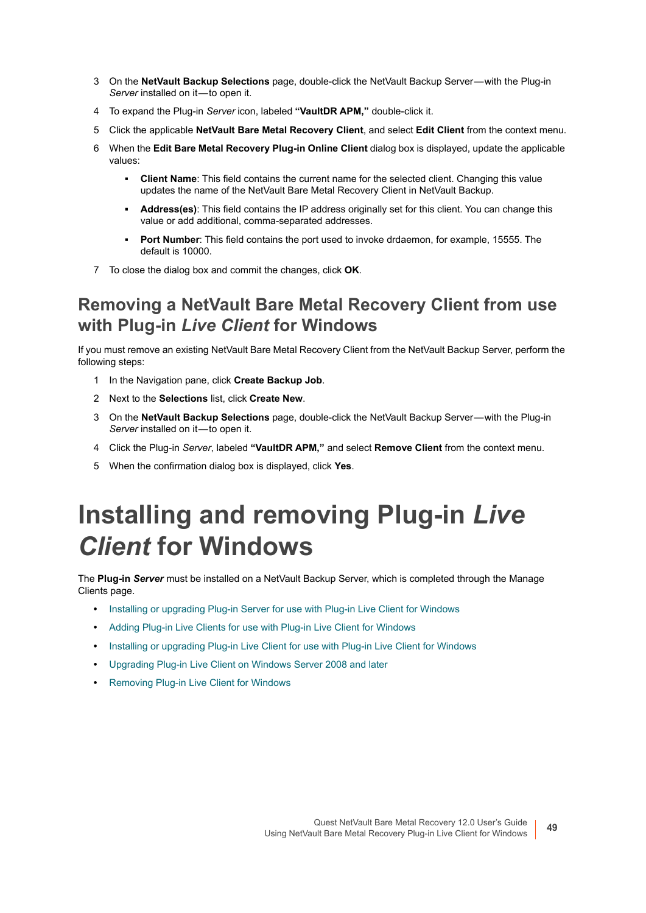3 On the **NetVault Backup Selections** page, double-click the NetVault Backup Server—with the Plug-in *Server* installed on it—to open it.

4 To expand the Plug-in *Server* icon, labeled **"VaultDR APM,"** double-click it.

5 Click the applicable **NetVault Bare Metal Recovery Client**, and select **Edit Client** from the context menu.

6 When the **Edit Bare Metal Recovery Plug-in Online Client** dialog box is displayed, update the applicable values:

- **Client Name**: This field contains the current name for the selected client. Changing this value updates the name of the NetVault Bare Metal Recovery Client in NetVault Backup.
- **Address(es)**: This field contains the IP address originally set for this client. You can change this value or add additional, comma-separated addresses.
- **Port Number**: This field contains the port used to invoke drdaemon, for example, 15555. The default is 10000.

7 To close the dialog box and commit the changes, click **OK**.

## Removing a NetVault Bare Metal Recovery Client from use with Plug-in *Live Client* for Windows

If you must remove an existing NetVault Bare Metal Recovery Client from the NetVault Backup Server, perform the following steps:

1 In the Navigation pane, click **Create Backup Job**.

2 Next to the **Selections** list, click **Create New**.

3 On the **NetVault Backup Selections** page, double-click the NetVault Backup Server—with the Plug-in *Server* installed on it—to open it.

4 Click the Plug-in *Server*, labeled **"VaultDR APM,"** and select **Remove Client** from the context menu.

5 When the confirmation dialog box is displayed, click **Yes**.

# Installing and removing Plug-in *Live Client* for Windows

The **Plug-in *Server*** must be installed on a NetVault Backup Server, which is completed through the Manage Clients page.

- Installing or upgrading Plug-in Server for use with Plug-in Live Client for Windows
- Adding Plug-in Live Clients for use with Plug-in Live Client for Windows
- Installing or upgrading Plug-in Live Client for use with Plug-in Live Client for Windows
- Upgrading Plug-in Live Client on Windows Server 2008 and later
- Removing Plug-in Live Client for Windows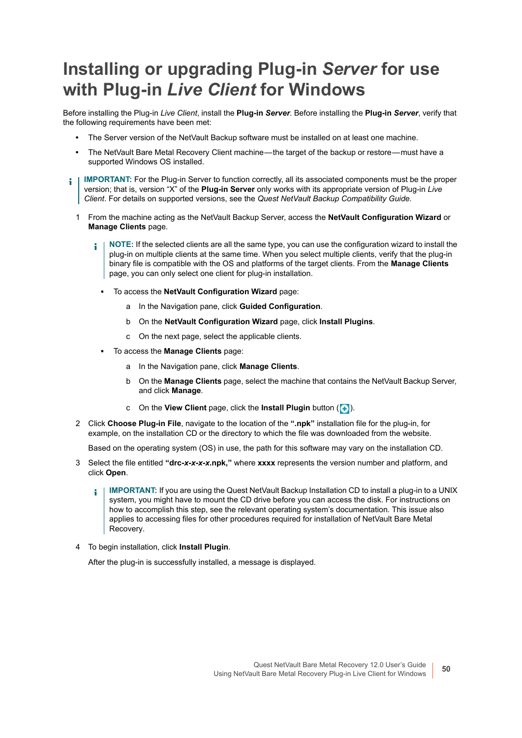# Installing or upgrading Plug-in *Server* for use with Plug-in *Live Client* for Windows

Before installing the Plug-in *Live Client*, install the **Plug-in *Server***. Before installing the **Plug-in *Server***, verify that the following requirements have been met:

- The Server version of the NetVault Backup software must be installed on at least one machine.
- The NetVault Bare Metal Recovery Client machine — the target of the backup or restore — must have a supported Windows OS installed.

> **IMPORTANT:** For the Plug-in Server to function correctly, all its associated components must be the proper version; that is, version "X" of the **Plug-in Server** only works with its appropriate version of Plug-in *Live Client*. For details on supported versions, see the *Quest NetVault Backup Compatibility Guide*.

1. From the machine acting as the NetVault Backup Server, access the **NetVault Configuration Wizard** or **Manage Clients** page.

   > **NOTE:** If the selected clients are all the same type, you can use the configuration wizard to install the plug-in on multiple clients at the same time. When you select multiple clients, verify that the plug-in binary file is compatible with the OS and platforms of the target clients. From the **Manage Clients** page, you can only select one client for plug-in installation.

   - To access the **NetVault Configuration Wizard** page:
     a. In the Navigation pane, click **Guided Configuration**.
     b. On the **NetVault Configuration Wizard** page, click **Install Plugins**.
     c. On the next page, select the applicable clients.
   - To access the **Manage Clients** page:
     a. In the Navigation pane, click **Manage Clients**.
     b. On the **Manage Clients** page, select the machine that contains the NetVault Backup Server, and click **Manage**.
     c. On the **View Client** page, click the **Install Plugin** button ( ).

2. Click **Choose Plug-in File**, navigate to the location of the **".npk"** installation file for the plug-in, for example, on the installation CD or the directory to which the file was downloaded from the website.

   Based on the operating system (OS) in use, the path for this software may vary on the installation CD.

3. Select the file entitled **"drc-*x-x-x-x*.npk,"** where **xxxx** represents the version number and platform, and click **Open**.

   > **IMPORTANT:** If you are using the Quest NetVault Backup Installation CD to install a plug-in to a UNIX system, you might have to mount the CD drive before you can access the disk. For instructions on how to accomplish this step, see the relevant operating system's documentation. This issue also applies to accessing files for other procedures required for installation of NetVault Bare Metal Recovery.

4. To begin installation, click **Install Plugin**.

   After the plug-in is successfully installed, a message is displayed.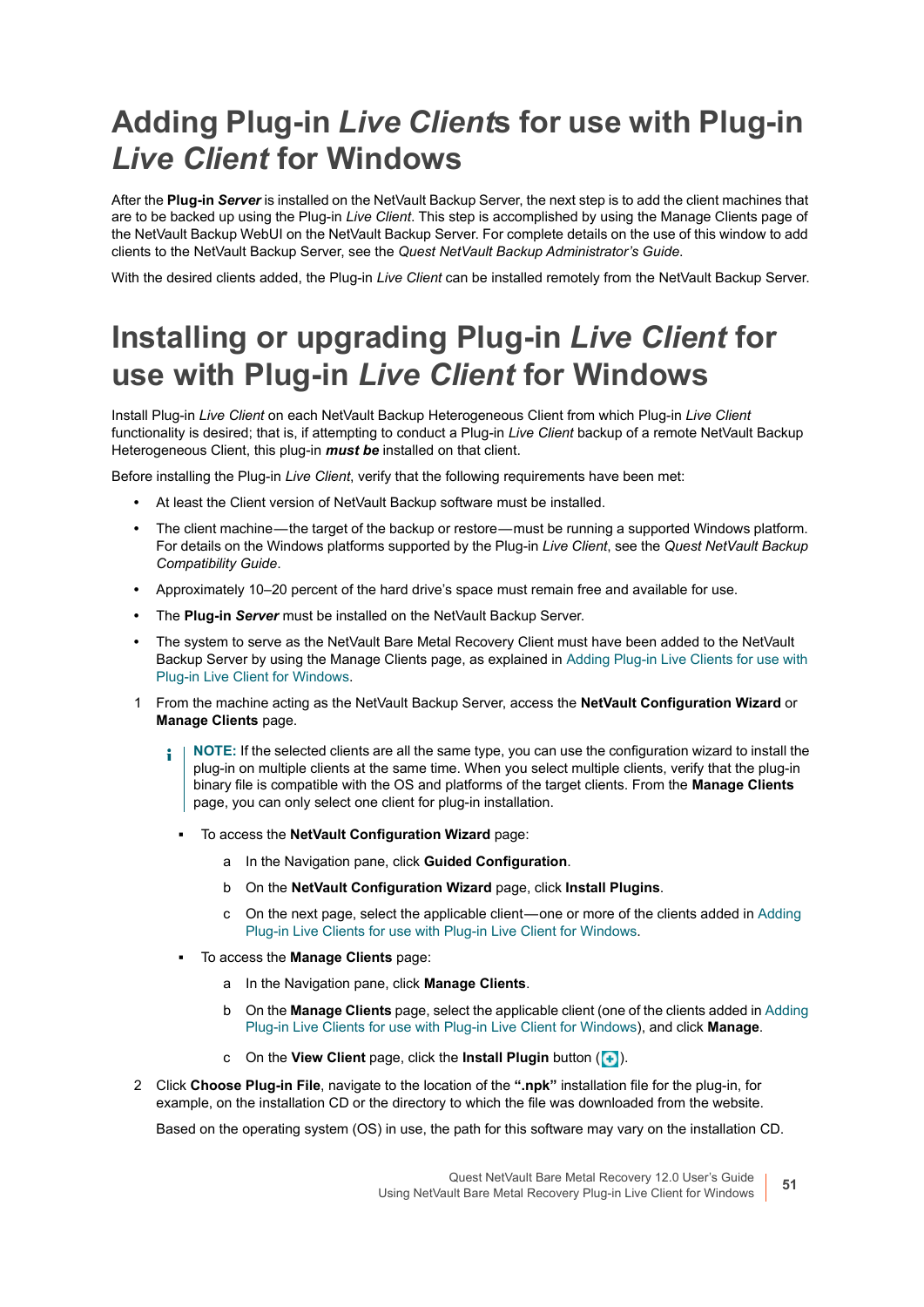# Adding Plug-in *Live Clients* for use with Plug-in *Live Client* for Windows

After the **Plug-in *Server*** is installed on the NetVault Backup Server, the next step is to add the client machines that are to be backed up using the Plug-in *Live Client*. This step is accomplished by using the Manage Clients page of the NetVault Backup WebUI on the NetVault Backup Server. For complete details on the use of this window to add clients to the NetVault Backup Server, see the *Quest NetVault Backup Administrator's Guide*.

With the desired clients added, the Plug-in *Live Client* can be installed remotely from the NetVault Backup Server.

# Installing or upgrading Plug-in *Live Client* for use with Plug-in *Live Client* for Windows

Install Plug-in *Live Client* on each NetVault Backup Heterogeneous Client from which Plug-in *Live Client* functionality is desired; that is, if attempting to conduct a Plug-in *Live Client* backup of a remote NetVault Backup Heterogeneous Client, this plug-in ***must be*** installed on that client.

Before installing the Plug-in *Live Client*, verify that the following requirements have been met:

- At least the Client version of NetVault Backup software must be installed.
- The client machine—the target of the backup or restore—must be running a supported Windows platform. For details on the Windows platforms supported by the Plug-in *Live Client*, see the *Quest NetVault Backup Compatibility Guide*.
- Approximately 10–20 percent of the hard drive's space must remain free and available for use.
- The **Plug-in *Server*** must be installed on the NetVault Backup Server.
- The system to serve as the NetVault Bare Metal Recovery Client must have been added to the NetVault Backup Server by using the Manage Clients page, as explained in Adding Plug-in Live Clients for use with Plug-in Live Client for Windows.

1. From the machine acting as the NetVault Backup Server, access the **NetVault Configuration Wizard** or **Manage Clients** page.

   > **NOTE:** If the selected clients are all the same type, you can use the configuration wizard to install the plug-in on multiple clients at the same time. When you select multiple clients, verify that the plug-in binary file is compatible with the OS and platforms of the target clients. From the **Manage Clients** page, you can only select one client for plug-in installation.

   - To access the **NetVault Configuration Wizard** page:
     a. In the Navigation pane, click **Guided Configuration**.
     b. On the **NetVault Configuration Wizard** page, click **Install Plugins**.
     c. On the next page, select the applicable client—one or more of the clients added in Adding Plug-in Live Clients for use with Plug-in Live Client for Windows.
   - To access the **Manage Clients** page:
     a. In the Navigation pane, click **Manage Clients**.
     b. On the **Manage Clients** page, select the applicable client (one of the clients added in Adding Plug-in Live Clients for use with Plug-in Live Client for Windows), and click **Manage**.
     c. On the **View Client** page, click the **Install Plugin** button ( ).

2. Click **Choose Plug-in File**, navigate to the location of the **".npk"** installation file for the plug-in, for example, on the installation CD or the directory to which the file was downloaded from the website.

   Based on the operating system (OS) in use, the path for this software may vary on the installation CD.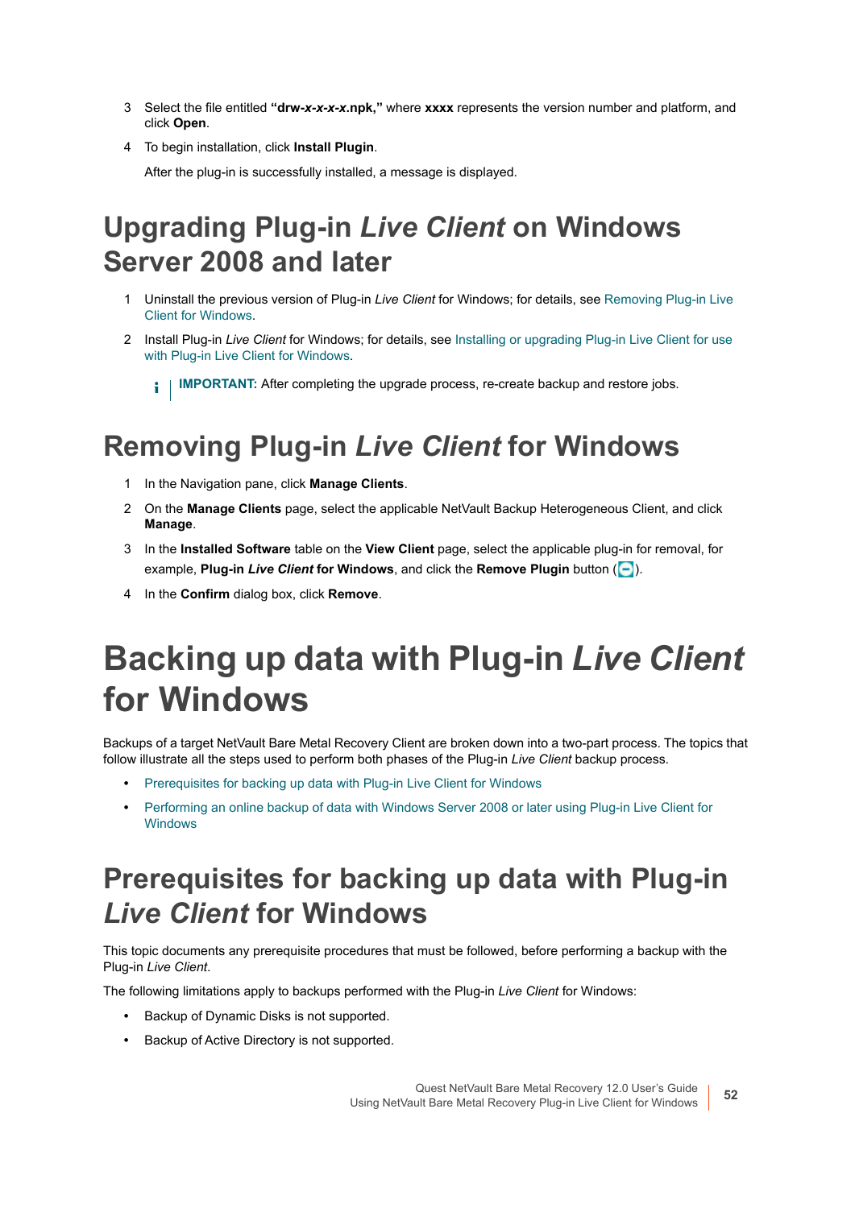3 Select the file entitled **"drw-*x*-*x*-*x*-*x*.npk,"** where **xxxx** represents the version number and platform, and click **Open**.

4 To begin installation, click **Install Plugin**.

After the plug-in is successfully installed, a message is displayed.

## Upgrading Plug-in *Live Client* on Windows Server 2008 and later

1 Uninstall the previous version of Plug-in *Live Client* for Windows; for details, see Removing Plug-in Live Client for Windows.

2 Install Plug-in *Live Client* for Windows; for details, see Installing or upgrading Plug-in Live Client for use with Plug-in Live Client for Windows.

> **IMPORTANT:** After completing the upgrade process, re-create backup and restore jobs.

## Removing Plug-in *Live Client* for Windows

1 In the Navigation pane, click **Manage Clients**.

2 On the **Manage Clients** page, select the applicable NetVault Backup Heterogeneous Client, and click **Manage**.

3 In the **Installed Software** table on the **View Client** page, select the applicable plug-in for removal, for example, **Plug-in *Live Client* for Windows**, and click the **Remove Plugin** button ( ).

4 In the **Confirm** dialog box, click **Remove**.

# Backing up data with Plug-in *Live Client* for Windows

Backups of a target NetVault Bare Metal Recovery Client are broken down into a two-part process. The topics that follow illustrate all the steps used to perform both phases of the Plug-in *Live Client* backup process.

- Prerequisites for backing up data with Plug-in Live Client for Windows
- Performing an online backup of data with Windows Server 2008 or later using Plug-in Live Client for Windows

## Prerequisites for backing up data with Plug-in *Live Client* for Windows

This topic documents any prerequisite procedures that must be followed, before performing a backup with the Plug-in *Live Client*.

The following limitations apply to backups performed with the Plug-in *Live Client* for Windows:

- Backup of Dynamic Disks is not supported.
- Backup of Active Directory is not supported.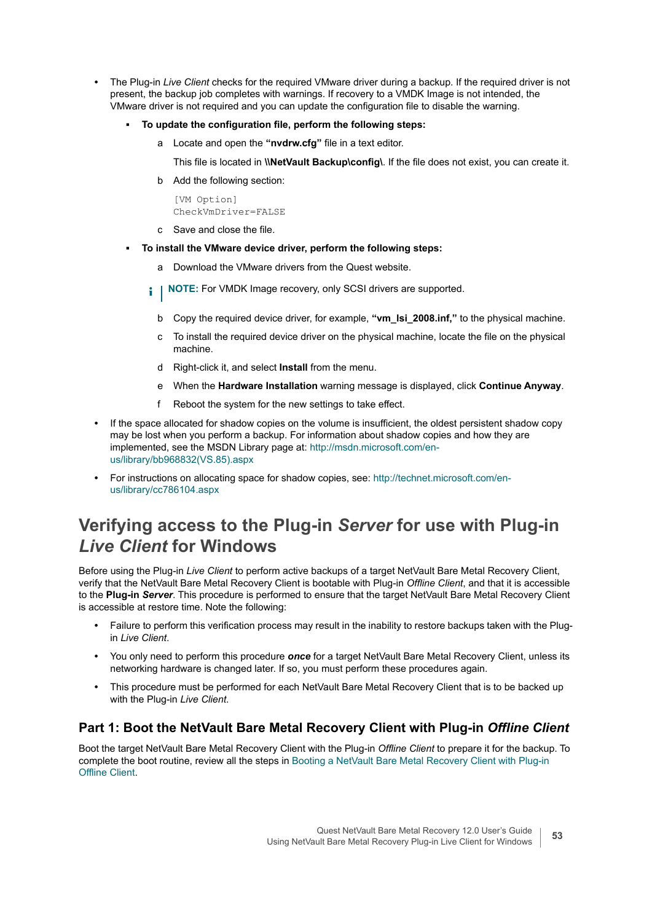- The Plug-in *Live Client* checks for the required VMware driver during a backup. If the required driver is not present, the backup job completes with warnings. If recovery to a VMDK Image is not intended, the VMware driver is not required and you can update the configuration file to disable the warning.
  - **To update the configuration file, perform the following steps:**
    a. Locate and open the **"nvdrw.cfg"** file in a text editor.

       This file is located in **\\NetVault Backup\config\**. If the file does not exist, you can create it.
    b. Add the following section:
       ```
       [VM Option]
       CheckVmDriver=FALSE
       ```
    c. Save and close the file.
  - **To install the VMware device driver, perform the following steps:**
    a. Download the VMware drivers from the Quest website.

       **NOTE:** For VMDK Image recovery, only SCSI drivers are supported.
    b. Copy the required device driver, for example, **"vm_lsi_2008.inf,"** to the physical machine.
    c. To install the required device driver on the physical machine, locate the file on the physical machine.
    d. Right-click it, and select **Install** from the menu.
    e. When the **Hardware Installation** warning message is displayed, click **Continue Anyway**.
    f. Reboot the system for the new settings to take effect.
- If the space allocated for shadow copies on the volume is insufficient, the oldest persistent shadow copy may be lost when you perform a backup. For information about shadow copies and how they are implemented, see the MSDN Library page at: http://msdn.microsoft.com/en-us/library/bb968832(VS.85).aspx
- For instructions on allocating space for shadow copies, see: http://technet.microsoft.com/en-us/library/cc786104.aspx

# Verifying access to the Plug-in *Server* for use with Plug-in *Live Client* for Windows

Before using the Plug-in *Live Client* to perform active backups of a target NetVault Bare Metal Recovery Client, verify that the NetVault Bare Metal Recovery Client is bootable with Plug-in *Offline Client*, and that it is accessible to the **Plug-in *Server***. This procedure is performed to ensure that the target NetVault Bare Metal Recovery Client is accessible at restore time. Note the following:

- Failure to perform this verification process may result in the inability to restore backups taken with the Plug-in *Live Client*.
- You only need to perform this procedure ***once*** for a target NetVault Bare Metal Recovery Client, unless its networking hardware is changed later. If so, you must perform these procedures again.
- This procedure must be performed for each NetVault Bare Metal Recovery Client that is to be backed up with the Plug-in *Live Client*.

## Part 1: Boot the NetVault Bare Metal Recovery Client with Plug-in *Offline Client*

Boot the target NetVault Bare Metal Recovery Client with the Plug-in *Offline Client* to prepare it for the backup. To complete the boot routine, review all the steps in Booting a NetVault Bare Metal Recovery Client with Plug-in Offline Client.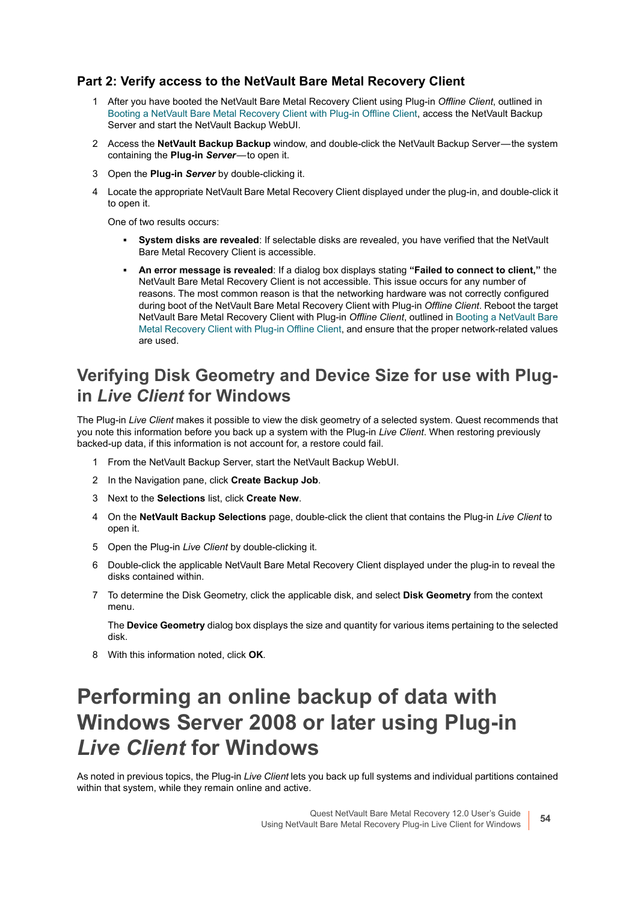### Part 2: Verify access to the NetVault Bare Metal Recovery Client

1. After you have booted the NetVault Bare Metal Recovery Client using Plug-in *Offline Client*, outlined in Booting a NetVault Bare Metal Recovery Client with Plug-in Offline Client, access the NetVault Backup Server and start the NetVault Backup WebUI.
2. Access the **NetVault Backup Backup** window, and double-click the NetVault Backup Server—the system containing the **Plug-in *Server***—to open it.
3. Open the **Plug-in *Server*** by double-clicking it.
4. Locate the appropriate NetVault Bare Metal Recovery Client displayed under the plug-in, and double-click it to open it.

   One of two results occurs:

   - **System disks are revealed**: If selectable disks are revealed, you have verified that the NetVault Bare Metal Recovery Client is accessible.
   - **An error message is revealed**: If a dialog box displays stating **"Failed to connect to client,"** the NetVault Bare Metal Recovery Client is not accessible. This issue occurs for any number of reasons. The most common reason is that the networking hardware was not correctly configured during boot of the NetVault Bare Metal Recovery Client with Plug-in *Offline Client*. Reboot the target NetVault Bare Metal Recovery Client with Plug-in *Offline Client*, outlined in Booting a NetVault Bare Metal Recovery Client with Plug-in Offline Client, and ensure that the proper network-related values are used.

## Verifying Disk Geometry and Device Size for use with Plug-in *Live Client* for Windows

The Plug-in *Live Client* makes it possible to view the disk geometry of a selected system. Quest recommends that you note this information before you back up a system with the Plug-in *Live Client*. When restoring previously backed-up data, if this information is not account for, a restore could fail.

1. From the NetVault Backup Server, start the NetVault Backup WebUI.
2. In the Navigation pane, click **Create Backup Job**.
3. Next to the **Selections** list, click **Create New**.
4. On the **NetVault Backup Selections** page, double-click the client that contains the Plug-in *Live Client* to open it.
5. Open the Plug-in *Live Client* by double-clicking it.
6. Double-click the applicable NetVault Bare Metal Recovery Client displayed under the plug-in to reveal the disks contained within.
7. To determine the Disk Geometry, click the applicable disk, and select **Disk Geometry** from the context menu.

   The **Device Geometry** dialog box displays the size and quantity for various items pertaining to the selected disk.
8. With this information noted, click **OK**.

# Performing an online backup of data with Windows Server 2008 or later using Plug-in *Live Client* for Windows

As noted in previous topics, the Plug-in *Live Client* lets you back up full systems and individual partitions contained within that system, while they remain online and active.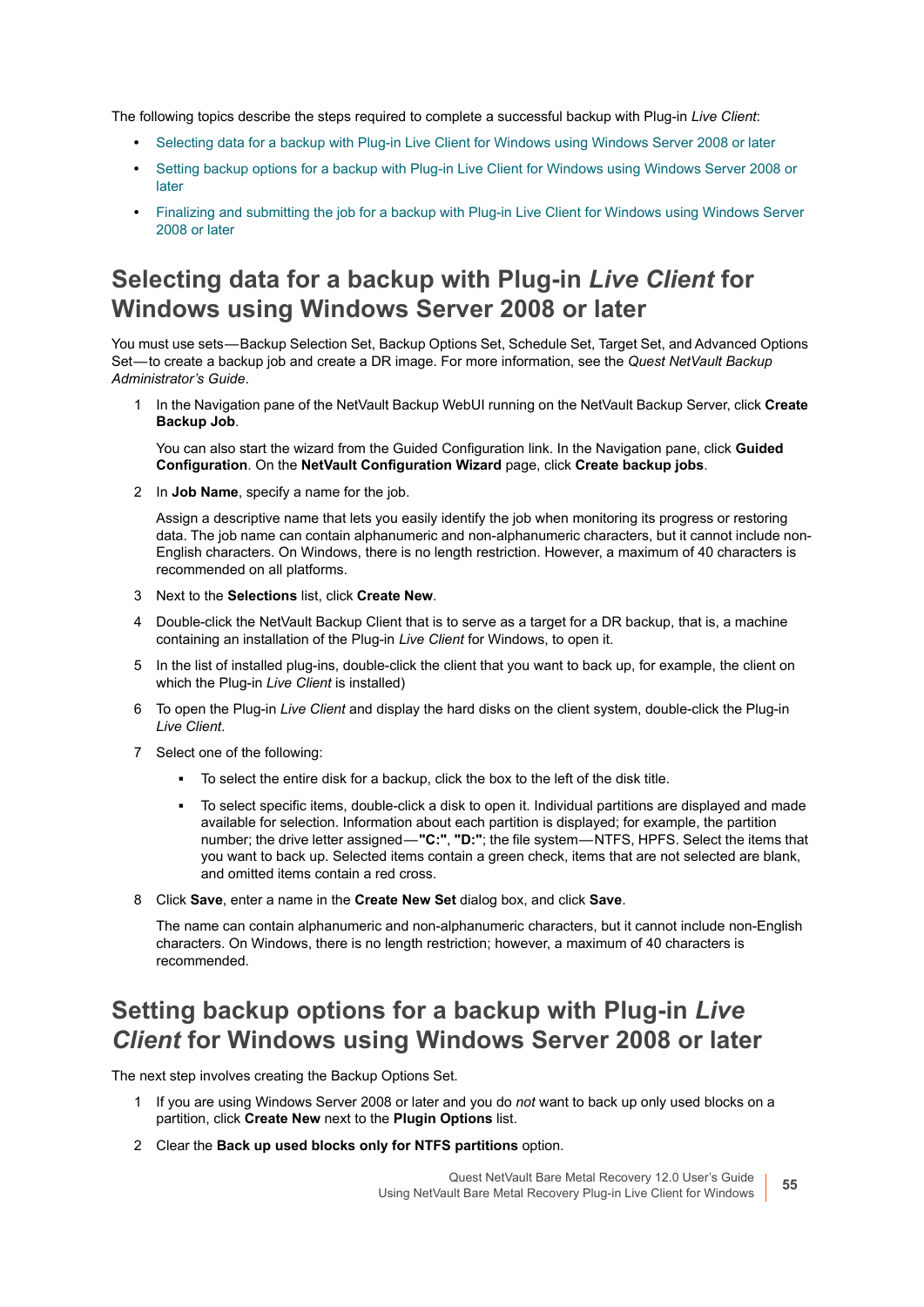The following topics describe the steps required to complete a successful backup with Plug-in *Live Client*:

- Selecting data for a backup with Plug-in Live Client for Windows using Windows Server 2008 or later
- Setting backup options for a backup with Plug-in Live Client for Windows using Windows Server 2008 or later
- Finalizing and submitting the job for a backup with Plug-in Live Client for Windows using Windows Server 2008 or later

## Selecting data for a backup with Plug-in *Live Client* for Windows using Windows Server 2008 or later

You must use sets—Backup Selection Set, Backup Options Set, Schedule Set, Target Set, and Advanced Options Set—to create a backup job and create a DR image. For more information, see the *Quest NetVault Backup Administrator's Guide*.

1. In the Navigation pane of the NetVault Backup WebUI running on the NetVault Backup Server, click **Create Backup Job**.

   You can also start the wizard from the Guided Configuration link. In the Navigation pane, click **Guided Configuration**. On the **NetVault Configuration Wizard** page, click **Create backup jobs**.

2. In **Job Name**, specify a name for the job.

   Assign a descriptive name that lets you easily identify the job when monitoring its progress or restoring data. The job name can contain alphanumeric and non-alphanumeric characters, but it cannot include non-English characters. On Windows, there is no length restriction. However, a maximum of 40 characters is recommended on all platforms.

3. Next to the **Selections** list, click **Create New**.
4. Double-click the NetVault Backup Client that is to serve as a target for a DR backup, that is, a machine containing an installation of the Plug-in *Live Client* for Windows, to open it.
5. In the list of installed plug-ins, double-click the client that you want to back up, for example, the client on which the Plug-in *Live Client* is installed)
6. To open the Plug-in *Live Client* and display the hard disks on the client system, double-click the Plug-in *Live Client*.
7. Select one of the following:
   - To select the entire disk for a backup, click the box to the left of the disk title.
   - To select specific items, double-click a disk to open it. Individual partitions are displayed and made available for selection. Information about each partition is displayed; for example, the partition number; the drive letter assigned—**"C:"**, **"D:"**; the file system—NTFS, HPFS. Select the items that you want to back up. Selected items contain a green check, items that are not selected are blank, and omitted items contain a red cross.
8. Click **Save**, enter a name in the **Create New Set** dialog box, and click **Save**.

   The name can contain alphanumeric and non-alphanumeric characters, but it cannot include non-English characters. On Windows, there is no length restriction; however, a maximum of 40 characters is recommended.

## Setting backup options for a backup with Plug-in *Live Client* for Windows using Windows Server 2008 or later

The next step involves creating the Backup Options Set.

1. If you are using Windows Server 2008 or later and you do *not* want to back up only used blocks on a partition, click **Create New** next to the **Plugin Options** list.
2. Clear the **Back up used blocks only for NTFS partitions** option.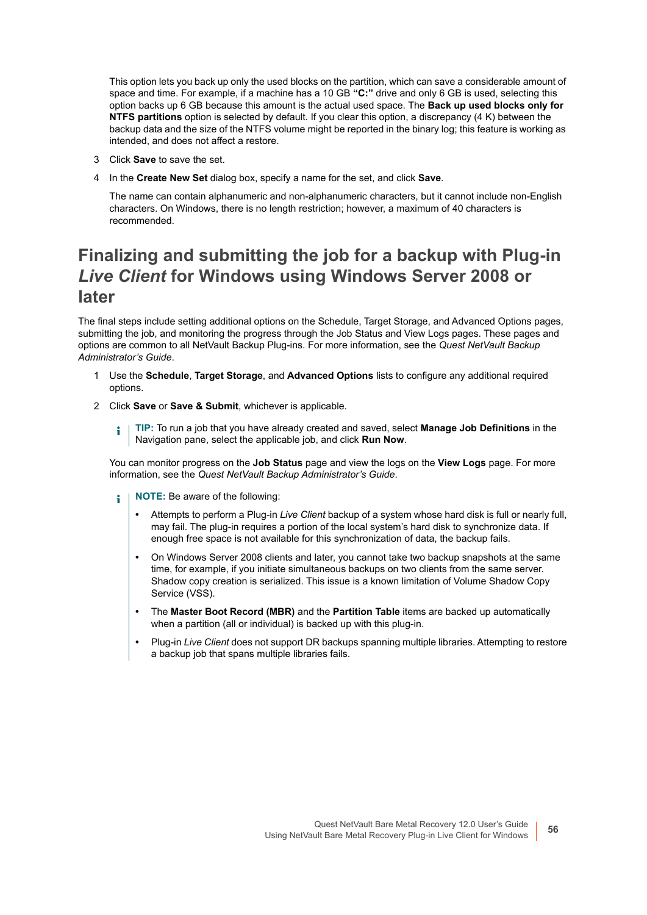This option lets you back up only the used blocks on the partition, which can save a considerable amount of space and time. For example, if a machine has a 10 GB **"C:"** drive and only 6 GB is used, selecting this option backs up 6 GB because this amount is the actual used space. The **Back up used blocks only for NTFS partitions** option is selected by default. If you clear this option, a discrepancy (4 K) between the backup data and the size of the NTFS volume might be reported in the binary log; this feature is working as intended, and does not affect a restore.

3. Click **Save** to save the set.
4. In the **Create New Set** dialog box, specify a name for the set, and click **Save**.

   The name can contain alphanumeric and non-alphanumeric characters, but it cannot include non-English characters. On Windows, there is no length restriction; however, a maximum of 40 characters is recommended.

## Finalizing and submitting the job for a backup with Plug-in *Live Client* for Windows using Windows Server 2008 or later

The final steps include setting additional options on the Schedule, Target Storage, and Advanced Options pages, submitting the job, and monitoring the progress through the Job Status and View Logs pages. These pages and options are common to all NetVault Backup Plug-ins. For more information, see the *Quest NetVault Backup Administrator's Guide*.

1. Use the **Schedule**, **Target Storage**, and **Advanced Options** lists to configure any additional required options.
2. Click **Save** or **Save & Submit**, whichever is applicable.

   **TIP:** To run a job that you have already created and saved, select **Manage Job Definitions** in the Navigation pane, select the applicable job, and click **Run Now**.

   You can monitor progress on the **Job Status** page and view the logs on the **View Logs** page. For more information, see the *Quest NetVault Backup Administrator's Guide*.

   **NOTE:** Be aware of the following:

   - Attempts to perform a Plug-in *Live Client* backup of a system whose hard disk is full or nearly full, may fail. The plug-in requires a portion of the local system's hard disk to synchronize data. If enough free space is not available for this synchronization of data, the backup fails.
   - On Windows Server 2008 clients and later, you cannot take two backup snapshots at the same time, for example, if you initiate simultaneous backups on two clients from the same server. Shadow copy creation is serialized. This issue is a known limitation of Volume Shadow Copy Service (VSS).
   - The **Master Boot Record (MBR)** and the **Partition Table** items are backed up automatically when a partition (all or individual) is backed up with this plug-in.
   - Plug-in *Live Client* does not support DR backups spanning multiple libraries. Attempting to restore a backup job that spans multiple libraries fails.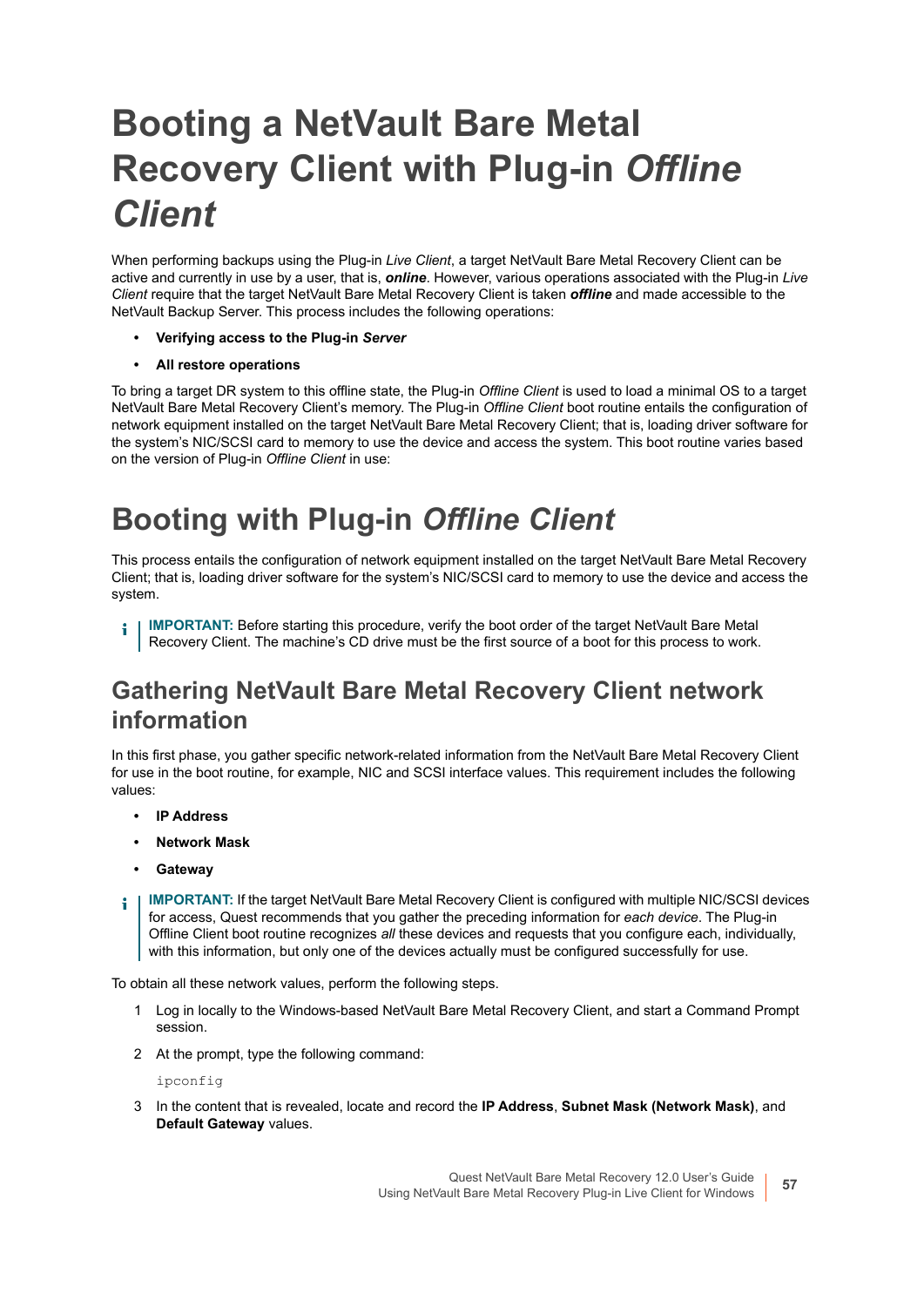# Booting a NetVault Bare Metal Recovery Client with Plug-in *Offline Client*

When performing backups using the Plug-in *Live Client*, a target NetVault Bare Metal Recovery Client can be active and currently in use by a user, that is, ***online***. However, various operations associated with the Plug-in *Live Client* require that the target NetVault Bare Metal Recovery Client is taken ***offline*** and made accessible to the NetVault Backup Server. This process includes the following operations:

- **Verifying access to the Plug-in *Server***
- **All restore operations**

To bring a target DR system to this offline state, the Plug-in *Offline Client* is used to load a minimal OS to a target NetVault Bare Metal Recovery Client's memory. The Plug-in *Offline Client* boot routine entails the configuration of network equipment installed on the target NetVault Bare Metal Recovery Client; that is, loading driver software for the system's NIC/SCSI card to memory to use the device and access the system. This boot routine varies based on the version of Plug-in *Offline Client* in use:

# Booting with Plug-in *Offline Client*

This process entails the configuration of network equipment installed on the target NetVault Bare Metal Recovery Client; that is, loading driver software for the system's NIC/SCSI card to memory to use the device and access the system.

> **IMPORTANT:** Before starting this procedure, verify the boot order of the target NetVault Bare Metal Recovery Client. The machine's CD drive must be the first source of a boot for this process to work.

## Gathering NetVault Bare Metal Recovery Client network information

In this first phase, you gather specific network-related information from the NetVault Bare Metal Recovery Client for use in the boot routine, for example, NIC and SCSI interface values. This requirement includes the following values:

- **IP Address**
- **Network Mask**
- **Gateway**

> **IMPORTANT:** If the target NetVault Bare Metal Recovery Client is configured with multiple NIC/SCSI devices for access, Quest recommends that you gather the preceding information for *each device*. The Plug-in Offline Client boot routine recognizes *all* these devices and requests that you configure each, individually, with this information, but only one of the devices actually must be configured successfully for use.

To obtain all these network values, perform the following steps.

1. Log in locally to the Windows-based NetVault Bare Metal Recovery Client, and start a Command Prompt session.
2. At the prompt, type the following command:

   ```
   ipconfig
   ```

3. In the content that is revealed, locate and record the **IP Address**, **Subnet Mask (Network Mask)**, and **Default Gateway** values.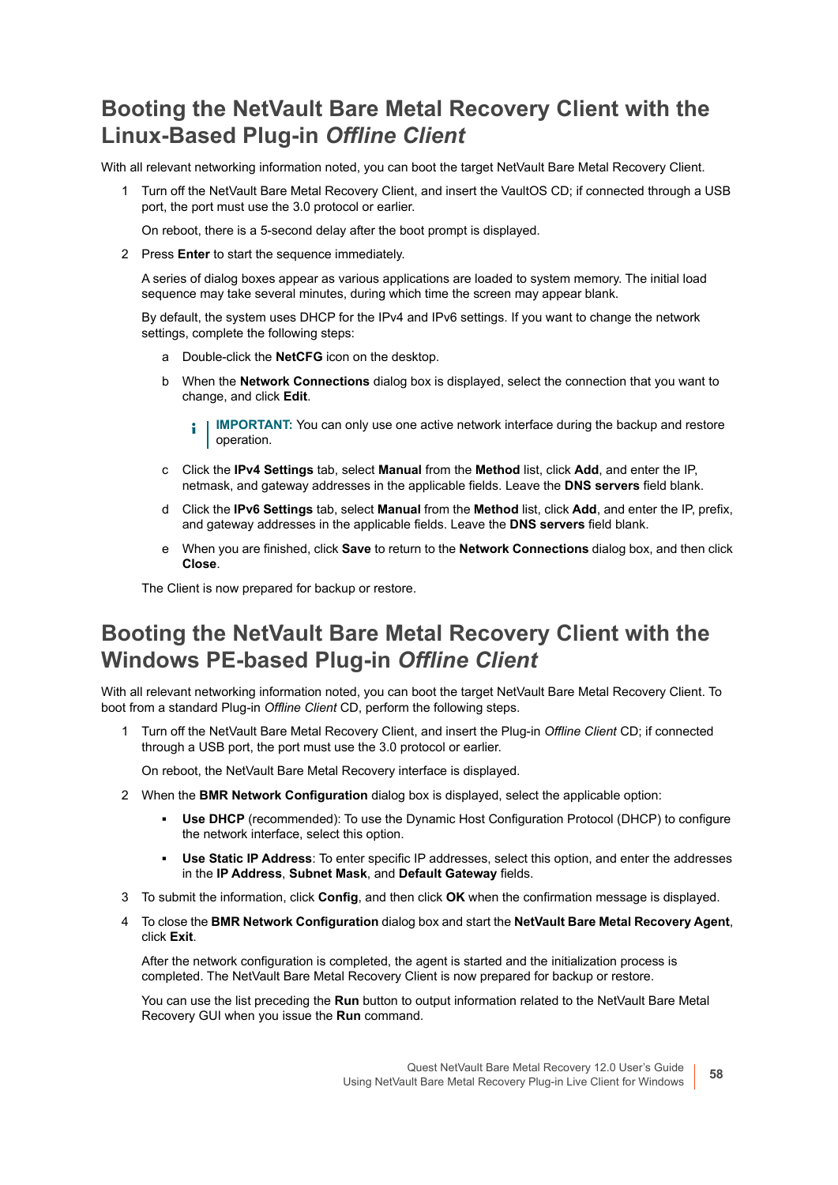## Booting the NetVault Bare Metal Recovery Client with the Linux-Based Plug-in *Offline Client*

With all relevant networking information noted, you can boot the target NetVault Bare Metal Recovery Client.

1. Turn off the NetVault Bare Metal Recovery Client, and insert the VaultOS CD; if connected through a USB port, the port must use the 3.0 protocol or earlier.

   On reboot, there is a 5-second delay after the boot prompt is displayed.

2. Press **Enter** to start the sequence immediately.

   A series of dialog boxes appear as various applications are loaded to system memory. The initial load sequence may take several minutes, during which time the screen may appear blank.

   By default, the system uses DHCP for the IPv4 and IPv6 settings. If you want to change the network settings, complete the following steps:

   a. Double-click the **NetCFG** icon on the desktop.

   b. When the **Network Connections** dialog box is displayed, select the connection that you want to change, and click **Edit**.

      **IMPORTANT:** You can only use one active network interface during the backup and restore operation.

   c. Click the **IPv4 Settings** tab, select **Manual** from the **Method** list, click **Add**, and enter the IP, netmask, and gateway addresses in the applicable fields. Leave the **DNS servers** field blank.

   d. Click the **IPv6 Settings** tab, select **Manual** from the **Method** list, click **Add**, and enter the IP, prefix, and gateway addresses in the applicable fields. Leave the **DNS servers** field blank.

   e. When you are finished, click **Save** to return to the **Network Connections** dialog box, and then click **Close**.

   The Client is now prepared for backup or restore.

## Booting the NetVault Bare Metal Recovery Client with the Windows PE-based Plug-in *Offline Client*

With all relevant networking information noted, you can boot the target NetVault Bare Metal Recovery Client. To boot from a standard Plug-in *Offline Client* CD, perform the following steps.

1. Turn off the NetVault Bare Metal Recovery Client, and insert the Plug-in *Offline Client* CD; if connected through a USB port, the port must use the 3.0 protocol or earlier.

   On reboot, the NetVault Bare Metal Recovery interface is displayed.

2. When the **BMR Network Configuration** dialog box is displayed, select the applicable option:

   - **Use DHCP** (recommended): To use the Dynamic Host Configuration Protocol (DHCP) to configure the network interface, select this option.
   - **Use Static IP Address**: To enter specific IP addresses, select this option, and enter the addresses in the **IP Address**, **Subnet Mask**, and **Default Gateway** fields.

3. To submit the information, click **Config**, and then click **OK** when the confirmation message is displayed.

4. To close the **BMR Network Configuration** dialog box and start the **NetVault Bare Metal Recovery Agent**, click **Exit**.

   After the network configuration is completed, the agent is started and the initialization process is completed. The NetVault Bare Metal Recovery Client is now prepared for backup or restore.

   You can use the list preceding the **Run** button to output information related to the NetVault Bare Metal Recovery GUI when you issue the **Run** command.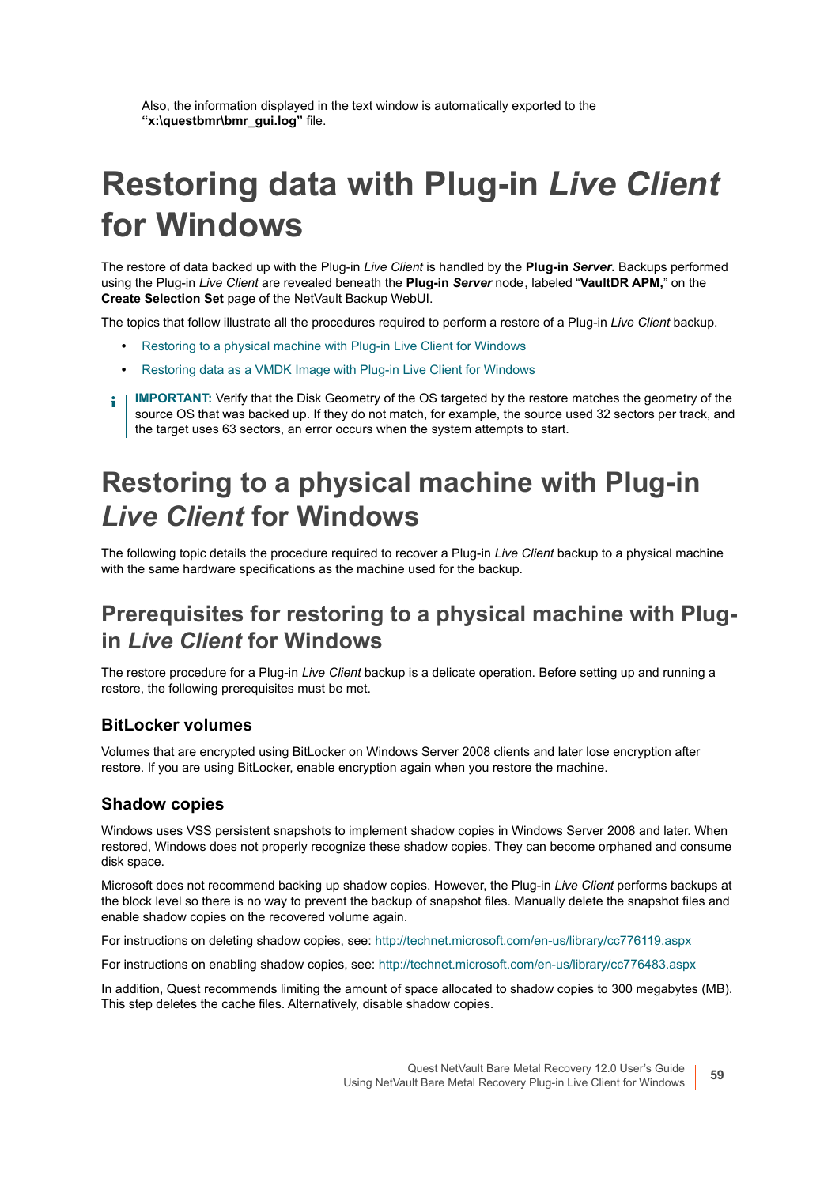Also, the information displayed in the text window is automatically exported to the **“x:\questbmr\bmr_gui.log”** file.

# Restoring data with Plug-in *Live Client* for Windows

The restore of data backed up with the Plug-in *Live Client* is handled by the **Plug-in *Server***. Backups performed using the Plug-in *Live Client* are revealed beneath the **Plug-in *Server*** node, labeled “**VaultDR APM,**” on the **Create Selection Set** page of the NetVault Backup WebUI.

The topics that follow illustrate all the procedures required to perform a restore of a Plug-in *Live Client* backup.

- Restoring to a physical machine with Plug-in Live Client for Windows
- Restoring data as a VMDK Image with Plug-in Live Client for Windows

**IMPORTANT:** Verify that the Disk Geometry of the OS targeted by the restore matches the geometry of the source OS that was backed up. If they do not match, for example, the source used 32 sectors per track, and the target uses 63 sectors, an error occurs when the system attempts to start.

## Restoring to a physical machine with Plug-in *Live Client* for Windows

The following topic details the procedure required to recover a Plug-in *Live Client* backup to a physical machine with the same hardware specifications as the machine used for the backup.

### Prerequisites for restoring to a physical machine with Plug-in *Live Client* for Windows

The restore procedure for a Plug-in *Live Client* backup is a delicate operation. Before setting up and running a restore, the following prerequisites must be met.

#### BitLocker volumes

Volumes that are encrypted using BitLocker on Windows Server 2008 clients and later lose encryption after restore. If you are using BitLocker, enable encryption again when you restore the machine.

#### Shadow copies

Windows uses VSS persistent snapshots to implement shadow copies in Windows Server 2008 and later. When restored, Windows does not properly recognize these shadow copies. They can become orphaned and consume disk space.

Microsoft does not recommend backing up shadow copies. However, the Plug-in *Live Client* performs backups at the block level so there is no way to prevent the backup of snapshot files. Manually delete the snapshot files and enable shadow copies on the recovered volume again.

For instructions on deleting shadow copies, see: http://technet.microsoft.com/en-us/library/cc776119.aspx

For instructions on enabling shadow copies, see: http://technet.microsoft.com/en-us/library/cc776483.aspx

In addition, Quest recommends limiting the amount of space allocated to shadow copies to 300 megabytes (MB). This step deletes the cache files. Alternatively, disable shadow copies.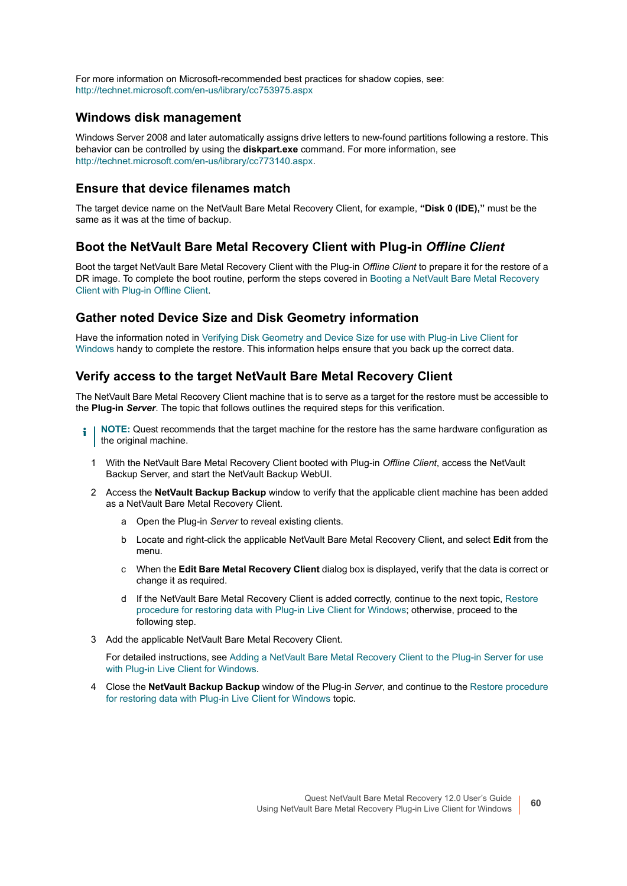For more information on Microsoft-recommended best practices for shadow copies, see: http://technet.microsoft.com/en-us/library/cc753975.aspx

### Windows disk management

Windows Server 2008 and later automatically assigns drive letters to new-found partitions following a restore. This behavior can be controlled by using the **diskpart.exe** command. For more information, see http://technet.microsoft.com/en-us/library/cc773140.aspx.

### Ensure that device filenames match

The target device name on the NetVault Bare Metal Recovery Client, for example, **“Disk 0 (IDE),”** must be the same as it was at the time of backup.

### Boot the NetVault Bare Metal Recovery Client with Plug-in *Offline Client*

Boot the target NetVault Bare Metal Recovery Client with the Plug-in *Offline Client* to prepare it for the restore of a DR image. To complete the boot routine, perform the steps covered in Booting a NetVault Bare Metal Recovery Client with Plug-in Offline Client.

### Gather noted Device Size and Disk Geometry information

Have the information noted in Verifying Disk Geometry and Device Size for use with Plug-in Live Client for Windows handy to complete the restore. This information helps ensure that you back up the correct data.

### Verify access to the target NetVault Bare Metal Recovery Client

The NetVault Bare Metal Recovery Client machine that is to serve as a target for the restore must be accessible to the **Plug-in *Server***. The topic that follows outlines the required steps for this verification.

> **NOTE:** Quest recommends that the target machine for the restore has the same hardware configuration as the original machine.

1. With the NetVault Bare Metal Recovery Client booted with Plug-in *Offline Client*, access the NetVault Backup Server, and start the NetVault Backup WebUI.
2. Access the **NetVault Backup Backup** window to verify that the applicable client machine has been added as a NetVault Bare Metal Recovery Client.
   a. Open the Plug-in *Server* to reveal existing clients.
   b. Locate and right-click the applicable NetVault Bare Metal Recovery Client, and select **Edit** from the menu.
   c. When the **Edit Bare Metal Recovery Client** dialog box is displayed, verify that the data is correct or change it as required.
   d. If the NetVault Bare Metal Recovery Client is added correctly, continue to the next topic, Restore procedure for restoring data with Plug-in Live Client for Windows; otherwise, proceed to the following step.
3. Add the applicable NetVault Bare Metal Recovery Client.

   For detailed instructions, see Adding a NetVault Bare Metal Recovery Client to the Plug-in Server for use with Plug-in Live Client for Windows.
4. Close the **NetVault Backup Backup** window of the Plug-in *Server*, and continue to the Restore procedure for restoring data with Plug-in Live Client for Windows topic.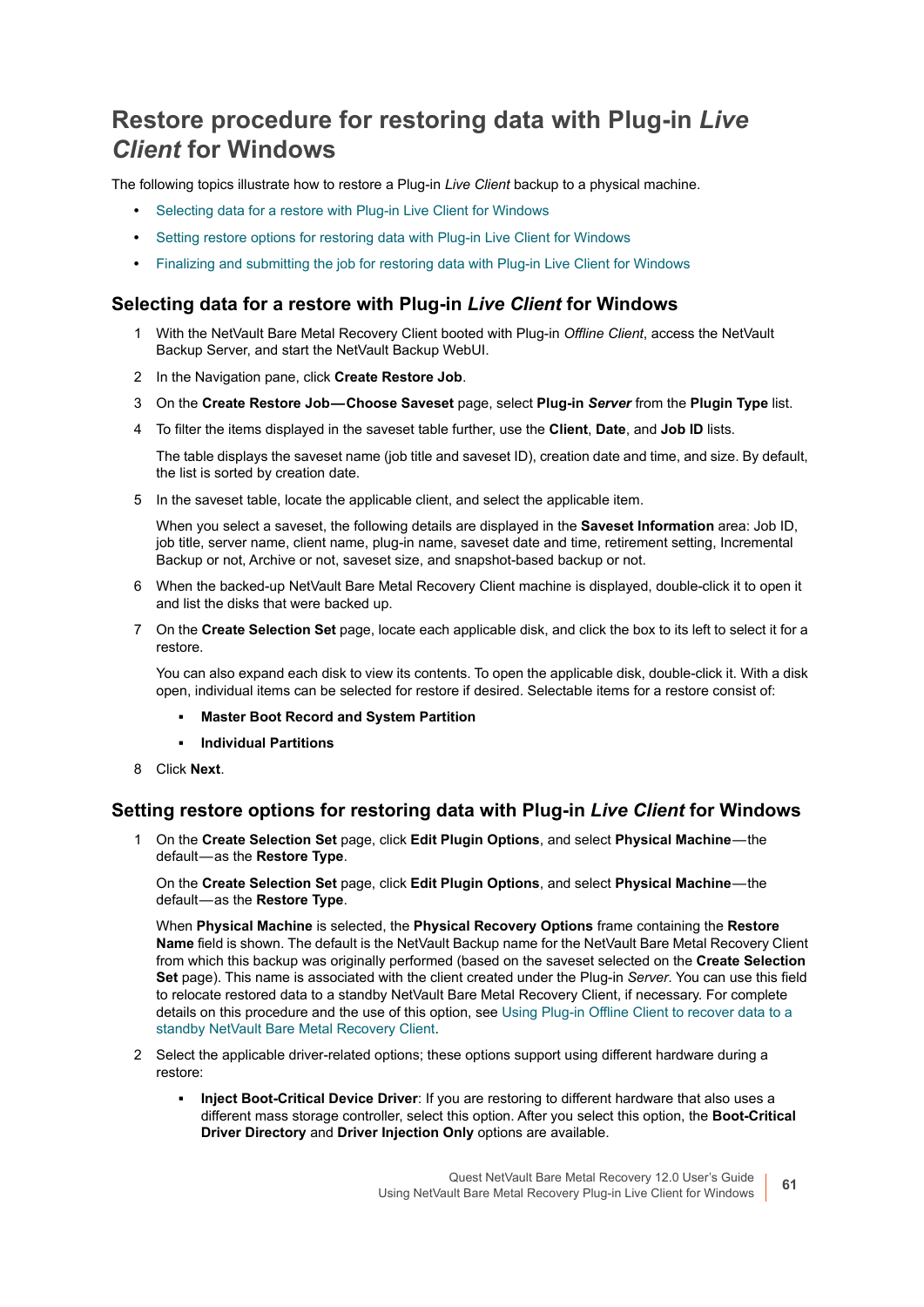# Restore procedure for restoring data with Plug-in *Live Client* for Windows

The following topics illustrate how to restore a Plug-in *Live Client* backup to a physical machine.

- Selecting data for a restore with Plug-in Live Client for Windows
- Setting restore options for restoring data with Plug-in Live Client for Windows
- Finalizing and submitting the job for restoring data with Plug-in Live Client for Windows

## Selecting data for a restore with Plug-in *Live Client* for Windows

1. With the NetVault Bare Metal Recovery Client booted with Plug-in *Offline Client*, access the NetVault Backup Server, and start the NetVault Backup WebUI.
2. In the Navigation pane, click **Create Restore Job**.
3. On the **Create Restore Job—Choose Saveset** page, select **Plug-in *Server*** from the **Plugin Type** list.
4. To filter the items displayed in the saveset table further, use the **Client**, **Date**, and **Job ID** lists.

   The table displays the saveset name (job title and saveset ID), creation date and time, and size. By default, the list is sorted by creation date.
5. In the saveset table, locate the applicable client, and select the applicable item.

   When you select a saveset, the following details are displayed in the **Saveset Information** area: Job ID, job title, server name, client name, plug-in name, saveset date and time, retirement setting, Incremental Backup or not, Archive or not, saveset size, and snapshot-based backup or not.
6. When the backed-up NetVault Bare Metal Recovery Client machine is displayed, double-click it to open it and list the disks that were backed up.
7. On the **Create Selection Set** page, locate each applicable disk, and click the box to its left to select it for a restore.

   You can also expand each disk to view its contents. To open the applicable disk, double-click it. With a disk open, individual items can be selected for restore if desired. Selectable items for a restore consist of:
   - **Master Boot Record and System Partition**
   - **Individual Partitions**
8. Click **Next**.

## Setting restore options for restoring data with Plug-in *Live Client* for Windows

1. On the **Create Selection Set** page, click **Edit Plugin Options**, and select **Physical Machine**—the default—as the **Restore Type**.

   On the **Create Selection Set** page, click **Edit Plugin Options**, and select **Physical Machine**—the default—as the **Restore Type**.

   When **Physical Machine** is selected, the **Physical Recovery Options** frame containing the **Restore Name** field is shown. The default is the NetVault Backup name for the NetVault Bare Metal Recovery Client from which this backup was originally performed (based on the saveset selected on the **Create Selection Set** page). This name is associated with the client created under the Plug-in *Server*. You can use this field to relocate restored data to a standby NetVault Bare Metal Recovery Client, if necessary. For complete details on this procedure and the use of this option, see Using Plug-in Offline Client to recover data to a standby NetVault Bare Metal Recovery Client.
2. Select the applicable driver-related options; these options support using different hardware during a restore:
   - **Inject Boot-Critical Device Driver**: If you are restoring to different hardware that also uses a different mass storage controller, select this option. After you select this option, the **Boot-Critical Driver Directory** and **Driver Injection Only** options are available.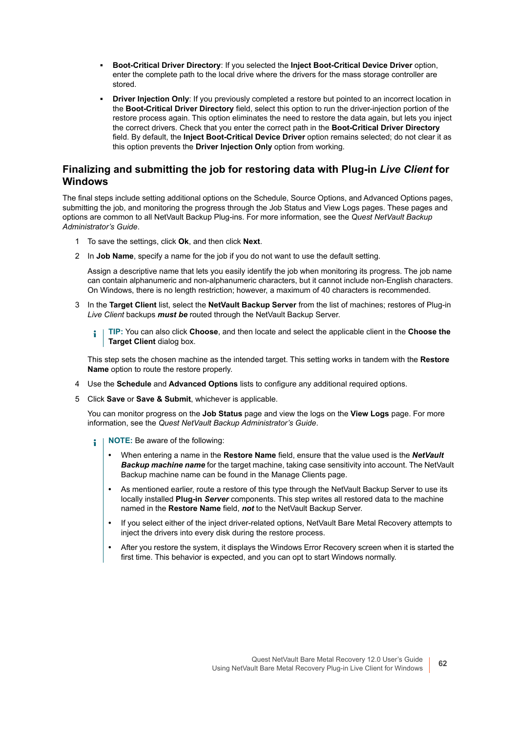- **Boot-Critical Driver Directory**: If you selected the **Inject Boot-Critical Device Driver** option, enter the complete path to the local drive where the drivers for the mass storage controller are stored.
- **Driver Injection Only**: If you previously completed a restore but pointed to an incorrect location in the **Boot-Critical Driver Directory** field, select this option to run the driver-injection portion of the restore process again. This option eliminates the need to restore the data again, but lets you inject the correct drivers. Check that you enter the correct path in the **Boot-Critical Driver Directory** field. By default, the **Inject Boot-Critical Device Driver** option remains selected; do not clear it as this option prevents the **Driver Injection Only** option from working.

## Finalizing and submitting the job for restoring data with Plug-in *Live Client* for Windows

The final steps include setting additional options on the Schedule, Source Options, and Advanced Options pages, submitting the job, and monitoring the progress through the Job Status and View Logs pages. These pages and options are common to all NetVault Backup Plug-ins. For more information, see the *Quest NetVault Backup Administrator's Guide*.

1. To save the settings, click **Ok**, and then click **Next**.
2. In **Job Name**, specify a name for the job if you do not want to use the default setting.

   Assign a descriptive name that lets you easily identify the job when monitoring its progress. The job name can contain alphanumeric and non-alphanumeric characters, but it cannot include non-English characters. On Windows, there is no length restriction; however, a maximum of 40 characters is recommended.

3. In the **Target Client** list, select the **NetVault Backup Server** from the list of machines; restores of Plug-in *Live Client* backups ***must be*** routed through the NetVault Backup Server.

   **TIP:** You can also click **Choose**, and then locate and select the applicable client in the **Choose the Target Client** dialog box.

   This step sets the chosen machine as the intended target. This setting works in tandem with the **Restore Name** option to route the restore properly.

4. Use the **Schedule** and **Advanced Options** lists to configure any additional required options.
5. Click **Save** or **Save & Submit**, whichever is applicable.

   You can monitor progress on the **Job Status** page and view the logs on the **View Logs** page. For more information, see the *Quest NetVault Backup Administrator's Guide*.

   **NOTE:** Be aware of the following:

   - When entering a name in the **Restore Name** field, ensure that the value used is the ***NetVault Backup machine name*** for the target machine, taking case sensitivity into account. The NetVault Backup machine name can be found in the Manage Clients page.
   - As mentioned earlier, route a restore of this type through the NetVault Backup Server to use its locally installed **Plug-in *Server*** components. This step writes all restored data to the machine named in the **Restore Name** field, ***not*** to the NetVault Backup Server.
   - If you select either of the inject driver-related options, NetVault Bare Metal Recovery attempts to inject the drivers into every disk during the restore process.
   - After you restore the system, it displays the Windows Error Recovery screen when it is started the first time. This behavior is expected, and you can opt to start Windows normally.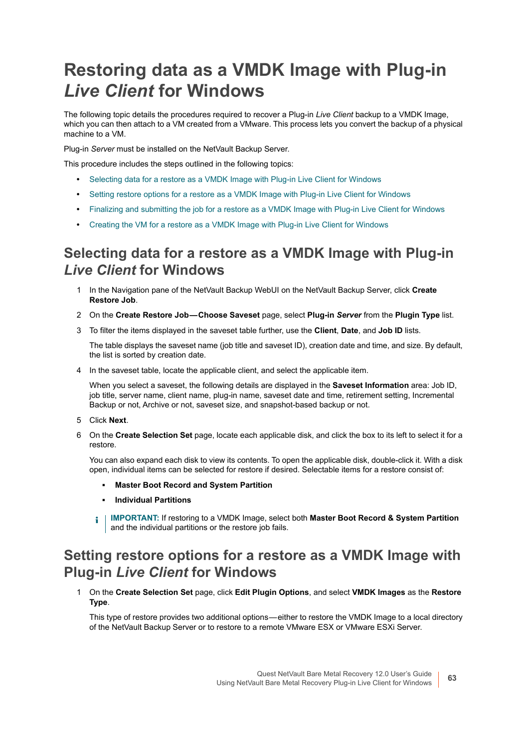# Restoring data as a VMDK Image with Plug-in *Live Client* for Windows

The following topic details the procedures required to recover a Plug-in *Live Client* backup to a VMDK Image, which you can then attach to a VM created from a VMware. This process lets you convert the backup of a physical machine to a VM.

Plug-in *Server* must be installed on the NetVault Backup Server.

This procedure includes the steps outlined in the following topics:

- Selecting data for a restore as a VMDK Image with Plug-in Live Client for Windows
- Setting restore options for a restore as a VMDK Image with Plug-in Live Client for Windows
- Finalizing and submitting the job for a restore as a VMDK Image with Plug-in Live Client for Windows
- Creating the VM for a restore as a VMDK Image with Plug-in Live Client for Windows

## Selecting data for a restore as a VMDK Image with Plug-in *Live Client* for Windows

1. In the Navigation pane of the NetVault Backup WebUI on the NetVault Backup Server, click **Create Restore Job**.
2. On the **Create Restore Job—Choose Saveset** page, select **Plug-in *Server*** from the **Plugin Type** list.
3. To filter the items displayed in the saveset table further, use the **Client**, **Date**, and **Job ID** lists.

   The table displays the saveset name (job title and saveset ID), creation date and time, and size. By default, the list is sorted by creation date.
4. In the saveset table, locate the applicable client, and select the applicable item.

   When you select a saveset, the following details are displayed in the **Saveset Information** area: Job ID, job title, server name, client name, plug-in name, saveset date and time, retirement setting, Incremental Backup or not, Archive or not, saveset size, and snapshot-based backup or not.
5. Click **Next**.
6. On the **Create Selection Set** page, locate each applicable disk, and click the box to its left to select it for a restore.

   You can also expand each disk to view its contents. To open the applicable disk, double-click it. With a disk open, individual items can be selected for restore if desired. Selectable items for a restore consist of:

   - **Master Boot Record and System Partition**
   - **Individual Partitions**

   **IMPORTANT:** If restoring to a VMDK Image, select both **Master Boot Record & System Partition** and the individual partitions or the restore job fails.

## Setting restore options for a restore as a VMDK Image with Plug-in *Live Client* for Windows

1. On the **Create Selection Set** page, click **Edit Plugin Options**, and select **VMDK Images** as the **Restore Type**.

   This type of restore provides two additional options—either to restore the VMDK Image to a local directory of the NetVault Backup Server or to restore to a remote VMware ESX or VMware ESXi Server.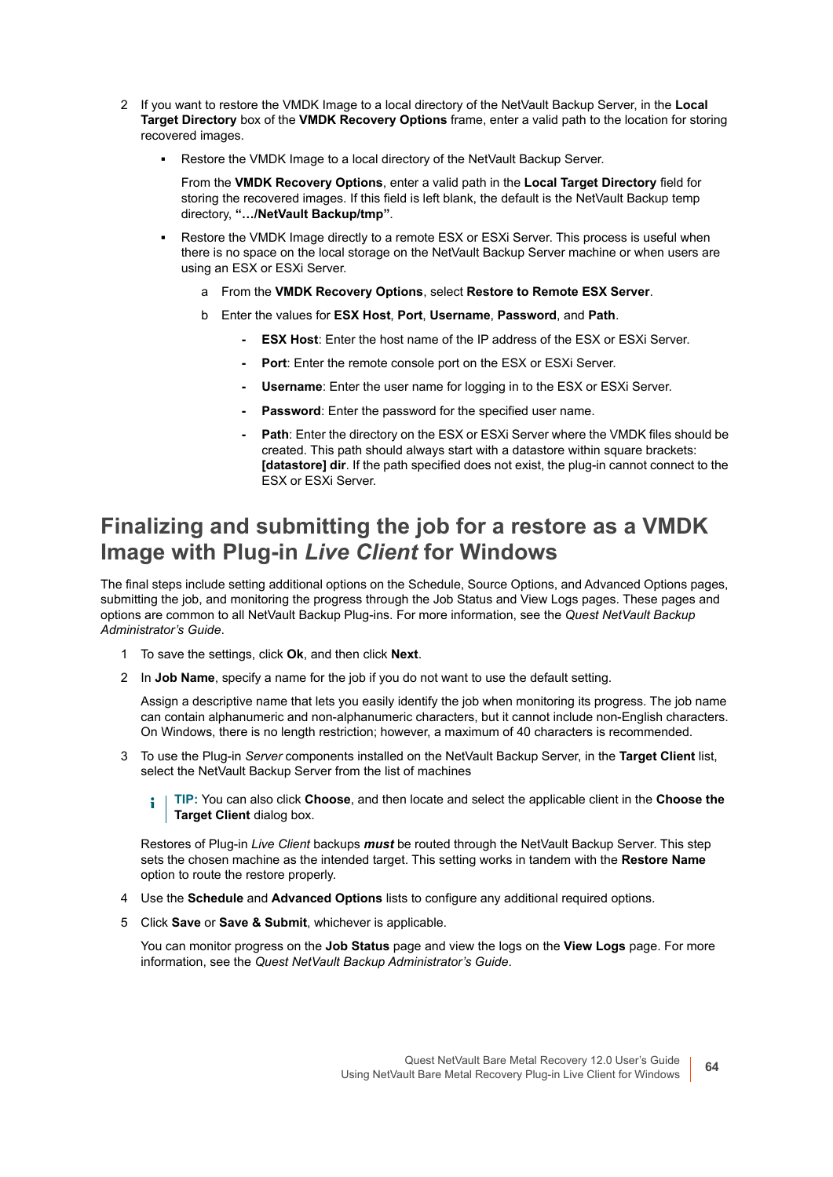2. If you want to restore the VMDK Image to a local directory of the NetVault Backup Server, in the **Local Target Directory** box of the **VMDK Recovery Options** frame, enter a valid path to the location for storing recovered images.

   - Restore the VMDK Image to a local directory of the NetVault Backup Server.

     From the **VMDK Recovery Options**, enter a valid path in the **Local Target Directory** field for storing the recovered images. If this field is left blank, the default is the NetVault Backup temp directory, **"…/NetVault Backup/tmp"**.

   - Restore the VMDK Image directly to a remote ESX or ESXi Server. This process is useful when there is no space on the local storage on the NetVault Backup Server machine or when users are using an ESX or ESXi Server.

     a. From the **VMDK Recovery Options**, select **Restore to Remote ESX Server**.

     b. Enter the values for **ESX Host**, **Port**, **Username**, **Password**, and **Path**.

        - **ESX Host**: Enter the host name of the IP address of the ESX or ESXi Server.
        - **Port**: Enter the remote console port on the ESX or ESXi Server.
        - **Username**: Enter the user name for logging in to the ESX or ESXi Server.
        - **Password**: Enter the password for the specified user name.
        - **Path**: Enter the directory on the ESX or ESXi Server where the VMDK files should be created. This path should always start with a datastore within square brackets: **[datastore] dir**. If the path specified does not exist, the plug-in cannot connect to the ESX or ESXi Server.

## Finalizing and submitting the job for a restore as a VMDK Image with Plug-in *Live Client* for Windows

The final steps include setting additional options on the Schedule, Source Options, and Advanced Options pages, submitting the job, and monitoring the progress through the Job Status and View Logs pages. These pages and options are common to all NetVault Backup Plug-ins. For more information, see the *Quest NetVault Backup Administrator's Guide*.

1. To save the settings, click **Ok**, and then click **Next**.
2. In **Job Name**, specify a name for the job if you do not want to use the default setting.

   Assign a descriptive name that lets you easily identify the job when monitoring its progress. The job name can contain alphanumeric and non-alphanumeric characters, but it cannot include non-English characters. On Windows, there is no length restriction; however, a maximum of 40 characters is recommended.

3. To use the Plug-in *Server* components installed on the NetVault Backup Server, in the **Target Client** list, select the NetVault Backup Server from the list of machines

   **TIP:** You can also click **Choose**, and then locate and select the applicable client in the **Choose the Target Client** dialog box.

   Restores of Plug-in *Live Client* backups ***must*** be routed through the NetVault Backup Server. This step sets the chosen machine as the intended target. This setting works in tandem with the **Restore Name** option to route the restore properly.

4. Use the **Schedule** and **Advanced Options** lists to configure any additional required options.
5. Click **Save** or **Save & Submit**, whichever is applicable.

   You can monitor progress on the **Job Status** page and view the logs on the **View Logs** page. For more information, see the *Quest NetVault Backup Administrator's Guide*.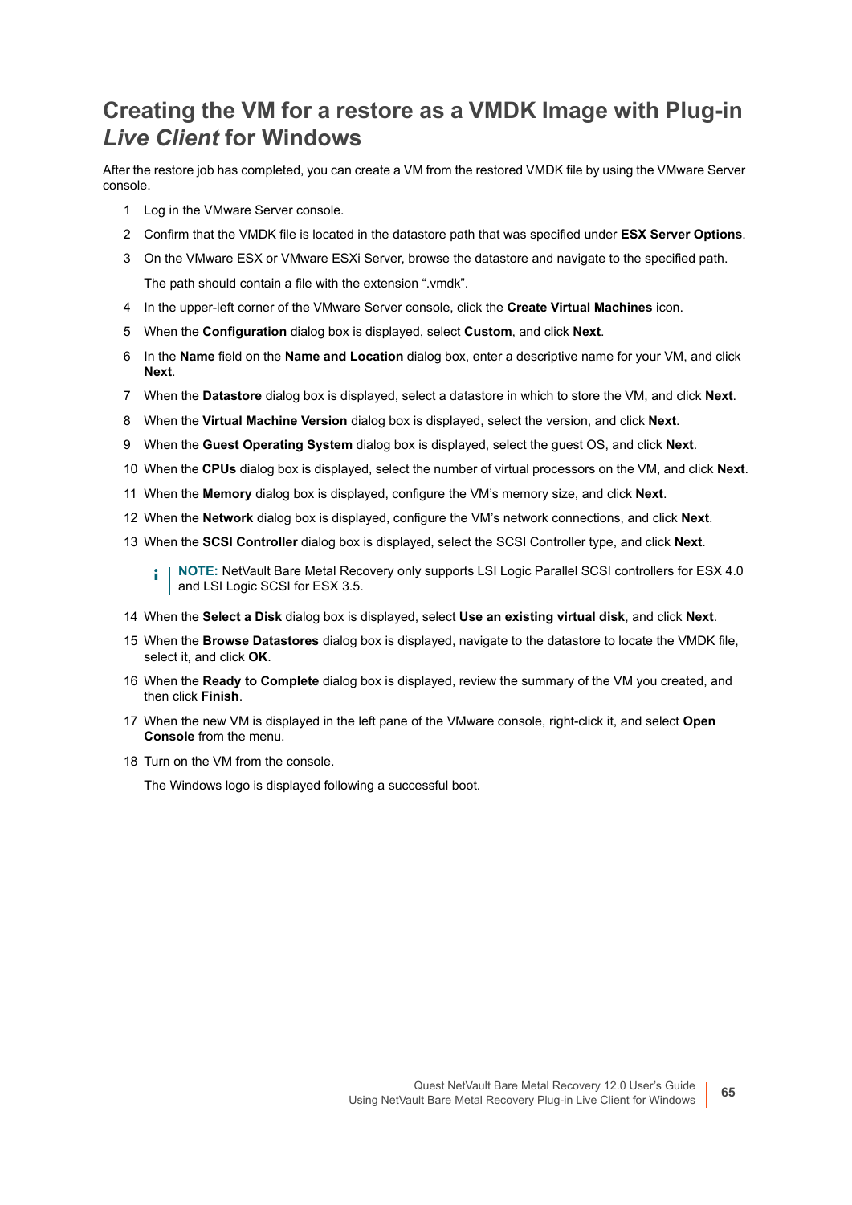## Creating the VM for a restore as a VMDK Image with Plug-in *Live Client* for Windows

After the restore job has completed, you can create a VM from the restored VMDK file by using the VMware Server console.

1. Log in the VMware Server console.
2. Confirm that the VMDK file is located in the datastore path that was specified under **ESX Server Options**.
3. On the VMware ESX or VMware ESXi Server, browse the datastore and navigate to the specified path.

   The path should contain a file with the extension ".vmdk".
4. In the upper-left corner of the VMware Server console, click the **Create Virtual Machines** icon.
5. When the **Configuration** dialog box is displayed, select **Custom**, and click **Next**.
6. In the **Name** field on the **Name and Location** dialog box, enter a descriptive name for your VM, and click **Next**.
7. When the **Datastore** dialog box is displayed, select a datastore in which to store the VM, and click **Next**.
8. When the **Virtual Machine Version** dialog box is displayed, select the version, and click **Next**.
9. When the **Guest Operating System** dialog box is displayed, select the guest OS, and click **Next**.
10. When the **CPUs** dialog box is displayed, select the number of virtual processors on the VM, and click **Next**.
11. When the **Memory** dialog box is displayed, configure the VM's memory size, and click **Next**.
12. When the **Network** dialog box is displayed, configure the VM's network connections, and click **Next**.
13. When the **SCSI Controller** dialog box is displayed, select the SCSI Controller type, and click **Next**.

    **NOTE:** NetVault Bare Metal Recovery only supports LSI Logic Parallel SCSI controllers for ESX 4.0 and LSI Logic SCSI for ESX 3.5.
14. When the **Select a Disk** dialog box is displayed, select **Use an existing virtual disk**, and click **Next**.
15. When the **Browse Datastores** dialog box is displayed, navigate to the datastore to locate the VMDK file, select it, and click **OK**.
16. When the **Ready to Complete** dialog box is displayed, review the summary of the VM you created, and then click **Finish**.
17. When the new VM is displayed in the left pane of the VMware console, right-click it, and select **Open Console** from the menu.
18. Turn on the VM from the console.

    The Windows logo is displayed following a successful boot.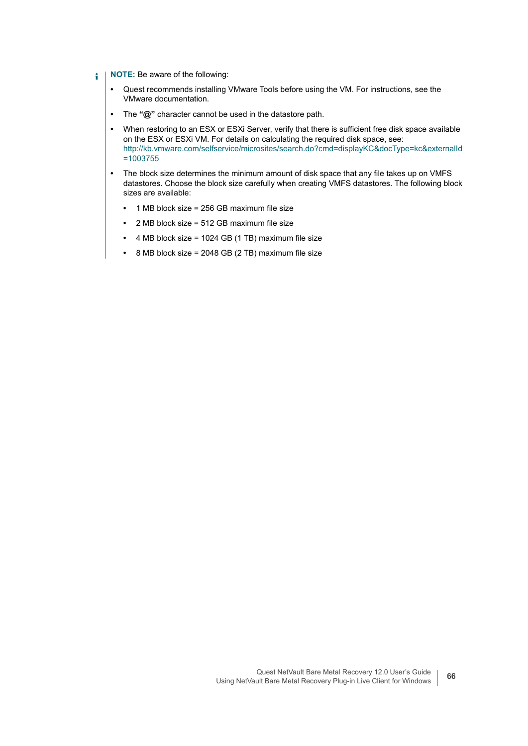**NOTE:** Be aware of the following:

- Quest recommends installing VMware Tools before using the VM. For instructions, see the VMware documentation.
- The **"@"** character cannot be used in the datastore path.
- When restoring to an ESX or ESXi Server, verify that there is sufficient free disk space available on the ESX or ESXi VM. For details on calculating the required disk space, see: http://kb.vmware.com/selfservice/microsites/search.do?cmd=displayKC&docType=kc&externalId=1003755
- The block size determines the minimum amount of disk space that any file takes up on VMFS datastores. Choose the block size carefully when creating VMFS datastores. The following block sizes are available:
  - 1 MB block size = 256 GB maximum file size
  - 2 MB block size = 512 GB maximum file size
  - 4 MB block size = 1024 GB (1 TB) maximum file size
  - 8 MB block size = 2048 GB (2 TB) maximum file size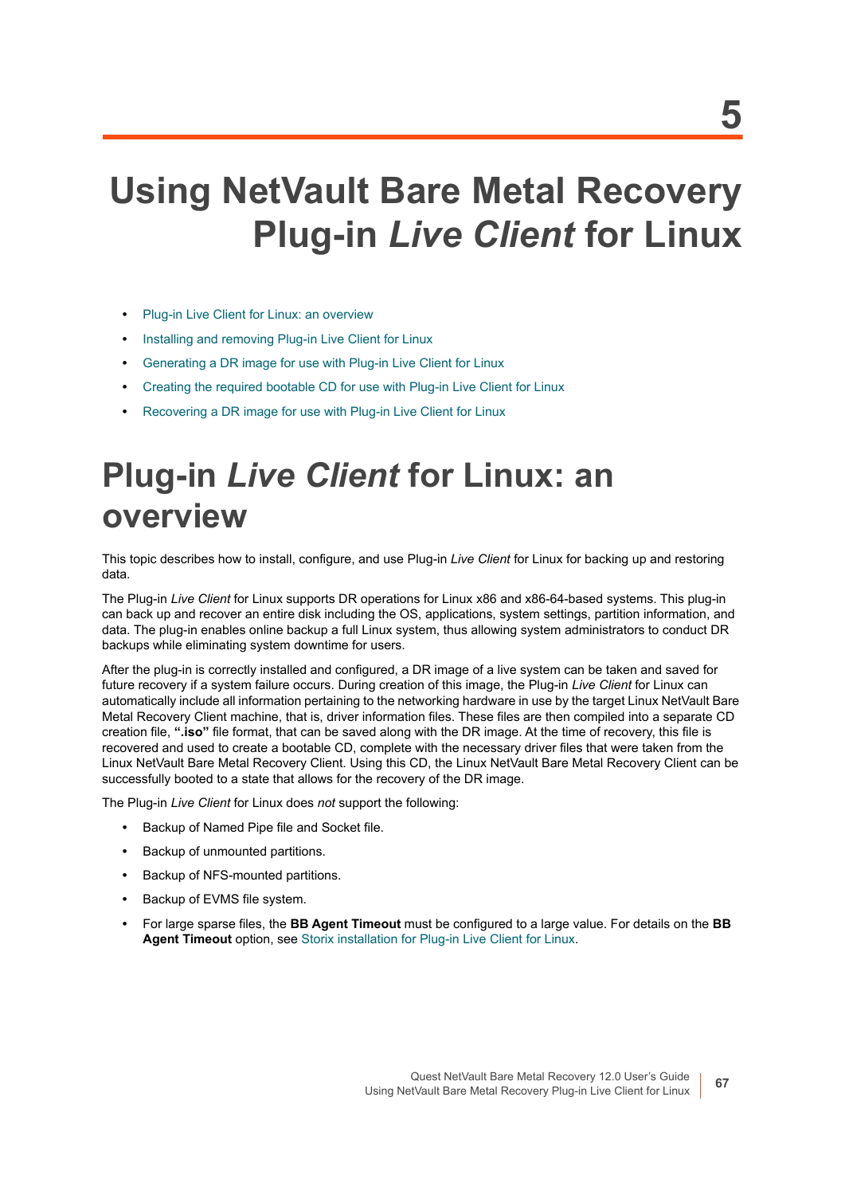# 5

# Using NetVault Bare Metal Recovery Plug-in *Live Client* for Linux

- Plug-in Live Client for Linux: an overview
- Installing and removing Plug-in Live Client for Linux
- Generating a DR image for use with Plug-in Live Client for Linux
- Creating the required bootable CD for use with Plug-in Live Client for Linux
- Recovering a DR image for use with Plug-in Live Client for Linux

## Plug-in *Live Client* for Linux: an overview

This topic describes how to install, configure, and use Plug-in *Live Client* for Linux for backing up and restoring data.

The Plug-in *Live Client* for Linux supports DR operations for Linux x86 and x86-64-based systems. This plug-in can back up and recover an entire disk including the OS, applications, system settings, partition information, and data. The plug-in enables online backup a full Linux system, thus allowing system administrators to conduct DR backups while eliminating system downtime for users.

After the plug-in is correctly installed and configured, a DR image of a live system can be taken and saved for future recovery if a system failure occurs. During creation of this image, the Plug-in *Live Client* for Linux can automatically include all information pertaining to the networking hardware in use by the target Linux NetVault Bare Metal Recovery Client machine, that is, driver information files. These files are then compiled into a separate CD creation file, **".iso"** file format, that can be saved along with the DR image. At the time of recovery, this file is recovered and used to create a bootable CD, complete with the necessary driver files that were taken from the Linux NetVault Bare Metal Recovery Client. Using this CD, the Linux NetVault Bare Metal Recovery Client can be successfully booted to a state that allows for the recovery of the DR image.

The Plug-in *Live Client* for Linux does *not* support the following:

- Backup of Named Pipe file and Socket file.
- Backup of unmounted partitions.
- Backup of NFS-mounted partitions.
- Backup of EVMS file system.
- For large sparse files, the **BB Agent Timeout** must be configured to a large value. For details on the **BB Agent Timeout** option, see Storix installation for Plug-in Live Client for Linux.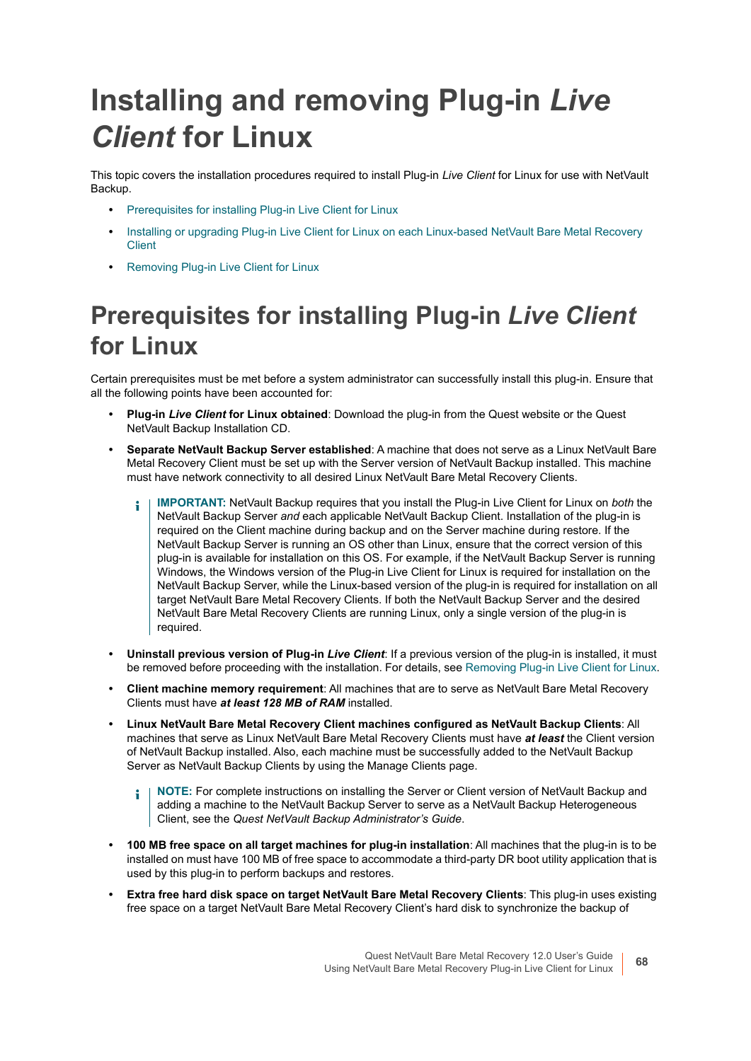# Installing and removing Plug-in *Live Client* for Linux

This topic covers the installation procedures required to install Plug-in *Live Client* for Linux for use with NetVault Backup.

- Prerequisites for installing Plug-in Live Client for Linux
- Installing or upgrading Plug-in Live Client for Linux on each Linux-based NetVault Bare Metal Recovery Client
- Removing Plug-in Live Client for Linux

## Prerequisites for installing Plug-in *Live Client* for Linux

Certain prerequisites must be met before a system administrator can successfully install this plug-in. Ensure that all the following points have been accounted for:

- **Plug-in *Live Client* for Linux obtained**: Download the plug-in from the Quest website or the Quest NetVault Backup Installation CD.
- **Separate NetVault Backup Server established**: A machine that does not serve as a Linux NetVault Bare Metal Recovery Client must be set up with the Server version of NetVault Backup installed. This machine must have network connectivity to all desired Linux NetVault Bare Metal Recovery Clients.

  > **IMPORTANT:** NetVault Backup requires that you install the Plug-in Live Client for Linux on *both* the NetVault Backup Server *and* each applicable NetVault Backup Client. Installation of the plug-in is required on the Client machine during backup and on the Server machine during restore. If the NetVault Backup Server is running an OS other than Linux, ensure that the correct version of this plug-in is available for installation on this OS. For example, if the NetVault Backup Server is running Windows, the Windows version of the Plug-in Live Client for Linux is required for installation on the NetVault Backup Server, while the Linux-based version of the plug-in is required for installation on all target NetVault Bare Metal Recovery Clients. If both the NetVault Backup Server and the desired NetVault Bare Metal Recovery Clients are running Linux, only a single version of the plug-in is required.

- **Uninstall previous version of Plug-in *Live Client***: If a previous version of the plug-in is installed, it must be removed before proceeding with the installation. For details, see Removing Plug-in Live Client for Linux.
- **Client machine memory requirement**: All machines that are to serve as NetVault Bare Metal Recovery Clients must have ***at least 128 MB of RAM*** installed.
- **Linux NetVault Bare Metal Recovery Client machines configured as NetVault Backup Clients**: All machines that serve as Linux NetVault Bare Metal Recovery Clients must have ***at least*** the Client version of NetVault Backup installed. Also, each machine must be successfully added to the NetVault Backup Server as NetVault Backup Clients by using the Manage Clients page.

  > **NOTE:** For complete instructions on installing the Server or Client version of NetVault Backup and adding a machine to the NetVault Backup Server to serve as a NetVault Backup Heterogeneous Client, see the *Quest NetVault Backup Administrator's Guide*.

- **100 MB free space on all target machines for plug-in installation**: All machines that the plug-in is to be installed on must have 100 MB of free space to accommodate a third-party DR boot utility application that is used by this plug-in to perform backups and restores.
- **Extra free hard disk space on target NetVault Bare Metal Recovery Clients**: This plug-in uses existing free space on a target NetVault Bare Metal Recovery Client's hard disk to synchronize the backup of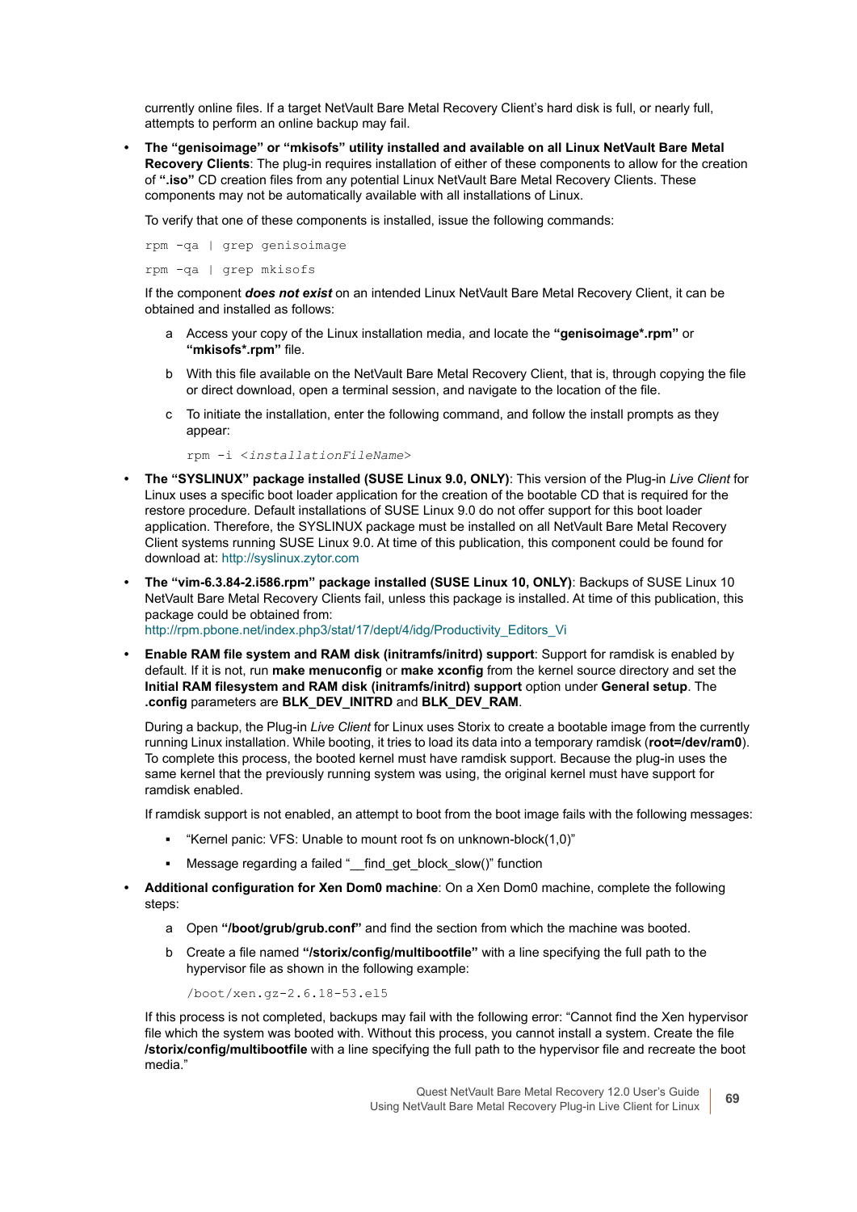currently online files. If a target NetVault Bare Metal Recovery Client's hard disk is full, or nearly full, attempts to perform an online backup may fail.

- **The "genisoimage" or "mkisofs" utility installed and available on all Linux NetVault Bare Metal Recovery Clients**: The plug-in requires installation of either of these components to allow for the creation of **".iso"** CD creation files from any potential Linux NetVault Bare Metal Recovery Clients. These components may not be automatically available with all installations of Linux.

  To verify that one of these components is installed, issue the following commands:

  ```
  rpm -qa | grep genisoimage
  ```

  ```
  rpm -qa | grep mkisofs
  ```

  If the component ***does not exist*** on an intended Linux NetVault Bare Metal Recovery Client, it can be obtained and installed as follows:

  a. Access your copy of the Linux installation media, and locate the **"genisoimage*.rpm"** or **"mkisofs*.rpm"** file.

  b. With this file available on the NetVault Bare Metal Recovery Client, that is, through copying the file or direct download, open a terminal session, and navigate to the location of the file.

  c. To initiate the installation, enter the following command, and follow the install prompts as they appear:

  ```
  rpm -i <installationFileName>
  ```

- **The "SYSLINUX" package installed (SUSE Linux 9.0, ONLY)**: This version of the Plug-in *Live Client* for Linux uses a specific boot loader application for the creation of the bootable CD that is required for the restore procedure. Default installations of SUSE Linux 9.0 do not offer support for this boot loader application. Therefore, the SYSLINUX package must be installed on all NetVault Bare Metal Recovery Client systems running SUSE Linux 9.0. At time of this publication, this component could be found for download at: http://syslinux.zytor.com

- **The "vim-6.3.84-2.i586.rpm" package installed (SUSE Linux 10, ONLY)**: Backups of SUSE Linux 10 NetVault Bare Metal Recovery Clients fail, unless this package is installed. At time of this publication, this package could be obtained from:
  http://rpm.pbone.net/index.php3/stat/17/dept/4/idg/Productivity_Editors_Vi

- **Enable RAM file system and RAM disk (initramfs/initrd) support**: Support for ramdisk is enabled by default. If it is not, run **make menuconfig** or **make xconfig** from the kernel source directory and set the **Initial RAM filesystem and RAM disk (initramfs/initrd) support** option under **General setup**. The **.config** parameters are **BLK_DEV_INITRD** and **BLK_DEV_RAM**.

  During a backup, the Plug-in *Live Client* for Linux uses Storix to create a bootable image from the currently running Linux installation. While booting, it tries to load its data into a temporary ramdisk (**root=/dev/ram0**). To complete this process, the booted kernel must have ramdisk support. Because the plug-in uses the same kernel that the previously running system was using, the original kernel must have support for ramdisk enabled.

  If ramdisk support is not enabled, an attempt to boot from the boot image fails with the following messages:

  - "Kernel panic: VFS: Unable to mount root fs on unknown-block(1,0)"
  - Message regarding a failed "__find_get_block_slow()" function

- **Additional configuration for Xen Dom0 machine**: On a Xen Dom0 machine, complete the following steps:

  a. Open **"/boot/grub/grub.conf"** and find the section from which the machine was booted.

  b. Create a file named **"/storix/config/multibootfile"** with a line specifying the full path to the hypervisor file as shown in the following example:

  ```
  /boot/xen.gz-2.6.18-53.el5
  ```

  If this process is not completed, backups may fail with the following error: "Cannot find the Xen hypervisor file which the system was booted with. Without this process, you cannot install a system. Create the file **/storix/config/multibootfile** with a line specifying the full path to the hypervisor file and recreate the boot media."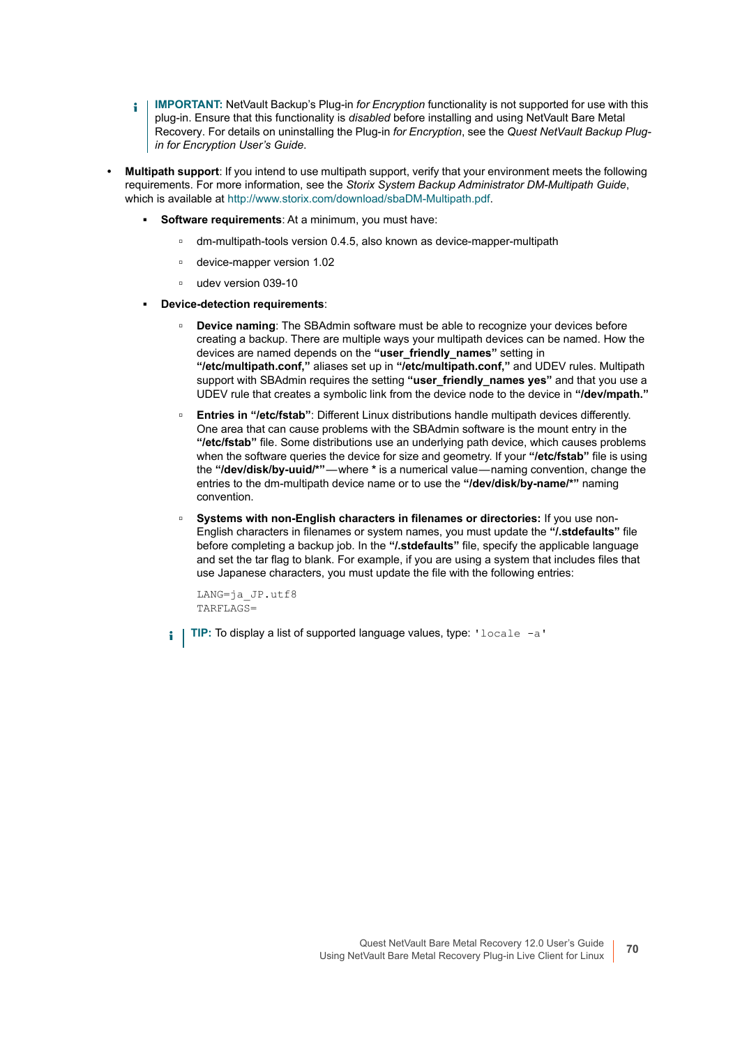> **IMPORTANT:** NetVault Backup's Plug-in *for Encryption* functionality is not supported for use with this plug-in. Ensure that this functionality is *disabled* before installing and using NetVault Bare Metal Recovery. For details on uninstalling the Plug-in *for Encryption*, see the *Quest NetVault Backup Plug-in for Encryption User's Guide.*

- **Multipath support**: If you intend to use multipath support, verify that your environment meets the following requirements. For more information, see the *Storix System Backup Administrator DM-Multipath Guide*, which is available at http://www.storix.com/download/sbaDM-Multipath.pdf.
  - **Software requirements**: At a minimum, you must have:
    - dm-multipath-tools version 0.4.5, also known as device-mapper-multipath
    - device-mapper version 1.02
    - udev version 039-10
  - **Device-detection requirements**:
    - **Device naming**: The SBAdmin software must be able to recognize your devices before creating a backup. There are multiple ways your multipath devices can be named. How the devices are named depends on the **"user_friendly_names"** setting in **"/etc/multipath.conf,"** aliases set up in **"/etc/multipath.conf,"** and UDEV rules. Multipath support with SBAdmin requires the setting **"user_friendly_names yes"** and that you use a UDEV rule that creates a symbolic link from the device node to the device in **"/dev/mpath."**
    - **Entries in "/etc/fstab"**: Different Linux distributions handle multipath devices differently. One area that can cause problems with the SBAdmin software is the mount entry in the **"/etc/fstab"** file. Some distributions use an underlying path device, which causes problems when the software queries the device for size and geometry. If your **"/etc/fstab"** file is using the **"/dev/disk/by-uuid/*"**—where **\*** is a numerical value—naming convention, change the entries to the dm-multipath device name or to use the **"/dev/disk/by-name/*"** naming convention.
    - **Systems with non-English characters in filenames or directories:** If you use non-English characters in filenames or system names, you must update the **"/.stdefaults"** file before completing a backup job. In the **"/.stdefaults"** file, specify the applicable language and set the tar flag to blank. For example, if you are using a system that includes files that use Japanese characters, you must update the file with the following entries:

      ```
      LANG=ja_JP.utf8
      TARFLAGS=
      ```

  > **TIP:** To display a list of supported language values, type: `'locale -a'`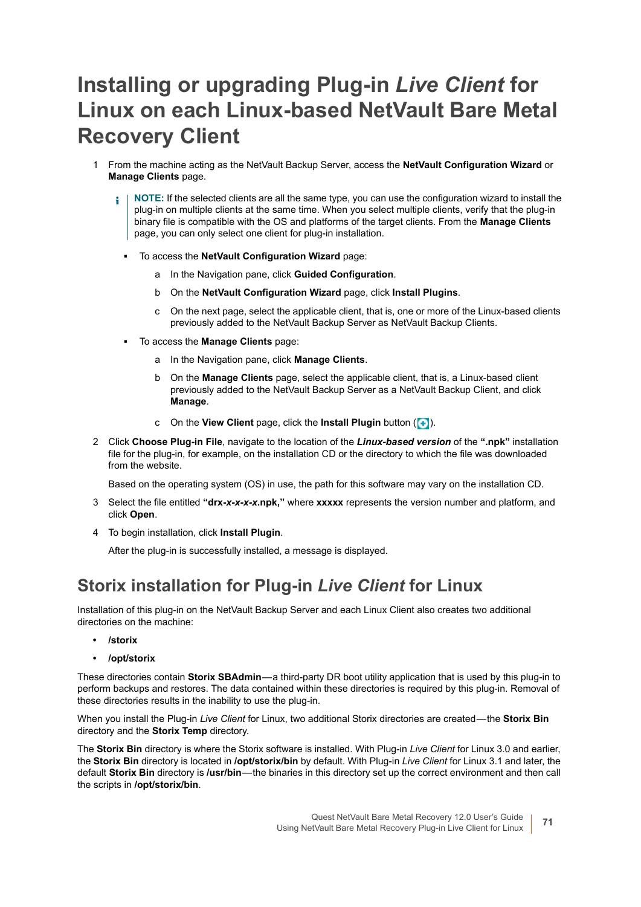# Installing or upgrading Plug-in *Live Client* for Linux on each Linux-based NetVault Bare Metal Recovery Client

1. From the machine acting as the NetVault Backup Server, access the **NetVault Configuration Wizard** or **Manage Clients** page.

   > **NOTE:** If the selected clients are all the same type, you can use the configuration wizard to install the plug-in on multiple clients at the same time. When you select multiple clients, verify that the plug-in binary file is compatible with the OS and platforms of the target clients. From the **Manage Clients** page, you can only select one client for plug-in installation.

   - To access the **NetVault Configuration Wizard** page:
     a. In the Navigation pane, click **Guided Configuration**.
     b. On the **NetVault Configuration Wizard** page, click **Install Plugins**.
     c. On the next page, select the applicable client, that is, one or more of the Linux-based clients previously added to the NetVault Backup Server as NetVault Backup Clients.
   - To access the **Manage Clients** page:
     a. In the Navigation pane, click **Manage Clients**.
     b. On the **Manage Clients** page, select the applicable client, that is, a Linux-based client previously added to the NetVault Backup Server as a NetVault Backup Client, and click **Manage**.
     c. On the **View Client** page, click the **Install Plugin** button (+).
2. Click **Choose Plug-in File**, navigate to the location of the ***Linux-based version*** of the **".npk"** installation file for the plug-in, for example, on the installation CD or the directory to which the file was downloaded from the website.

   Based on the operating system (OS) in use, the path for this software may vary on the installation CD.
3. Select the file entitled **"drx-*x-x-x-x*.npk,"** where **xxxxx** represents the version number and platform, and click **Open**.
4. To begin installation, click **Install Plugin**.

   After the plug-in is successfully installed, a message is displayed.

## Storix installation for Plug-in *Live Client* for Linux

Installation of this plug-in on the NetVault Backup Server and each Linux Client also creates two additional directories on the machine:

- **/storix**
- **/opt/storix**

These directories contain **Storix SBAdmin**—a third-party DR boot utility application that is used by this plug-in to perform backups and restores. The data contained within these directories is required by this plug-in. Removal of these directories results in the inability to use the plug-in.

When you install the Plug-in *Live Client* for Linux, two additional Storix directories are created—the **Storix Bin** directory and the **Storix Temp** directory.

The **Storix Bin** directory is where the Storix software is installed. With Plug-in *Live Client* for Linux 3.0 and earlier, the **Storix Bin** directory is located in **/opt/storix/bin** by default. With Plug-in *Live Client* for Linux 3.1 and later, the default **Storix Bin** directory is **/usr/bin**—the binaries in this directory set up the correct environment and then call the scripts in **/opt/storix/bin**.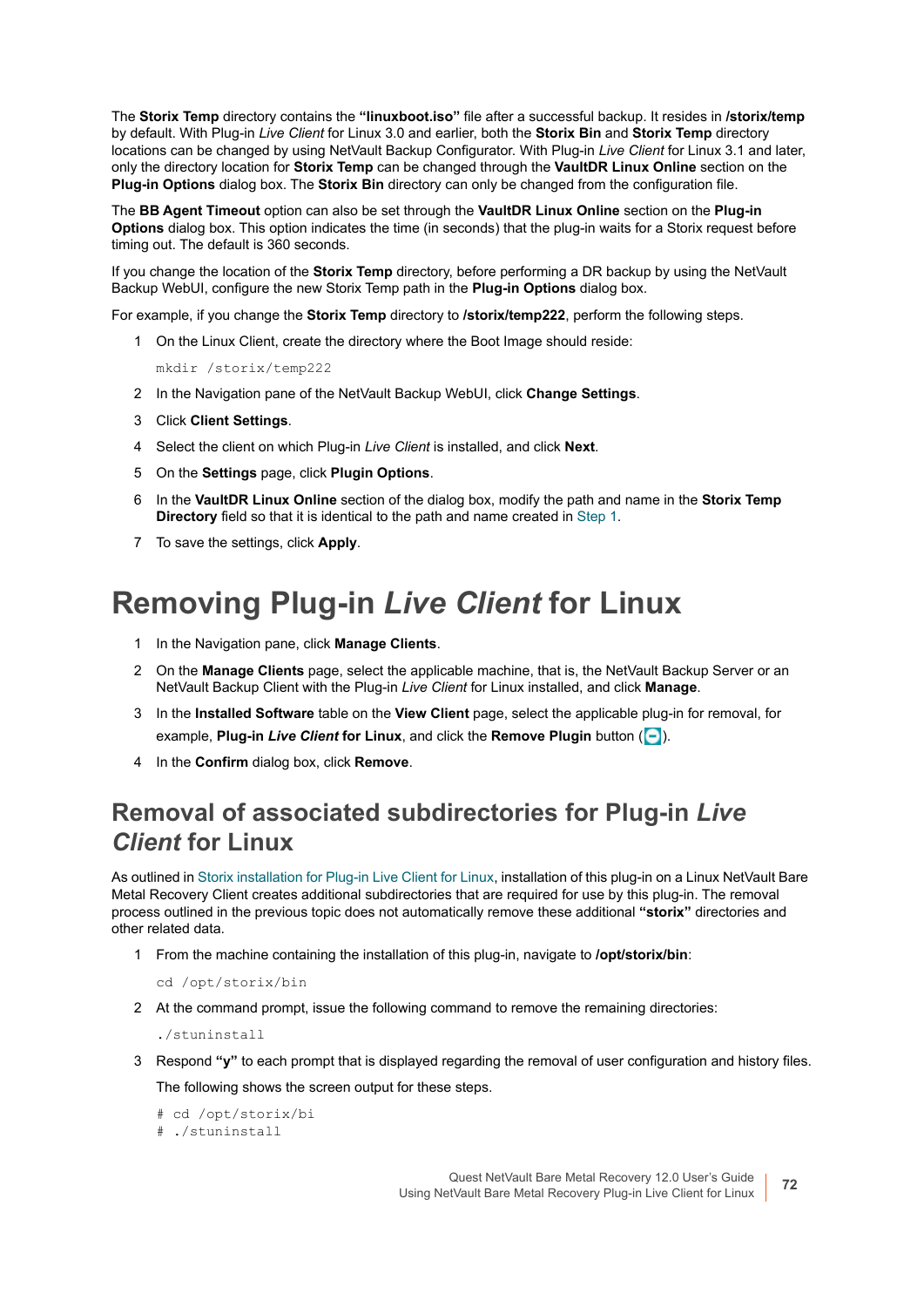The **Storix Temp** directory contains the **"linuxboot.iso"** file after a successful backup. It resides in **/storix/temp** by default. With Plug-in *Live Client* for Linux 3.0 and earlier, both the **Storix Bin** and **Storix Temp** directory locations can be changed by using NetVault Backup Configurator. With Plug-in *Live Client* for Linux 3.1 and later, only the directory location for **Storix Temp** can be changed through the **VaultDR Linux Online** section on the **Plug-in Options** dialog box. The **Storix Bin** directory can only be changed from the configuration file.

The **BB Agent Timeout** option can also be set through the **VaultDR Linux Online** section on the **Plug-in Options** dialog box. This option indicates the time (in seconds) that the plug-in waits for a Storix request before timing out. The default is 360 seconds.

If you change the location of the **Storix Temp** directory, before performing a DR backup by using the NetVault Backup WebUI, configure the new Storix Temp path in the **Plug-in Options** dialog box.

For example, if you change the **Storix Temp** directory to **/storix/temp222**, perform the following steps.

1. On the Linux Client, create the directory where the Boot Image should reside:

   ```
   mkdir /storix/temp222
   ```

2. In the Navigation pane of the NetVault Backup WebUI, click **Change Settings**.
3. Click **Client Settings**.
4. Select the client on which Plug-in *Live Client* is installed, and click **Next**.
5. On the **Settings** page, click **Plugin Options**.
6. In the **VaultDR Linux Online** section of the dialog box, modify the path and name in the **Storix Temp Directory** field so that it is identical to the path and name created in Step 1.
7. To save the settings, click **Apply**.

# Removing Plug-in *Live Client* for Linux

1. In the Navigation pane, click **Manage Clients**.
2. On the **Manage Clients** page, select the applicable machine, that is, the NetVault Backup Server or an NetVault Backup Client with the Plug-in *Live Client* for Linux installed, and click **Manage**.
3. In the **Installed Software** table on the **View Client** page, select the applicable plug-in for removal, for example, **Plug-in *Live Client* for Linux**, and click the **Remove Plugin** button ( ).
4. In the **Confirm** dialog box, click **Remove**.

## Removal of associated subdirectories for Plug-in *Live Client* for Linux

As outlined in Storix installation for Plug-in Live Client for Linux, installation of this plug-in on a Linux NetVault Bare Metal Recovery Client creates additional subdirectories that are required for use by this plug-in. The removal process outlined in the previous topic does not automatically remove these additional **"storix"** directories and other related data.

1. From the machine containing the installation of this plug-in, navigate to **/opt/storix/bin**:

   ```
   cd /opt/storix/bin
   ```

2. At the command prompt, issue the following command to remove the remaining directories:

   ```
   ./stuninstall
   ```

3. Respond **"y"** to each prompt that is displayed regarding the removal of user configuration and history files.

   The following shows the screen output for these steps.

   ```
   # cd /opt/storix/bi
   # ./stuninstall
   ```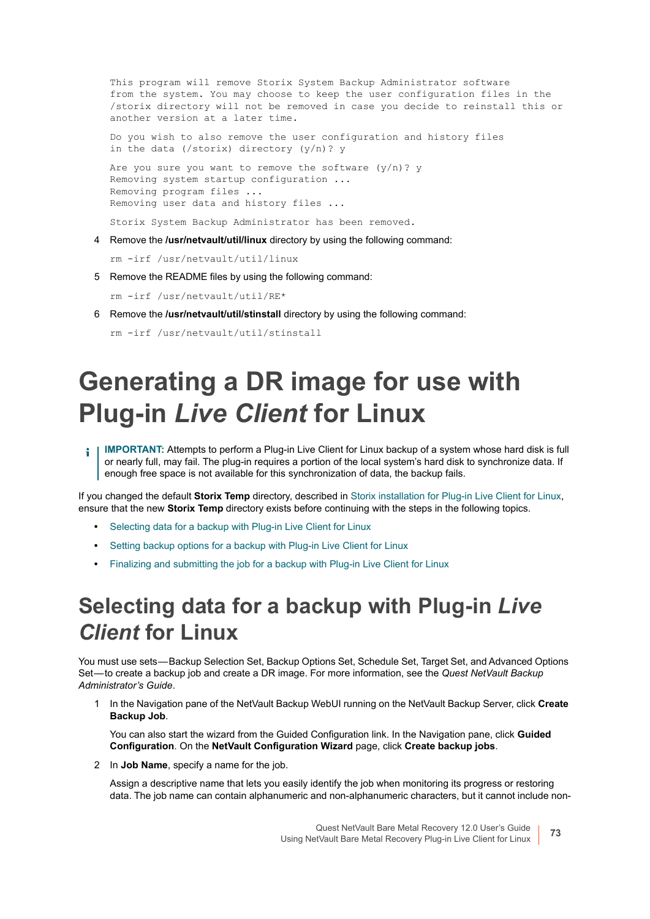```
This program will remove Storix System Backup Administrator software
from the system. You may choose to keep the user configuration files in the
/storix directory will not be removed in case you decide to reinstall this or
another version at a later time.

Do you wish to also remove the user configuration and history files
in the data (/storix) directory (y/n)? y

Are you sure you want to remove the software (y/n)? y
Removing system startup configuration ...
Removing program files ...
Removing user data and history files ...

Storix System Backup Administrator has been removed.
```

4. Remove the **/usr/netvault/util/linux** directory by using the following command:

   ```
   rm -irf /usr/netvault/util/linux
   ```

5. Remove the README files by using the following command:

   ```
   rm -irf /usr/netvault/util/RE*
   ```

6. Remove the **/usr/netvault/util/stinstall** directory by using the following command:

   ```
   rm -irf /usr/netvault/util/stinstall
   ```

# Generating a DR image for use with Plug-in *Live Client* for Linux

**IMPORTANT:** Attempts to perform a Plug-in Live Client for Linux backup of a system whose hard disk is full or nearly full, may fail. The plug-in requires a portion of the local system's hard disk to synchronize data. If enough free space is not available for this synchronization of data, the backup fails.

If you changed the default **Storix Temp** directory, described in Storix installation for Plug-in Live Client for Linux, ensure that the new **Storix Temp** directory exists before continuing with the steps in the following topics.

- Selecting data for a backup with Plug-in Live Client for Linux
- Setting backup options for a backup with Plug-in Live Client for Linux
- Finalizing and submitting the job for a backup with Plug-in Live Client for Linux

## Selecting data for a backup with Plug-in *Live Client* for Linux

You must use sets—Backup Selection Set, Backup Options Set, Schedule Set, Target Set, and Advanced Options Set—to create a backup job and create a DR image. For more information, see the *Quest NetVault Backup Administrator's Guide*.

1. In the Navigation pane of the NetVault Backup WebUI running on the NetVault Backup Server, click **Create Backup Job**.

   You can also start the wizard from the Guided Configuration link. In the Navigation pane, click **Guided Configuration**. On the **NetVault Configuration Wizard** page, click **Create backup jobs**.

2. In **Job Name**, specify a name for the job.

   Assign a descriptive name that lets you easily identify the job when monitoring its progress or restoring data. The job name can contain alphanumeric and non-alphanumeric characters, but it cannot include non-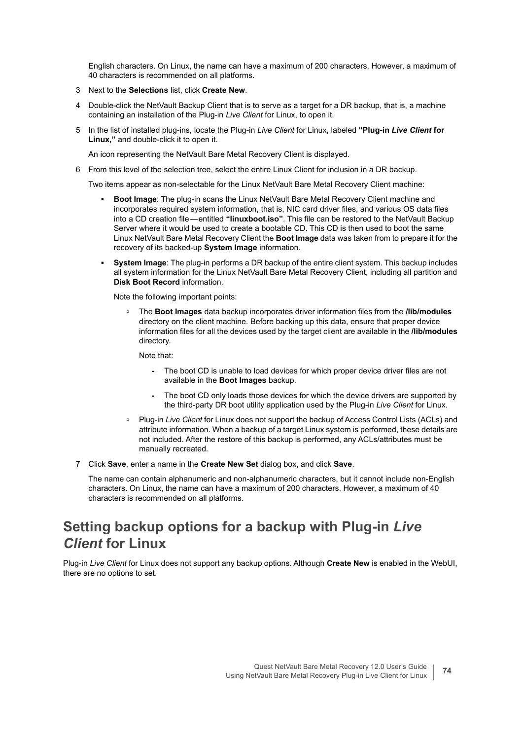English characters. On Linux, the name can have a maximum of 200 characters. However, a maximum of 40 characters is recommended on all platforms.

3 Next to the **Selections** list, click **Create New**.

4 Double-click the NetVault Backup Client that is to serve as a target for a DR backup, that is, a machine containing an installation of the Plug-in *Live Client* for Linux, to open it.

5 In the list of installed plug-ins, locate the Plug-in *Live Client* for Linux, labeled **"Plug-in *Live Client* for Linux,"** and double-click it to open it.

   An icon representing the NetVault Bare Metal Recovery Client is displayed.

6 From this level of the selection tree, select the entire Linux Client for inclusion in a DR backup.

   Two items appear as non-selectable for the Linux NetVault Bare Metal Recovery Client machine:

   - **Boot Image**: The plug-in scans the Linux NetVault Bare Metal Recovery Client machine and incorporates required system information, that is, NIC card driver files, and various OS data files into a CD creation file — entitled **"linuxboot.iso"**. This file can be restored to the NetVault Backup Server where it would be used to create a bootable CD. This CD is then used to boot the same Linux NetVault Bare Metal Recovery Client the **Boot Image** data was taken from to prepare it for the recovery of its backed-up **System Image** information.
   - **System Image**: The plug-in performs a DR backup of the entire client system. This backup includes all system information for the Linux NetVault Bare Metal Recovery Client, including all partition and **Disk Boot Record** information.

     Note the following important points:

     - The **Boot Images** data backup incorporates driver information files from the **/lib/modules** directory on the client machine. Before backing up this data, ensure that proper device information files for all the devices used by the target client are available in the **/lib/modules** directory.

       Note that:

       - The boot CD is unable to load devices for which proper device driver files are not available in the **Boot Images** backup.
       - The boot CD only loads those devices for which the device drivers are supported by the third-party DR boot utility application used by the Plug-in *Live Client* for Linux.
     - Plug-in *Live Client* for Linux does not support the backup of Access Control Lists (ACLs) and attribute information. When a backup of a target Linux system is performed, these details are not included. After the restore of this backup is performed, any ACLs/attributes must be manually recreated.

7 Click **Save**, enter a name in the **Create New Set** dialog box, and click **Save**.

   The name can contain alphanumeric and non-alphanumeric characters, but it cannot include non-English characters. On Linux, the name can have a maximum of 200 characters. However, a maximum of 40 characters is recommended on all platforms.

## Setting backup options for a backup with Plug-in *Live Client* for Linux

Plug-in *Live Client* for Linux does not support any backup options. Although **Create New** is enabled in the WebUI, there are no options to set.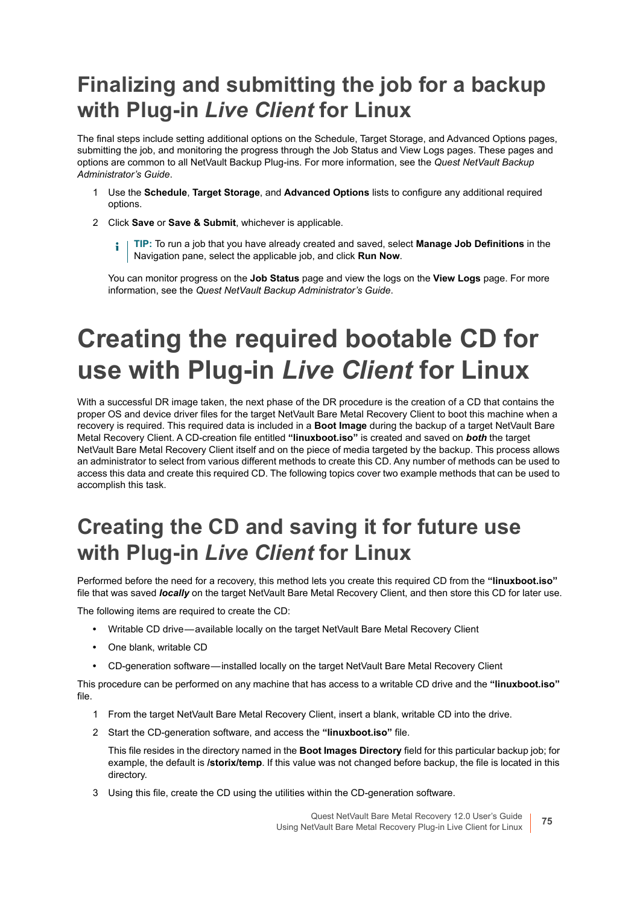## Finalizing and submitting the job for a backup with Plug-in *Live Client* for Linux

The final steps include setting additional options on the Schedule, Target Storage, and Advanced Options pages, submitting the job, and monitoring the progress through the Job Status and View Logs pages. These pages and options are common to all NetVault Backup Plug-ins. For more information, see the *Quest NetVault Backup Administrator's Guide*.

1. Use the **Schedule**, **Target Storage**, and **Advanced Options** lists to configure any additional required options.
2. Click **Save** or **Save & Submit**, whichever is applicable.

   **TIP:** To run a job that you have already created and saved, select **Manage Job Definitions** in the Navigation pane, select the applicable job, and click **Run Now**.

   You can monitor progress on the **Job Status** page and view the logs on the **View Logs** page. For more information, see the *Quest NetVault Backup Administrator's Guide*.

# Creating the required bootable CD for use with Plug-in *Live Client* for Linux

With a successful DR image taken, the next phase of the DR procedure is the creation of a CD that contains the proper OS and device driver files for the target NetVault Bare Metal Recovery Client to boot this machine when a recovery is required. This required data is included in a **Boot Image** during the backup of a target NetVault Bare Metal Recovery Client. A CD-creation file entitled **"linuxboot.iso"** is created and saved on ***both*** the target NetVault Bare Metal Recovery Client itself and on the piece of media targeted by the backup. This process allows an administrator to select from various different methods to create this CD. Any number of methods can be used to access this data and create this required CD. The following topics cover two example methods that can be used to accomplish this task.

## Creating the CD and saving it for future use with Plug-in *Live Client* for Linux

Performed before the need for a recovery, this method lets you create this required CD from the **"linuxboot.iso"** file that was saved ***locally*** on the target NetVault Bare Metal Recovery Client, and then store this CD for later use.

The following items are required to create the CD:

- Writable CD drive — available locally on the target NetVault Bare Metal Recovery Client
- One blank, writable CD
- CD-generation software — installed locally on the target NetVault Bare Metal Recovery Client

This procedure can be performed on any machine that has access to a writable CD drive and the **"linuxboot.iso"** file.

1. From the target NetVault Bare Metal Recovery Client, insert a blank, writable CD into the drive.
2. Start the CD-generation software, and access the **"linuxboot.iso"** file.

   This file resides in the directory named in the **Boot Images Directory** field for this particular backup job; for example, the default is **/storix/temp**. If this value was not changed before backup, the file is located in this directory.
3. Using this file, create the CD using the utilities within the CD-generation software.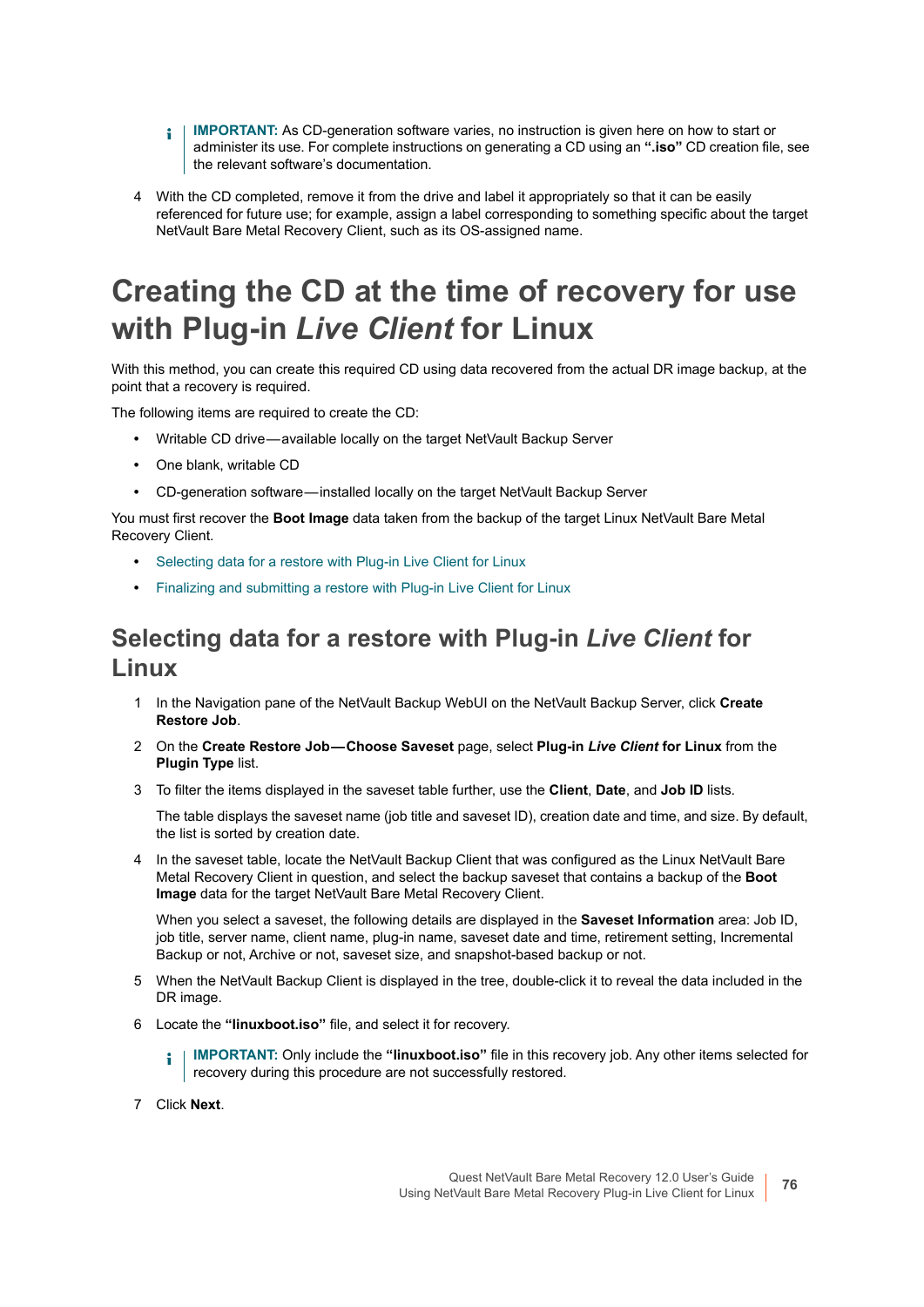> **IMPORTANT:** As CD-generation software varies, no instruction is given here on how to start or administer its use. For complete instructions on generating a CD using an **".iso"** CD creation file, see the relevant software's documentation.

4 With the CD completed, remove it from the drive and label it appropriately so that it can be easily referenced for future use; for example, assign a label corresponding to something specific about the target NetVault Bare Metal Recovery Client, such as its OS-assigned name.

# Creating the CD at the time of recovery for use with Plug-in *Live Client* for Linux

With this method, you can create this required CD using data recovered from the actual DR image backup, at the point that a recovery is required.

The following items are required to create the CD:

- Writable CD drive—available locally on the target NetVault Backup Server
- One blank, writable CD
- CD-generation software—installed locally on the target NetVault Backup Server

You must first recover the **Boot Image** data taken from the backup of the target Linux NetVault Bare Metal Recovery Client.

- Selecting data for a restore with Plug-in Live Client for Linux
- Finalizing and submitting a restore with Plug-in Live Client for Linux

## Selecting data for a restore with Plug-in *Live Client* for Linux

1 In the Navigation pane of the NetVault Backup WebUI on the NetVault Backup Server, click **Create Restore Job**.

2 On the **Create Restore Job—Choose Saveset** page, select **Plug-in *Live Client* for Linux** from the **Plugin Type** list.

3 To filter the items displayed in the saveset table further, use the **Client**, **Date**, and **Job ID** lists.

   The table displays the saveset name (job title and saveset ID), creation date and time, and size. By default, the list is sorted by creation date.

4 In the saveset table, locate the NetVault Backup Client that was configured as the Linux NetVault Bare Metal Recovery Client in question, and select the backup saveset that contains a backup of the **Boot Image** data for the target NetVault Bare Metal Recovery Client.

   When you select a saveset, the following details are displayed in the **Saveset Information** area: Job ID, job title, server name, client name, plug-in name, saveset date and time, retirement setting, Incremental Backup or not, Archive or not, saveset size, and snapshot-based backup or not.

5 When the NetVault Backup Client is displayed in the tree, double-click it to reveal the data included in the DR image.

6 Locate the **"linuxboot.iso"** file, and select it for recovery.

   > **IMPORTANT:** Only include the **"linuxboot.iso"** file in this recovery job. Any other items selected for recovery during this procedure are not successfully restored.

7 Click **Next**.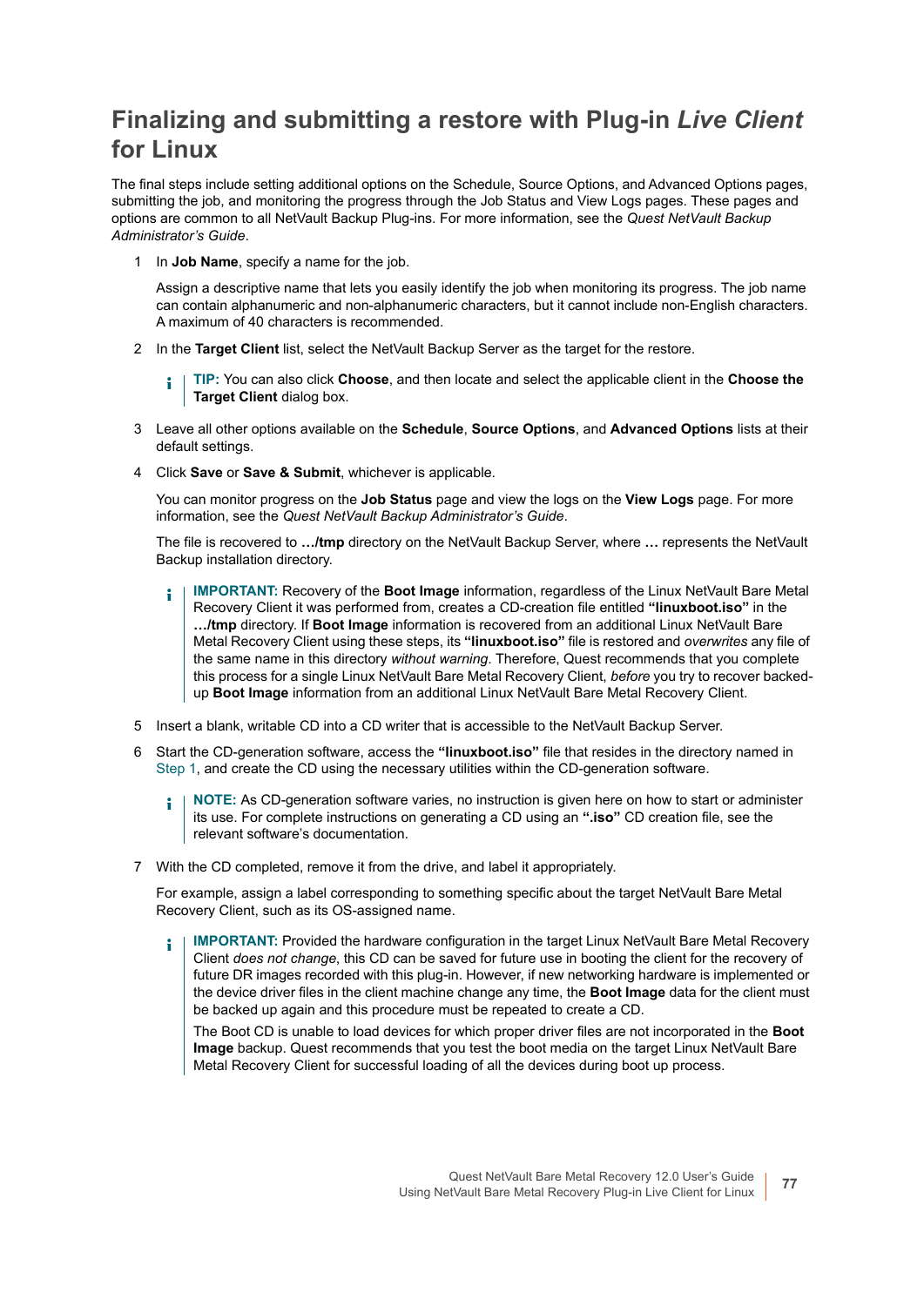## Finalizing and submitting a restore with Plug-in *Live Client* for Linux

The final steps include setting additional options on the Schedule, Source Options, and Advanced Options pages, submitting the job, and monitoring the progress through the Job Status and View Logs pages. These pages and options are common to all NetVault Backup Plug-ins. For more information, see the *Quest NetVault Backup Administrator's Guide*.

1. In **Job Name**, specify a name for the job.

   Assign a descriptive name that lets you easily identify the job when monitoring its progress. The job name can contain alphanumeric and non-alphanumeric characters, but it cannot include non-English characters. A maximum of 40 characters is recommended.

2. In the **Target Client** list, select the NetVault Backup Server as the target for the restore.

   > **TIP:** You can also click **Choose**, and then locate and select the applicable client in the **Choose the Target Client** dialog box.

3. Leave all other options available on the **Schedule**, **Source Options**, and **Advanced Options** lists at their default settings.

4. Click **Save** or **Save & Submit**, whichever is applicable.

   You can monitor progress on the **Job Status** page and view the logs on the **View Logs** page. For more information, see the *Quest NetVault Backup Administrator's Guide*.

   The file is recovered to **.../tmp** directory on the NetVault Backup Server, where **...** represents the NetVault Backup installation directory.

   > **IMPORTANT:** Recovery of the **Boot Image** information, regardless of the Linux NetVault Bare Metal Recovery Client it was performed from, creates a CD-creation file entitled **"linuxboot.iso"** in the **.../tmp** directory. If **Boot Image** information is recovered from an additional Linux NetVault Bare Metal Recovery Client using these steps, its **"linuxboot.iso"** file is restored and *overwrites* any file of the same name in this directory *without warning*. Therefore, Quest recommends that you complete this process for a single Linux NetVault Bare Metal Recovery Client, *before* you try to recover backed-up **Boot Image** information from an additional Linux NetVault Bare Metal Recovery Client.

5. Insert a blank, writable CD into a CD writer that is accessible to the NetVault Backup Server.

6. Start the CD-generation software, access the **"linuxboot.iso"** file that resides in the directory named in Step 1, and create the CD using the necessary utilities within the CD-generation software.

   > **NOTE:** As CD-generation software varies, no instruction is given here on how to start or administer its use. For complete instructions on generating a CD using an **".iso"** CD creation file, see the relevant software's documentation.

7. With the CD completed, remove it from the drive, and label it appropriately.

   For example, assign a label corresponding to something specific about the target NetVault Bare Metal Recovery Client, such as its OS-assigned name.

   > **IMPORTANT:** Provided the hardware configuration in the target Linux NetVault Bare Metal Recovery Client *does not change*, this CD can be saved for future use in booting the client for the recovery of future DR images recorded with this plug-in. However, if new networking hardware is implemented or the device driver files in the client machine change any time, the **Boot Image** data for the client must be backed up again and this procedure must be repeated to create a CD.
   >
   > The Boot CD is unable to load devices for which proper driver files are not incorporated in the **Boot Image** backup. Quest recommends that you test the boot media on the target Linux NetVault Bare Metal Recovery Client for successful loading of all the devices during boot up process.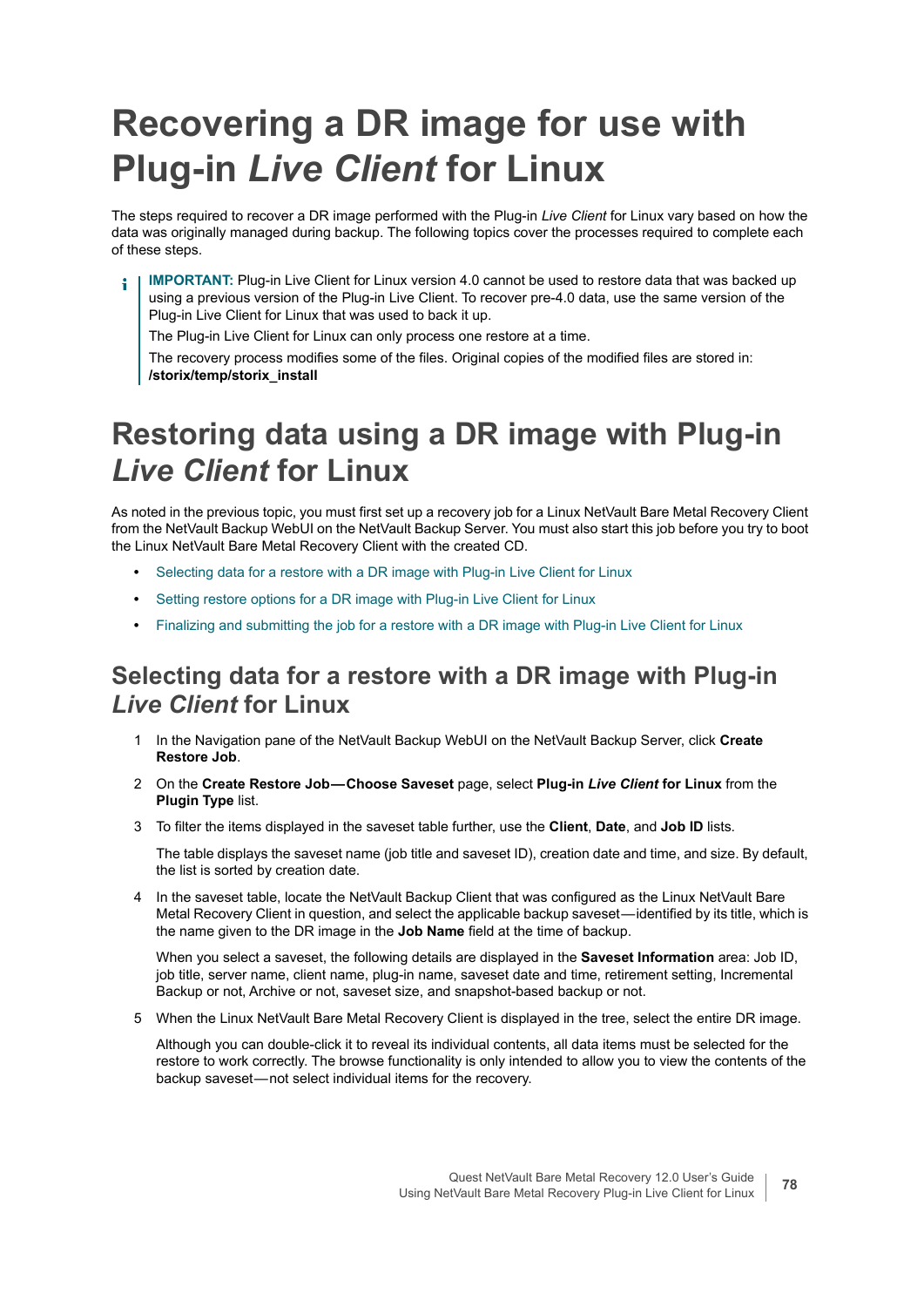# Recovering a DR image for use with Plug-in *Live Client* for Linux

The steps required to recover a DR image performed with the Plug-in *Live Client* for Linux vary based on how the data was originally managed during backup. The following topics cover the processes required to complete each of these steps.

> **IMPORTANT:** Plug-in Live Client for Linux version 4.0 cannot be used to restore data that was backed up using a previous version of the Plug-in Live Client. To recover pre-4.0 data, use the same version of the Plug-in Live Client for Linux that was used to back it up.
>
> The Plug-in Live Client for Linux can only process one restore at a time.
>
> The recovery process modifies some of the files. Original copies of the modified files are stored in: **/storix/temp/storix_install**

# Restoring data using a DR image with Plug-in *Live Client* for Linux

As noted in the previous topic, you must first set up a recovery job for a Linux NetVault Bare Metal Recovery Client from the NetVault Backup WebUI on the NetVault Backup Server. You must also start this job before you try to boot the Linux NetVault Bare Metal Recovery Client with the created CD.

- Selecting data for a restore with a DR image with Plug-in Live Client for Linux
- Setting restore options for a DR image with Plug-in Live Client for Linux
- Finalizing and submitting the job for a restore with a DR image with Plug-in Live Client for Linux

## Selecting data for a restore with a DR image with Plug-in *Live Client* for Linux

1. In the Navigation pane of the NetVault Backup WebUI on the NetVault Backup Server, click **Create Restore Job**.
2. On the **Create Restore Job—Choose Saveset** page, select **Plug-in *Live Client* for Linux** from the **Plugin Type** list.
3. To filter the items displayed in the saveset table further, use the **Client**, **Date**, and **Job ID** lists.

   The table displays the saveset name (job title and saveset ID), creation date and time, and size. By default, the list is sorted by creation date.
4. In the saveset table, locate the NetVault Backup Client that was configured as the Linux NetVault Bare Metal Recovery Client in question, and select the applicable backup saveset—identified by its title, which is the name given to the DR image in the **Job Name** field at the time of backup.

   When you select a saveset, the following details are displayed in the **Saveset Information** area: Job ID, job title, server name, client name, plug-in name, saveset date and time, retirement setting, Incremental Backup or not, Archive or not, saveset size, and snapshot-based backup or not.
5. When the Linux NetVault Bare Metal Recovery Client is displayed in the tree, select the entire DR image.

   Although you can double-click it to reveal its individual contents, all data items must be selected for the restore to work correctly. The browse functionality is only intended to allow you to view the contents of the backup saveset—not select individual items for the recovery.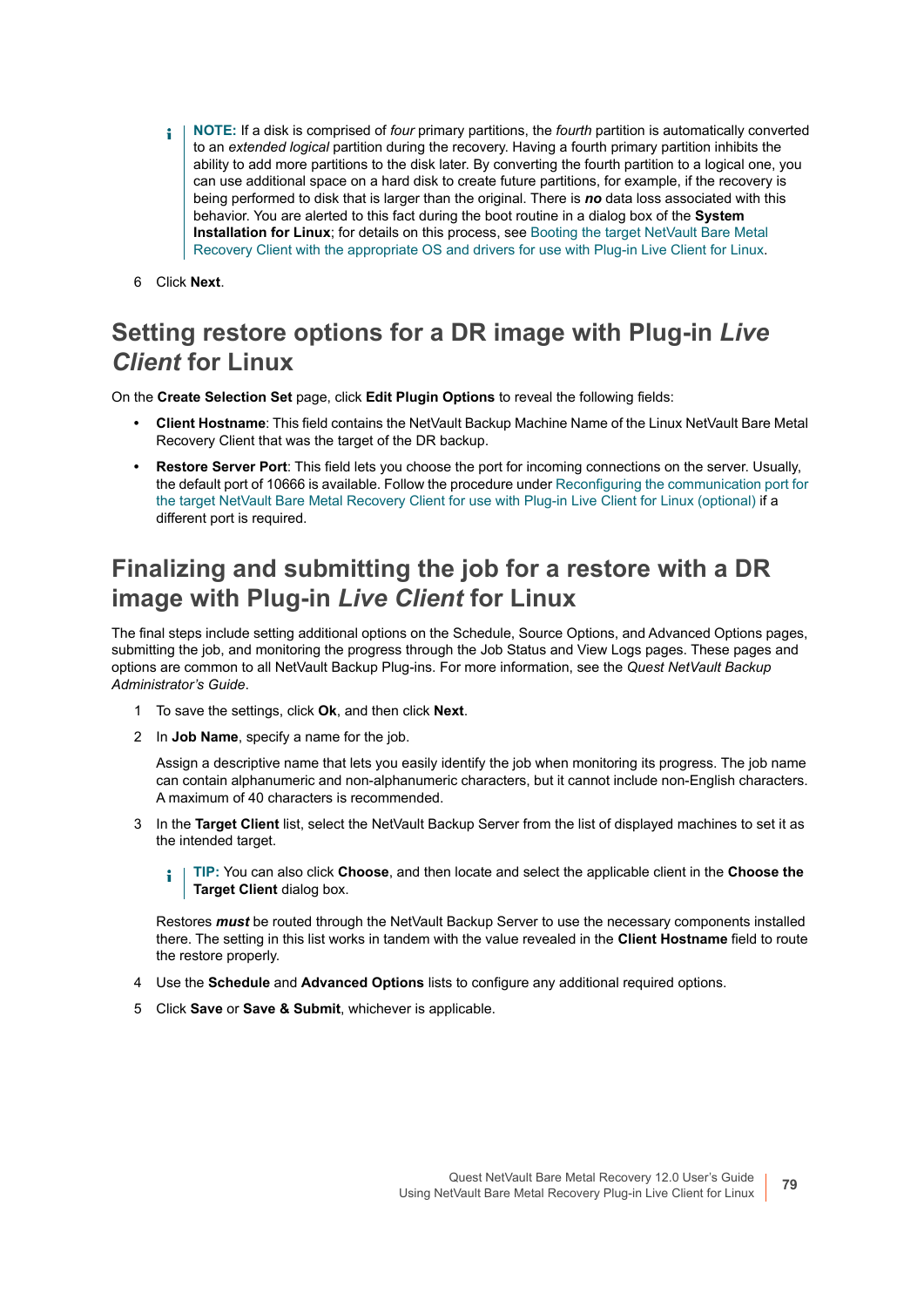> **NOTE:** If a disk is comprised of *four* primary partitions, the *fourth* partition is automatically converted to an *extended logical* partition during the recovery. Having a fourth primary partition inhibits the ability to add more partitions to the disk later. By converting the fourth partition to a logical one, you can use additional space on a hard disk to create future partitions, for example, if the recovery is being performed to disk that is larger than the original. There is ***no*** data loss associated with this behavior. You are alerted to this fact during the boot routine in a dialog box of the **System Installation for Linux**; for details on this process, see Booting the target NetVault Bare Metal Recovery Client with the appropriate OS and drivers for use with Plug-in Live Client for Linux.

6 Click **Next**.

## Setting restore options for a DR image with Plug-in *Live Client* for Linux

On the **Create Selection Set** page, click **Edit Plugin Options** to reveal the following fields:

- **Client Hostname**: This field contains the NetVault Backup Machine Name of the Linux NetVault Bare Metal Recovery Client that was the target of the DR backup.
- **Restore Server Port**: This field lets you choose the port for incoming connections on the server. Usually, the default port of 10666 is available. Follow the procedure under Reconfiguring the communication port for the target NetVault Bare Metal Recovery Client for use with Plug-in Live Client for Linux (optional) if a different port is required.

## Finalizing and submitting the job for a restore with a DR image with Plug-in *Live Client* for Linux

The final steps include setting additional options on the Schedule, Source Options, and Advanced Options pages, submitting the job, and monitoring the progress through the Job Status and View Logs pages. These pages and options are common to all NetVault Backup Plug-ins. For more information, see the *Quest NetVault Backup Administrator's Guide*.

1 To save the settings, click **Ok**, and then click **Next**.

2 In **Job Name**, specify a name for the job.

   Assign a descriptive name that lets you easily identify the job when monitoring its progress. The job name can contain alphanumeric and non-alphanumeric characters, but it cannot include non-English characters. A maximum of 40 characters is recommended.

3 In the **Target Client** list, select the NetVault Backup Server from the list of displayed machines to set it as the intended target.

   > **TIP:** You can also click **Choose**, and then locate and select the applicable client in the **Choose the Target Client** dialog box.

   Restores ***must*** be routed through the NetVault Backup Server to use the necessary components installed there. The setting in this list works in tandem with the value revealed in the **Client Hostname** field to route the restore properly.

4 Use the **Schedule** and **Advanced Options** lists to configure any additional required options.

5 Click **Save** or **Save & Submit**, whichever is applicable.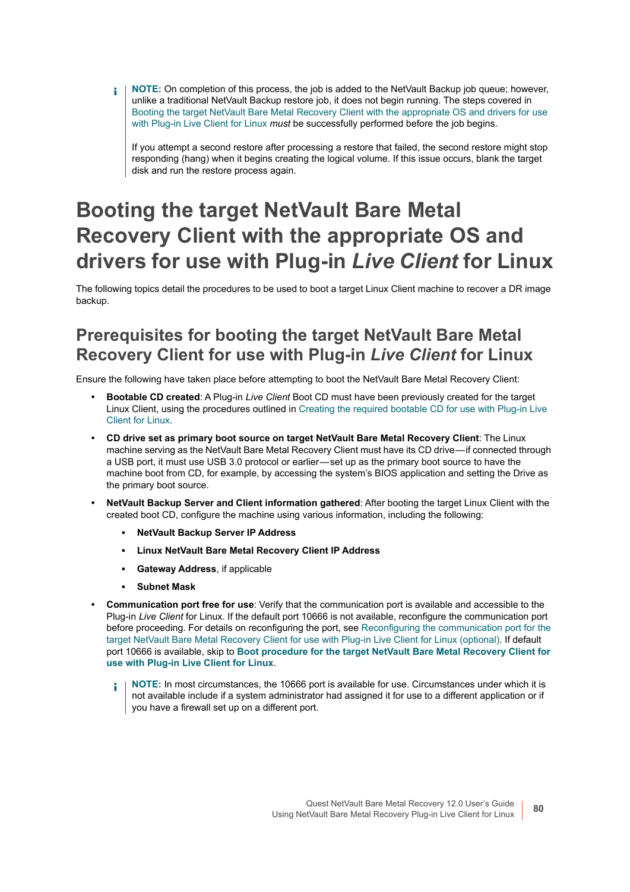**NOTE:** On completion of this process, the job is added to the NetVault Backup job queue; however, unlike a traditional NetVault Backup restore job, it does not begin running. The steps covered in Booting the target NetVault Bare Metal Recovery Client with the appropriate OS and drivers for use with Plug-in Live Client for Linux *must* be successfully performed before the job begins.

If you attempt a second restore after processing a restore that failed, the second restore might stop responding (hang) when it begins creating the logical volume. If this issue occurs, blank the target disk and run the restore process again.

# Booting the target NetVault Bare Metal Recovery Client with the appropriate OS and drivers for use with Plug-in *Live Client* for Linux

The following topics detail the procedures to be used to boot a target Linux Client machine to recover a DR image backup.

## Prerequisites for booting the target NetVault Bare Metal Recovery Client for use with Plug-in *Live Client* for Linux

Ensure the following have taken place before attempting to boot the NetVault Bare Metal Recovery Client:

- **Bootable CD created**: A Plug-in *Live Client* Boot CD must have been previously created for the target Linux Client, using the procedures outlined in Creating the required bootable CD for use with Plug-in Live Client for Linux.
- **CD drive set as primary boot source on target NetVault Bare Metal Recovery Client**: The Linux machine serving as the NetVault Bare Metal Recovery Client must have its CD drive—if connected through a USB port, it must use USB 3.0 protocol or earlier—set up as the primary boot source to have the machine boot from CD, for example, by accessing the system's BIOS application and setting the Drive as the primary boot source.
- **NetVault Backup Server and Client information gathered**: After booting the target Linux Client with the created boot CD, configure the machine using various information, including the following:
  - **NetVault Backup Server IP Address**
  - **Linux NetVault Bare Metal Recovery Client IP Address**
  - **Gateway Address**, if applicable
  - **Subnet Mask**
- **Communication port free for use**: Verify that the communication port is available and accessible to the Plug-in *Live Client* for Linux. If the default port 10666 is not available, reconfigure the communication port before proceeding. For details on reconfiguring the port, see Reconfiguring the communication port for the target NetVault Bare Metal Recovery Client for use with Plug-in Live Client for Linux (optional). If default port 10666 is available, skip to **Boot procedure for the target NetVault Bare Metal Recovery Client for use with Plug-in Live Client for Linux**.

  **NOTE:** In most circumstances, the 10666 port is available for use. Circumstances under which it is not available include if a system administrator had assigned it for use to a different application or if you have a firewall set up on a different port.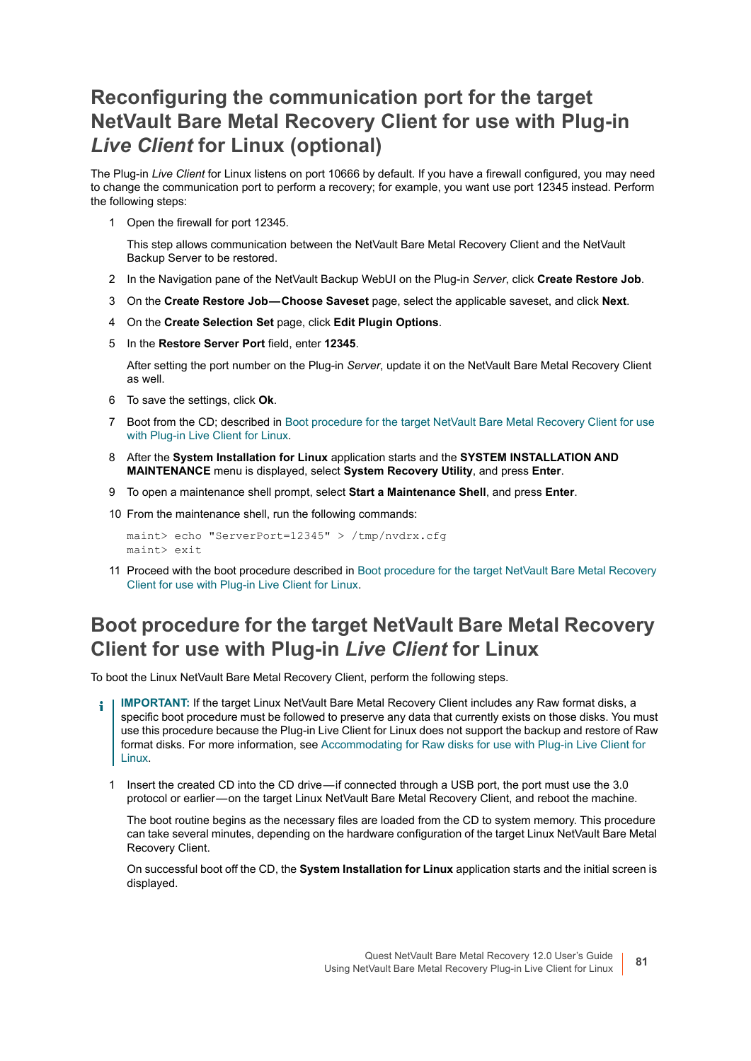## Reconfiguring the communication port for the target NetVault Bare Metal Recovery Client for use with Plug-in *Live Client* for Linux (optional)

The Plug-in *Live Client* for Linux listens on port 10666 by default. If you have a firewall configured, you may need to change the communication port to perform a recovery; for example, you want use port 12345 instead. Perform the following steps:

1. Open the firewall for port 12345.

   This step allows communication between the NetVault Bare Metal Recovery Client and the NetVault Backup Server to be restored.

2. In the Navigation pane of the NetVault Backup WebUI on the Plug-in *Server*, click **Create Restore Job**.
3. On the **Create Restore Job—Choose Saveset** page, select the applicable saveset, and click **Next**.
4. On the **Create Selection Set** page, click **Edit Plugin Options**.
5. In the **Restore Server Port** field, enter **12345**.

   After setting the port number on the Plug-in *Server*, update it on the NetVault Bare Metal Recovery Client as well.

6. To save the settings, click **Ok**.
7. Boot from the CD; described in Boot procedure for the target NetVault Bare Metal Recovery Client for use with Plug-in Live Client for Linux.
8. After the **System Installation for Linux** application starts and the **SYSTEM INSTALLATION AND MAINTENANCE** menu is displayed, select **System Recovery Utility**, and press **Enter**.
9. To open a maintenance shell prompt, select **Start a Maintenance Shell**, and press **Enter**.
10. From the maintenance shell, run the following commands:

```
maint> echo "ServerPort=12345" > /tmp/nvdrx.cfg
maint> exit
```

11. Proceed with the boot procedure described in Boot procedure for the target NetVault Bare Metal Recovery Client for use with Plug-in Live Client for Linux.

## Boot procedure for the target NetVault Bare Metal Recovery Client for use with Plug-in *Live Client* for Linux

To boot the Linux NetVault Bare Metal Recovery Client, perform the following steps.

> **IMPORTANT:** If the target Linux NetVault Bare Metal Recovery Client includes any Raw format disks, a specific boot procedure must be followed to preserve any data that currently exists on those disks. You must use this procedure because the Plug-in Live Client for Linux does not support the backup and restore of Raw format disks. For more information, see Accommodating for Raw disks for use with Plug-in Live Client for Linux.

1. Insert the created CD into the CD drive—if connected through a USB port, the port must use the 3.0 protocol or earlier—on the target Linux NetVault Bare Metal Recovery Client, and reboot the machine.

   The boot routine begins as the necessary files are loaded from the CD to system memory. This procedure can take several minutes, depending on the hardware configuration of the target Linux NetVault Bare Metal Recovery Client.

   On successful boot off the CD, the **System Installation for Linux** application starts and the initial screen is displayed.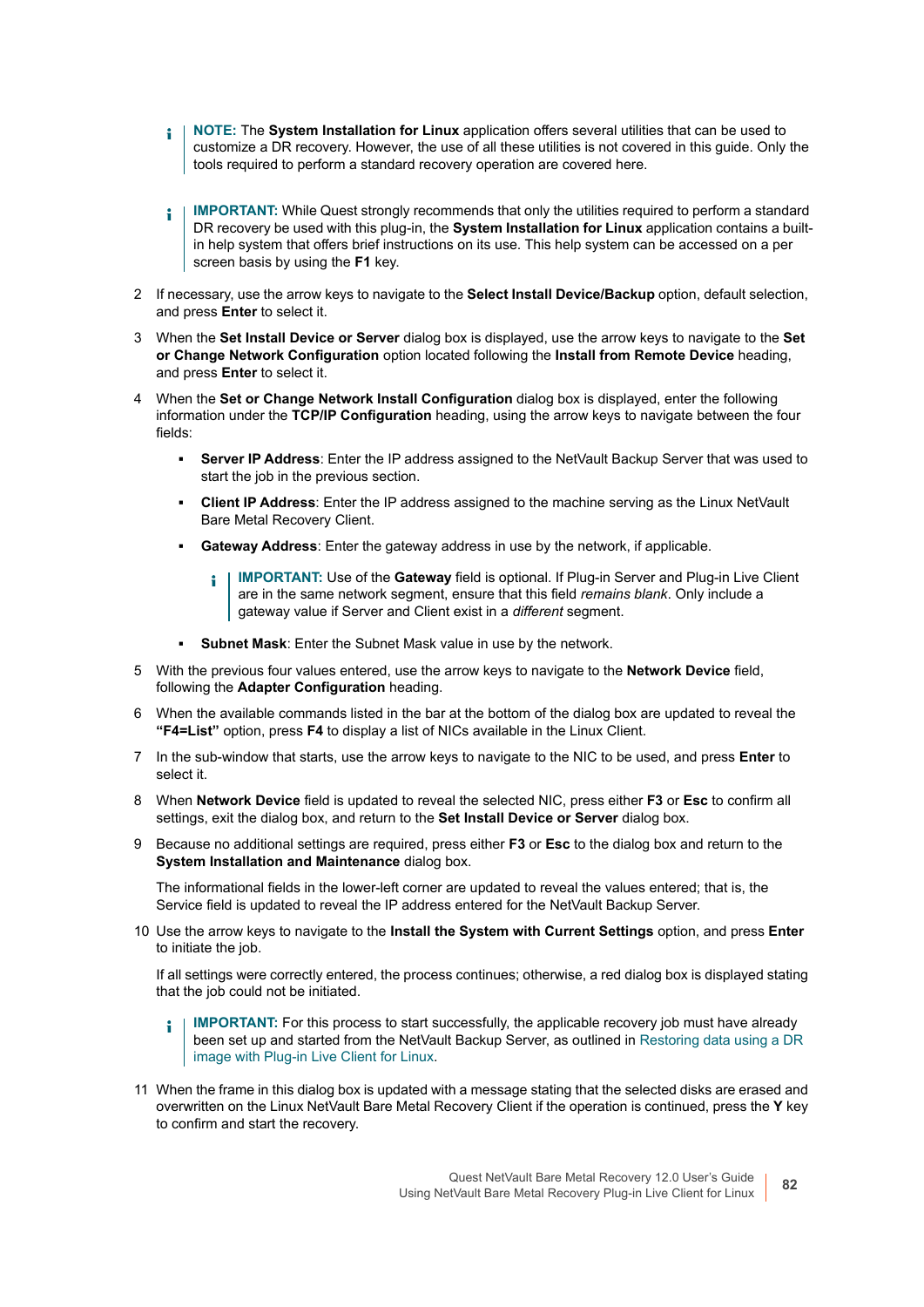> **NOTE:** The **System Installation for Linux** application offers several utilities that can be used to customize a DR recovery. However, the use of all these utilities is not covered in this guide. Only the tools required to perform a standard recovery operation are covered here.

> **IMPORTANT:** While Quest strongly recommends that only the utilities required to perform a standard DR recovery be used with this plug-in, the **System Installation for Linux** application contains a built-in help system that offers brief instructions on its use. This help system can be accessed on a per screen basis by using the **F1** key.

2. If necessary, use the arrow keys to navigate to the **Select Install Device/Backup** option, default selection, and press **Enter** to select it.
3. When the **Set Install Device or Server** dialog box is displayed, use the arrow keys to navigate to the **Set or Change Network Configuration** option located following the **Install from Remote Device** heading, and press **Enter** to select it.
4. When the **Set or Change Network Install Configuration** dialog box is displayed, enter the following information under the **TCP/IP Configuration** heading, using the arrow keys to navigate between the four fields:
   - **Server IP Address**: Enter the IP address assigned to the NetVault Backup Server that was used to start the job in the previous section.
   - **Client IP Address**: Enter the IP address assigned to the machine serving as the Linux NetVault Bare Metal Recovery Client.
   - **Gateway Address**: Enter the gateway address in use by the network, if applicable.

     > **IMPORTANT:** Use of the **Gateway** field is optional. If Plug-in Server and Plug-in Live Client are in the same network segment, ensure that this field *remains blank*. Only include a gateway value if Server and Client exist in a *different* segment.

   - **Subnet Mask**: Enter the Subnet Mask value in use by the network.
5. With the previous four values entered, use the arrow keys to navigate to the **Network Device** field, following the **Adapter Configuration** heading.
6. When the available commands listed in the bar at the bottom of the dialog box are updated to reveal the **"F4=List"** option, press **F4** to display a list of NICs available in the Linux Client.
7. In the sub-window that starts, use the arrow keys to navigate to the NIC to be used, and press **Enter** to select it.
8. When **Network Device** field is updated to reveal the selected NIC, press either **F3** or **Esc** to confirm all settings, exit the dialog box, and return to the **Set Install Device or Server** dialog box.
9. Because no additional settings are required, press either **F3** or **Esc** to the dialog box and return to the **System Installation and Maintenance** dialog box.

   The informational fields in the lower-left corner are updated to reveal the values entered; that is, the Service field is updated to reveal the IP address entered for the NetVault Backup Server.
10. Use the arrow keys to navigate to the **Install the System with Current Settings** option, and press **Enter** to initiate the job.

    If all settings were correctly entered, the process continues; otherwise, a red dialog box is displayed stating that the job could not be initiated.

    > **IMPORTANT:** For this process to start successfully, the applicable recovery job must have already been set up and started from the NetVault Backup Server, as outlined in Restoring data using a DR image with Plug-in Live Client for Linux.

11. When the frame in this dialog box is updated with a message stating that the selected disks are erased and overwritten on the Linux NetVault Bare Metal Recovery Client if the operation is continued, press the **Y** key to confirm and start the recovery.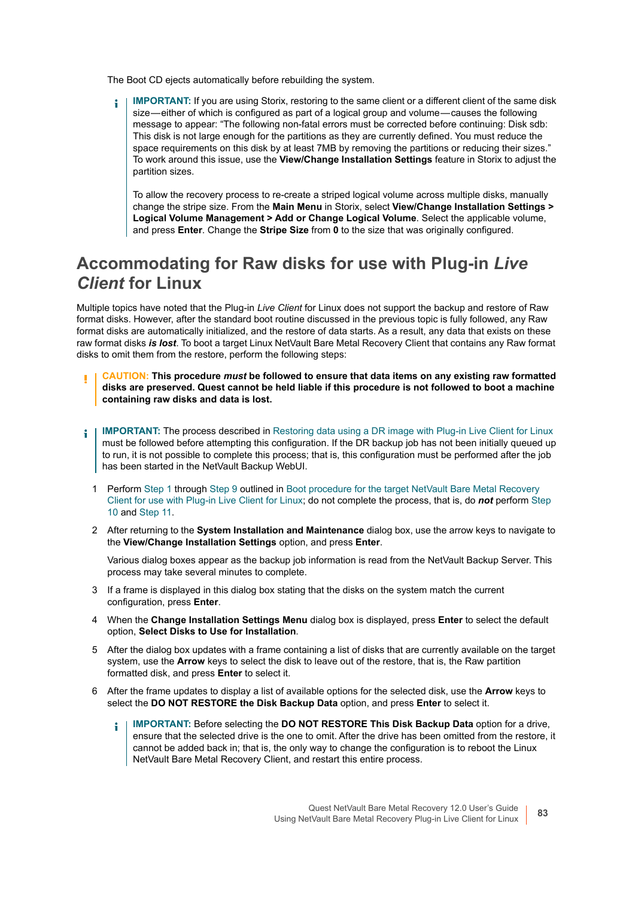The Boot CD ejects automatically before rebuilding the system.

> **IMPORTANT:** If you are using Storix, restoring to the same client or a different client of the same disk size—either of which is configured as part of a logical group and volume—causes the following message to appear: "The following non-fatal errors must be corrected before continuing: Disk sdb: This disk is not large enough for the partitions as they are currently defined. You must reduce the space requirements on this disk by at least 7MB by removing the partitions or reducing their sizes." To work around this issue, use the **View/Change Installation Settings** feature in Storix to adjust the partition sizes.
>
> To allow the recovery process to re-create a striped logical volume across multiple disks, manually change the stripe size. From the **Main Menu** in Storix, select **View/Change Installation Settings > Logical Volume Management > Add or Change Logical Volume**. Select the applicable volume, and press **Enter**. Change the **Stripe Size** from **0** to the size that was originally configured.

## Accommodating for Raw disks for use with Plug-in *Live Client* for Linux

Multiple topics have noted that the Plug-in *Live Client* for Linux does not support the backup and restore of Raw format disks. However, after the standard boot routine discussed in the previous topic is fully followed, any Raw format disks are automatically initialized, and the restore of data starts. As a result, any data that exists on these raw format disks ***is lost***. To boot a target Linux NetVault Bare Metal Recovery Client that contains any Raw format disks to omit them from the restore, perform the following steps:

> **CAUTION: This procedure *must* be followed to ensure that data items on any existing raw formatted disks are preserved. Quest cannot be held liable if this procedure is not followed to boot a machine containing raw disks and data is lost.**

> **IMPORTANT:** The process described in Restoring data using a DR image with Plug-in Live Client for Linux must be followed before attempting this configuration. If the DR backup job has not been initially queued up to run, it is not possible to complete this process; that is, this configuration must be performed after the job has been started in the NetVault Backup WebUI.

1. Perform Step 1 through Step 9 outlined in Boot procedure for the target NetVault Bare Metal Recovery Client for use with Plug-in Live Client for Linux; do not complete the process, that is, do ***not*** perform Step 10 and Step 11.
2. After returning to the **System Installation and Maintenance** dialog box, use the arrow keys to navigate to the **View/Change Installation Settings** option, and press **Enter**.

   Various dialog boxes appear as the backup job information is read from the NetVault Backup Server. This process may take several minutes to complete.
3. If a frame is displayed in this dialog box stating that the disks on the system match the current configuration, press **Enter**.
4. When the **Change Installation Settings Menu** dialog box is displayed, press **Enter** to select the default option, **Select Disks to Use for Installation**.
5. After the dialog box updates with a frame containing a list of disks that are currently available on the target system, use the **Arrow** keys to select the disk to leave out of the restore, that is, the Raw partition formatted disk, and press **Enter** to select it.
6. After the frame updates to display a list of available options for the selected disk, use the **Arrow** keys to select the **DO NOT RESTORE the Disk Backup Data** option, and press **Enter** to select it.

   > **IMPORTANT:** Before selecting the **DO NOT RESTORE This Disk Backup Data** option for a drive, ensure that the selected drive is the one to omit. After the drive has been omitted from the restore, it cannot be added back in; that is, the only way to change the configuration is to reboot the Linux NetVault Bare Metal Recovery Client, and restart this entire process.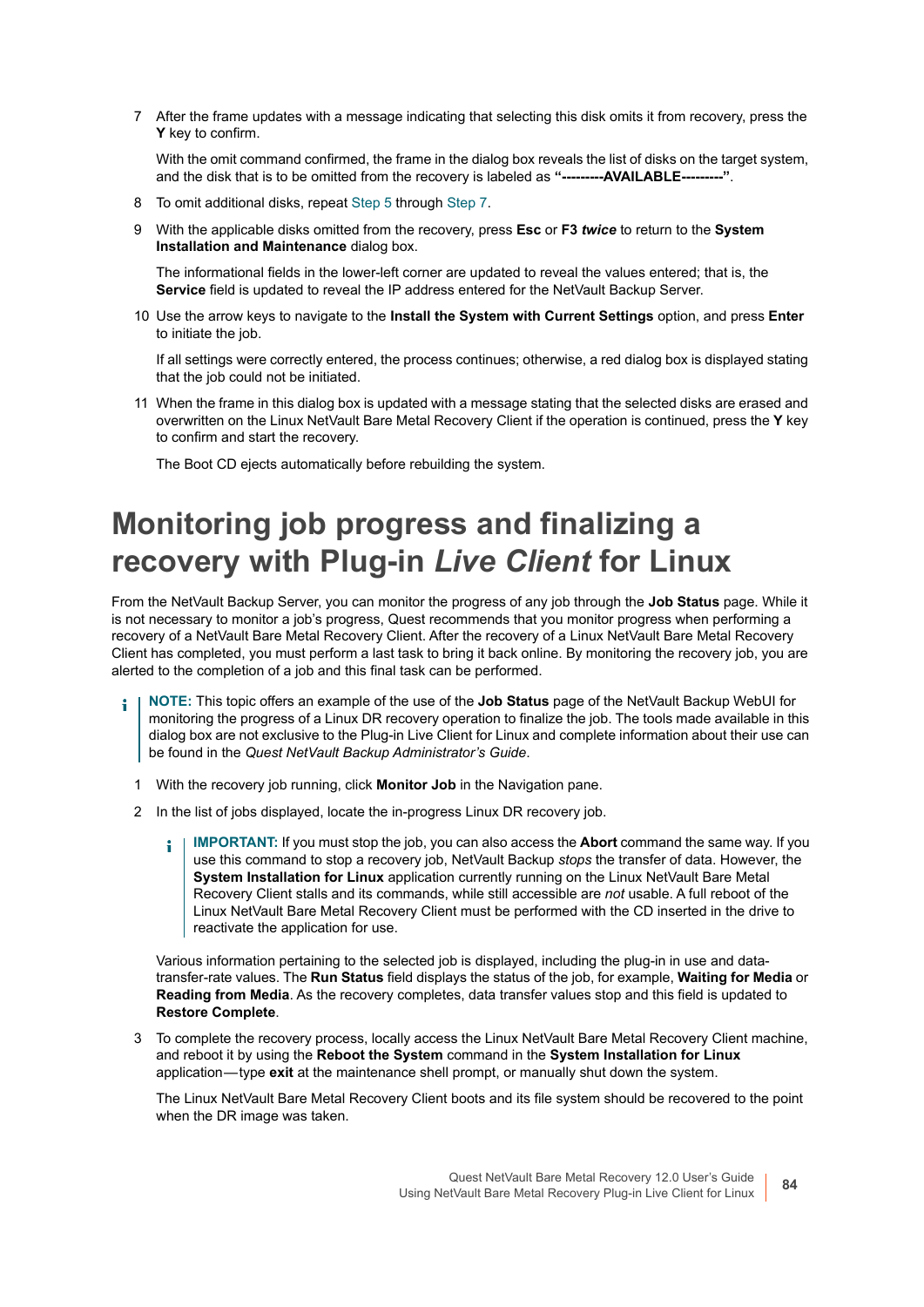7. After the frame updates with a message indicating that selecting this disk omits it from recovery, press the **Y** key to confirm.

   With the omit command confirmed, the frame in the dialog box reveals the list of disks on the target system, and the disk that is to be omitted from the recovery is labeled as **"---------AVAILABLE---------"**.

8. To omit additional disks, repeat Step 5 through Step 7.

9. With the applicable disks omitted from the recovery, press **Esc** or **F3** ***twice*** to return to the **System Installation and Maintenance** dialog box.

   The informational fields in the lower-left corner are updated to reveal the values entered; that is, the **Service** field is updated to reveal the IP address entered for the NetVault Backup Server.

10. Use the arrow keys to navigate to the **Install the System with Current Settings** option, and press **Enter** to initiate the job.

    If all settings were correctly entered, the process continues; otherwise, a red dialog box is displayed stating that the job could not be initiated.

11. When the frame in this dialog box is updated with a message stating that the selected disks are erased and overwritten on the Linux NetVault Bare Metal Recovery Client if the operation is continued, press the **Y** key to confirm and start the recovery.

    The Boot CD ejects automatically before rebuilding the system.

# Monitoring job progress and finalizing a recovery with Plug-in *Live Client* for Linux

From the NetVault Backup Server, you can monitor the progress of any job through the **Job Status** page. While it is not necessary to monitor a job's progress, Quest recommends that you monitor progress when performing a recovery of a NetVault Bare Metal Recovery Client. After the recovery of a Linux NetVault Bare Metal Recovery Client has completed, you must perform a last task to bring it back online. By monitoring the recovery job, you are alerted to the completion of a job and this final task can be performed.

> **NOTE:** This topic offers an example of the use of the **Job Status** page of the NetVault Backup WebUI for monitoring the progress of a Linux DR recovery operation to finalize the job. The tools made available in this dialog box are not exclusive to the Plug-in Live Client for Linux and complete information about their use can be found in the *Quest NetVault Backup Administrator's Guide*.

1. With the recovery job running, click **Monitor Job** in the Navigation pane.

2. In the list of jobs displayed, locate the in-progress Linux DR recovery job.

   > **IMPORTANT:** If you must stop the job, you can also access the **Abort** command the same way. If you use this command to stop a recovery job, NetVault Backup *stops* the transfer of data. However, the **System Installation for Linux** application currently running on the Linux NetVault Bare Metal Recovery Client stalls and its commands, while still accessible are *not* usable. A full reboot of the Linux NetVault Bare Metal Recovery Client must be performed with the CD inserted in the drive to reactivate the application for use.

   Various information pertaining to the selected job is displayed, including the plug-in in use and data-transfer-rate values. The **Run Status** field displays the status of the job, for example, **Waiting for Media** or **Reading from Media**. As the recovery completes, data transfer values stop and this field is updated to **Restore Complete**.

3. To complete the recovery process, locally access the Linux NetVault Bare Metal Recovery Client machine, and reboot it by using the **Reboot the System** command in the **System Installation for Linux** application—type **exit** at the maintenance shell prompt, or manually shut down the system.

   The Linux NetVault Bare Metal Recovery Client boots and its file system should be recovered to the point when the DR image was taken.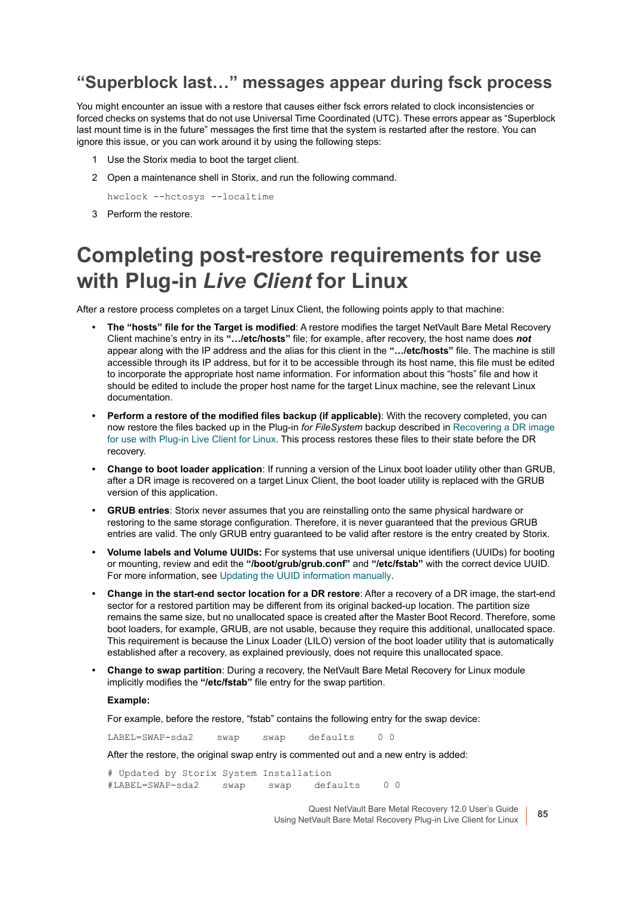## “Superblock last…” messages appear during fsck process

You might encounter an issue with a restore that causes either fsck errors related to clock inconsistencies or forced checks on systems that do not use Universal Time Coordinated (UTC). These errors appear as “Superblock last mount time is in the future” messages the first time that the system is restarted after the restore. You can ignore this issue, or you can work around it by using the following steps:

1. Use the Storix media to boot the target client.
2. Open a maintenance shell in Storix, and run the following command.

   ```
   hwclock --hctosys --localtime
   ```

3. Perform the restore.

# Completing post-restore requirements for use with Plug-in *Live Client* for Linux

After a restore process completes on a target Linux Client, the following points apply to that machine:

- **The “hosts” file for the Target is modified**: A restore modifies the target NetVault Bare Metal Recovery Client machine’s entry in its **“…/etc/hosts”** file; for example, after recovery, the host name does ***not*** appear along with the IP address and the alias for this client in the **“…/etc/hosts”** file. The machine is still accessible through its IP address, but for it to be accessible through its host name, this file must be edited to incorporate the appropriate host name information. For information about this “hosts” file and how it should be edited to include the proper host name for the target Linux machine, see the relevant Linux documentation.
- **Perform a restore of the modified files backup (if applicable)**: With the recovery completed, you can now restore the files backed up in the Plug-in *for FileSystem* backup described in Recovering a DR image for use with Plug-in Live Client for Linux. This process restores these files to their state before the DR recovery.
- **Change to boot loader application**: If running a version of the Linux boot loader utility other than GRUB, after a DR image is recovered on a target Linux Client, the boot loader utility is replaced with the GRUB version of this application.
- **GRUB entries**: Storix never assumes that you are reinstalling onto the same physical hardware or restoring to the same storage configuration. Therefore, it is never guaranteed that the previous GRUB entries are valid. The only GRUB entry guaranteed to be valid after restore is the entry created by Storix.
- **Volume labels and Volume UUIDs:** For systems that use universal unique identifiers (UUIDs) for booting or mounting, review and edit the **“/boot/grub/grub.conf”** and **“/etc/fstab”** with the correct device UUID. For more information, see Updating the UUID information manually.
- **Change in the start-end sector location for a DR restore**: After a recovery of a DR image, the start-end sector for a restored partition may be different from its original backed-up location. The partition size remains the same size, but no unallocated space is created after the Master Boot Record. Therefore, some boot loaders, for example, GRUB, are not usable, because they require this additional, unallocated space. This requirement is because the Linux Loader (LILO) version of the boot loader utility that is automatically established after a recovery, as explained previously, does not require this unallocated space.
- **Change to swap partition**: During a recovery, the NetVault Bare Metal Recovery for Linux module implicitly modifies the **“/etc/fstab”** file entry for the swap partition.

  **Example:**

  For example, before the restore, “fstab” contains the following entry for the swap device:

  ```
  LABEL=SWAP-sda2     swap     swap     defaults     0 0
  ```

  After the restore, the original swap entry is commented out and a new entry is added:

  ```
  # Updated by Storix System Installation
  #LABEL=SWAP-sda2     swap     swap     defaults     0 0
  ```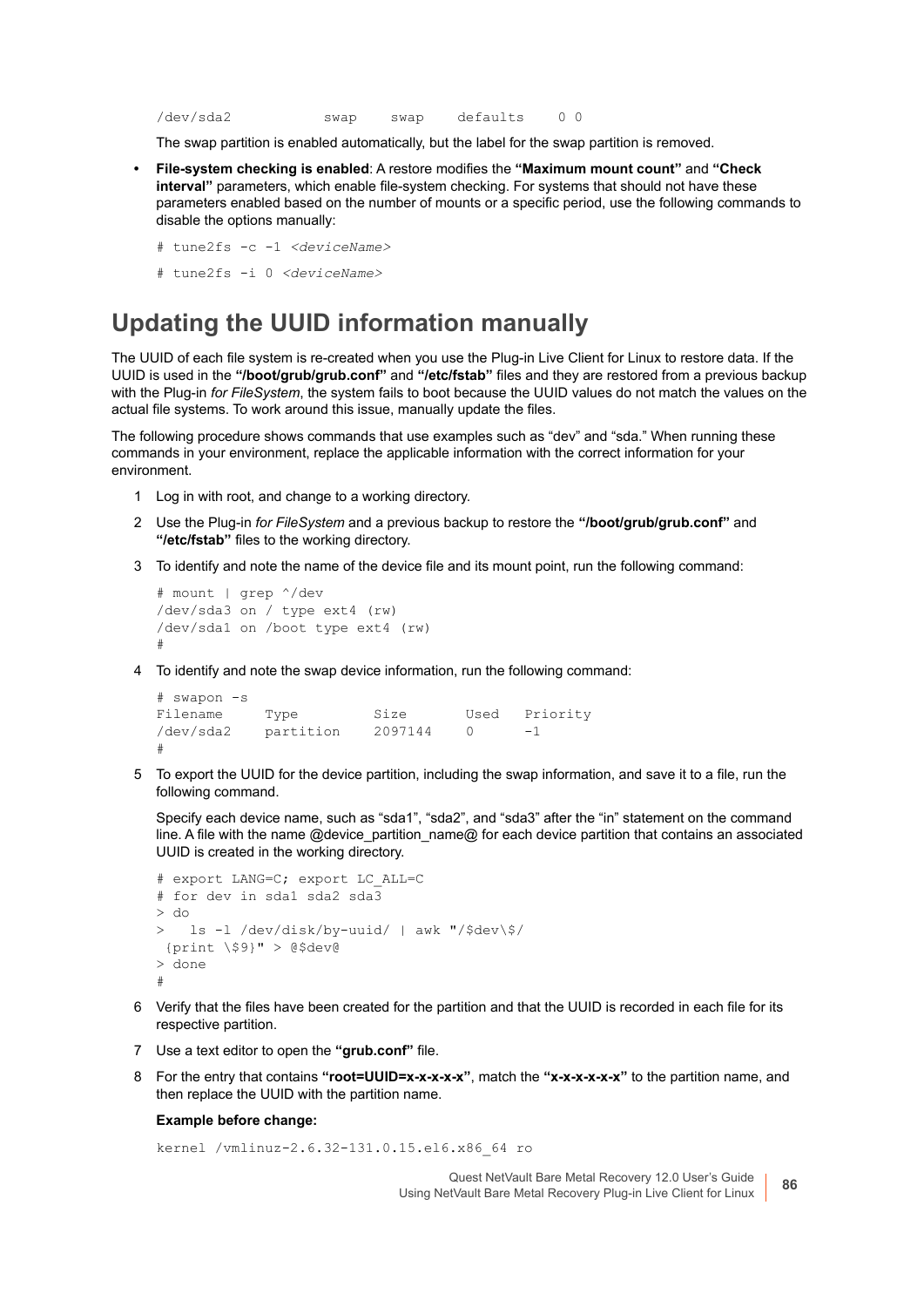```
/dev/sda2           swap    swap    defaults    0 0
```

The swap partition is enabled automatically, but the label for the swap partition is removed.

- **File-system checking is enabled**: A restore modifies the **"Maximum mount count"** and **"Check interval"** parameters, which enable file-system checking. For systems that should not have these parameters enabled based on the number of mounts or a specific period, use the following commands to disable the options manually:

```
# tune2fs -c -1 <deviceName>
# tune2fs -i 0 <deviceName>
```

## Updating the UUID information manually

The UUID of each file system is re-created when you use the Plug-in Live Client for Linux to restore data. If the UUID is used in the **"/boot/grub/grub.conf"** and **"/etc/fstab"** files and they are restored from a previous backup with the Plug-in *for FileSystem*, the system fails to boot because the UUID values do not match the values on the actual file systems. To work around this issue, manually update the files.

The following procedure shows commands that use examples such as "dev" and "sda." When running these commands in your environment, replace the applicable information with the correct information for your environment.

1. Log in with root, and change to a working directory.
2. Use the Plug-in *for FileSystem* and a previous backup to restore the **"/boot/grub/grub.conf"** and **"/etc/fstab"** files to the working directory.
3. To identify and note the name of the device file and its mount point, run the following command:

```
# mount | grep ^/dev
/dev/sda3 on / type ext4 (rw)
/dev/sda1 on /boot type ext4 (rw)
#
```

4. To identify and note the swap device information, run the following command:

```
# swapon -s
Filename     Type         Size       Used   Priority
/dev/sda2    partition    2097144    0      -1
#
```

5. To export the UUID for the device partition, including the swap information, and save it to a file, run the following command.

   Specify each device name, such as "sda1", "sda2", and "sda3" after the "in" statement on the command line. A file with the name @device_partition_name@ for each device partition that contains an associated UUID is created in the working directory.

```
# export LANG=C; export LC_ALL=C
# for dev in sda1 sda2 sda3
> do
>   ls -l /dev/disk/by-uuid/ | awk "/$dev\$/
 {print \$9}" > @$dev@
> done
#
```

6. Verify that the files have been created for the partition and that the UUID is recorded in each file for its respective partition.
7. Use a text editor to open the **"grub.conf"** file.
8. For the entry that contains **"root=UUID=x-x-x-x-x"**, match the **"x-x-x-x-x-x"** to the partition name, and then replace the UUID with the partition name.

   **Example before change:**

```
kernel /vmlinuz-2.6.32-131.0.15.el6.x86_64 ro
```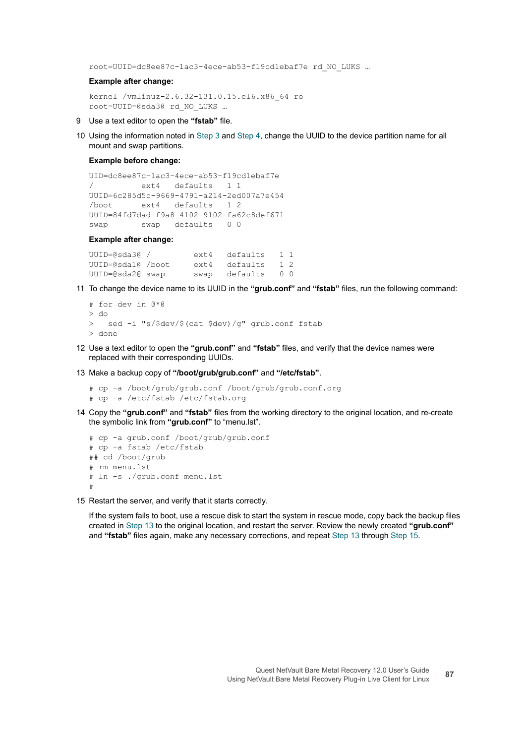```
root=UUID=dc8ee87c-1ac3-4ece-ab53-f19cd1ebaf7e rd_NO_LUKS …
```

**Example after change:**

```
kernel /vmlinuz-2.6.32-131.0.15.el6.x86_64 ro
root=UUID=@sda3@ rd_NO_LUKS …
```

9 Use a text editor to open the **"fstab"** file.

10 Using the information noted in Step 3 and Step 4, change the UUID to the device partition name for all mount and swap partitions.

**Example before change:**

```
UID=dc8ee87c-1ac3-4ece-ab53-f19cd1ebaf7e
/          ext4   defaults   1 1
UUID=6c285d5c-9669-4791-a214-2ed007a7e454
/boot      ext4   defaults   1 2
UUID=84fd7dad-f9a8-4102-9102-fa62c8def671
swap       swap   defaults   0 0
```

**Example after change:**

```
UUID=@sda3@ /         ext4   defaults   1 1
UUID=@sda1@ /boot     ext4   defaults   1 2
UUID=@sda2@ swap      swap   defaults   0 0
```

11 To change the device name to its UUID in the **"grub.conf"** and **"fstab"** files, run the following command:

```
# for dev in @*@
> do
>   sed -i "s/$dev/$(cat $dev)/g" grub.conf fstab
> done
```

12 Use a text editor to open the **"grub.conf"** and **"fstab"** files, and verify that the device names were replaced with their corresponding UUIDs.

13 Make a backup copy of **"/boot/grub/grub.conf"** and **"/etc/fstab"**.

```
# cp -a /boot/grub/grub.conf /boot/grub/grub.conf.org
# cp -a /etc/fstab /etc/fstab.org
```

14 Copy the **"grub.conf"** and **"fstab"** files from the working directory to the original location, and re-create the symbolic link from **"grub.conf"** to "menu.lst".

```
# cp -a grub.conf /boot/grub/grub.conf
# cp -a fstab /etc/fstab
## cd /boot/grub
# rm menu.lst
# ln -s ./grub.conf menu.lst
#
```

15 Restart the server, and verify that it starts correctly.

If the system fails to boot, use a rescue disk to start the system in rescue mode, copy back the backup files created in Step 13 to the original location, and restart the server. Review the newly created **"grub.conf"** and **"fstab"** files again, make any necessary corrections, and repeat Step 13 through Step 15.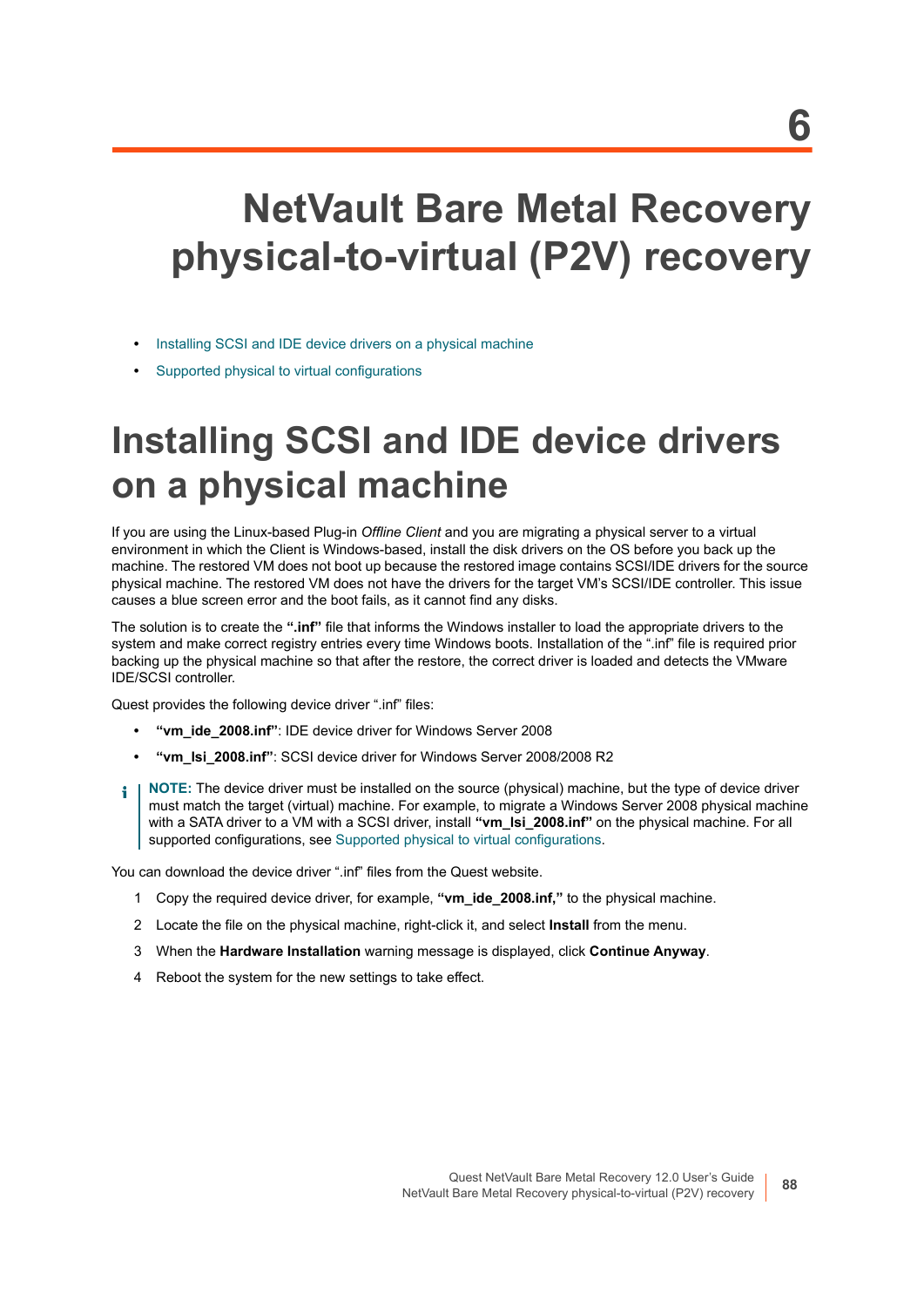6

# NetVault Bare Metal Recovery physical-to-virtual (P2V) recovery

- Installing SCSI and IDE device drivers on a physical machine
- Supported physical to virtual configurations

## Installing SCSI and IDE device drivers on a physical machine

If you are using the Linux-based Plug-in *Offline Client* and you are migrating a physical server to a virtual environment in which the Client is Windows-based, install the disk drivers on the OS before you back up the machine. The restored VM does not boot up because the restored image contains SCSI/IDE drivers for the source physical machine. The restored VM does not have the drivers for the target VM's SCSI/IDE controller. This issue causes a blue screen error and the boot fails, as it cannot find any disks.

The solution is to create the **".inf"** file that informs the Windows installer to load the appropriate drivers to the system and make correct registry entries every time Windows boots. Installation of the ".inf" file is required prior backing up the physical machine so that after the restore, the correct driver is loaded and detects the VMware IDE/SCSI controller.

Quest provides the following device driver ".inf" files:

- **"vm_ide_2008.inf"**: IDE device driver for Windows Server 2008
- **"vm_lsi_2008.inf"**: SCSI device driver for Windows Server 2008/2008 R2

**NOTE:** The device driver must be installed on the source (physical) machine, but the type of device driver must match the target (virtual) machine. For example, to migrate a Windows Server 2008 physical machine with a SATA driver to a VM with a SCSI driver, install **"vm_lsi_2008.inf"** on the physical machine. For all supported configurations, see Supported physical to virtual configurations.

You can download the device driver ".inf" files from the Quest website.

1. Copy the required device driver, for example, **"vm_ide_2008.inf,"** to the physical machine.
2. Locate the file on the physical machine, right-click it, and select **Install** from the menu.
3. When the **Hardware Installation** warning message is displayed, click **Continue Anyway**.
4. Reboot the system for the new settings to take effect.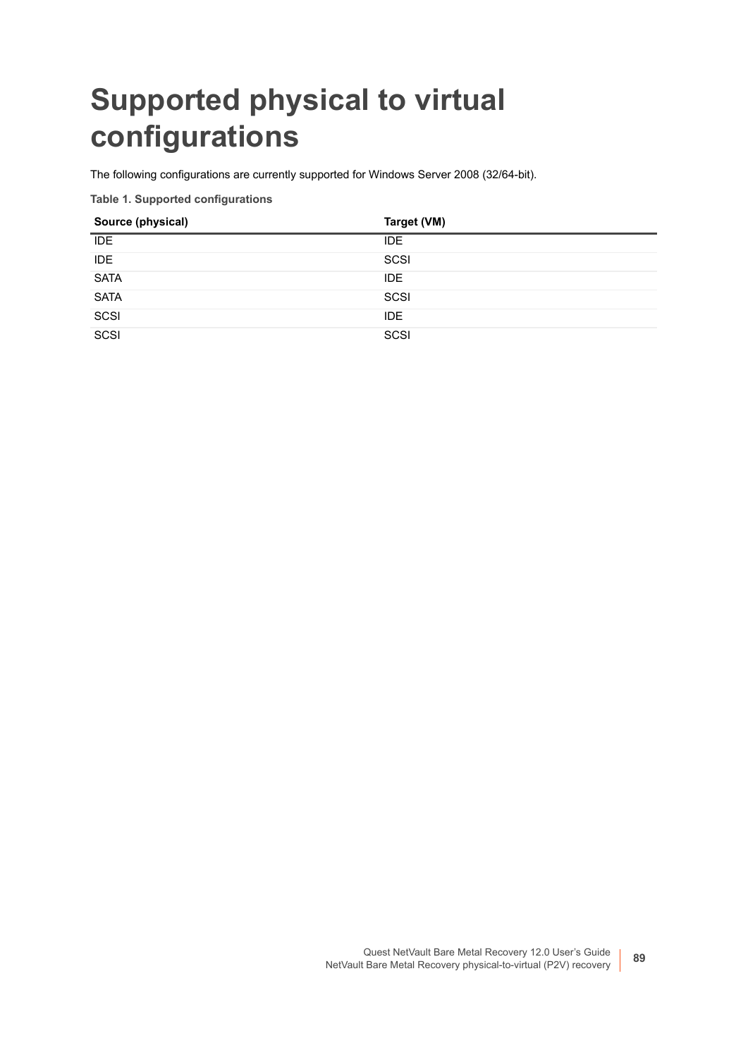# Supported physical to virtual configurations

The following configurations are currently supported for Windows Server 2008 (32/64-bit).

**Table 1. Supported configurations**

| Source (physical) | Target (VM) |
| --- | --- |
| IDE | IDE |
| IDE | SCSI |
| SATA | IDE |
| SATA | SCSI |
| SCSI | IDE |
| SCSI | SCSI |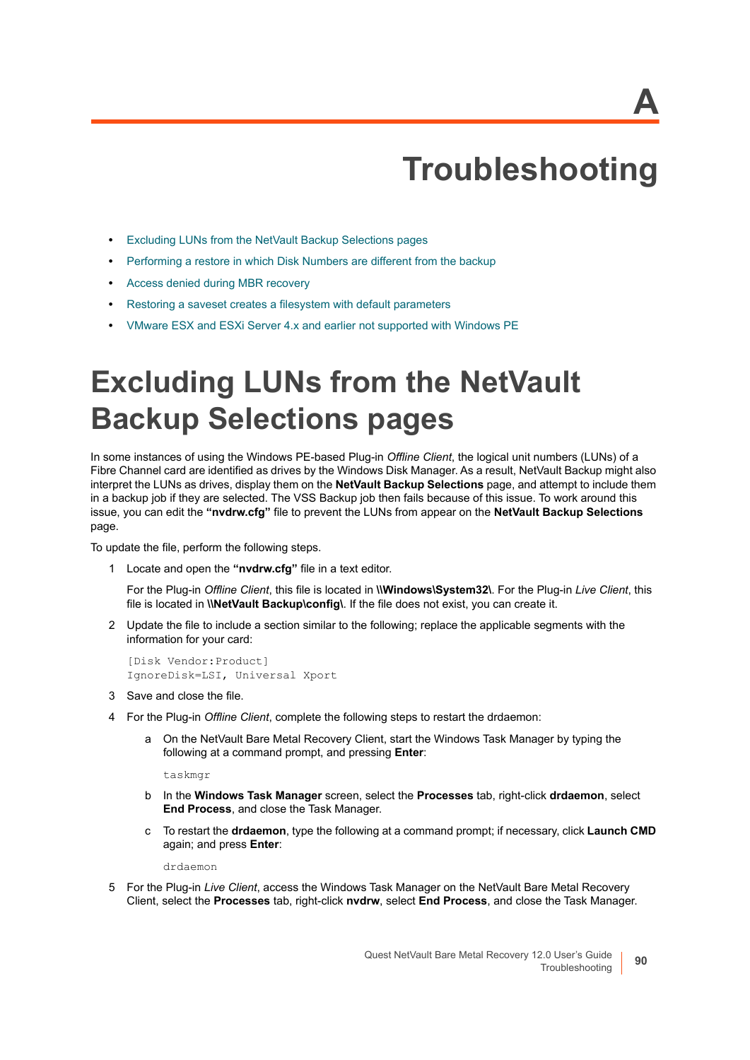# A

# Troubleshooting

- Excluding LUNs from the NetVault Backup Selections pages
- Performing a restore in which Disk Numbers are different from the backup
- Access denied during MBR recovery
- Restoring a saveset creates a filesystem with default parameters
- VMware ESX and ESXi Server 4.x and earlier not supported with Windows PE

# Excluding LUNs from the NetVault Backup Selections pages

In some instances of using the Windows PE-based Plug-in *Offline Client*, the logical unit numbers (LUNs) of a Fibre Channel card are identified as drives by the Windows Disk Manager. As a result, NetVault Backup might also interpret the LUNs as drives, display them on the **NetVault Backup Selections** page, and attempt to include them in a backup job if they are selected. The VSS Backup job then fails because of this issue. To work around this issue, you can edit the **"nvdrw.cfg"** file to prevent the LUNs from appear on the **NetVault Backup Selections** page.

To update the file, perform the following steps.

1. Locate and open the **"nvdrw.cfg"** file in a text editor.

   For the Plug-in *Offline Client*, this file is located in **\\Windows\System32\**. For the Plug-in *Live Client*, this file is located in **\\NetVault Backup\config\**. If the file does not exist, you can create it.

2. Update the file to include a section similar to the following; replace the applicable segments with the information for your card:

   ```
   [Disk Vendor:Product]
   IgnoreDisk=LSI, Universal Xport
   ```

3. Save and close the file.

4. For the Plug-in *Offline Client*, complete the following steps to restart the drdaemon:

   a. On the NetVault Bare Metal Recovery Client, start the Windows Task Manager by typing the following at a command prompt, and pressing **Enter**:

      ```
      taskmgr
      ```

   b. In the **Windows Task Manager** screen, select the **Processes** tab, right-click **drdaemon**, select **End Process**, and close the Task Manager.

   c. To restart the **drdaemon**, type the following at a command prompt; if necessary, click **Launch CMD** again; and press **Enter**:

      ```
      drdaemon
      ```

5. For the Plug-in *Live Client*, access the Windows Task Manager on the NetVault Bare Metal Recovery Client, select the **Processes** tab, right-click **nvdrw**, select **End Process**, and close the Task Manager.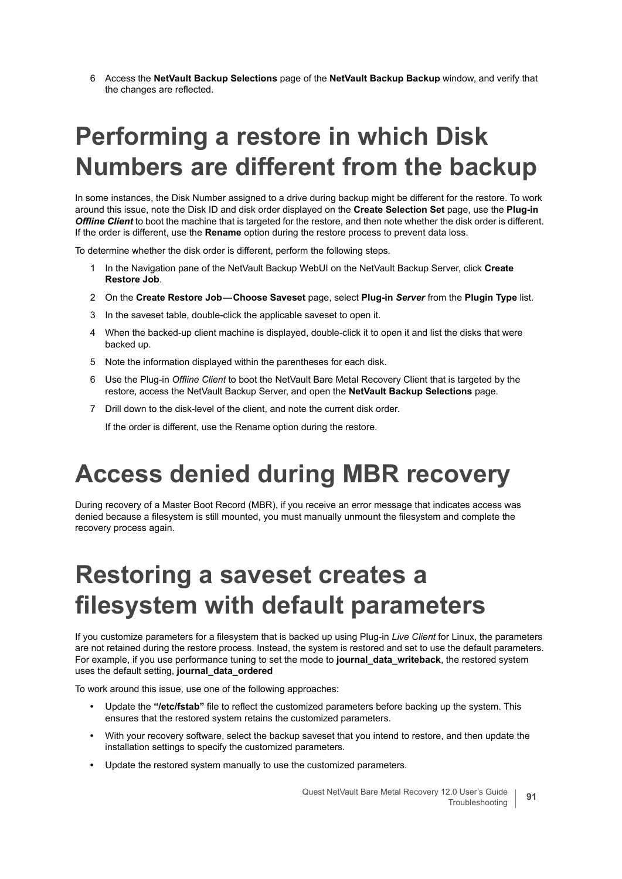6 Access the **NetVault Backup Selections** page of the **NetVault Backup Backup** window, and verify that the changes are reflected.

# Performing a restore in which Disk Numbers are different from the backup

In some instances, the Disk Number assigned to a drive during backup might be different for the restore. To work around this issue, note the Disk ID and disk order displayed on the **Create Selection Set** page, use the **Plug-in *Offline Client*** to boot the machine that is targeted for the restore, and then note whether the disk order is different. If the order is different, use the **Rename** option during the restore process to prevent data loss.

To determine whether the disk order is different, perform the following steps.

1. In the Navigation pane of the NetVault Backup WebUI on the NetVault Backup Server, click **Create Restore Job**.
2. On the **Create Restore Job—Choose Saveset** page, select **Plug-in *Server*** from the **Plugin Type** list.
3. In the saveset table, double-click the applicable saveset to open it.
4. When the backed-up client machine is displayed, double-click it to open it and list the disks that were backed up.
5. Note the information displayed within the parentheses for each disk.
6. Use the Plug-in *Offline Client* to boot the NetVault Bare Metal Recovery Client that is targeted by the restore, access the NetVault Backup Server, and open the **NetVault Backup Selections** page.
7. Drill down to the disk-level of the client, and note the current disk order.

   If the order is different, use the Rename option during the restore.

# Access denied during MBR recovery

During recovery of a Master Boot Record (MBR), if you receive an error message that indicates access was denied because a filesystem is still mounted, you must manually unmount the filesystem and complete the recovery process again.

# Restoring a saveset creates a filesystem with default parameters

If you customize parameters for a filesystem that is backed up using Plug-in *Live Client* for Linux, the parameters are not retained during the restore process. Instead, the system is restored and set to use the default parameters. For example, if you use performance tuning to set the mode to **journal_data_writeback**, the restored system uses the default setting, **journal_data_ordered**

To work around this issue, use one of the following approaches:

- Update the **"/etc/fstab"** file to reflect the customized parameters before backing up the system. This ensures that the restored system retains the customized parameters.
- With your recovery software, select the backup saveset that you intend to restore, and then update the installation settings to specify the customized parameters.
- Update the restored system manually to use the customized parameters.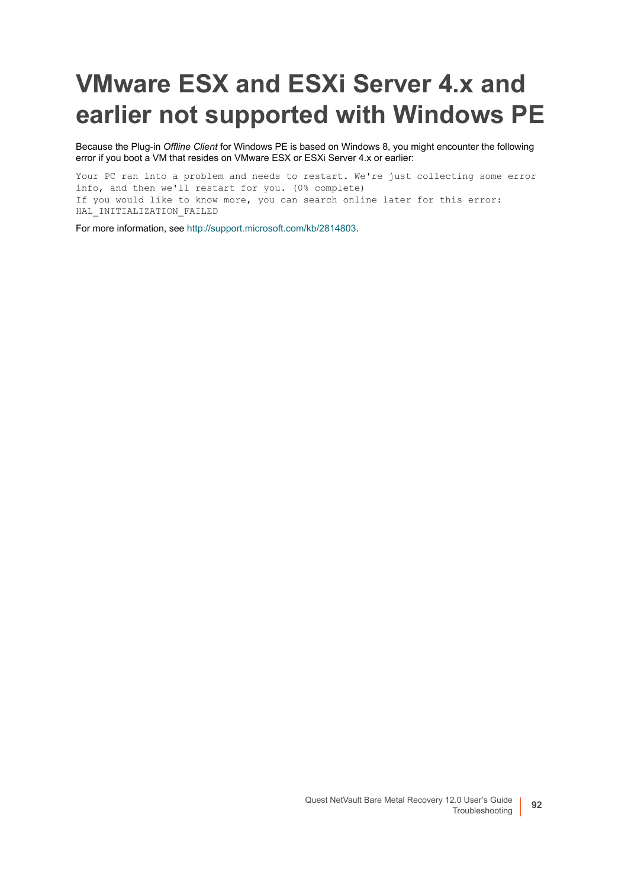# VMware ESX and ESXi Server 4.x and earlier not supported with Windows PE

Because the Plug-in *Offline Client* for Windows PE is based on Windows 8, you might encounter the following error if you boot a VM that resides on VMware ESX or ESXi Server 4.x or earlier:

```
Your PC ran into a problem and needs to restart. We're just collecting some error
info, and then we'll restart for you. (0% complete)
If you would like to know more, you can search online later for this error:
HAL_INITIALIZATION_FAILED
```

For more information, see http://support.microsoft.com/kb/2814803.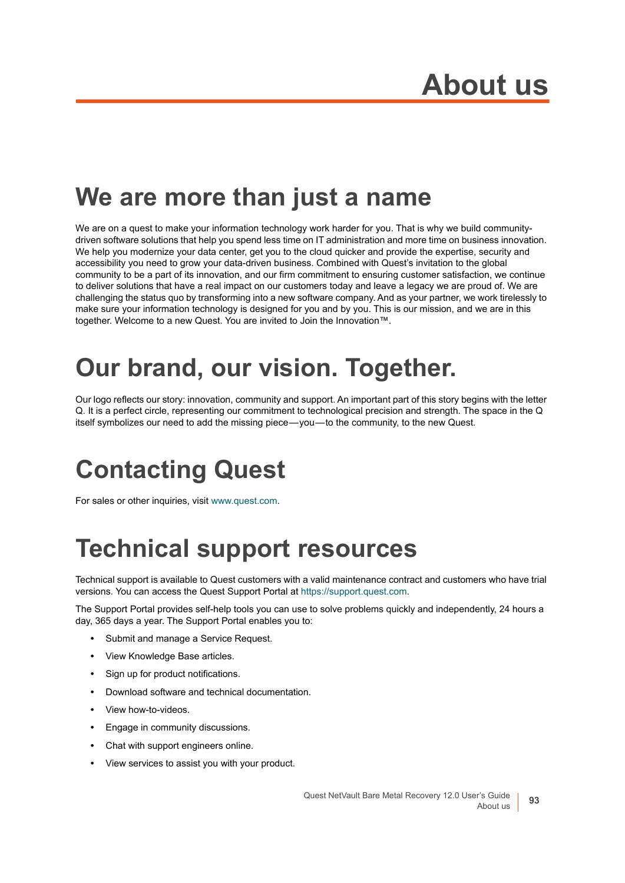# About us

## We are more than just a name

We are on a quest to make your information technology work harder for you. That is why we build community-driven software solutions that help you spend less time on IT administration and more time on business innovation. We help you modernize your data center, get you to the cloud quicker and provide the expertise, security and accessibility you need to grow your data-driven business. Combined with Quest's invitation to the global community to be a part of its innovation, and our firm commitment to ensuring customer satisfaction, we continue to deliver solutions that have a real impact on our customers today and leave a legacy we are proud of. We are challenging the status quo by transforming into a new software company. And as your partner, we work tirelessly to make sure your information technology is designed for you and by you. This is our mission, and we are in this together. Welcome to a new Quest. You are invited to Join the Innovation™.

## Our brand, our vision. Together.

Our logo reflects our story: innovation, community and support. An important part of this story begins with the letter Q. It is a perfect circle, representing our commitment to technological precision and strength. The space in the Q itself symbolizes our need to add the missing piece—you—to the community, to the new Quest.

## Contacting Quest

For sales or other inquiries, visit www.quest.com.

## Technical support resources

Technical support is available to Quest customers with a valid maintenance contract and customers who have trial versions. You can access the Quest Support Portal at https://support.quest.com.

The Support Portal provides self-help tools you can use to solve problems quickly and independently, 24 hours a day, 365 days a year. The Support Portal enables you to:

- Submit and manage a Service Request.
- View Knowledge Base articles.
- Sign up for product notifications.
- Download software and technical documentation.
- View how-to-videos.
- Engage in community discussions.
- Chat with support engineers online.
- View services to assist you with your product.